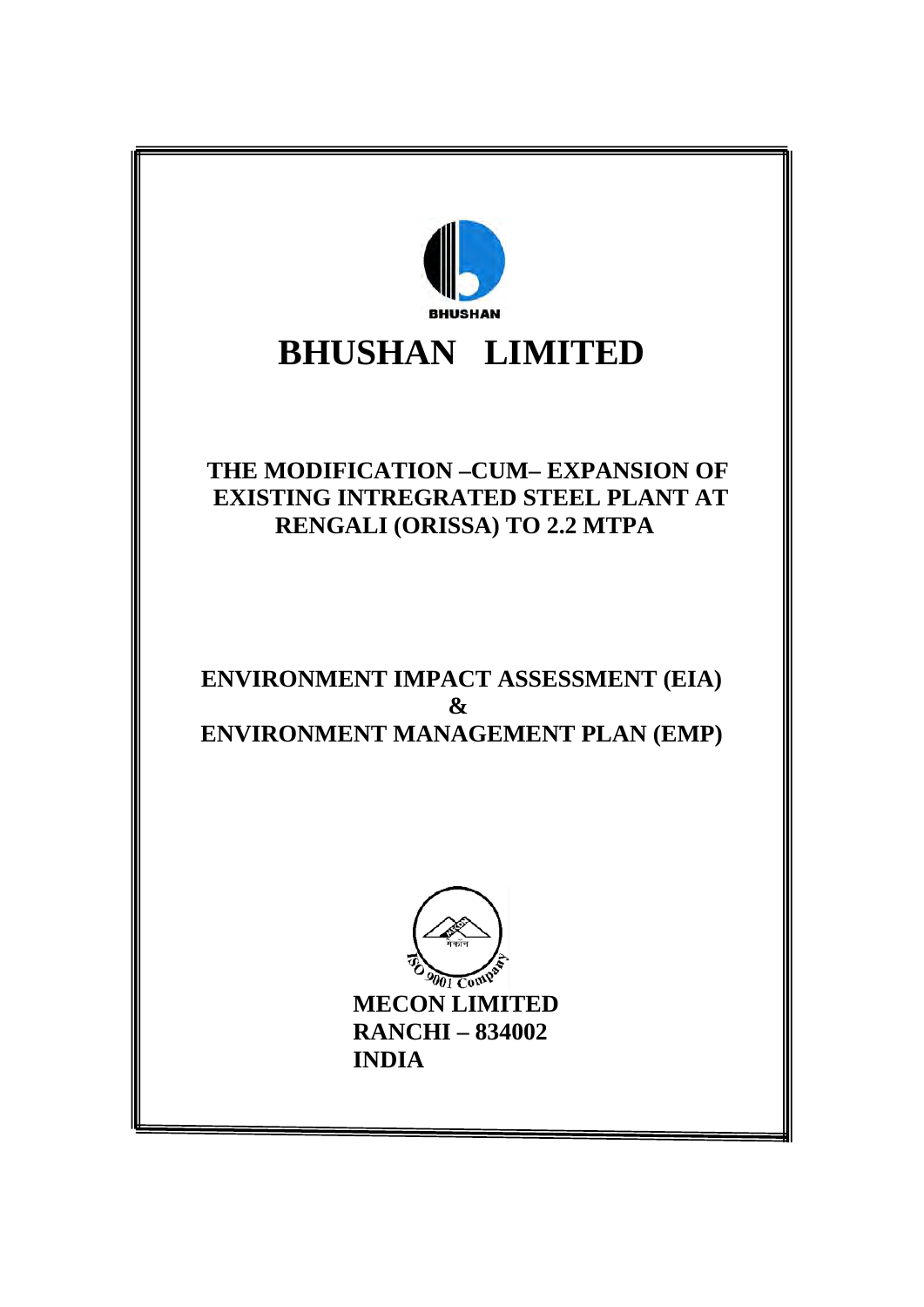BHUSHAN

# BHUSHAN LIMITED

## THE MODIFICATION –CUM– EXPANSION OF EXISTING INTREGRATED STEEL PLANT AT RENGALI (ORISSA) TO 2.2 MTPA

## ENVIRONMENT IMPACT ASSESSMENT (EIA) & ENVIRONMENT MANAGEMENT PLAN (EMP)

ISO 9001 Company

**MECON LIMITED**
**RANCHI – 834002**
**INDIA**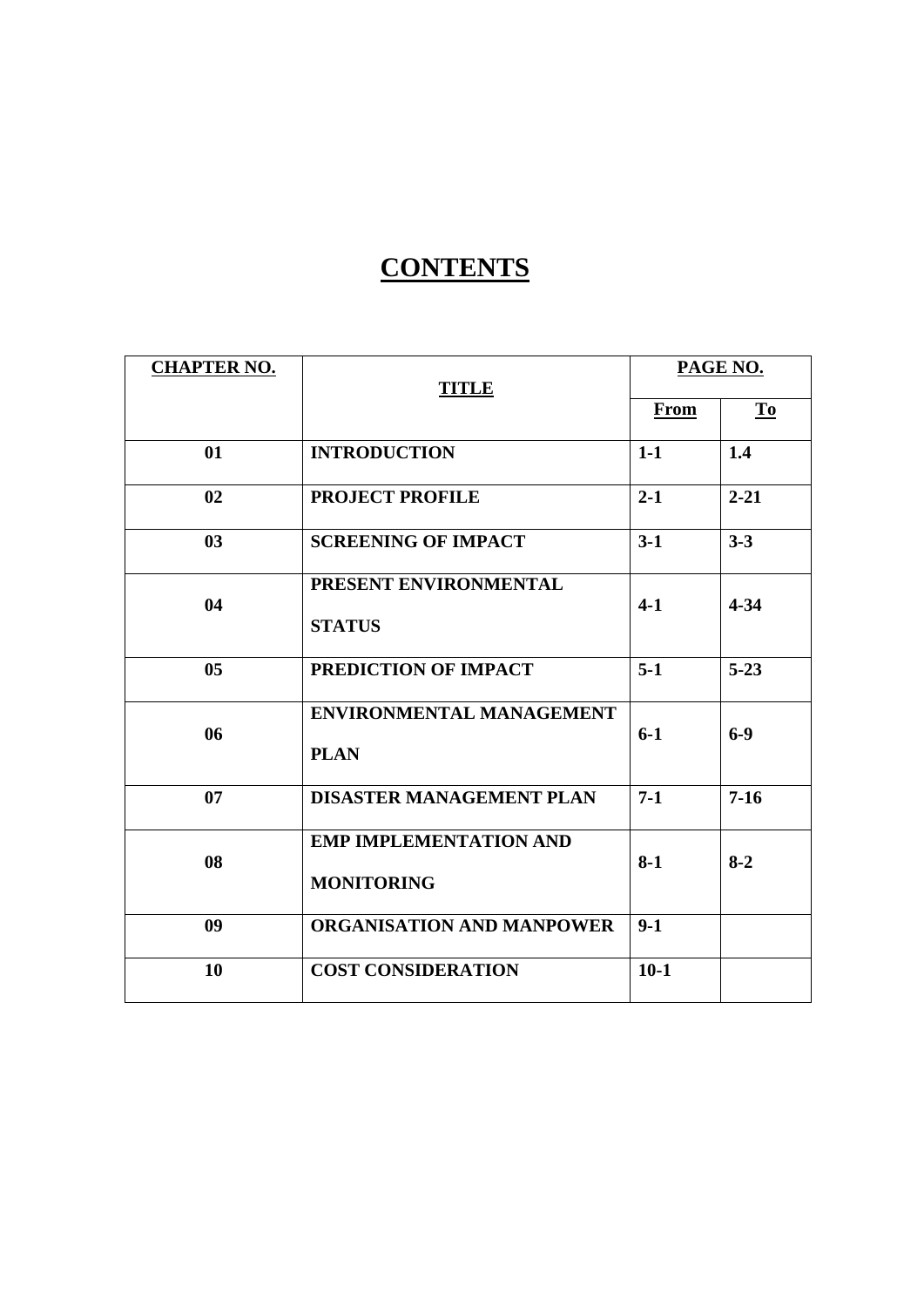# CONTENTS

| CHAPTER NO. | TITLE | PAGE NO. | |
|---|---|---|---|
| | | From | To |
| 01 | INTRODUCTION | 1-1 | 1.4 |
| 02 | PROJECT PROFILE | 2-1 | 2-21 |
| 03 | SCREENING OF IMPACT | 3-1 | 3-3 |
| 04 | PRESENT ENVIRONMENTAL STATUS | 4-1 | 4-34 |
| 05 | PREDICTION OF IMPACT | 5-1 | 5-23 |
| 06 | ENVIRONMENTAL MANAGEMENT PLAN | 6-1 | 6-9 |
| 07 | DISASTER MANAGEMENT PLAN | 7-1 | 7-16 |
| 08 | EMP IMPLEMENTATION AND MONITORING | 8-1 | 8-2 |
| 09 | ORGANISATION AND MANPOWER | 9-1 | |
| 10 | COST CONSIDERATION | 10-1 | |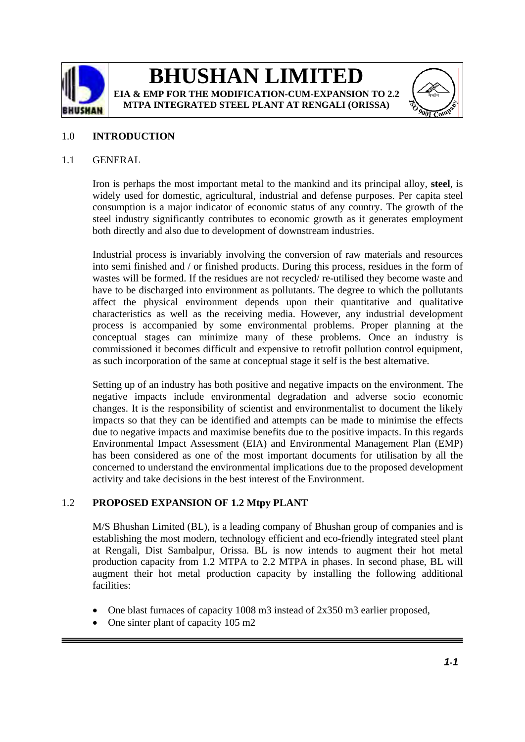## 1.0 INTRODUCTION

### 1.1 GENERAL

Iron is perhaps the most important metal to the mankind and its principal alloy, **steel**, is widely used for domestic, agricultural, industrial and defense purposes. Per capita steel consumption is a major indicator of economic status of any country. The growth of the steel industry significantly contributes to economic growth as it generates employment both directly and also due to development of downstream industries.

Industrial process is invariably involving the conversion of raw materials and resources into semi finished and / or finished products. During this process, residues in the form of wastes will be formed. If the residues are not recycled/ re-utilised they become waste and have to be discharged into environment as pollutants. The degree to which the pollutants affect the physical environment depends upon their quantitative and qualitative characteristics as well as the receiving media. However, any industrial development process is accompanied by some environmental problems. Proper planning at the conceptual stages can minimize many of these problems. Once an industry is commissioned it becomes difficult and expensive to retrofit pollution control equipment, as such incorporation of the same at conceptual stage it self is the best alternative.

Setting up of an industry has both positive and negative impacts on the environment. The negative impacts include environmental degradation and adverse socio economic changes. It is the responsibility of scientist and environmentalist to document the likely impacts so that they can be identified and attempts can be made to minimise the effects due to negative impacts and maximise benefits due to the positive impacts. In this regards Environmental Impact Assessment (EIA) and Environmental Management Plan (EMP) has been considered as one of the most important documents for utilisation by all the concerned to understand the environmental implications due to the proposed development activity and take decisions in the best interest of the Environment.

### 1.2 PROPOSED EXPANSION OF 1.2 Mtpy PLANT

M/S Bhushan Limited (BL), is a leading company of Bhushan group of companies and is establishing the most modern, technology efficient and eco-friendly integrated steel plant at Rengali, Dist Sambalpur, Orissa. BL is now intends to augment their hot metal production capacity from 1.2 MTPA to 2.2 MTPA in phases. In second phase, BL will augment their hot metal production capacity by installing the following additional facilities:

- One blast furnaces of capacity 1008 m3 instead of 2x350 m3 earlier proposed,
- One sinter plant of capacity 105 m2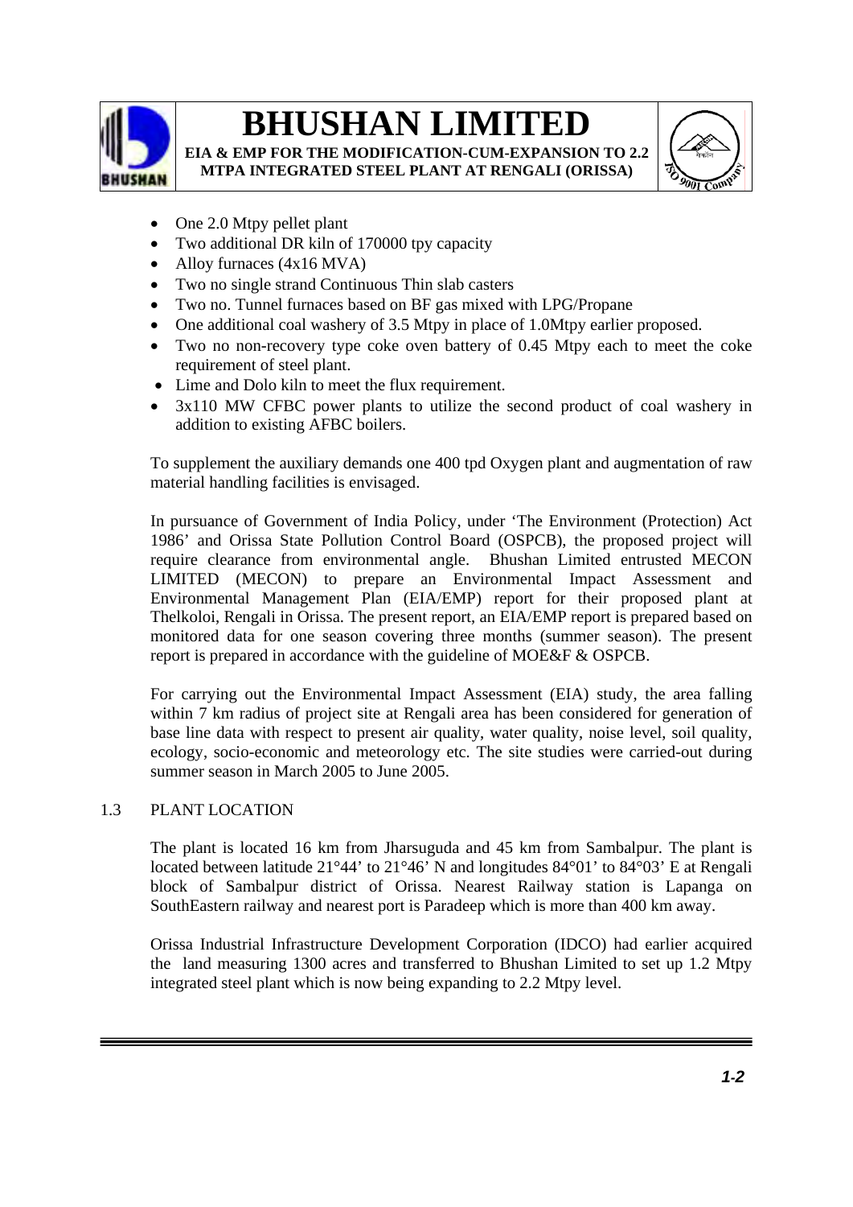- One 2.0 Mtpy pellet plant
- Two additional DR kiln of 170000 tpy capacity
- Alloy furnaces (4x16 MVA)
- Two no single strand Continuous Thin slab casters
- Two no. Tunnel furnaces based on BF gas mixed with LPG/Propane
- One additional coal washery of 3.5 Mtpy in place of 1.0Mtpy earlier proposed.
- Two no non-recovery type coke oven battery of 0.45 Mtpy each to meet the coke requirement of steel plant.
- Lime and Dolo kiln to meet the flux requirement.
- 3x110 MW CFBC power plants to utilize the second product of coal washery in addition to existing AFBC boilers.

To supplement the auxiliary demands one 400 tpd Oxygen plant and augmentation of raw material handling facilities is envisaged.

In pursuance of Government of India Policy, under 'The Environment (Protection) Act 1986' and Orissa State Pollution Control Board (OSPCB), the proposed project will require clearance from environmental angle. Bhushan Limited entrusted MECON LIMITED (MECON) to prepare an Environmental Impact Assessment and Environmental Management Plan (EIA/EMP) report for their proposed plant at Thelkoloi, Rengali in Orissa. The present report, an EIA/EMP report is prepared based on monitored data for one season covering three months (summer season). The present report is prepared in accordance with the guideline of MOE&F & OSPCB.

For carrying out the Environmental Impact Assessment (EIA) study, the area falling within 7 km radius of project site at Rengali area has been considered for generation of base line data with respect to present air quality, water quality, noise level, soil quality, ecology, socio-economic and meteorology etc. The site studies were carried-out during summer season in March 2005 to June 2005.

## 1.3 PLANT LOCATION

The plant is located 16 km from Jharsuguda and 45 km from Sambalpur. The plant is located between latitude 21°44' to 21°46' N and longitudes 84°01' to 84°03' E at Rengali block of Sambalpur district of Orissa. Nearest Railway station is Lapanga on SouthEastern railway and nearest port is Paradeep which is more than 400 km away.

Orissa Industrial Infrastructure Development Corporation (IDCO) had earlier acquired the land measuring 1300 acres and transferred to Bhushan Limited to set up 1.2 Mtpy integrated steel plant which is now being expanding to 2.2 Mtpy level.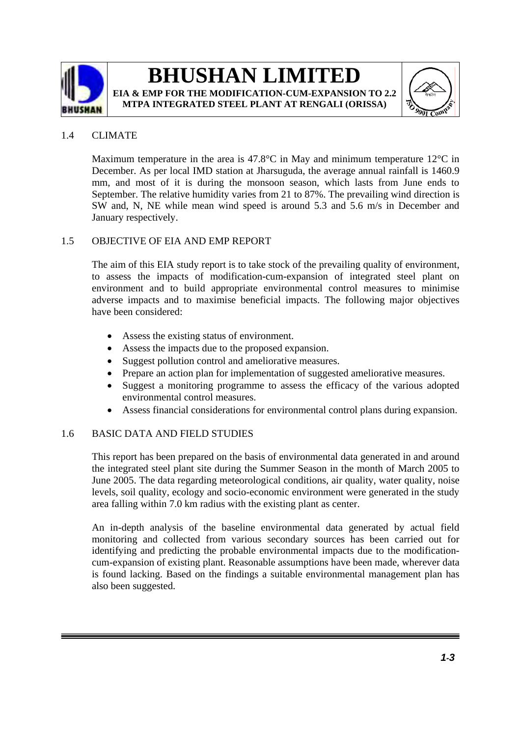## 1.4 CLIMATE

Maximum temperature in the area is 47.8°C in May and minimum temperature 12°C in December. As per local IMD station at Jharsuguda, the average annual rainfall is 1460.9 mm, and most of it is during the monsoon season, which lasts from June ends to September. The relative humidity varies from 21 to 87%. The prevailing wind direction is SW and, N, NE while mean wind speed is around 5.3 and 5.6 m/s in December and January respectively.

## 1.5 OBJECTIVE OF EIA AND EMP REPORT

The aim of this EIA study report is to take stock of the prevailing quality of environment, to assess the impacts of modification-cum-expansion of integrated steel plant on environment and to build appropriate environmental control measures to minimise adverse impacts and to maximise beneficial impacts. The following major objectives have been considered:

- Assess the existing status of environment.
- Assess the impacts due to the proposed expansion.
- Suggest pollution control and ameliorative measures.
- Prepare an action plan for implementation of suggested ameliorative measures.
- Suggest a monitoring programme to assess the efficacy of the various adopted environmental control measures.
- Assess financial considerations for environmental control plans during expansion.

## 1.6 BASIC DATA AND FIELD STUDIES

This report has been prepared on the basis of environmental data generated in and around the integrated steel plant site during the Summer Season in the month of March 2005 to June 2005. The data regarding meteorological conditions, air quality, water quality, noise levels, soil quality, ecology and socio-economic environment were generated in the study area falling within 7.0 km radius with the existing plant as center.

An in-depth analysis of the baseline environmental data generated by actual field monitoring and collected from various secondary sources has been carried out for identifying and predicting the probable environmental impacts due to the modification-cum-expansion of existing plant. Reasonable assumptions have been made, wherever data is found lacking. Based on the findings a suitable environmental management plan has also been suggested.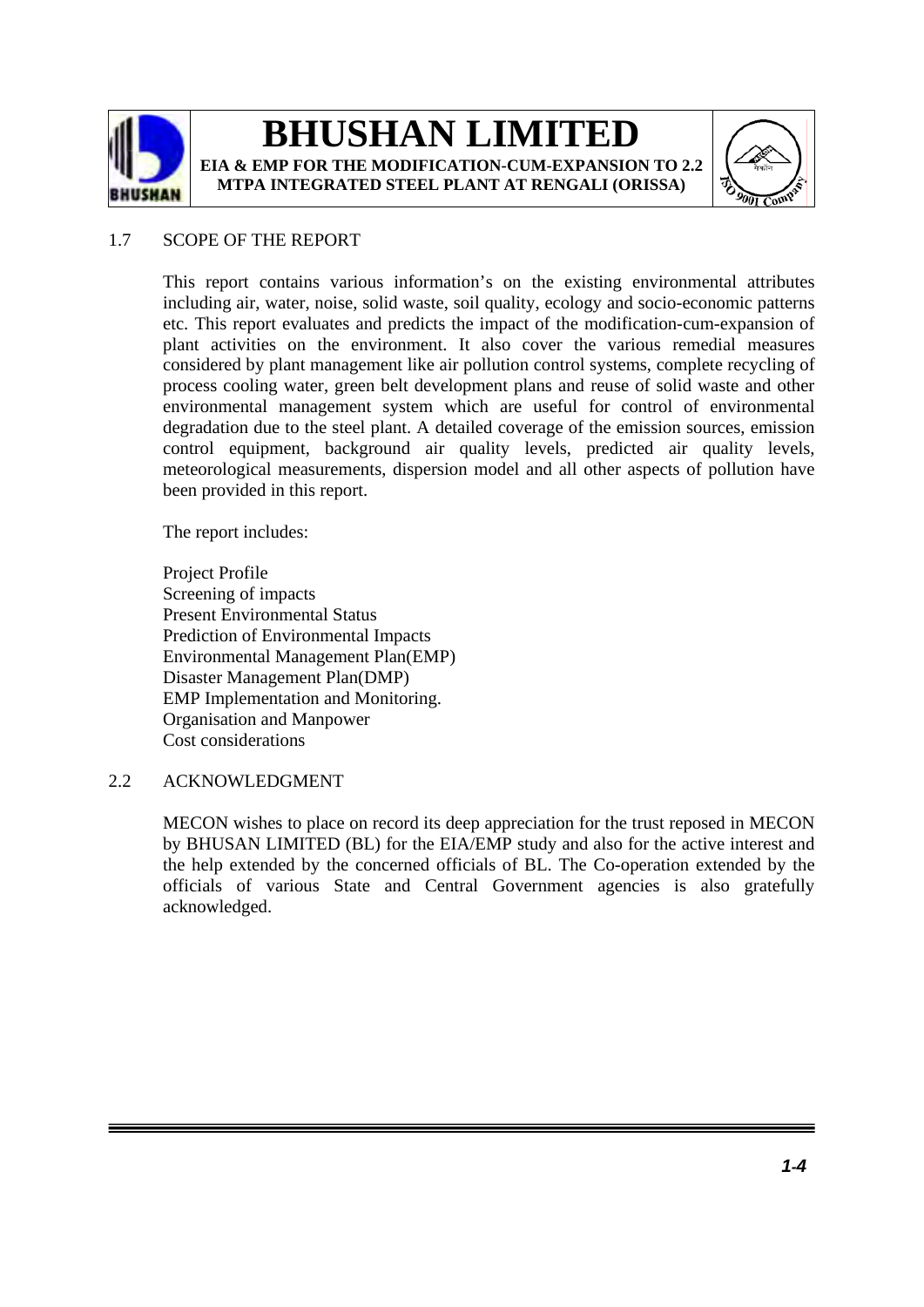## 1.7 SCOPE OF THE REPORT

This report contains various information's on the existing environmental attributes including air, water, noise, solid waste, soil quality, ecology and socio-economic patterns etc. This report evaluates and predicts the impact of the modification-cum-expansion of plant activities on the environment. It also cover the various remedial measures considered by plant management like air pollution control systems, complete recycling of process cooling water, green belt development plans and reuse of solid waste and other environmental management system which are useful for control of environmental degradation due to the steel plant. A detailed coverage of the emission sources, emission control equipment, background air quality levels, predicted air quality levels, meteorological measurements, dispersion model and all other aspects of pollution have been provided in this report.

The report includes:

Project Profile
Screening of impacts
Present Environmental Status
Prediction of Environmental Impacts
Environmental Management Plan(EMP)
Disaster Management Plan(DMP)
EMP Implementation and Monitoring.
Organisation and Manpower
Cost considerations

## 2.2 ACKNOWLEDGMENT

MECON wishes to place on record its deep appreciation for the trust reposed in MECON by BHUSAN LIMITED (BL) for the EIA/EMP study and also for the active interest and the help extended by the concerned officials of BL. The Co-operation extended by the officials of various State and Central Government agencies is also gratefully acknowledged.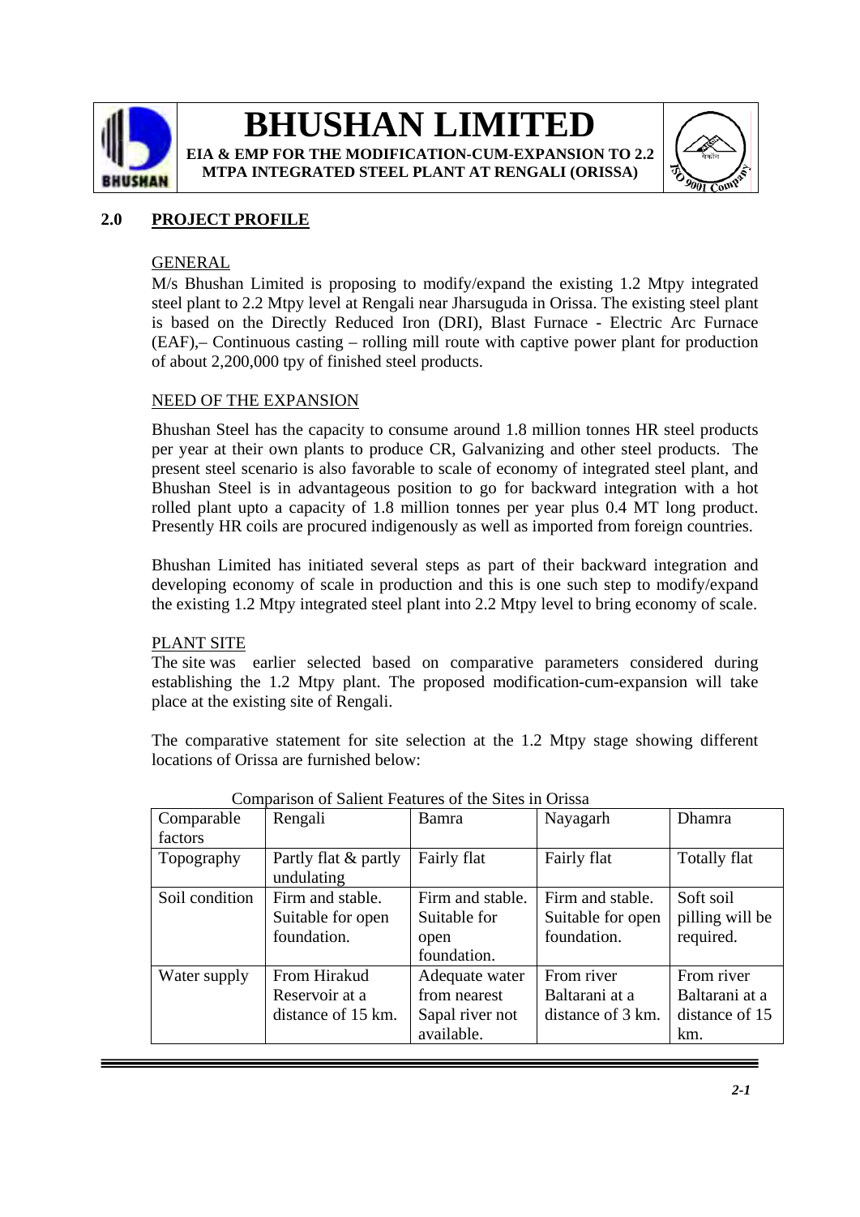## 2.0 PROJECT PROFILE

GENERAL

M/s Bhushan Limited is proposing to modify/expand the existing 1.2 Mtpy integrated steel plant to 2.2 Mtpy level at Rengali near Jharsuguda in Orissa. The existing steel plant is based on the Directly Reduced Iron (DRI), Blast Furnace - Electric Arc Furnace (EAF),– Continuous casting – rolling mill route with captive power plant for production of about 2,200,000 tpy of finished steel products.

NEED OF THE EXPANSION

Bhushan Steel has the capacity to consume around 1.8 million tonnes HR steel products per year at their own plants to produce CR, Galvanizing and other steel products. The present steel scenario is also favorable to scale of economy of integrated steel plant, and Bhushan Steel is in advantageous position to go for backward integration with a hot rolled plant upto a capacity of 1.8 million tonnes per year plus 0.4 MT long product. Presently HR coils are procured indigenously as well as imported from foreign countries.

Bhushan Limited has initiated several steps as part of their backward integration and developing economy of scale in production and this is one such step to modify/expand the existing 1.2 Mtpy integrated steel plant into 2.2 Mtpy level to bring economy of scale.

PLANT SITE

The site was earlier selected based on comparative parameters considered during establishing the 1.2 Mtpy plant. The proposed modification-cum-expansion will take place at the existing site of Rengali.

The comparative statement for site selection at the 1.2 Mtpy stage showing different locations of Orissa are furnished below:

Comparison of Salient Features of the Sites in Orissa

| Comparable factors | Rengali | Bamra | Nayagarh | Dhamra |
|---|---|---|---|---|
| Topography | Partly flat & partly undulating | Fairly flat | Fairly flat | Totally flat |
| Soil condition | Firm and stable. Suitable for open foundation. | Firm and stable. Suitable for open foundation. | Firm and stable. Suitable for open foundation. | Soft soil pilling will be required. |
| Water supply | From Hirakud Reservoir at a distance of 15 km. | Adequate water from nearest Sapal river not available. | From river Baltarani at a distance of 3 km. | From river Baltarani at a distance of 15 km. |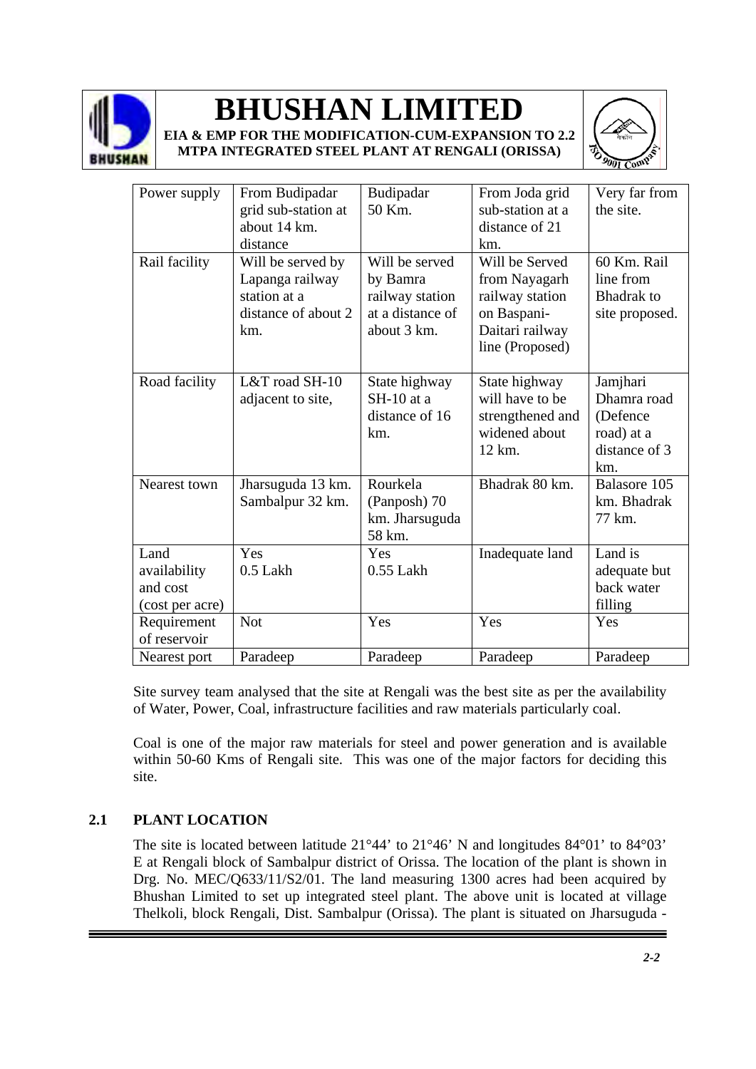| Power supply | From Budipadar grid sub-station at about 14 km. distance | Budipadar 50 Km. | From Joda grid sub-station at a distance of 21 km. | Very far from the site. |
|---|---|---|---|---|
| Rail facility | Will be served by Lapanga railway station at a distance of about 2 km. | Will be served by Bamra railway station at a distance of about 3 km. | Will be Served from Nayagarh railway station on Baspani-Daitari railway line (Proposed) | 60 Km. Rail line from Bhadrak to site proposed. |
| Road facility | L&T road SH-10 adjacent to site, | State highway SH-10 at a distance of 16 km. | State highway will have to be strengthened and widened about 12 km. | Jamjhari Dhamra road (Defence road) at a distance of 3 km. |
| Nearest town | Jharsuguda 13 km. Sambalpur 32 km. | Rourkela (Panposh) 70 km. Jharsuguda 58 km. | Bhadrak 80 km. | Balasore 105 km. Bhadrak 77 km. |
| Land availability and cost (cost per acre) | Yes 0.5 Lakh | Yes 0.55 Lakh | Inadequate land | Land is adequate but back water filling |
| Requirement of reservoir | Not | Yes | Yes | Yes |
| Nearest port | Paradeep | Paradeep | Paradeep | Paradeep |

Site survey team analysed that the site at Rengali was the best site as per the availability of Water, Power, Coal, infrastructure facilities and raw materials particularly coal.

Coal is one of the major raw materials for steel and power generation and is available within 50-60 Kms of Rengali site. This was one of the major factors for deciding this site.

## 2.1 PLANT LOCATION

The site is located between latitude 21°44' to 21°46' N and longitudes 84°01' to 84°03' E at Rengali block of Sambalpur district of Orissa. The location of the plant is shown in Drg. No. MEC/Q633/11/S2/01. The land measuring 1300 acres had been acquired by Bhushan Limited to set up integrated steel plant. The above unit is located at village Thelkoli, block Rengali, Dist. Sambalpur (Orissa). The plant is situated on Jharsuguda -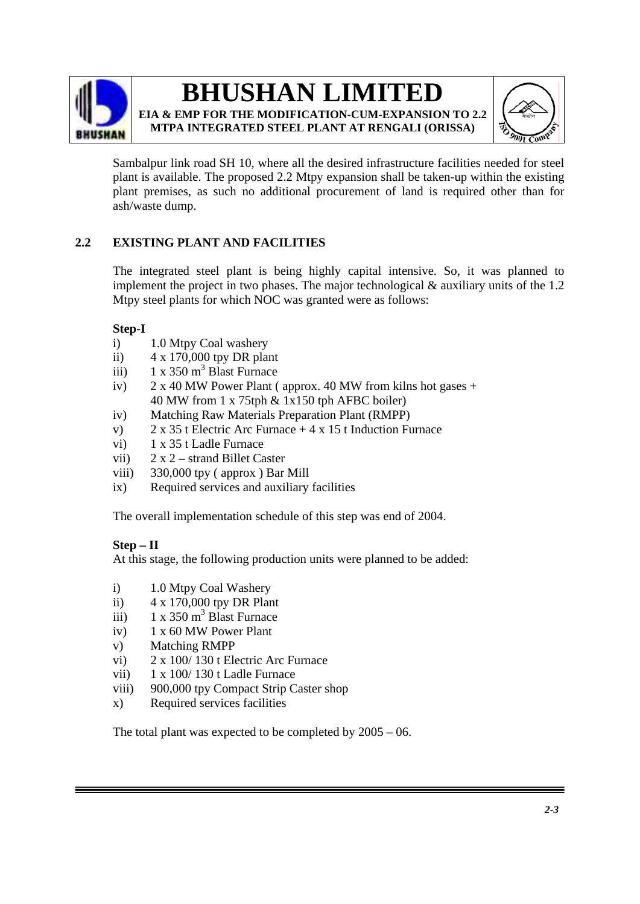Sambalpur link road SH 10, where all the desired infrastructure facilities needed for steel plant is available. The proposed 2.2 Mtpy expansion shall be taken-up within the existing plant premises, as such no additional procurement of land is required other than for ash/waste dump.

## 2.2 EXISTING PLANT AND FACILITIES

The integrated steel plant is being highly capital intensive. So, it was planned to implement the project in two phases. The major technological & auxiliary units of the 1.2 Mtpy steel plants for which NOC was granted were as follows:

**Step-I**

- i) 1.0 Mtpy Coal washery
- ii) 4 x 170,000 tpy DR plant
- iii) 1 x 350 $m^3$ Blast Furnace
- iv) 2 x 40 MW Power Plant ( approx. 40 MW from kilns hot gases + 40 MW from 1 x 75tph & 1x150 tph AFBC boiler)
- iv) Matching Raw Materials Preparation Plant (RMPP)
- v) 2 x 35 t Electric Arc Furnace + 4 x 15 t Induction Furnace
- vi) 1 x 35 t Ladle Furnace
- vii) 2 x 2 – strand Billet Caster
- viii) 330,000 tpy ( approx ) Bar Mill
- ix) Required services and auxiliary facilities

The overall implementation schedule of this step was end of 2004.

**Step – II**

At this stage, the following production units were planned to be added:

- i) 1.0 Mtpy Coal Washery
- ii) 4 x 170,000 tpy DR Plant
- iii) 1 x 350 $m^3$ Blast Furnace
- iv) 1 x 60 MW Power Plant
- v) Matching RMPP
- vi) 2 x 100/ 130 t Electric Arc Furnace
- vii) 1 x 100/ 130 t Ladle Furnace
- viii) 900,000 tpy Compact Strip Caster shop
- x) Required services facilities

The total plant was expected to be completed by 2005 – 06.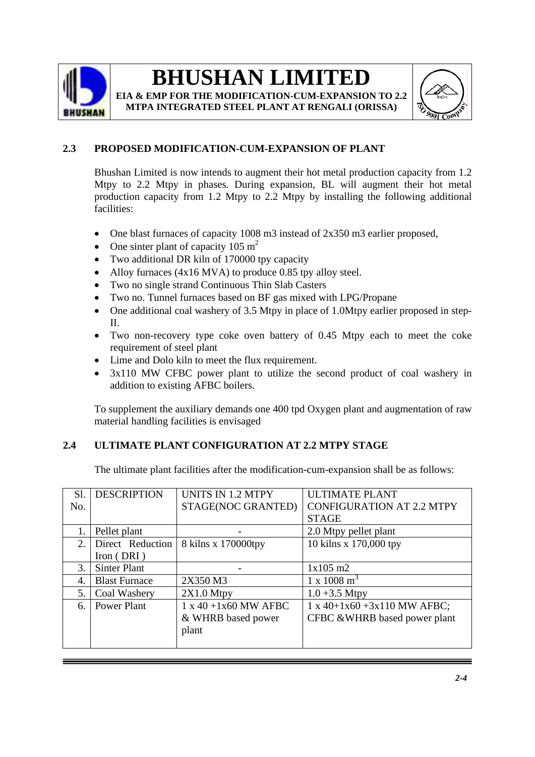## 2.3 PROPOSED MODIFICATION-CUM-EXPANSION OF PLANT

Bhushan Limited is now intends to augment their hot metal production capacity from 1.2 Mtpy to 2.2 Mtpy in phases. During expansion, BL will augment their hot metal production capacity from 1.2 Mtpy to 2.2 Mtpy by installing the following additional facilities:

- One blast furnaces of capacity 1008 m3 instead of 2x350 m3 earlier proposed,
- One sinter plant of capacity 105 $m^2$
- Two additional DR kiln of 170000 tpy capacity
- Alloy furnaces (4x16 MVA) to produce 0.85 tpy alloy steel.
- Two no single strand Continuous Thin Slab Casters
- Two no. Tunnel furnaces based on BF gas mixed with LPG/Propane
- One additional coal washery of 3.5 Mtpy in place of 1.0Mtpy earlier proposed in step-II.
- Two non-recovery type coke oven battery of 0.45 Mtpy each to meet the coke requirement of steel plant
- Lime and Dolo kiln to meet the flux requirement.
- 3x110 MW CFBC power plant to utilize the second product of coal washery in addition to existing AFBC boilers.

To supplement the auxiliary demands one 400 tpd Oxygen plant and augmentation of raw material handling facilities is envisaged

## 2.4 ULTIMATE PLANT CONFIGURATION AT 2.2 MTPY STAGE

The ultimate plant facilities after the modification-cum-expansion shall be as follows:

| Sl. No. | DESCRIPTION | UNITS IN 1.2 MTPY STAGE(NOC GRANTED) | ULTIMATE PLANT CONFIGURATION AT 2.2 MTPY STAGE |
|---|---|---|---|
| 1. | Pellet plant | - | 2.0 Mtpy pellet plant |
| 2. | Direct Reduction Iron ( DRI ) | 8 kilns x 170000tpy | 10 kilns x 170,000 tpy |
| 3. | Sinter Plant | - | 1x105 m2 |
| 4. | Blast Furnace | 2X350 M3 | 1 x 1008 $m^3$ |
| 5. | Coal Washery | 2X1.0 Mtpy | 1.0 +3.5 Mtpy |
| 6. | Power Plant | 1 x 40 +1x60 MW AFBC & WHRB based power plant | 1 x 40+1x60 +3x110 MW AFBC; CFBC &WHRB based power plant |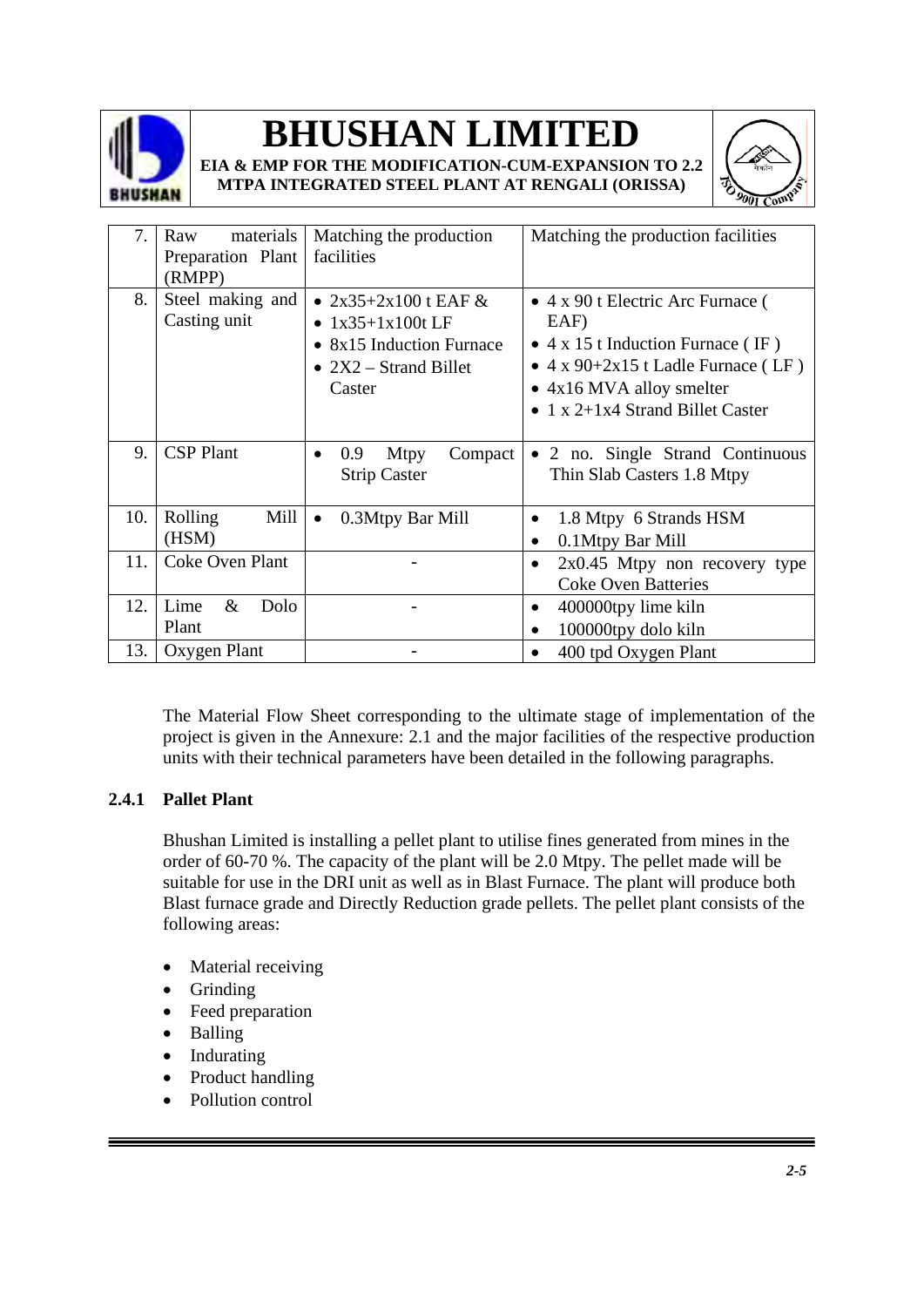| 7. | Raw materials Preparation Plant (RMPP) | Matching the production facilities | Matching the production facilities |
|---|---|---|---|
| 8. | Steel making and Casting unit | • 2x35+2x100 t EAF &<br>• 1x35+1x100t LF<br>• 8x15 Induction Furnace<br>• 2X2 – Strand Billet Caster | • 4 x 90 t Electric Arc Furnace ( EAF)<br>• 4 x 15 t Induction Furnace ( IF )<br>• 4 x 90+2x15 t Ladle Furnace ( LF )<br>• 4x16 MVA alloy smelter<br>• 1 x 2+1x4 Strand Billet Caster |
| 9. | CSP Plant | • 0.9 Mtpy Compact Strip Caster | • 2 no. Single Strand Continuous Thin Slab Casters 1.8 Mtpy |
| 10. | Rolling Mill (HSM) | • 0.3Mtpy Bar Mill | • 1.8 Mtpy 6 Strands HSM<br>• 0.1Mtpy Bar Mill |
| 11. | Coke Oven Plant | - | • 2x0.45 Mtpy non recovery type Coke Oven Batteries |
| 12. | Lime & Dolo Plant | - | • 400000tpy lime kiln<br>• 100000tpy dolo kiln |
| 13. | Oxygen Plant | - | • 400 tpd Oxygen Plant |

The Material Flow Sheet corresponding to the ultimate stage of implementation of the project is given in the Annexure: 2.1 and the major facilities of the respective production units with their technical parameters have been detailed in the following paragraphs.

### 2.4.1 Pellet Plant

Bhushan Limited is installing a pellet plant to utilise fines generated from mines in the order of 60-70 %. The capacity of the plant will be 2.0 Mtpy. The pellet made will be suitable for use in the DRI unit as well as in Blast Furnace. The plant will produce both Blast furnace grade and Directly Reduction grade pellets. The pellet plant consists of the following areas:

- Material receiving
- Grinding
- Feed preparation
- Balling
- Indurating
- Product handling
- Pollution control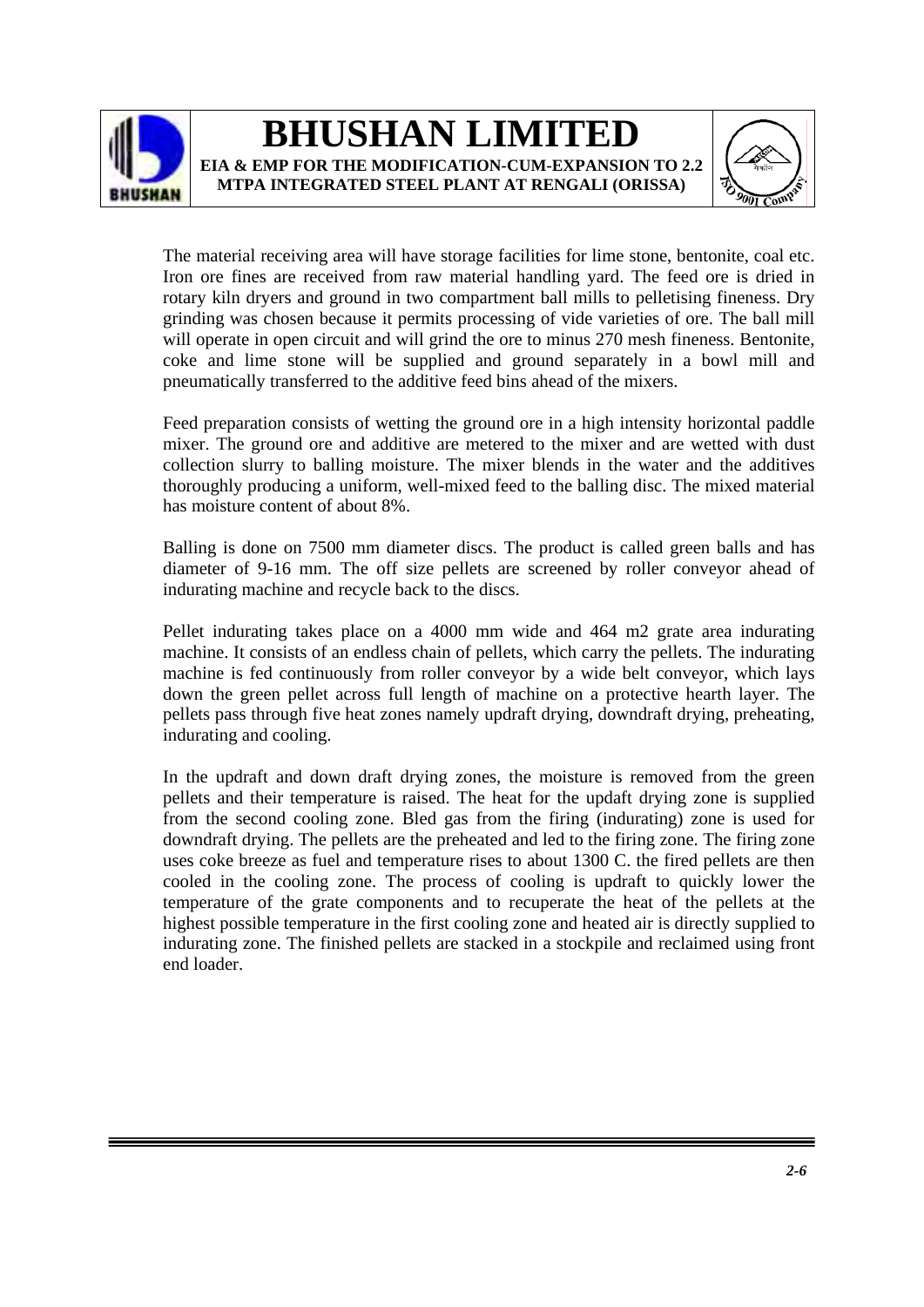The material receiving area will have storage facilities for lime stone, bentonite, coal etc. Iron ore fines are received from raw material handling yard. The feed ore is dried in rotary kiln dryers and ground in two compartment ball mills to pelletising fineness. Dry grinding was chosen because it permits processing of vide varieties of ore. The ball mill will operate in open circuit and will grind the ore to minus 270 mesh fineness. Bentonite, coke and lime stone will be supplied and ground separately in a bowl mill and pneumatically transferred to the additive feed bins ahead of the mixers.

Feed preparation consists of wetting the ground ore in a high intensity horizontal paddle mixer. The ground ore and additive are metered to the mixer and are wetted with dust collection slurry to balling moisture. The mixer blends in the water and the additives thoroughly producing a uniform, well-mixed feed to the balling disc. The mixed material has moisture content of about 8%.

Balling is done on 7500 mm diameter discs. The product is called green balls and has diameter of 9-16 mm. The off size pellets are screened by roller conveyor ahead of indurating machine and recycle back to the discs.

Pellet indurating takes place on a 4000 mm wide and 464 m2 grate area indurating machine. It consists of an endless chain of pellets, which carry the pellets. The indurating machine is fed continuously from roller conveyor by a wide belt conveyor, which lays down the green pellet across full length of machine on a protective hearth layer. The pellets pass through five heat zones namely updraft drying, downdraft drying, preheating, indurating and cooling.

In the updraft and down draft drying zones, the moisture is removed from the green pellets and their temperature is raised. The heat for the updaft drying zone is supplied from the second cooling zone. Bled gas from the firing (indurating) zone is used for downdraft drying. The pellets are the preheated and led to the firing zone. The firing zone uses coke breeze as fuel and temperature rises to about 1300 C. the fired pellets are then cooled in the cooling zone. The process of cooling is updraft to quickly lower the temperature of the grate components and to recuperate the heat of the pellets at the highest possible temperature in the first cooling zone and heated air is directly supplied to indurating zone. The finished pellets are stacked in a stockpile and reclaimed using front end loader.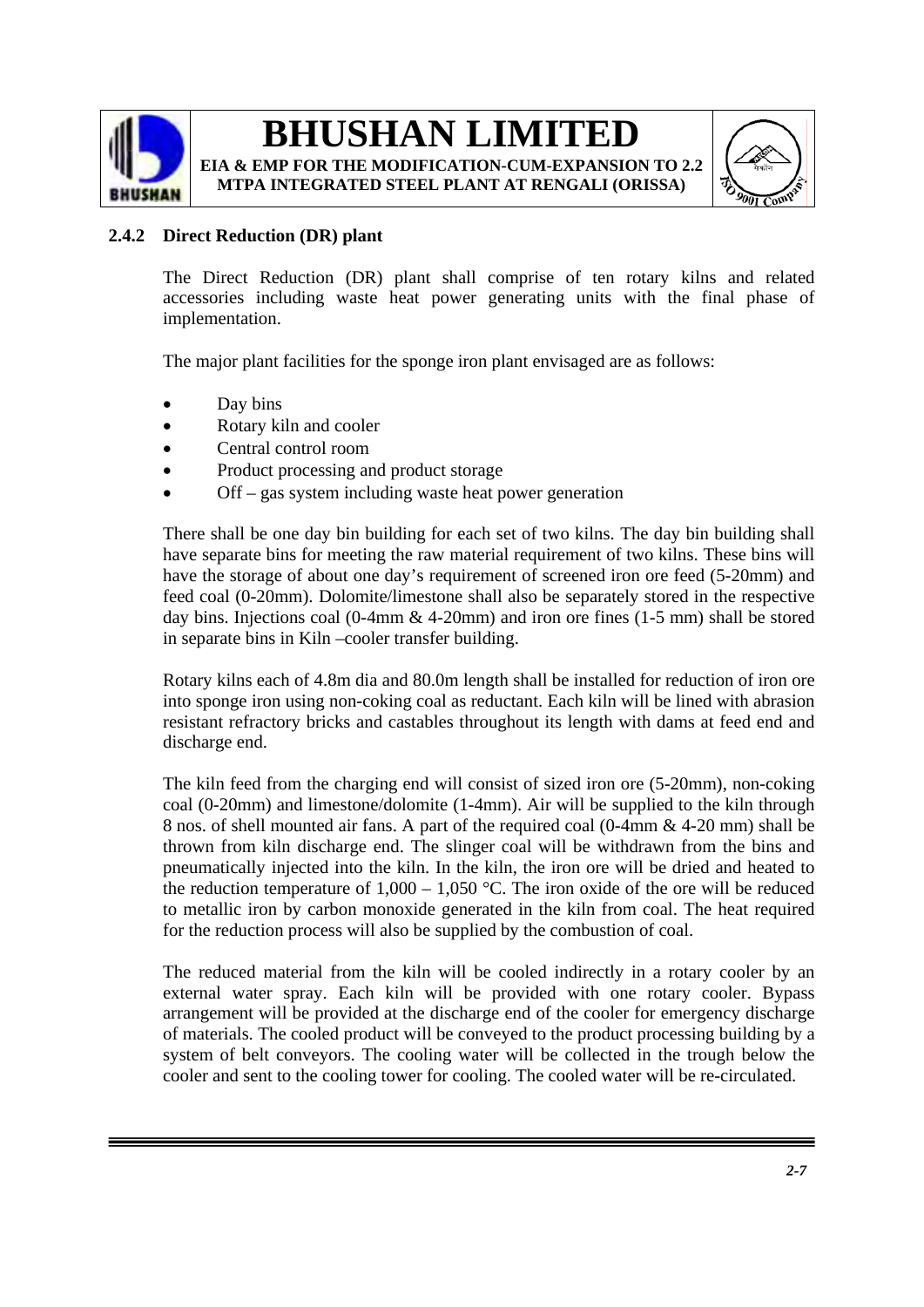### 2.4.2 Direct Reduction (DR) plant

The Direct Reduction (DR) plant shall comprise of ten rotary kilns and related accessories including waste heat power generating units with the final phase of implementation.

The major plant facilities for the sponge iron plant envisaged are as follows:

- Day bins
- Rotary kiln and cooler
- Central control room
- Product processing and product storage
- Off – gas system including waste heat power generation

There shall be one day bin building for each set of two kilns. The day bin building shall have separate bins for meeting the raw material requirement of two kilns. These bins will have the storage of about one day's requirement of screened iron ore feed (5-20mm) and feed coal (0-20mm). Dolomite/limestone shall also be separately stored in the respective day bins. Injections coal (0-4mm & 4-20mm) and iron ore fines (1-5 mm) shall be stored in separate bins in Kiln –cooler transfer building.

Rotary kilns each of 4.8m dia and 80.0m length shall be installed for reduction of iron ore into sponge iron using non-coking coal as reductant. Each kiln will be lined with abrasion resistant refractory bricks and castables throughout its length with dams at feed end and discharge end.

The kiln feed from the charging end will consist of sized iron ore (5-20mm), non-coking coal (0-20mm) and limestone/dolomite (1-4mm). Air will be supplied to the kiln through 8 nos. of shell mounted air fans. A part of the required coal (0-4mm & 4-20 mm) shall be thrown from kiln discharge end. The slinger coal will be withdrawn from the bins and pneumatically injected into the kiln. In the kiln, the iron ore will be dried and heated to the reduction temperature of 1,000 – 1,050 °C. The iron oxide of the ore will be reduced to metallic iron by carbon monoxide generated in the kiln from coal. The heat required for the reduction process will also be supplied by the combustion of coal.

The reduced material from the kiln will be cooled indirectly in a rotary cooler by an external water spray. Each kiln will be provided with one rotary cooler. Bypass arrangement will be provided at the discharge end of the cooler for emergency discharge of materials. The cooled product will be conveyed to the product processing building by a system of belt conveyors. The cooling water will be collected in the trough below the cooler and sent to the cooling tower for cooling. The cooled water will be re-circulated.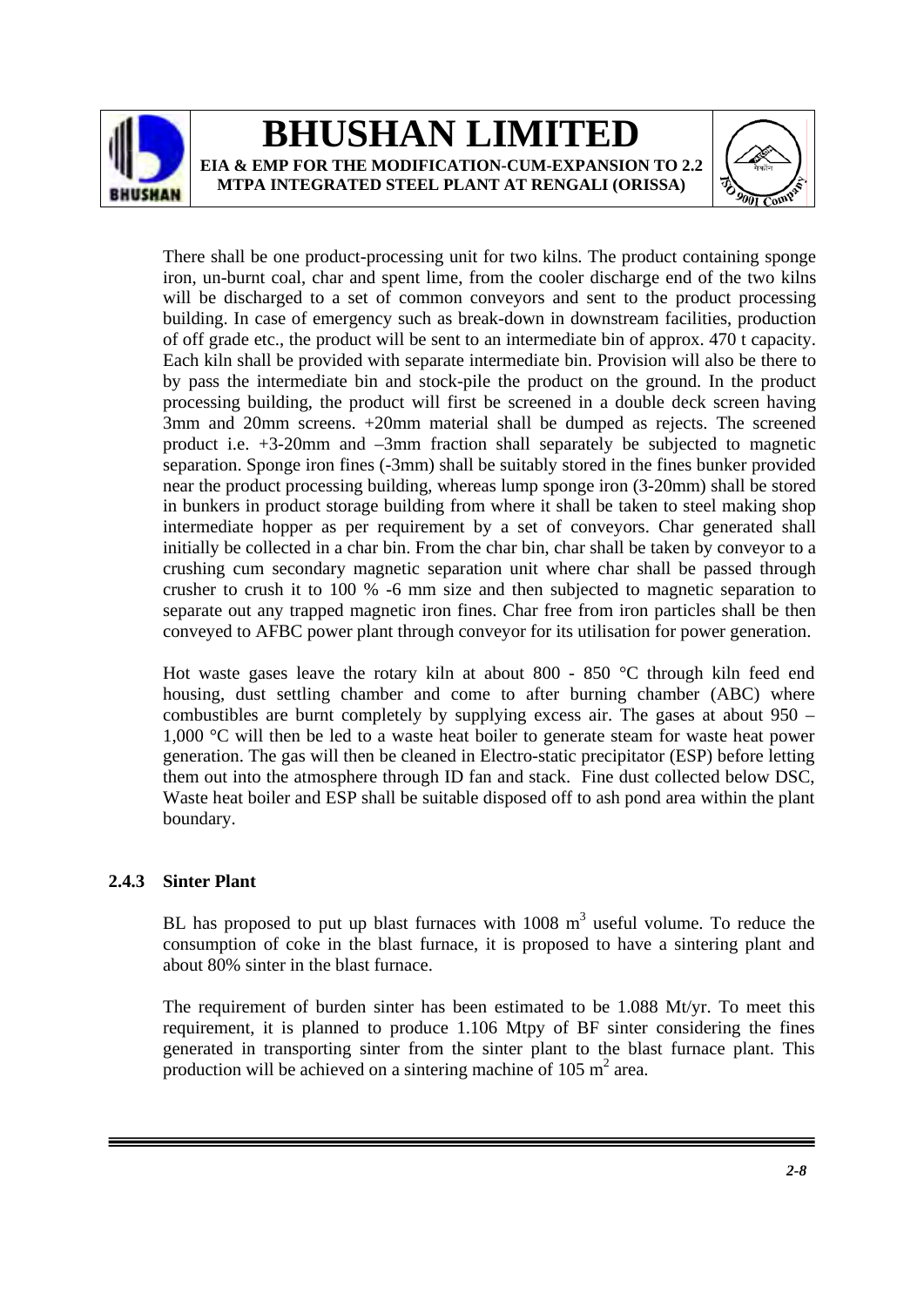There shall be one product-processing unit for two kilns. The product containing sponge iron, un-burnt coal, char and spent lime, from the cooler discharge end of the two kilns will be discharged to a set of common conveyors and sent to the product processing building. In case of emergency such as break-down in downstream facilities, production of off grade etc., the product will be sent to an intermediate bin of approx. 470 t capacity. Each kiln shall be provided with separate intermediate bin. Provision will also be there to by pass the intermediate bin and stock-pile the product on the ground. In the product processing building, the product will first be screened in a double deck screen having 3mm and 20mm screens. +20mm material shall be dumped as rejects. The screened product i.e. +3-20mm and –3mm fraction shall separately be subjected to magnetic separation. Sponge iron fines (-3mm) shall be suitably stored in the fines bunker provided near the product processing building, whereas lump sponge iron (3-20mm) shall be stored in bunkers in product storage building from where it shall be taken to steel making shop intermediate hopper as per requirement by a set of conveyors. Char generated shall initially be collected in a char bin. From the char bin, char shall be taken by conveyor to a crushing cum secondary magnetic separation unit where char shall be passed through crusher to crush it to 100 % -6 mm size and then subjected to magnetic separation to separate out any trapped magnetic iron fines. Char free from iron particles shall be then conveyed to AFBC power plant through conveyor for its utilisation for power generation.

Hot waste gases leave the rotary kiln at about 800 - 850 °C through kiln feed end housing, dust settling chamber and come to after burning chamber (ABC) where combustibles are burnt completely by supplying excess air. The gases at about 950 – 1,000 °C will then be led to a waste heat boiler to generate steam for waste heat power generation. The gas will then be cleaned in Electro-static precipitator (ESP) before letting them out into the atmosphere through ID fan and stack. Fine dust collected below DSC, Waste heat boiler and ESP shall be suitable disposed off to ash pond area within the plant boundary.

### 2.4.3 Sinter Plant

BL has proposed to put up blast furnaces with 1008 $m^3$ useful volume. To reduce the consumption of coke in the blast furnace, it is proposed to have a sintering plant and about 80% sinter in the blast furnace.

The requirement of burden sinter has been estimated to be 1.088 Mt/yr. To meet this requirement, it is planned to produce 1.106 Mtpy of BF sinter considering the fines generated in transporting sinter from the sinter plant to the blast furnace plant. This production will be achieved on a sintering machine of 105 $m^2$ area.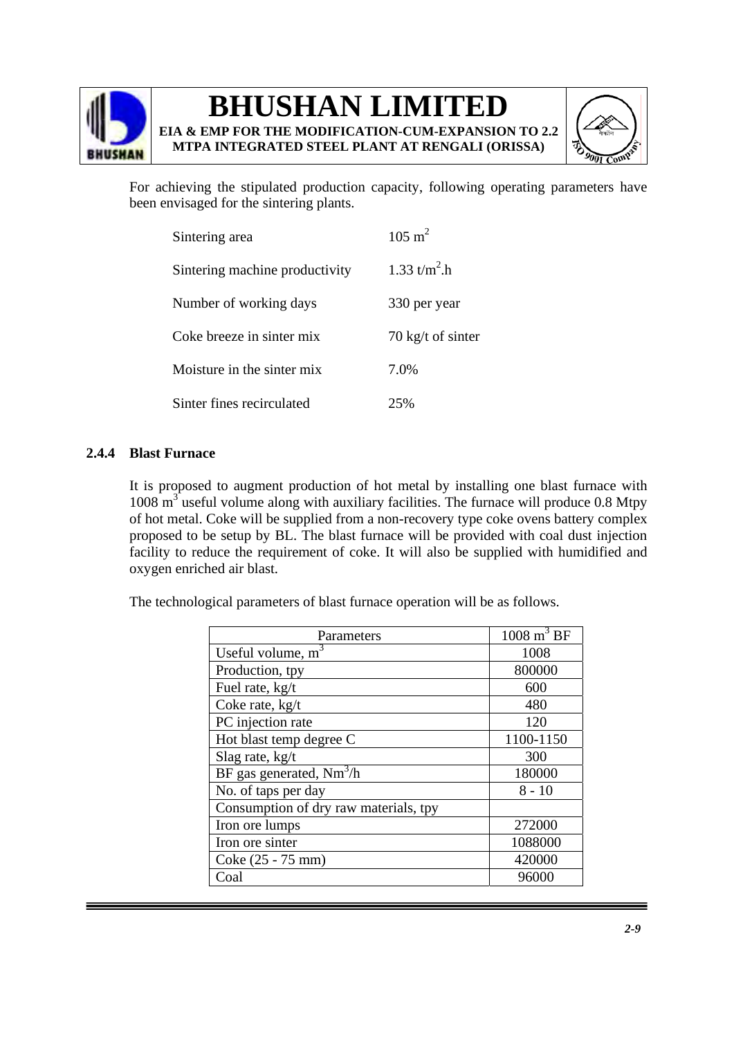For achieving the stipulated production capacity, following operating parameters have been envisaged for the sintering plants.

| | |
|---|---|
| Sintering area | 105 $m^2$ |
| Sintering machine productivity | 1.33 $t/m^2.h$ |
| Number of working days | 330 per year |
| Coke breeze in sinter mix | 70 kg/t of sinter |
| Moisture in the sinter mix | 7.0% |
| Sinter fines recirculated | 25% |

### 2.4.4 Blast Furnace

It is proposed to augment production of hot metal by installing one blast furnace with 1008 $m^3$ useful volume along with auxiliary facilities. The furnace will produce 0.8 Mtpy of hot metal. Coke will be supplied from a non-recovery type coke ovens battery complex proposed to be setup by BL. The blast furnace will be provided with coal dust injection facility to reduce the requirement of coke. It will also be supplied with humidified and oxygen enriched air blast.

The technological parameters of blast furnace operation will be as follows.

| Parameters | 1008 $m^3$ BF |
|---|---|
| Useful volume, $m^3$ | 1008 |
| Production, tpy | 800000 |
| Fuel rate, kg/t | 600 |
| Coke rate, kg/t | 480 |
| PC injection rate | 120 |
| Hot blast temp degree C | 1100-1150 |
| Slag rate, kg/t | 300 |
| BF gas generated, $Nm^3/h$ | 180000 |
| No. of taps per day | 8 - 10 |
| Consumption of dry raw materials, tpy | |
| Iron ore lumps | 272000 |
| Iron ore sinter | 1088000 |
| Coke (25 - 75 mm) | 420000 |
| Coal | 96000 |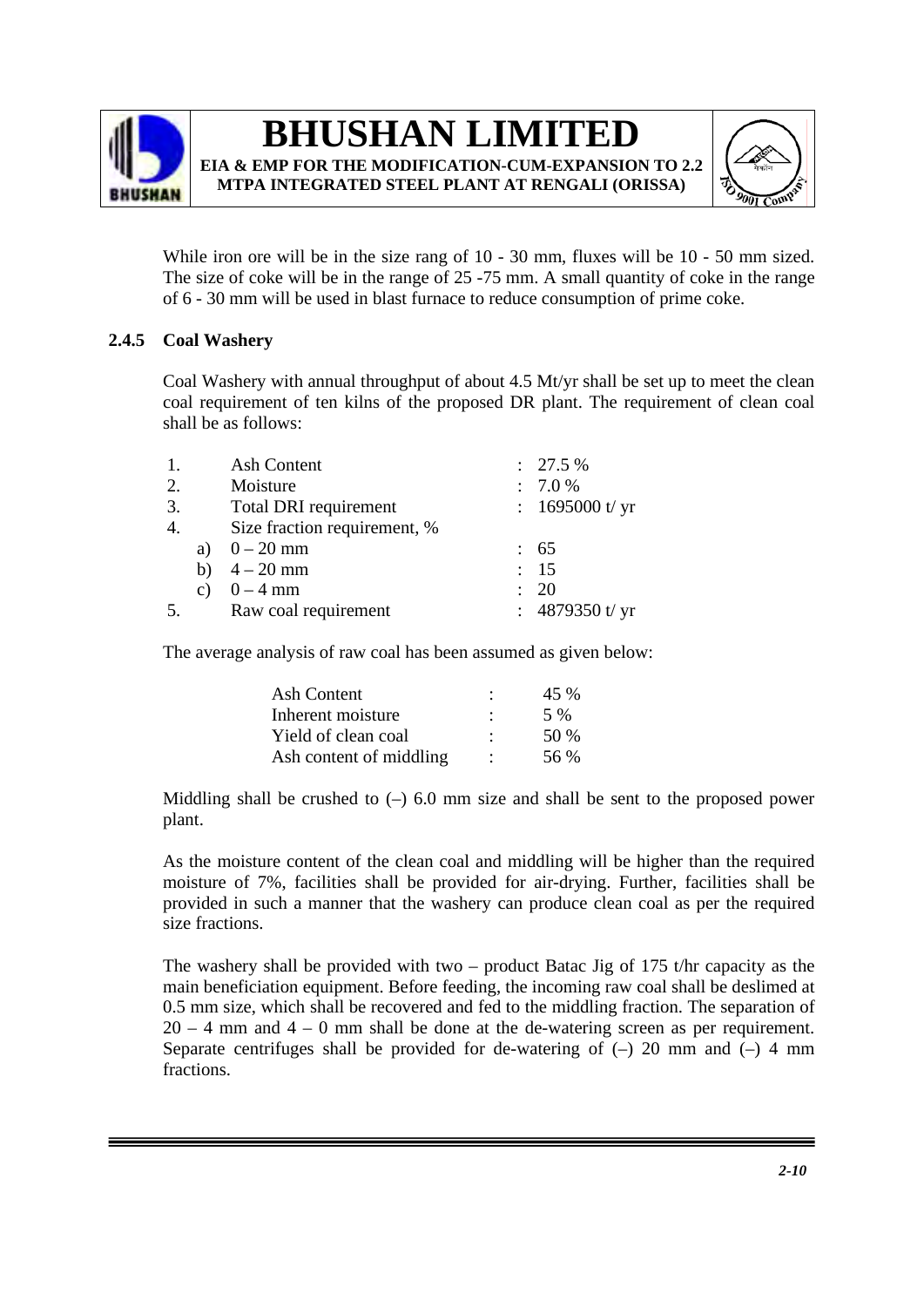While iron ore will be in the size rang of 10 - 30 mm, fluxes will be 10 - 50 mm sized. The size of coke will be in the range of 25 -75 mm. A small quantity of coke in the range of 6 - 30 mm will be used in blast furnace to reduce consumption of prime coke.

### 2.4.5 Coal Washery

Coal Washery with annual throughput of about 4.5 Mt/yr shall be set up to meet the clean coal requirement of ten kilns of the proposed DR plant. The requirement of clean coal shall be as follows:

| | | |
|---|---|---|
| 1. | Ash Content | : 27.5 % |
| 2. | Moisture | : 7.0 % |
| 3. | Total DRI requirement | : 1695000 t/ yr |
| 4. | Size fraction requirement, % | |
| | a) 0 – 20 mm | : 65 |
| | b) 4 – 20 mm | : 15 |
| | c) 0 – 4 mm | : 20 |
| 5. | Raw coal requirement | : 4879350 t/ yr |

The average analysis of raw coal has been assumed as given below:

| | | |
|---|---|---|
| Ash Content | : | 45 % |
| Inherent moisture | : | 5 % |
| Yield of clean coal | : | 50 % |
| Ash content of middling | : | 56 % |

Middling shall be crushed to (–) 6.0 mm size and shall be sent to the proposed power plant.

As the moisture content of the clean coal and middling will be higher than the required moisture of 7%, facilities shall be provided for air-drying. Further, facilities shall be provided in such a manner that the washery can produce clean coal as per the required size fractions.

The washery shall be provided with two – product Batac Jig of 175 t/hr capacity as the main beneficiation equipment. Before feeding, the incoming raw coal shall be deslimed at 0.5 mm size, which shall be recovered and fed to the middling fraction. The separation of 20 – 4 mm and 4 – 0 mm shall be done at the de-watering screen as per requirement. Separate centrifuges shall be provided for de-watering of (–) 20 mm and (–) 4 mm fractions.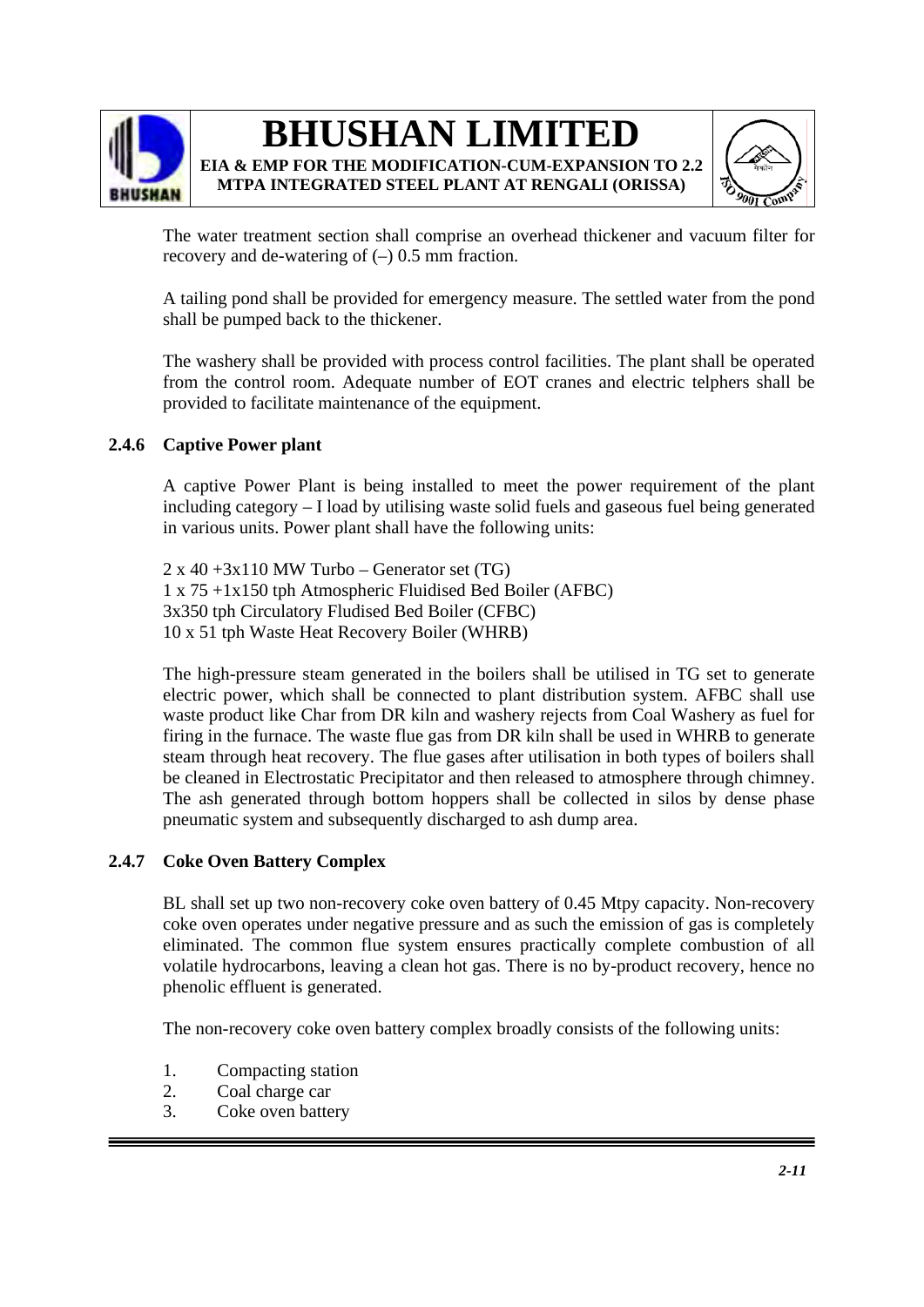The water treatment section shall comprise an overhead thickener and vacuum filter for recovery and de-watering of (–) 0.5 mm fraction.

A tailing pond shall be provided for emergency measure. The settled water from the pond shall be pumped back to the thickener.

The washery shall be provided with process control facilities. The plant shall be operated from the control room. Adequate number of EOT cranes and electric telphers shall be provided to facilitate maintenance of the equipment.

### 2.4.6 Captive Power plant

A captive Power Plant is being installed to meet the power requirement of the plant including category – I load by utilising waste solid fuels and gaseous fuel being generated in various units. Power plant shall have the following units:

2 x 40 +3x110 MW Turbo – Generator set (TG)
1 x 75 +1x150 tph Atmospheric Fluidised Bed Boiler (AFBC)
3x350 tph Circulatory Fludised Bed Boiler (CFBC)
10 x 51 tph Waste Heat Recovery Boiler (WHRB)

The high-pressure steam generated in the boilers shall be utilised in TG set to generate electric power, which shall be connected to plant distribution system. AFBC shall use waste product like Char from DR kiln and washery rejects from Coal Washery as fuel for firing in the furnace. The waste flue gas from DR kiln shall be used in WHRB to generate steam through heat recovery. The flue gases after utilisation in both types of boilers shall be cleaned in Electrostatic Precipitator and then released to atmosphere through chimney. The ash generated through bottom hoppers shall be collected in silos by dense phase pneumatic system and subsequently discharged to ash dump area.

### 2.4.7 Coke Oven Battery Complex

BL shall set up two non-recovery coke oven battery of 0.45 Mtpy capacity. Non-recovery coke oven operates under negative pressure and as such the emission of gas is completely eliminated. The common flue system ensures practically complete combustion of all volatile hydrocarbons, leaving a clean hot gas. There is no by-product recovery, hence no phenolic effluent is generated.

The non-recovery coke oven battery complex broadly consists of the following units:

1. Compacting station
2. Coal charge car
3. Coke oven battery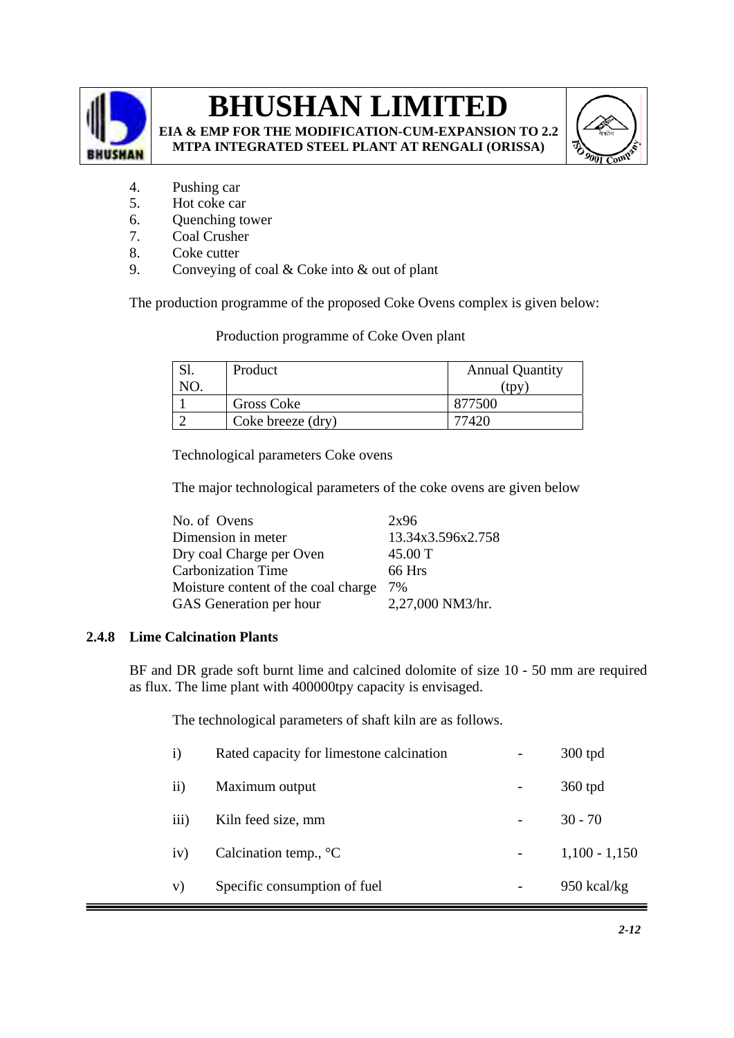4. Pushing car
5. Hot coke car
6. Quenching tower
7. Coal Crusher
8. Coke cutter
9. Conveying of coal & Coke into & out of plant

The production programme of the proposed Coke Ovens complex is given below:

Production programme of Coke Oven plant

| Sl. NO. | Product | Annual Quantity (tpy) |
|---|---|---|
| 1 | Gross Coke | 877500 |
| 2 | Coke breeze (dry) | 77420 |

Technological parameters Coke ovens

The major technological parameters of the coke ovens are given below

| | |
|---|---|
| No. of Ovens | 2x96 |
| Dimension in meter | 13.34x3.596x2.758 |
| Dry coal Charge per Oven | 45.00 T |
| Carbonization Time | 66 Hrs |
| Moisture content of the coal charge | 7% |
| GAS Generation per hour | 2,27,000 NM3/hr. |

### 2.4.8 Lime Calcination Plants

BF and DR grade soft burnt lime and calcined dolomite of size 10 - 50 mm are required as flux. The lime plant with 400000tpy capacity is envisaged.

The technological parameters of shaft kiln are as follows.

| | | | |
|---|---|---|---|
| i) | Rated capacity for limestone calcination | - | 300 tpd |
| ii) | Maximum output | - | 360 tpd |
| iii) | Kiln feed size, mm | - | 30 - 70 |
| iv) | Calcination temp., °C | - | 1,100 - 1,150 |
| v) | Specific consumption of fuel | - | 950 kcal/kg |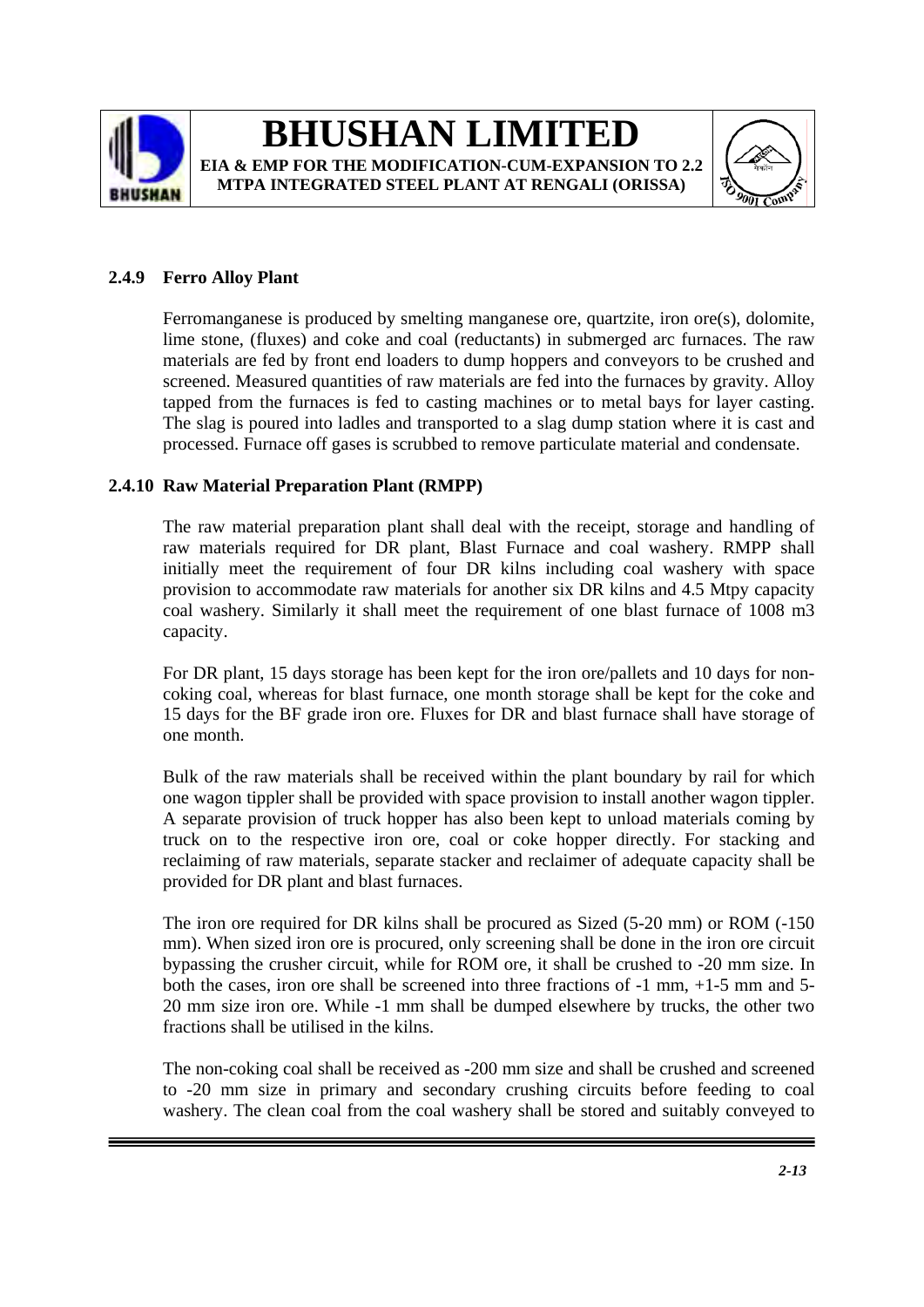### 2.4.9 Ferro Alloy Plant

Ferromanganese is produced by smelting manganese ore, quartzite, iron ore(s), dolomite, lime stone, (fluxes) and coke and coal (reductants) in submerged arc furnaces. The raw materials are fed by front end loaders to dump hoppers and conveyors to be crushed and screened. Measured quantities of raw materials are fed into the furnaces by gravity. Alloy tapped from the furnaces is fed to casting machines or to metal bays for layer casting. The slag is poured into ladles and transported to a slag dump station where it is cast and processed. Furnace off gases is scrubbed to remove particulate material and condensate.

### 2.4.10 Raw Material Preparation Plant (RMPP)

The raw material preparation plant shall deal with the receipt, storage and handling of raw materials required for DR plant, Blast Furnace and coal washery. RMPP shall initially meet the requirement of four DR kilns including coal washery with space provision to accommodate raw materials for another six DR kilns and 4.5 Mtpy capacity coal washery. Similarly it shall meet the requirement of one blast furnace of 1008 m3 capacity.

For DR plant, 15 days storage has been kept for the iron ore/pallets and 10 days for non-coking coal, whereas for blast furnace, one month storage shall be kept for the coke and 15 days for the BF grade iron ore. Fluxes for DR and blast furnace shall have storage of one month.

Bulk of the raw materials shall be received within the plant boundary by rail for which one wagon tippler shall be provided with space provision to install another wagon tippler. A separate provision of truck hopper has also been kept to unload materials coming by truck on to the respective iron ore, coal or coke hopper directly. For stacking and reclaiming of raw materials, separate stacker and reclaimer of adequate capacity shall be provided for DR plant and blast furnaces.

The iron ore required for DR kilns shall be procured as Sized (5-20 mm) or ROM (-150 mm). When sized iron ore is procured, only screening shall be done in the iron ore circuit bypassing the crusher circuit, while for ROM ore, it shall be crushed to -20 mm size. In both the cases, iron ore shall be screened into three fractions of -1 mm, +1-5 mm and 5-20 mm size iron ore. While -1 mm shall be dumped elsewhere by trucks, the other two fractions shall be utilised in the kilns.

The non-coking coal shall be received as -200 mm size and shall be crushed and screened to -20 mm size in primary and secondary crushing circuits before feeding to coal washery. The clean coal from the coal washery shall be stored and suitably conveyed to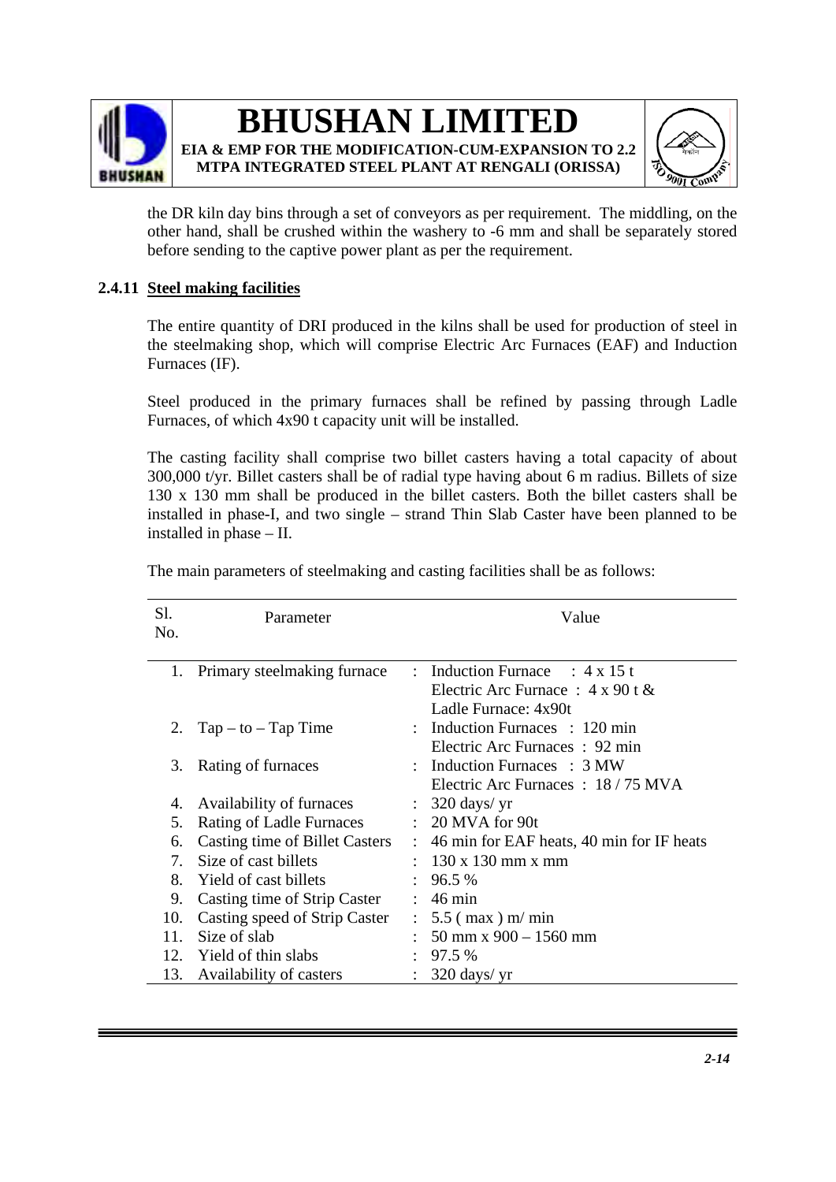the DR kiln day bins through a set of conveyors as per requirement. The middling, on the other hand, shall be crushed within the washery to -6 mm and shall be separately stored before sending to the captive power plant as per the requirement.

### 2.4.11 Steel making facilities

The entire quantity of DRI produced in the kilns shall be used for production of steel in the steelmaking shop, which will comprise Electric Arc Furnaces (EAF) and Induction Furnaces (IF).

Steel produced in the primary furnaces shall be refined by passing through Ladle Furnaces, of which 4x90 t capacity unit will be installed.

The casting facility shall comprise two billet casters having a total capacity of about 300,000 t/yr. Billet casters shall be of radial type having about 6 m radius. Billets of size 130 x 130 mm shall be produced in the billet casters. Both the billet casters shall be installed in phase-I, and two single – strand Thin Slab Caster have been planned to be installed in phase – II.

The main parameters of steelmaking and casting facilities shall be as follows:

| Sl. No. | Parameter | | Value |
|---|---|---|---|
| 1. | Primary steelmaking furnace | : | Induction Furnace : 4 x 15 t<br>Electric Arc Furnace : 4 x 90 t &<br>Ladle Furnace: 4x90t |
| 2. | Tap – to – Tap Time | : | Induction Furnaces : 120 min<br>Electric Arc Furnaces : 92 min |
| 3. | Rating of furnaces | : | Induction Furnaces : 3 MW<br>Electric Arc Furnaces : 18 / 75 MVA |
| 4. | Availability of furnaces | : | 320 days/ yr |
| 5. | Rating of Ladle Furnaces | : | 20 MVA for 90t |
| 6. | Casting time of Billet Casters | : | 46 min for EAF heats, 40 min for IF heats |
| 7. | Size of cast billets | : | 130 x 130 mm x mm |
| 8. | Yield of cast billets | : | 96.5 % |
| 9. | Casting time of Strip Caster | : | 46 min |
| 10. | Casting speed of Strip Caster | : | 5.5 ( max ) m/ min |
| 11. | Size of slab | : | 50 mm x 900 – 1560 mm |
| 12. | Yield of thin slabs | : | 97.5 % |
| 13. | Availability of casters | : | 320 days/ yr |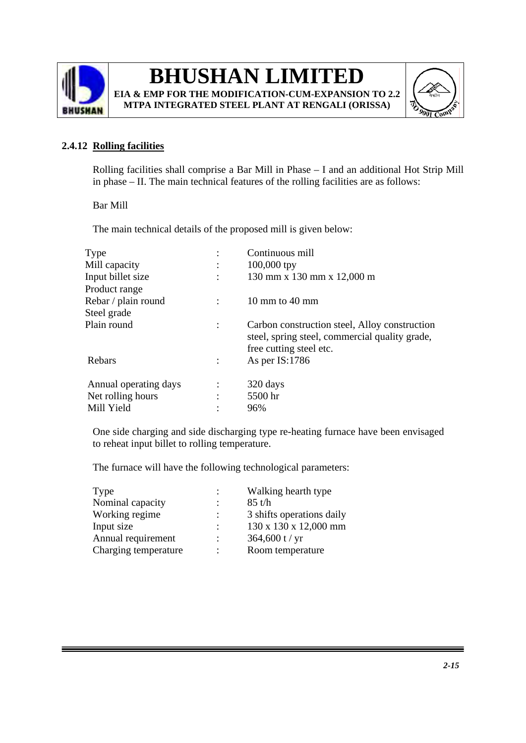### 2.4.12 Rolling facilities

Rolling facilities shall comprise a Bar Mill in Phase – I and an additional Hot Strip Mill in phase – II. The main technical features of the rolling facilities are as follows:

Bar Mill

The main technical details of the proposed mill is given below:

| | | |
|---|---|---|
| Type | : | Continuous mill |
| Mill capacity | : | 100,000 tpy |
| Input billet size | : | 130 mm x 130 mm x 12,000 m |
| Product range | | |
| Rebar / plain round | : | 10 mm to 40 mm |
| Steel grade | | |
| Plain round | : | Carbon construction steel, Alloy construction steel, spring steel, commercial quality grade, free cutting steel etc. |
| Rebars | : | As per IS:1786 |
| Annual operating days | : | 320 days |
| Net rolling hours | : | 5500 hr |
| Mill Yield | : | 96% |

One side charging and side discharging type re-heating furnace have been envisaged to reheat input billet to rolling temperature.

The furnace will have the following technological parameters:

| | | |
|---|---|---|
| Type | : | Walking hearth type |
| Nominal capacity | : | 85 t/h |
| Working regime | : | 3 shifts operations daily |
| Input size | : | 130 x 130 x 12,000 mm |
| Annual requirement | : | 364,600 t / yr |
| Charging temperature | : | Room temperature |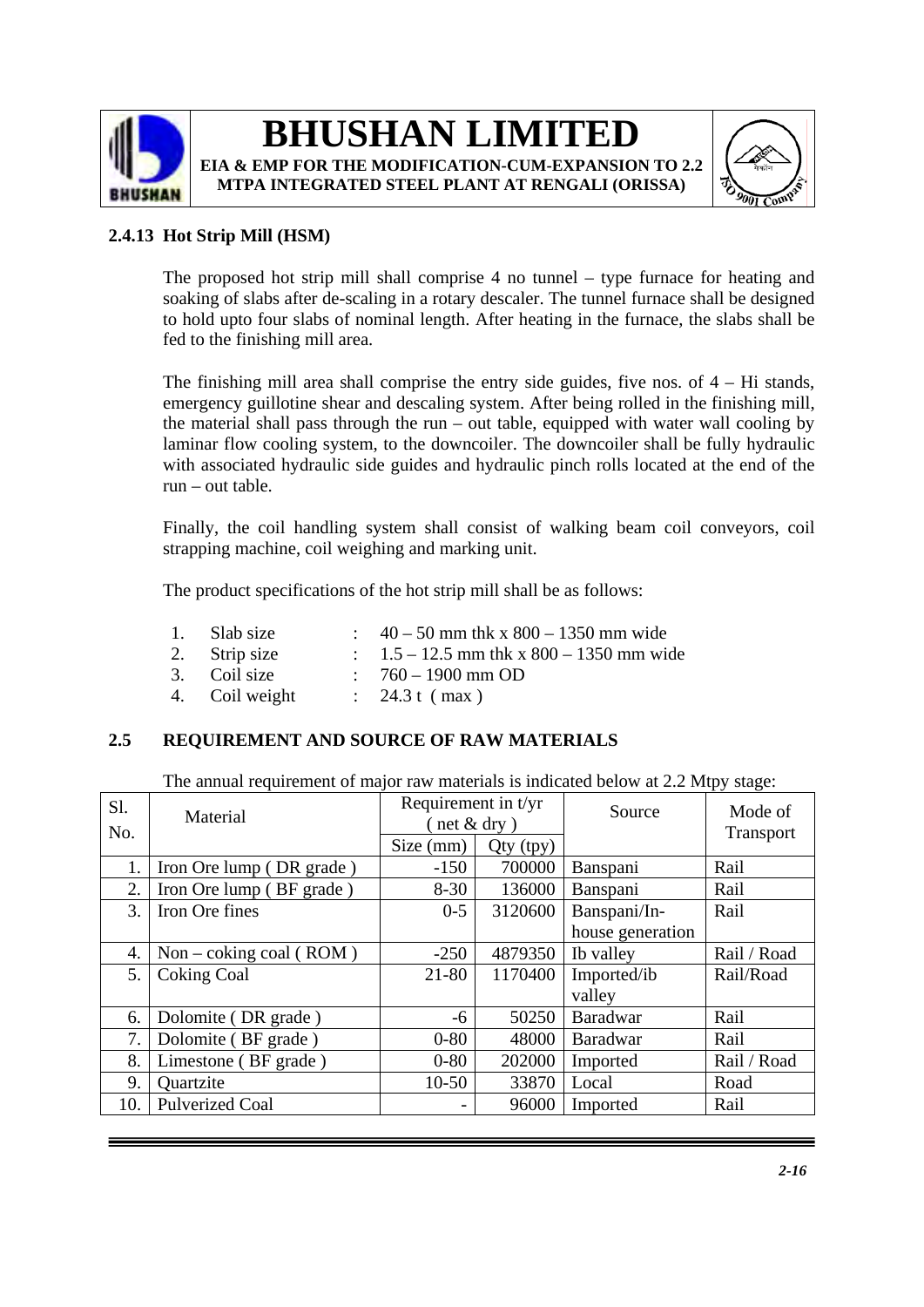### 2.4.13 Hot Strip Mill (HSM)

The proposed hot strip mill shall comprise 4 no tunnel – type furnace for heating and soaking of slabs after de-scaling in a rotary descaler. The tunnel furnace shall be designed to hold upto four slabs of nominal length. After heating in the furnace, the slabs shall be fed to the finishing mill area.

The finishing mill area shall comprise the entry side guides, five nos. of 4 – Hi stands, emergency guillotine shear and descaling system. After being rolled in the finishing mill, the material shall pass through the run – out table, equipped with water wall cooling by laminar flow cooling system, to the downcoiler. The downcoiler shall be fully hydraulic with associated hydraulic side guides and hydraulic pinch rolls located at the end of the run – out table.

Finally, the coil handling system shall consist of walking beam coil conveyors, coil strapping machine, coil weighing and marking unit.

The product specifications of the hot strip mill shall be as follows:

1. Slab size : 40 – 50 mm thk x 800 – 1350 mm wide
2. Strip size : 1.5 – 12.5 mm thk x 800 – 1350 mm wide
3. Coil size : 760 – 1900 mm OD
4. Coil weight : 24.3 t ( max )

## 2.5 REQUIREMENT AND SOURCE OF RAW MATERIALS

The annual requirement of major raw materials is indicated below at 2.2 Mtpy stage:

| Sl. No. | Material | Requirement in t/yr ( net & dry ) | | Source | Mode of Transport |
|---|---|---|---|---|---|
| | | Size (mm) | Qty (tpy) | | |
| 1. | Iron Ore lump ( DR grade ) | -150 | 700000 | Banspani | Rail |
| 2. | Iron Ore lump ( BF grade ) | 8-30 | 136000 | Banspani | Rail |
| 3. | Iron Ore fines | 0-5 | 3120600 | Banspani/In-house generation | Rail |
| 4. | Non – coking coal ( ROM ) | -250 | 4879350 | Ib valley | Rail / Road |
| 5. | Coking Coal | 21-80 | 1170400 | Imported/ib valley | Rail/Road |
| 6. | Dolomite ( DR grade ) | -6 | 50250 | Baradwar | Rail |
| 7. | Dolomite ( BF grade ) | 0-80 | 48000 | Baradwar | Rail |
| 8. | Limestone ( BF grade ) | 0-80 | 202000 | Imported | Rail / Road |
| 9. | Quartzite | 10-50 | 33870 | Local | Road |
| 10. | Pulverized Coal | - | 96000 | Imported | Rail |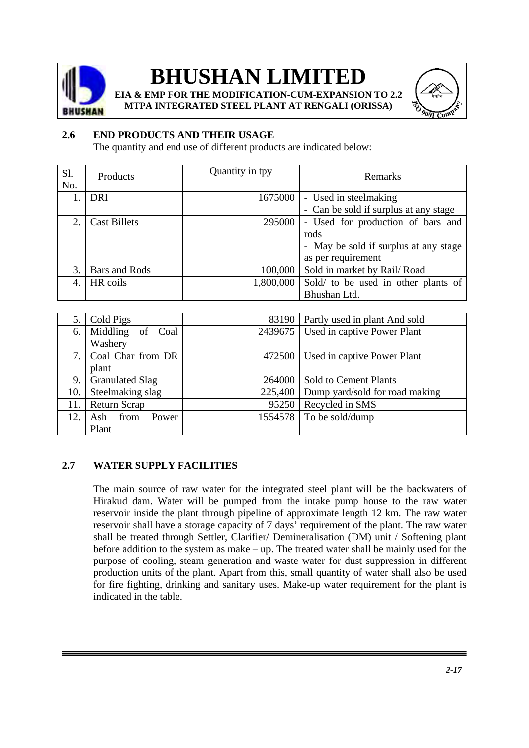## 2.6 END PRODUCTS AND THEIR USAGE

The quantity and end use of different products are indicated below:

| Sl. No. | Products | Quantity in tpy | Remarks |
|---|---|---|---|
| 1. | DRI | 1675000 | - Used in steelmaking<br>- Can be sold if surplus at any stage |
| 2. | Cast Billets | 295000 | - Used for production of bars and rods<br>- May be sold if surplus at any stage as per requirement |
| 3. | Bars and Rods | 100,000 | Sold in market by Rail/ Road |
| 4. | HR coils | 1,800,000 | Sold/ to be used in other plants of Bhushan Ltd. |
| 5. | Cold Pigs | 83190 | Partly used in plant And sold |
| 6. | Middling of Coal Washery | 2439675 | Used in captive Power Plant |
| 7. | Coal Char from DR plant | 472500 | Used in captive Power Plant |
| 9. | Granulated Slag | 264000 | Sold to Cement Plants |
| 10. | Steelmaking slag | 225,400 | Dump yard/sold for road making |
| 11. | Return Scrap | 95250 | Recycled in SMS |
| 12. | Ash from Power Plant | 1554578 | To be sold/dump |

## 2.7 WATER SUPPLY FACILITIES

The main source of raw water for the integrated steel plant will be the backwaters of Hirakud dam. Water will be pumped from the intake pump house to the raw water reservoir inside the plant through pipeline of approximate length 12 km. The raw water reservoir shall have a storage capacity of 7 days' requirement of the plant. The raw water shall be treated through Settler, Clarifier/ Demineralisation (DM) unit / Softening plant before addition to the system as make – up. The treated water shall be mainly used for the purpose of cooling, steam generation and waste water for dust suppression in different production units of the plant. Apart from this, small quantity of water shall also be used for fire fighting, drinking and sanitary uses. Make-up water requirement for the plant is indicated in the table.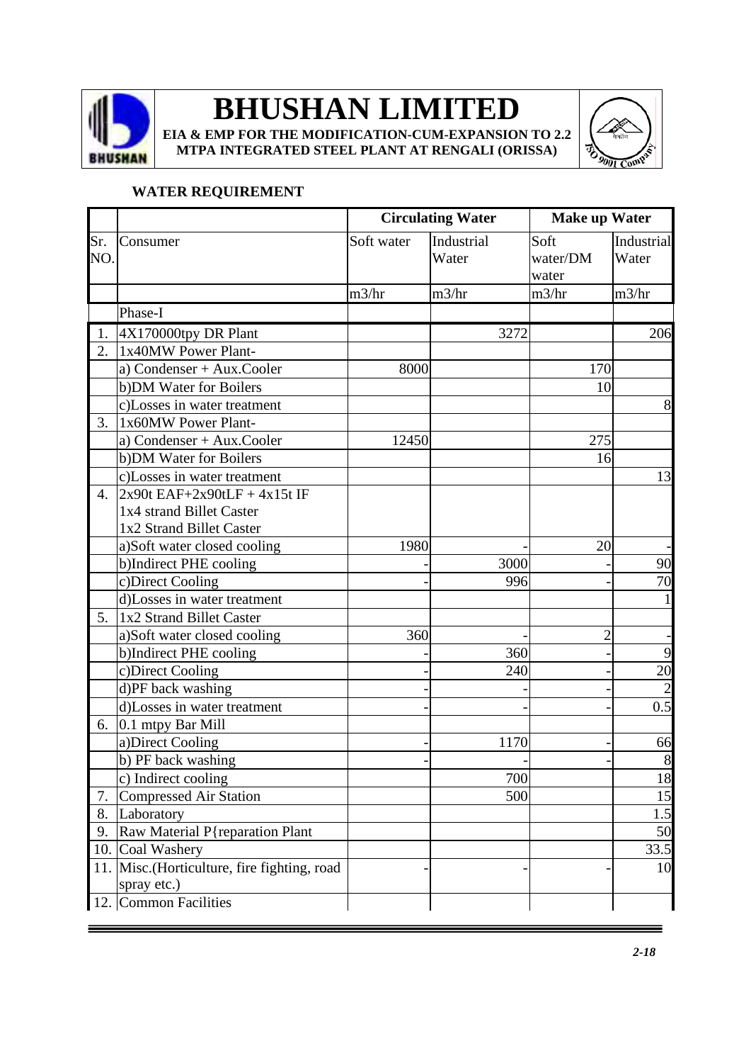## WATER REQUIREMENT

| | | Circulating Water | | Make up Water | |
|---|---|---|---|---|---|
| Sr. NO. | Consumer | Soft water | Industrial Water | Soft water/DM water | Industrial Water |
| | | m3/hr | m3/hr | m3/hr | m3/hr |
| | Phase-I | | | | |
| 1. | 4X170000tpy DR Plant | | 3272 | | 206 |
| 2. | 1x40MW Power Plant- | | | | |
| | a) Condenser + Aux.Cooler | 8000 | | 170 | |
| | b)DM Water for Boilers | | | 10 | |
| | c)Losses in water treatment | | | | 8 |
| 3. | 1x60MW Power Plant- | | | | |
| | a) Condenser + Aux.Cooler | 12450 | | 275 | |
| | b)DM Water for Boilers | | | 16 | |
| | c)Losses in water treatment | | | | 13 |
| 4. | 2x90t EAF+2x90tLF + 4x15t IF<br>1x4 strand Billet Caster<br>1x2 Strand Billet Caster | | | | |
| | a)Soft water closed cooling | 1980 | - | 20 | - |
| | b)Indirect PHE cooling | - | 3000 | - | 90 |
| | c)Direct Cooling | - | 996 | - | 70 |
| | d)Losses in water treatment | | | | 1 |
| 5. | 1x2 Strand Billet Caster | | | | |
| | a)Soft water closed cooling | 360 | - | 2 | - |
| | b)Indirect PHE cooling | - | 360 | - | 9 |
| | c)Direct Cooling | - | 240 | - | 20 |
| | d)PF back washing | - | - | - | 2 |
| | d)Losses in water treatment | - | - | - | 0.5 |
| 6. | 0.1 mtpy Bar Mill | | | | |
| | a)Direct Cooling | - | 1170 | - | 66 |
| | b) PF back washing | - | - | - | 8 |
| | c) Indirect cooling | | 700 | | 18 |
| 7. | Compressed Air Station | | 500 | | 15 |
| 8. | Laboratory | | | | 1.5 |
| 9. | Raw Material P{reparation Plant | | | | 50 |
| 10. | Coal Washery | | | | 33.5 |
| 11. | Misc.(Horticulture, fire fighting, road spray etc.) | - | - | - | 10 |
| 12. | Common Facilities | | | | |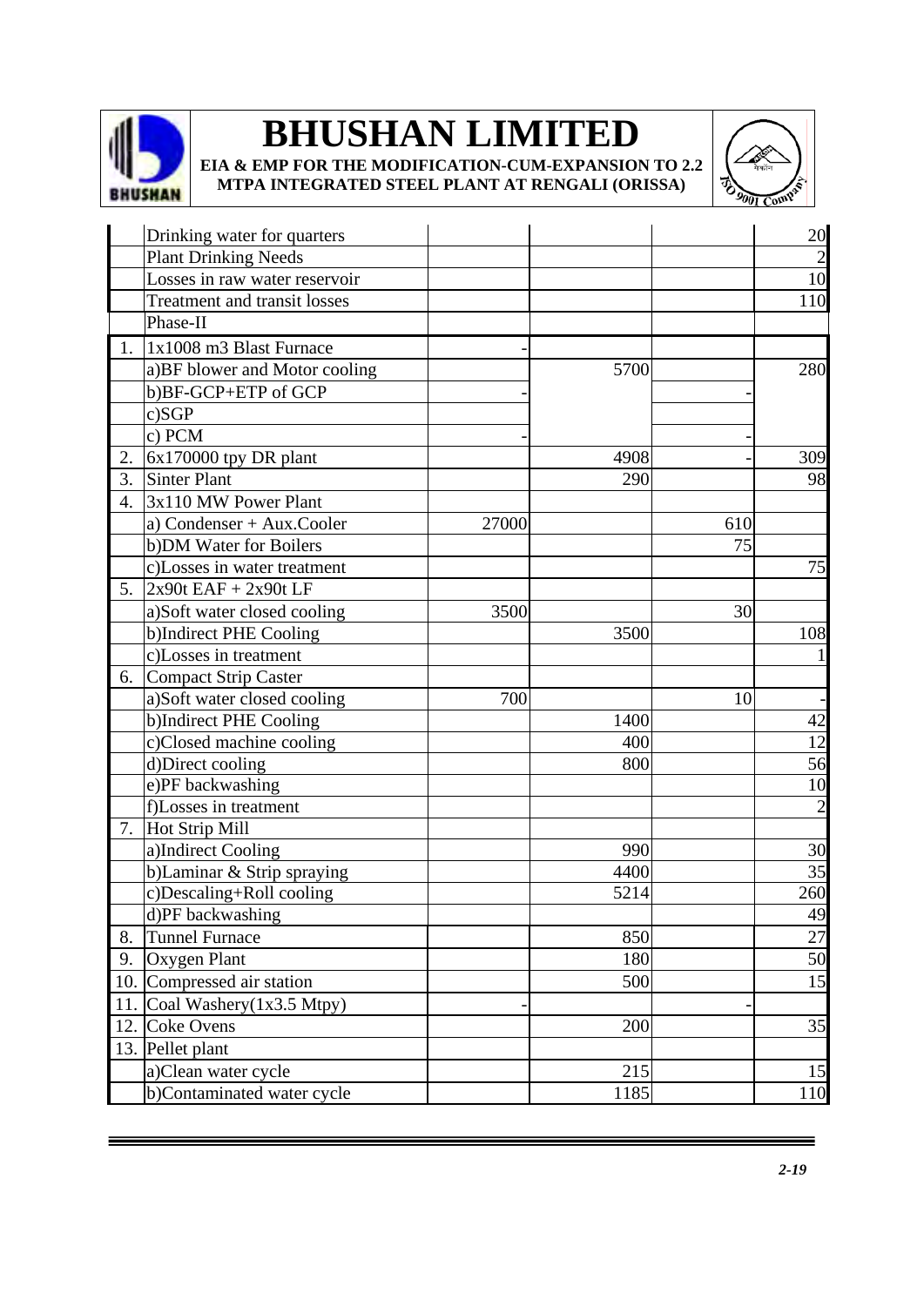| | | | | | |
|---|---|---|---|---|---|
| | Drinking water for quarters | | | | 20 |
| | Plant Drinking Needs | | | | 2 |
| | Losses in raw water reservoir | | | | 10 |
| | Treatment and transit losses | | | | 110 |
| | Phase-II | | | | |
| 1. | 1x1008 m3 Blast Furnace | - | | | |
| | a)BF blower and Motor cooling | | 5700 | | 280 |
| | b)BF-GCP+ETP of GCP | - | | - | |
| | c)SGP | | | | |
| | c) PCM | - | | - | |
| 2. | 6x170000 tpy DR plant | | 4908 | - | 309 |
| 3. | Sinter Plant | | 290 | | 98 |
| 4. | 3x110 MW Power Plant | | | | |
| | a) Condenser + Aux.Cooler | 27000 | | 610 | |
| | b)DM Water for Boilers | | | 75 | |
| | c)Losses in water treatment | | | | 75 |
| 5. | 2x90t EAF + 2x90t LF | | | | |
| | a)Soft water closed cooling | 3500 | | 30 | |
| | b)Indirect PHE Cooling | | 3500 | | 108 |
| | c)Losses in treatment | | | | 1 |
| 6. | Compact Strip Caster | | | | |
| | a)Soft water closed cooling | 700 | | 10 | - |
| | b)Indirect PHE Cooling | | 1400 | | 42 |
| | c)Closed machine cooling | | 400 | | 12 |
| | d)Direct cooling | | 800 | | 56 |
| | e)PF backwashing | | | | 10 |
| | f)Losses in treatment | | | | 2 |
| 7. | Hot Strip Mill | | | | |
| | a)Indirect Cooling | | 990 | | 30 |
| | b)Laminar & Strip spraying | | 4400 | | 35 |
| | c)Descaling+Roll cooling | | 5214 | | 260 |
| | d)PF backwashing | | | | 49 |
| 8. | Tunnel Furnace | | 850 | | 27 |
| 9. | Oxygen Plant | | 180 | | 50 |
| 10. | Compressed air station | | 500 | | 15 |
| 11. | Coal Washery(1x3.5 Mtpy) | - | | - | |
| 12. | Coke Ovens | | 200 | | 35 |
| 13. | Pellet plant | | | | |
| | a)Clean water cycle | | 215 | | 15 |
| | b)Contaminated water cycle | | 1185 | | 110 |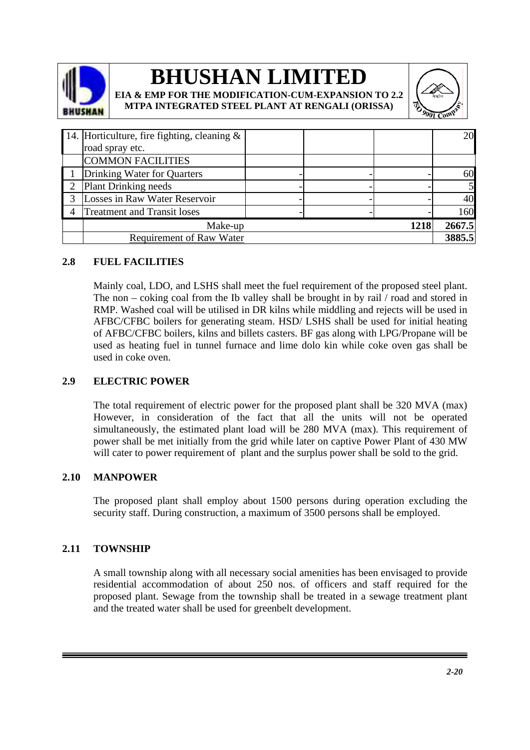| | | | | | |
|---|---|---|---|---|---|
| 14. | Horticulture, fire fighting, cleaning & road spray etc. | | | | 20 |
| | COMMON FACILITIES | | | | |
| 1 | Drinking Water for Quarters | - | - | - | 60 |
| 2 | Plant Drinking needs | - | - | - | 5 |
| 3 | Losses in Raw Water Reservoir | - | - | - | 40 |
| 4 | Treatment and Transit loses | - | - | - | 160 |
| | Make-up | | | 1218 | 2667.5 |
| | Requirement of Raw Water | | | | 3885.5 |

## 2.8 FUEL FACILITIES

Mainly coal, LDO, and LSHS shall meet the fuel requirement of the proposed steel plant. The non – coking coal from the Ib valley shall be brought in by rail / road and stored in RMP. Washed coal will be utilised in DR kilns while middling and rejects will be used in AFBC/CFBC boilers for generating steam. HSD/ LSHS shall be used for initial heating of AFBC/CFBC boilers, kilns and billets casters. BF gas along with LPG/Propane will be used as heating fuel in tunnel furnace and lime dolo kin while coke oven gas shall be used in coke oven.

## 2.9 ELECTRIC POWER

The total requirement of electric power for the proposed plant shall be 320 MVA (max) However, in consideration of the fact that all the units will not be operated simultaneously, the estimated plant load will be 280 MVA (max). This requirement of power shall be met initially from the grid while later on captive Power Plant of 430 MW will cater to power requirement of plant and the surplus power shall be sold to the grid.

## 2.10 MANPOWER

The proposed plant shall employ about 1500 persons during operation excluding the security staff. During construction, a maximum of 3500 persons shall be employed.

## 2.11 TOWNSHIP

A small township along with all necessary social amenities has been envisaged to provide residential accommodation of about 250 nos. of officers and staff required for the proposed plant. Sewage from the township shall be treated in a sewage treatment plant and the treated water shall be used for greenbelt development.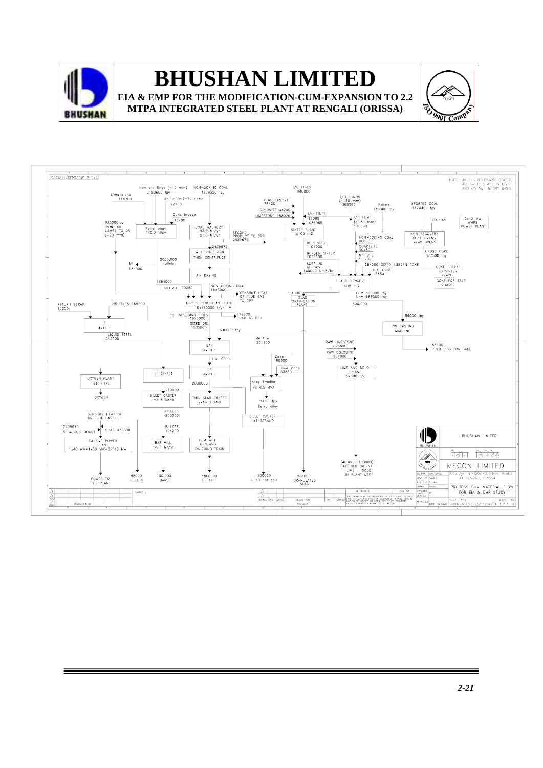# BHUSHAN LIMITED

**EIA & EMP FOR THE MODIFICATION-CUM-EXPANSION TO 2.2 MTPA INTEGRATED STEEL PLANT AT RENGALI (ORISSA)**

NOTE: UNLESS OTHERWISE STATED, ALL FIGURES ARE IN t/yr AND ON NET & DRY BASIS

Lime stone 118700

Iron ore fines (-10 mm) 2180600 tpy

NON-COKING COAL 4879350 tpy

Bentonite (-10 mm) 22700

Coke breeze 45400

836000tpy IRON ORE LUMPS TO DR (-20 mm)

Pellet plant 1x2.0 Mtpy

COAL WASHERY 1x3.5 Mt/yr 1x1.0 Mt/yr

SECOND PRODUCT TO CPP 2439675

2439675

WET SCREENING THEN CENTRIFUGE

2000,000 Pellets

BF 136000

AIR DRYING

1864000

DOLOMITE 50250

NON-COKING COAL 1595000

SENSIBLE HEAT OF FLUE GAS TO CPP

DIRECT REDUCTION PLANT 10x170000 t/yr

RETURN SCRAP 95250

DRI FINES 169200

DRI INCLUDING FINES 1675000

472500 CHAR TO CPP

SIZED DRI 1505800

IF 4x15 t

LIQUID STEEL 212000

600000 tpy

I/O FINES 940000

COKE BREEZE 77420

DOLOMITE 44240

LIMESTONE 188020

I/O FINES 96065

1036065

SINTER PLANT 1x105 m2

BF SINTER 1106000

BURDEN SINTER 1026600

SURPLUS BF GAS 140000 Nm3/hr

I/O LUMPS (-150 mm) 368065

I/O LUMP (8-30 mm) 136000

Pellets 136000 tpy

IMPORTED COAL 1170400 tpy

CO GAS

2x12 MW WHRB POWER PLANT

NON RECOVERY COKE OVENS 4x49 OVENS

NON-COKING COAL 96000

QUARTZITE 30480

Mn-ORE 11,200

CROSS COKE 877500 tpy

284000 SIZED BURDEN COKE

NUT COKE 17550

COKE BREEZE TO SINTER 77420

COKE FOR SALE 516080

BLAST FURNACE 1008 m3

264000

SLAG GRANULATION PLANT

GHM 800000 tpy NHM 686000 tpy

600,000

86000 tpy

PIG CASTING MACHINE

83190 COLD PIGS FOR SALE

Mn Ore 231900

EAF 4x90 t

LIQ. STEEL

Coke 60300

Lime stone 53850

RAW LIMESTONE 826500

RAW DOLOMITE 207000

LIME AND DOLO PLANT 5x300 t/d

OXYGEN PLANT 1x400 t/d

OXYGEN

LF (2x15)

LF 4x90 t

2000000

Alloy Smelter 4x16.5 MVA

210000

BILLET CASTER 1x2-STRAND

THIN SLAB CASTER 2x1-STRAND

85000 tpy Ferro Alloy

SENSIBLE HEAT OF DR FLUE GASES

BILLETS 200000

BILLET CASTER 1x4-STRAND

2439675 SECOND PRODUCT

CHAR 472500

BILLETS 104200

CAPTIVE POWER PLANT 1x40 MW+1x60 MW=3x110 MW

BAR MILL 1x0.1 Mt/yr

HSM WITH 6-STAND FINISHING TRAIN

(400000+100000) CALCINED BURNT LIME DOLO IN PLANT USE

POWER TO THE PLANT

95000 BILLETS

100,000 BARS

1800000 HR COIL

200000 Billets for sale

264000 GRANULATED SLAG

BHUSHAN LIMITED

MECON LIMITED

2.2Mt/yr INTEGRATED STEEL PLANT AT RENGALI, ORISSA

PROCESS-CUM-MATERIAL FLOW FOR EIA & EMP STUDY

DRG.No.MEC/Q853/11/S2/01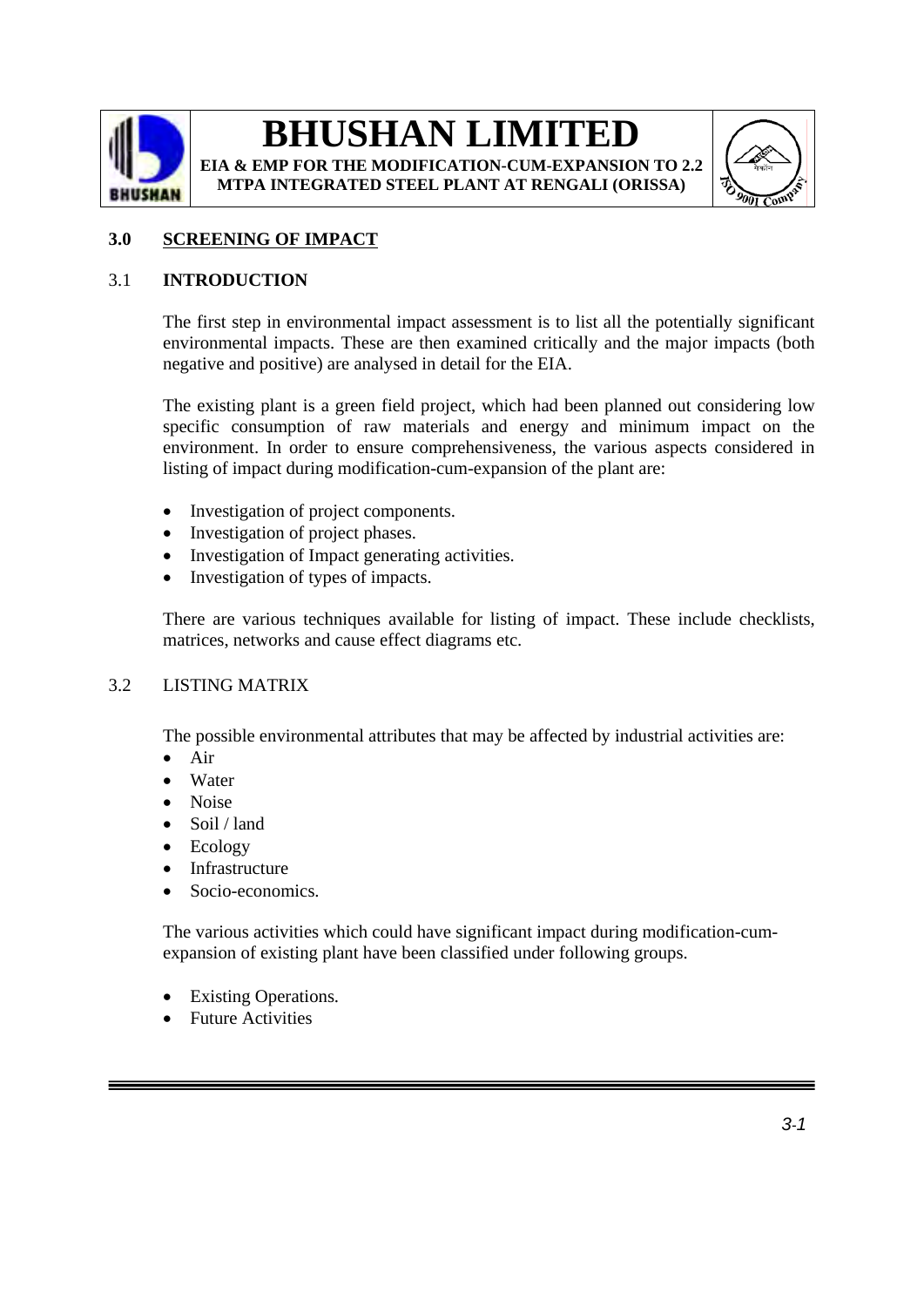## 3.0 SCREENING OF IMPACT

### 3.1 INTRODUCTION

The first step in environmental impact assessment is to list all the potentially significant environmental impacts. These are then examined critically and the major impacts (both negative and positive) are analysed in detail for the EIA.

The existing plant is a green field project, which had been planned out considering low specific consumption of raw materials and energy and minimum impact on the environment. In order to ensure comprehensiveness, the various aspects considered in listing of impact during modification-cum-expansion of the plant are:

- Investigation of project components.
- Investigation of project phases.
- Investigation of Impact generating activities.
- Investigation of types of impacts.

There are various techniques available for listing of impact. These include checklists, matrices, networks and cause effect diagrams etc.

### 3.2 LISTING MATRIX

The possible environmental attributes that may be affected by industrial activities are:

- Air
- Water
- Noise
- Soil / land
- Ecology
- Infrastructure
- Socio-economics.

The various activities which could have significant impact during modification-cum-expansion of existing plant have been classified under following groups.

- Existing Operations.
- Future Activities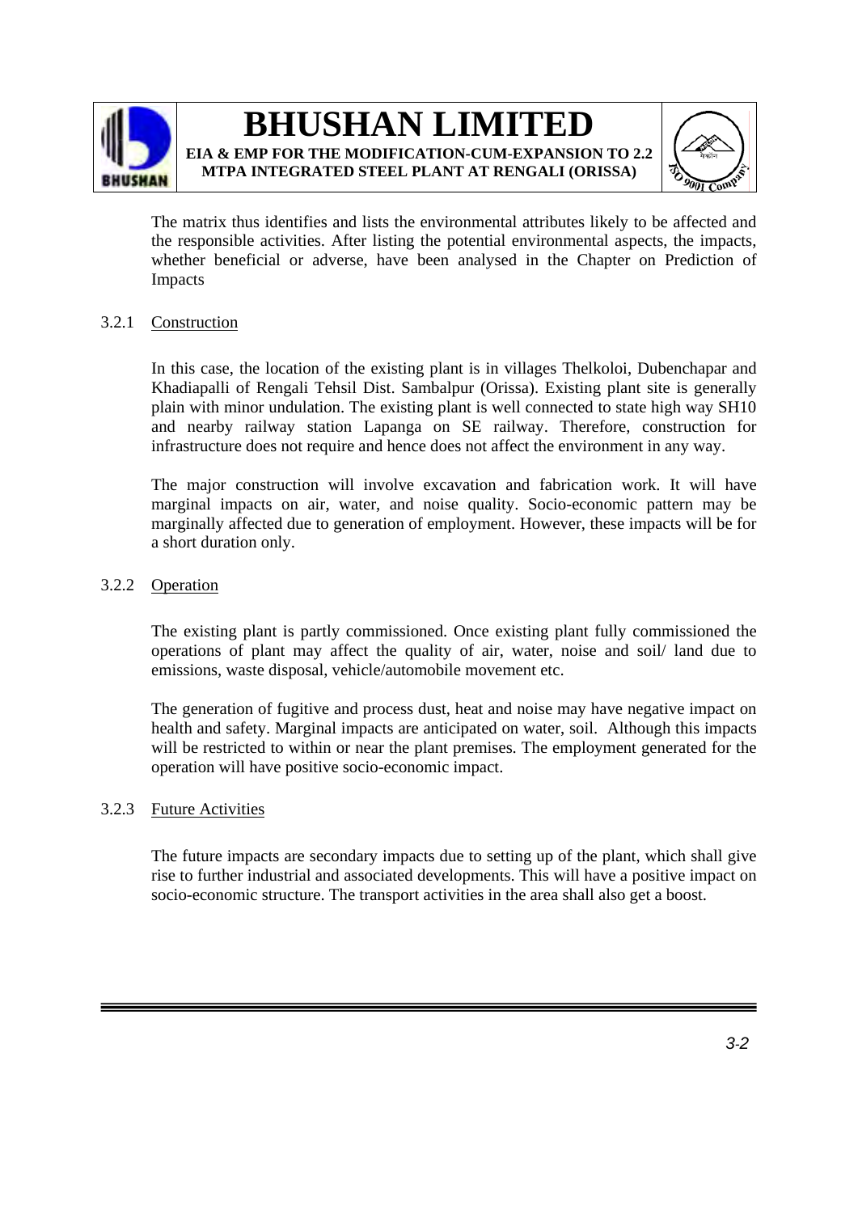The matrix thus identifies and lists the environmental attributes likely to be affected and the responsible activities. After listing the potential environmental aspects, the impacts, whether beneficial or adverse, have been analysed in the Chapter on Prediction of Impacts

### 3.2.1 Construction

In this case, the location of the existing plant is in villages Thelkoloi, Dubenchapar and Khadiapalli of Rengali Tehsil Dist. Sambalpur (Orissa). Existing plant site is generally plain with minor undulation. The existing plant is well connected to state high way SH10 and nearby railway station Lapanga on SE railway. Therefore, construction for infrastructure does not require and hence does not affect the environment in any way.

The major construction will involve excavation and fabrication work. It will have marginal impacts on air, water, and noise quality. Socio-economic pattern may be marginally affected due to generation of employment. However, these impacts will be for a short duration only.

### 3.2.2 Operation

The existing plant is partly commissioned. Once existing plant fully commissioned the operations of plant may affect the quality of air, water, noise and soil/ land due to emissions, waste disposal, vehicle/automobile movement etc.

The generation of fugitive and process dust, heat and noise may have negative impact on health and safety. Marginal impacts are anticipated on water, soil. Although this impacts will be restricted to within or near the plant premises. The employment generated for the operation will have positive socio-economic impact.

### 3.2.3 Future Activities

The future impacts are secondary impacts due to setting up of the plant, which shall give rise to further industrial and associated developments. This will have a positive impact on socio-economic structure. The transport activities in the area shall also get a boost.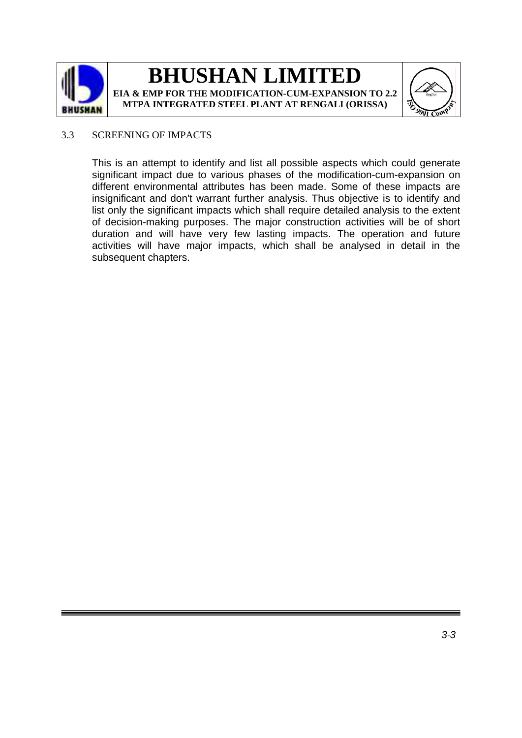## 3.3 SCREENING OF IMPACTS

This is an attempt to identify and list all possible aspects which could generate significant impact due to various phases of the modification-cum-expansion on different environmental attributes has been made. Some of these impacts are insignificant and don't warrant further analysis. Thus objective is to identify and list only the significant impacts which shall require detailed analysis to the extent of decision-making purposes. The major construction activities will be of short duration and will have very few lasting impacts. The operation and future activities will have major impacts, which shall be analysed in detail in the subsequent chapters.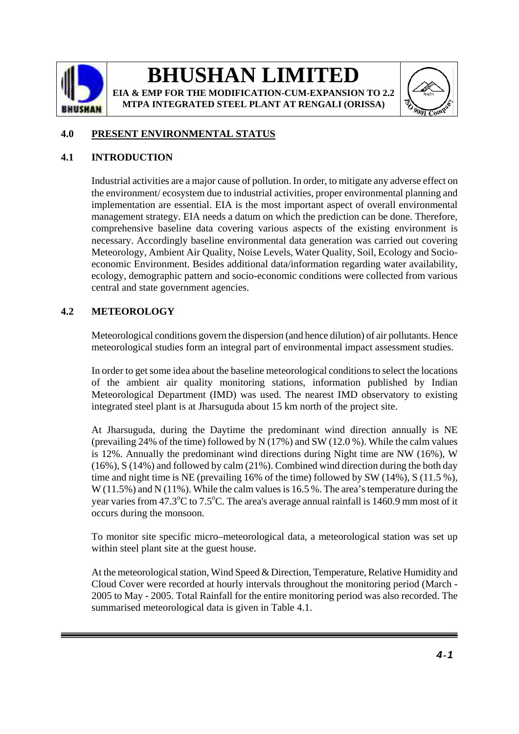## 4.0 PRESENT ENVIRONMENTAL STATUS

### 4.1 INTRODUCTION

Industrial activities are a major cause of pollution. In order, to mitigate any adverse effect on the environment/ ecosystem due to industrial activities, proper environmental planning and implementation are essential. EIA is the most important aspect of overall environmental management strategy. EIA needs a datum on which the prediction can be done. Therefore, comprehensive baseline data covering various aspects of the existing environment is necessary. Accordingly baseline environmental data generation was carried out covering Meteorology, Ambient Air Quality, Noise Levels, Water Quality, Soil, Ecology and Socio-economic Environment. Besides additional data/information regarding water availability, ecology, demographic pattern and socio-economic conditions were collected from various central and state government agencies.

### 4.2 METEOROLOGY

Meteorological conditions govern the dispersion (and hence dilution) of air pollutants. Hence meteorological studies form an integral part of environmental impact assessment studies.

In order to get some idea about the baseline meteorological conditions to select the locations of the ambient air quality monitoring stations, information published by Indian Meteorological Department (IMD) was used. The nearest IMD observatory to existing integrated steel plant is at Jharsuguda about 15 km north of the project site.

At Jharsuguda, during the Daytime the predominant wind direction annually is NE (prevailing 24% of the time) followed by N (17%) and SW (12.0 %). While the calm values is 12%. Annually the predominant wind directions during Night time are NW (16%), W (16%), S (14%) and followed by calm (21%). Combined wind direction during the both day time and night time is NE (prevailing 16% of the time) followed by SW (14%), S (11.5 %), W (11.5%) and N (11%). While the calm values is 16.5 %. The area's temperature during the year varies from 47.3°C to 7.5°C. The area's average annual rainfall is 1460.9 mm most of it occurs during the monsoon.

To monitor site specific micro–meteorological data, a meteorological station was set up within steel plant site at the guest house.

At the meteorological station, Wind Speed & Direction, Temperature, Relative Humidity and Cloud Cover were recorded at hourly intervals throughout the monitoring period (March - 2005 to May - 2005. Total Rainfall for the entire monitoring period was also recorded. The summarised meteorological data is given in Table 4.1.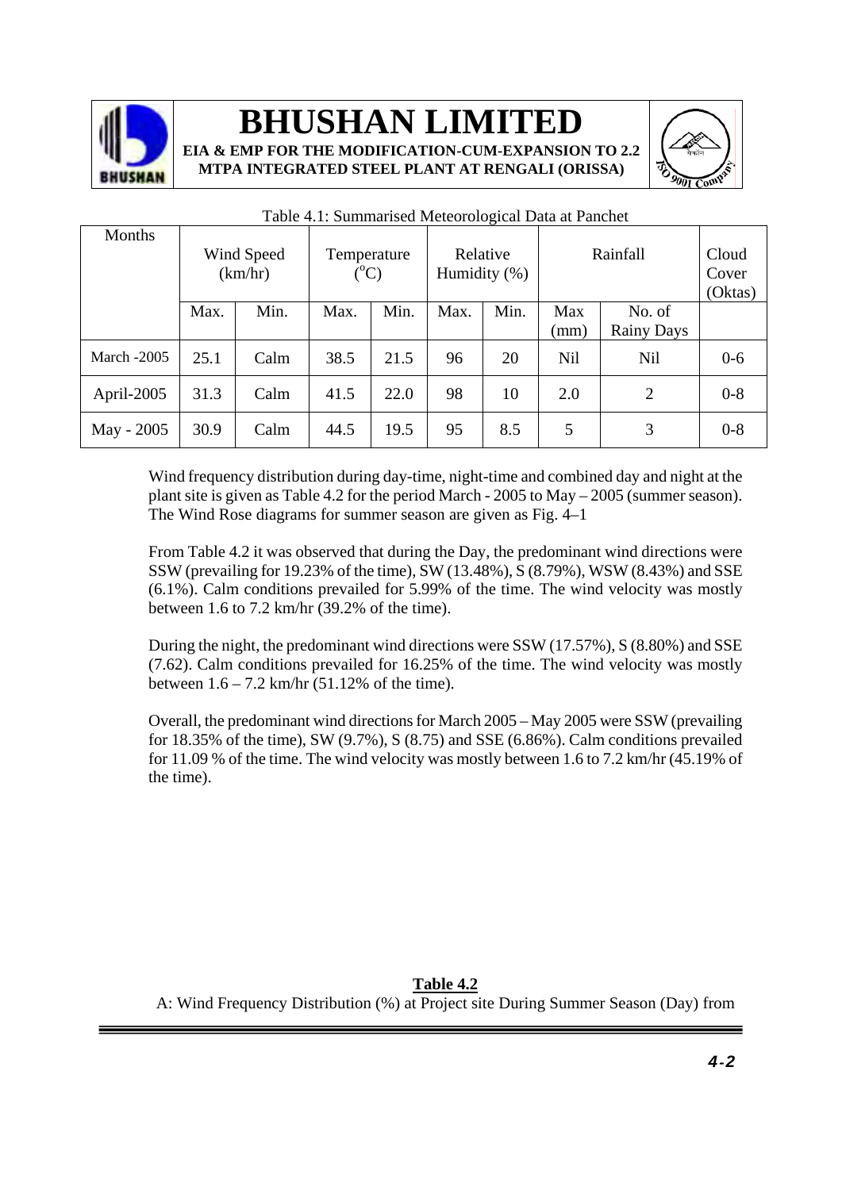Table 4.1: Summarised Meteorological Data at Panchet

| Months | Wind Speed (km/hr) | | Temperature ($^oC$) | | Relative Humidity (%) | | Rainfall | | Cloud Cover (Oktas) |
|---|---|---|---|---|---|---|---|---|---|
| | Max. | Min. | Max. | Min. | Max. | Min. | Max (mm) | No. of Rainy Days | |
| March -2005 | 25.1 | Calm | 38.5 | 21.5 | 96 | 20 | Nil | Nil | 0-6 |
| April-2005 | 31.3 | Calm | 41.5 | 22.0 | 98 | 10 | 2.0 | 2 | 0-8 |
| May - 2005 | 30.9 | Calm | 44.5 | 19.5 | 95 | 8.5 | 5 | 3 | 0-8 |

Wind frequency distribution during day-time, night-time and combined day and night at the plant site is given as Table 4.2 for the period March - 2005 to May – 2005 (summer season). The Wind Rose diagrams for summer season are given as Fig. 4–1

From Table 4.2 it was observed that during the Day, the predominant wind directions were SSW (prevailing for 19.23% of the time), SW (13.48%), S (8.79%), WSW (8.43%) and SSE (6.1%). Calm conditions prevailed for 5.99% of the time. The wind velocity was mostly between 1.6 to 7.2 km/hr (39.2% of the time).

During the night, the predominant wind directions were SSW (17.57%), S (8.80%) and SSE (7.62). Calm conditions prevailed for 16.25% of the time. The wind velocity was mostly between 1.6 – 7.2 km/hr (51.12% of the time).

Overall, the predominant wind directions for March 2005 – May 2005 were SSW (prevailing for 18.35% of the time), SW (9.7%), S (8.75) and SSE (6.86%). Calm conditions prevailed for 11.09 % of the time. The wind velocity was mostly between 1.6 to 7.2 km/hr (45.19% of the time).

**Table 4.2**

A: Wind Frequency Distribution (%) at Project site During Summer Season (Day) from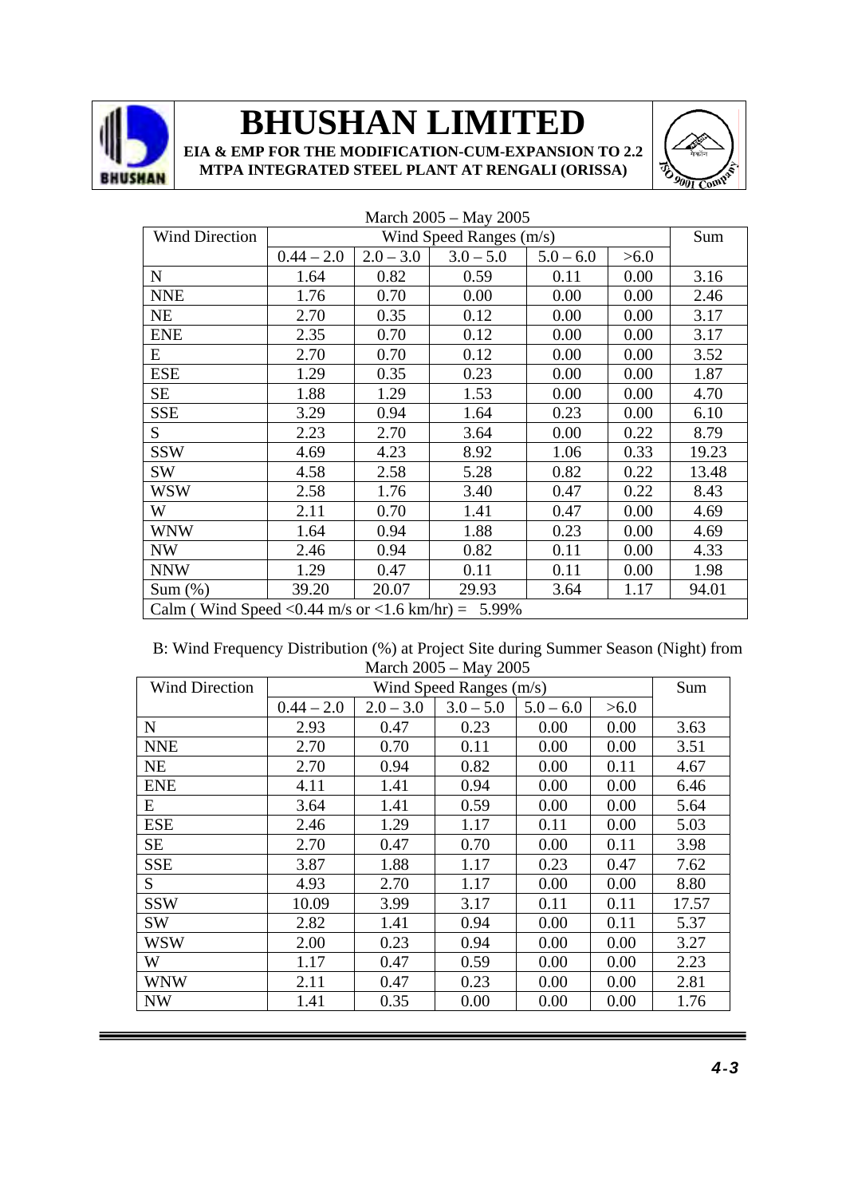March 2005 – May 2005

| Wind Direction | Wind Speed Ranges (m/s) | | | | | Sum |
|---|---|---|---|---|---|---|
| | 0.44 – 2.0 | 2.0 – 3.0 | 3.0 – 5.0 | 5.0 – 6.0 | >6.0 | |
| N | 1.64 | 0.82 | 0.59 | 0.11 | 0.00 | 3.16 |
| NNE | 1.76 | 0.70 | 0.00 | 0.00 | 0.00 | 2.46 |
| NE | 2.70 | 0.35 | 0.12 | 0.00 | 0.00 | 3.17 |
| ENE | 2.35 | 0.70 | 0.12 | 0.00 | 0.00 | 3.17 |
| E | 2.70 | 0.70 | 0.12 | 0.00 | 0.00 | 3.52 |
| ESE | 1.29 | 0.35 | 0.23 | 0.00 | 0.00 | 1.87 |
| SE | 1.88 | 1.29 | 1.53 | 0.00 | 0.00 | 4.70 |
| SSE | 3.29 | 0.94 | 1.64 | 0.23 | 0.00 | 6.10 |
| S | 2.23 | 2.70 | 3.64 | 0.00 | 0.22 | 8.79 |
| SSW | 4.69 | 4.23 | 8.92 | 1.06 | 0.33 | 19.23 |
| SW | 4.58 | 2.58 | 5.28 | 0.82 | 0.22 | 13.48 |
| WSW | 2.58 | 1.76 | 3.40 | 0.47 | 0.22 | 8.43 |
| W | 2.11 | 0.70 | 1.41 | 0.47 | 0.00 | 4.69 |
| WNW | 1.64 | 0.94 | 1.88 | 0.23 | 0.00 | 4.69 |
| NW | 2.46 | 0.94 | 0.82 | 0.11 | 0.00 | 4.33 |
| NNW | 1.29 | 0.47 | 0.11 | 0.11 | 0.00 | 1.98 |
| Sum (%) | 39.20 | 20.07 | 29.93 | 3.64 | 1.17 | 94.01 |
| Calm ( Wind Speed <0.44 m/s or <1.6 km/hr) = 5.99% | | | | | | |

B: Wind Frequency Distribution (%) at Project Site during Summer Season (Night) from March 2005 – May 2005

| Wind Direction | Wind Speed Ranges (m/s) | | | | | Sum |
|---|---|---|---|---|---|---|
| | 0.44 – 2.0 | 2.0 – 3.0 | 3.0 – 5.0 | 5.0 – 6.0 | >6.0 | |
| N | 2.93 | 0.47 | 0.23 | 0.00 | 0.00 | 3.63 |
| NNE | 2.70 | 0.70 | 0.11 | 0.00 | 0.00 | 3.51 |
| NE | 2.70 | 0.94 | 0.82 | 0.00 | 0.11 | 4.67 |
| ENE | 4.11 | 1.41 | 0.94 | 0.00 | 0.00 | 6.46 |
| E | 3.64 | 1.41 | 0.59 | 0.00 | 0.00 | 5.64 |
| ESE | 2.46 | 1.29 | 1.17 | 0.11 | 0.00 | 5.03 |
| SE | 2.70 | 0.47 | 0.70 | 0.00 | 0.11 | 3.98 |
| SSE | 3.87 | 1.88 | 1.17 | 0.23 | 0.47 | 7.62 |
| S | 4.93 | 2.70 | 1.17 | 0.00 | 0.00 | 8.80 |
| SSW | 10.09 | 3.99 | 3.17 | 0.11 | 0.11 | 17.57 |
| SW | 2.82 | 1.41 | 0.94 | 0.00 | 0.11 | 5.37 |
| WSW | 2.00 | 0.23 | 0.94 | 0.00 | 0.00 | 3.27 |
| W | 1.17 | 0.47 | 0.59 | 0.00 | 0.00 | 2.23 |
| WNW | 2.11 | 0.47 | 0.23 | 0.00 | 0.00 | 2.81 |
| NW | 1.41 | 0.35 | 0.00 | 0.00 | 0.00 | 1.76 |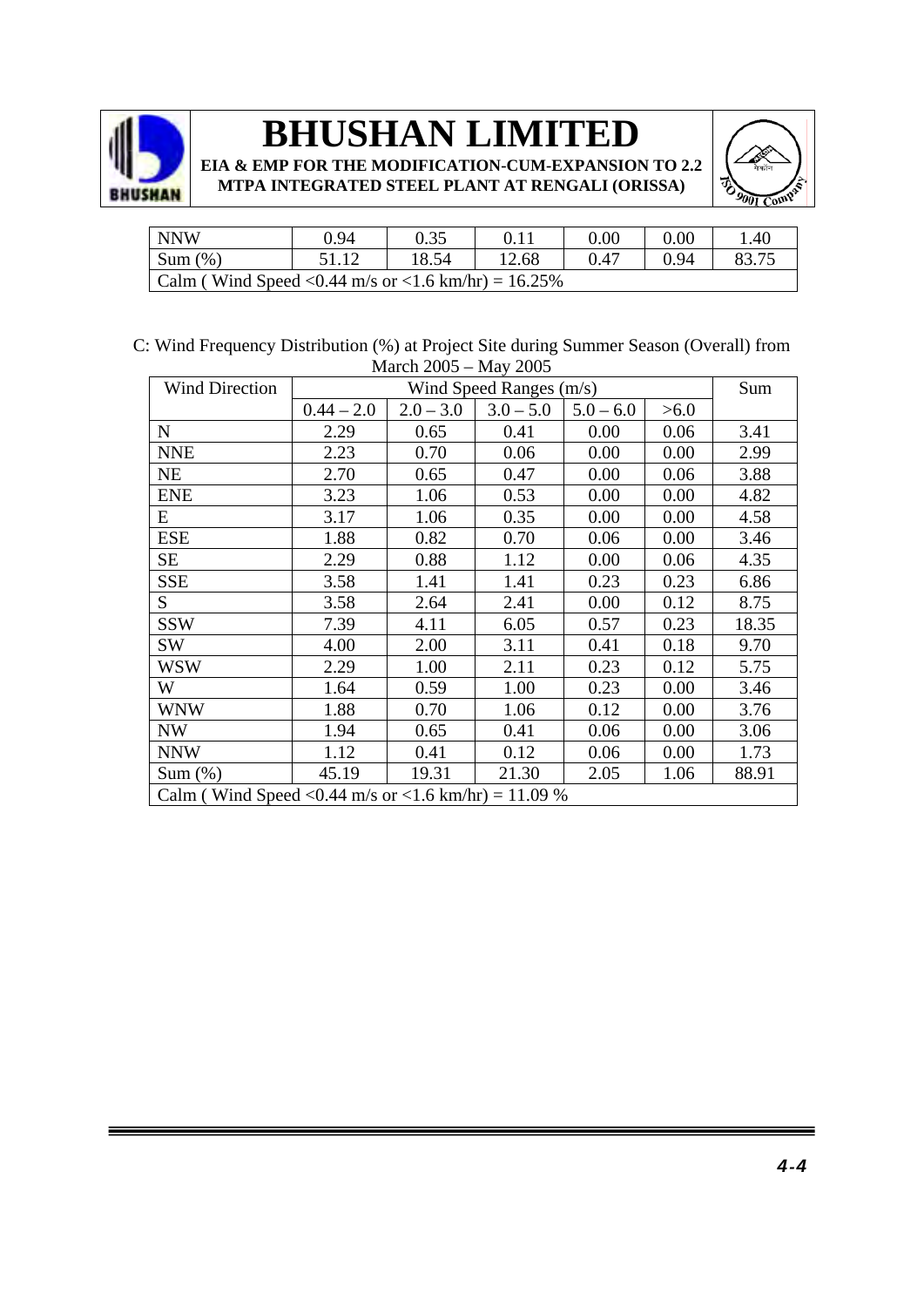| NNW | 0.94 | 0.35 | 0.11 | 0.00 | 0.00 | 1.40 |
|---|---|---|---|---|---|---|
| Sum (%) | 51.12 | 18.54 | 12.68 | 0.47 | 0.94 | 83.75 |
| Calm ( Wind Speed <0.44 m/s or <1.6 km/hr) = 16.25% | | | | | | |

C: Wind Frequency Distribution (%) at Project Site during Summer Season (Overall) from March 2005 – May 2005

| Wind Direction | Wind Speed Ranges (m/s) | | | | | Sum |
|---|---|---|---|---|---|---|
| | 0.44 – 2.0 | 2.0 – 3.0 | 3.0 – 5.0 | 5.0 – 6.0 | >6.0 | |
| N | 2.29 | 0.65 | 0.41 | 0.00 | 0.06 | 3.41 |
| NNE | 2.23 | 0.70 | 0.06 | 0.00 | 0.00 | 2.99 |
| NE | 2.70 | 0.65 | 0.47 | 0.00 | 0.06 | 3.88 |
| ENE | 3.23 | 1.06 | 0.53 | 0.00 | 0.00 | 4.82 |
| E | 3.17 | 1.06 | 0.35 | 0.00 | 0.00 | 4.58 |
| ESE | 1.88 | 0.82 | 0.70 | 0.06 | 0.00 | 3.46 |
| SE | 2.29 | 0.88 | 1.12 | 0.00 | 0.06 | 4.35 |
| SSE | 3.58 | 1.41 | 1.41 | 0.23 | 0.23 | 6.86 |
| S | 3.58 | 2.64 | 2.41 | 0.00 | 0.12 | 8.75 |
| SSW | 7.39 | 4.11 | 6.05 | 0.57 | 0.23 | 18.35 |
| SW | 4.00 | 2.00 | 3.11 | 0.41 | 0.18 | 9.70 |
| WSW | 2.29 | 1.00 | 2.11 | 0.23 | 0.12 | 5.75 |
| W | 1.64 | 0.59 | 1.00 | 0.23 | 0.00 | 3.46 |
| WNW | 1.88 | 0.70 | 1.06 | 0.12 | 0.00 | 3.76 |
| NW | 1.94 | 0.65 | 0.41 | 0.06 | 0.00 | 3.06 |
| NNW | 1.12 | 0.41 | 0.12 | 0.06 | 0.00 | 1.73 |
| Sum (%) | 45.19 | 19.31 | 21.30 | 2.05 | 1.06 | 88.91 |
| Calm ( Wind Speed <0.44 m/s or <1.6 km/hr) = 11.09 % | | | | | | |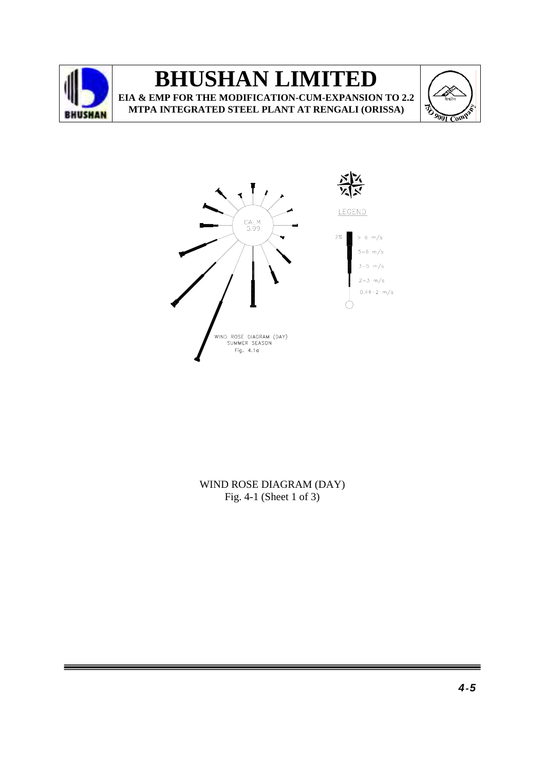CALM
5.99

LEGEND

2% — > 6 m/s; 5–6 m/s; 3–5 m/s; 2–3 m/s; 0.44–2 m/s

WIND ROSE DIAGRAM (DAY)
SUMMER SEASON
Fig. 4.1a

WIND ROSE DIAGRAM (DAY)
Fig. 4-1 (Sheet 1 of 3)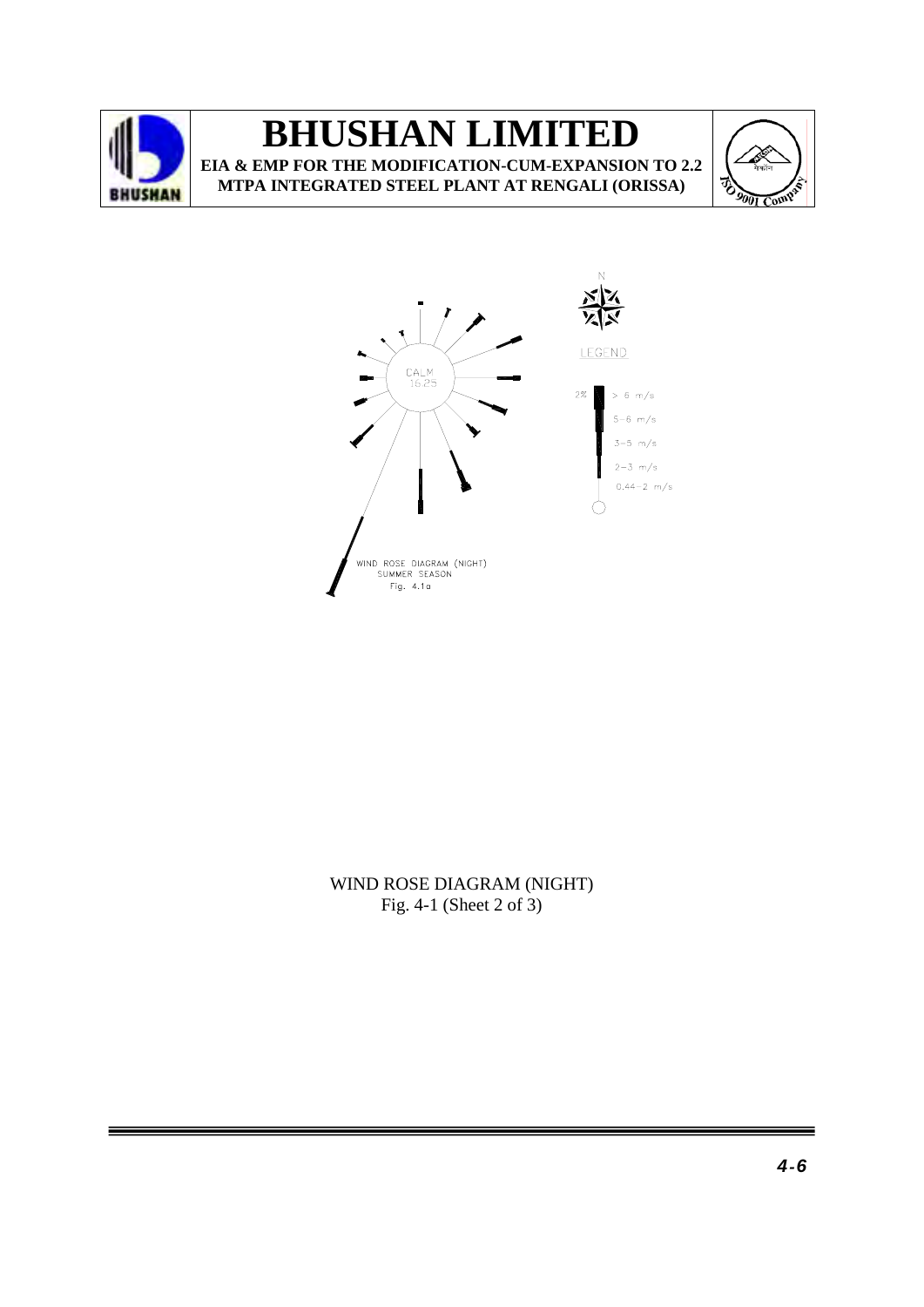WIND ROSE DIAGRAM (NIGHT)
SUMMER SEASON
Fig. 4.1a

LEGEND

2%

> 6 m/s

5-6 m/s

3-5 m/s

2-3 m/s

0.44-2 m/s

CALM
16.25

WIND ROSE DIAGRAM (NIGHT)
Fig. 4-1 (Sheet 2 of 3)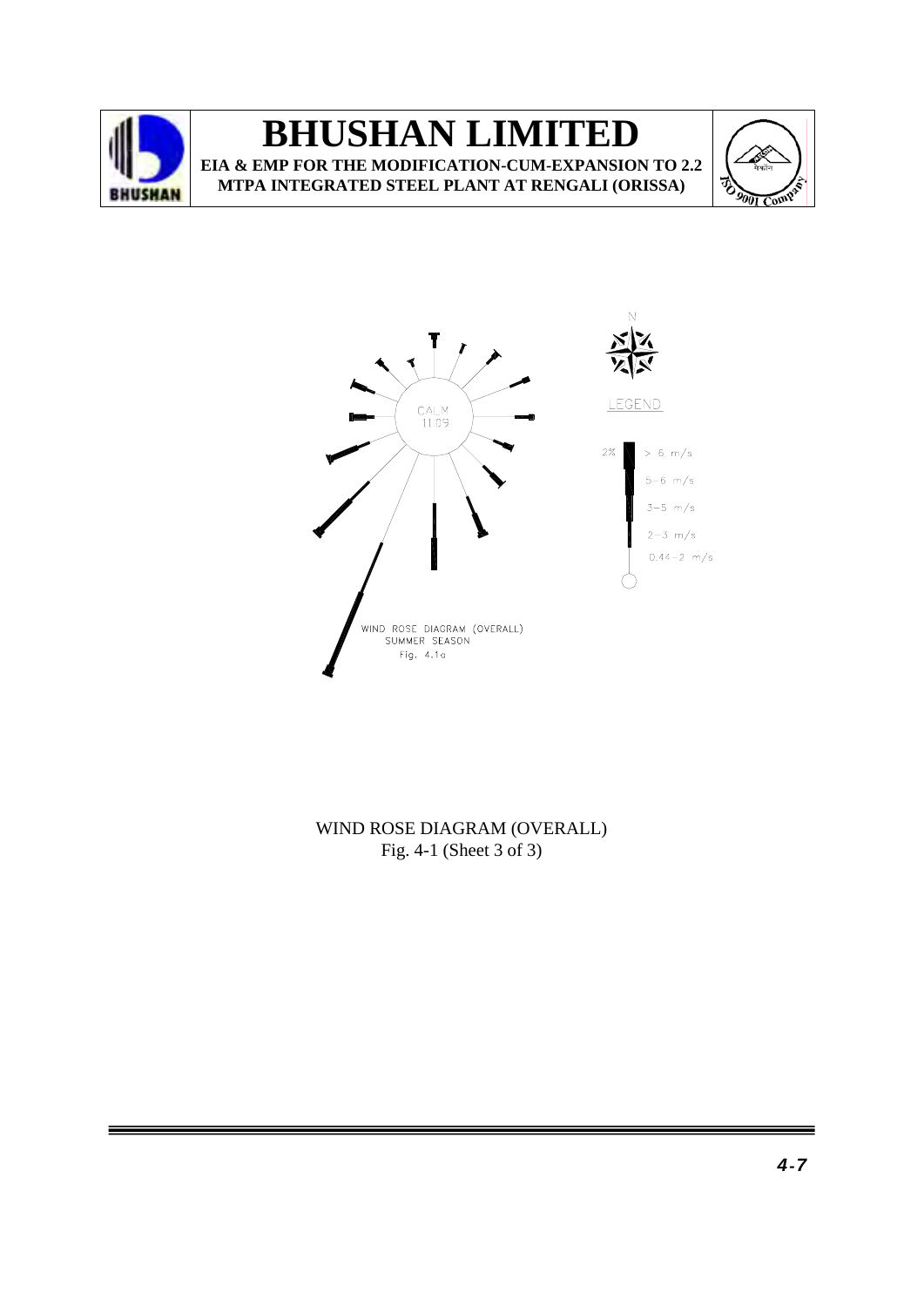CALM
11.09

N

LEGEND

2% > 6 m/s
5–6 m/s
3–5 m/s
2–3 m/s
0.44–2 m/s

WIND ROSE DIAGRAM (OVERALL)
SUMMER SEASON
Fig. 4.1a

WIND ROSE DIAGRAM (OVERALL)
Fig. 4-1 (Sheet 3 of 3)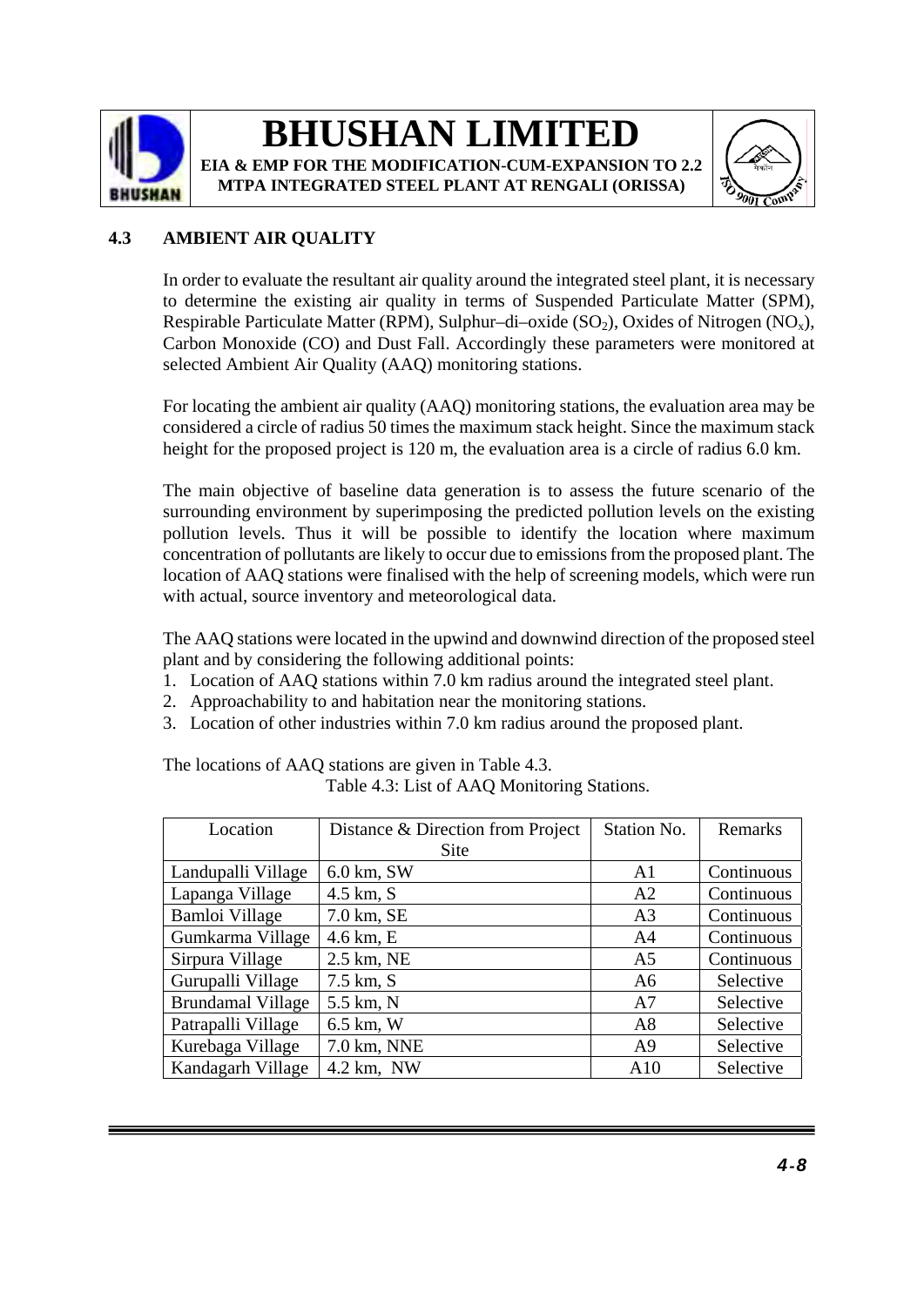## 4.3 AMBIENT AIR QUALITY

In order to evaluate the resultant air quality around the integrated steel plant, it is necessary to determine the existing air quality in terms of Suspended Particulate Matter (SPM), Respirable Particulate Matter (RPM), Sulphur–di–oxide ($SO_2$), Oxides of Nitrogen ($NO_x$), Carbon Monoxide (CO) and Dust Fall. Accordingly these parameters were monitored at selected Ambient Air Quality (AAQ) monitoring stations.

For locating the ambient air quality (AAQ) monitoring stations, the evaluation area may be considered a circle of radius 50 times the maximum stack height. Since the maximum stack height for the proposed project is 120 m, the evaluation area is a circle of radius 6.0 km.

The main objective of baseline data generation is to assess the future scenario of the surrounding environment by superimposing the predicted pollution levels on the existing pollution levels. Thus it will be possible to identify the location where maximum concentration of pollutants are likely to occur due to emissions from the proposed plant. The location of AAQ stations were finalised with the help of screening models, which were run with actual, source inventory and meteorological data.

The AAQ stations were located in the upwind and downwind direction of the proposed steel plant and by considering the following additional points:

1. Location of AAQ stations within 7.0 km radius around the integrated steel plant.
2. Approachability to and habitation near the monitoring stations.
3. Location of other industries within 7.0 km radius around the proposed plant.

The locations of AAQ stations are given in Table 4.3.

Table 4.3: List of AAQ Monitoring Stations.

| Location | Distance & Direction from Project Site | Station No. | Remarks |
|---|---|---|---|
| Landupalli Village | 6.0 km, SW | A1 | Continuous |
| Lapanga Village | 4.5 km, S | A2 | Continuous |
| Bamloi Village | 7.0 km, SE | A3 | Continuous |
| Gumkarma Village | 4.6 km, E | A4 | Continuous |
| Sirpura Village | 2.5 km, NE | A5 | Continuous |
| Gurupalli Village | 7.5 km, S | A6 | Selective |
| Brundamal Village | 5.5 km, N | A7 | Selective |
| Patrapalli Village | 6.5 km, W | A8 | Selective |
| Kurebaga Village | 7.0 km, NNE | A9 | Selective |
| Kandagarh Village | 4.2 km, NW | A10 | Selective |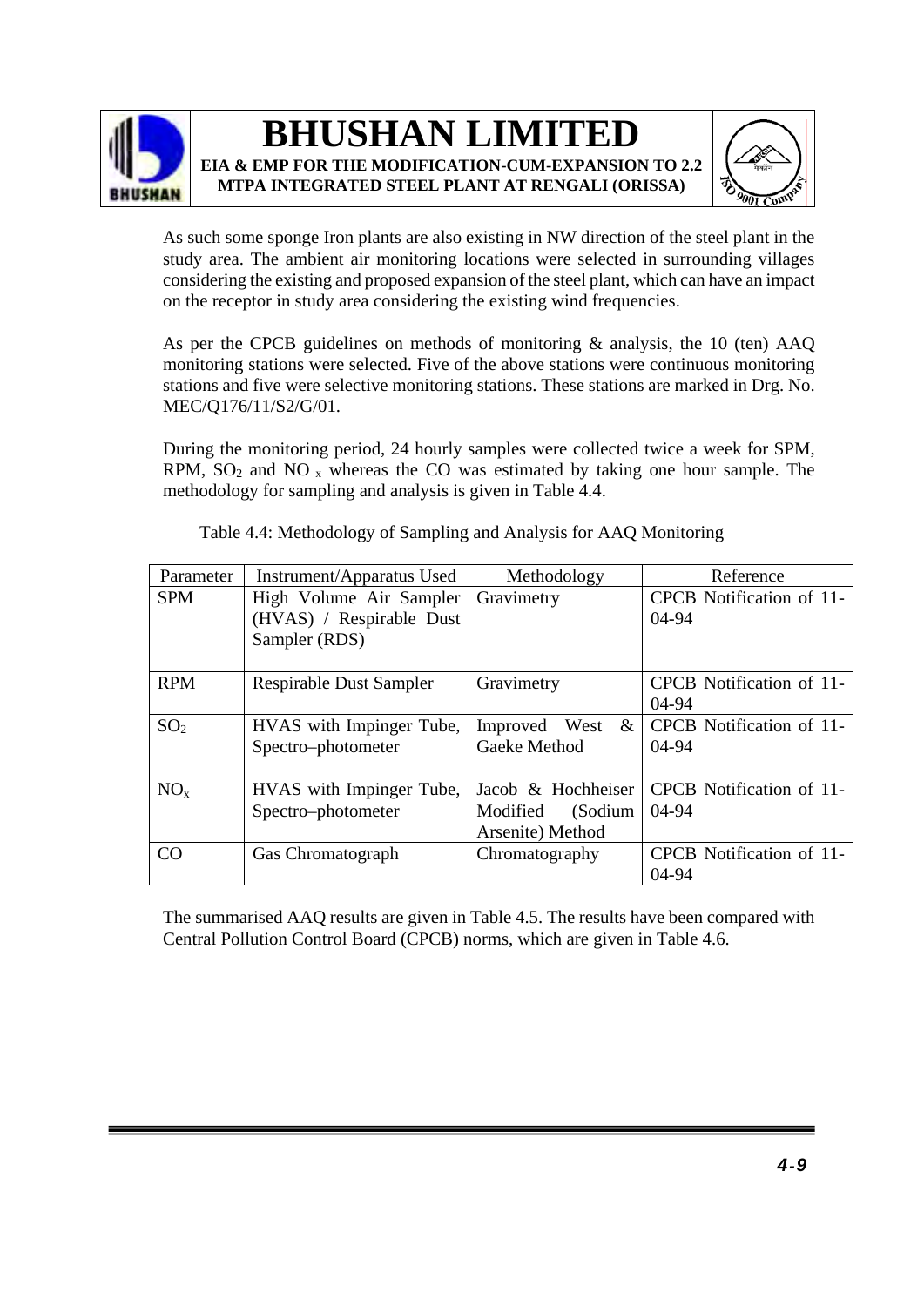As such some sponge Iron plants are also existing in NW direction of the steel plant in the study area. The ambient air monitoring locations were selected in surrounding villages considering the existing and proposed expansion of the steel plant, which can have an impact on the receptor in study area considering the existing wind frequencies.

As per the CPCB guidelines on methods of monitoring & analysis, the 10 (ten) AAQ monitoring stations were selected. Five of the above stations were continuous monitoring stations and five were selective monitoring stations. These stations are marked in Drg. No. MEC/Q176/11/S2/G/01.

During the monitoring period, 24 hourly samples were collected twice a week for SPM, RPM, $SO_2$ and $NO_x$ whereas the CO was estimated by taking one hour sample. The methodology for sampling and analysis is given in Table 4.4.

Table 4.4: Methodology of Sampling and Analysis for AAQ Monitoring

| Parameter | Instrument/Apparatus Used | Methodology | Reference |
|---|---|---|---|
| SPM | High Volume Air Sampler (HVAS) / Respirable Dust Sampler (RDS) | Gravimetry | CPCB Notification of 11-04-94 |
| RPM | Respirable Dust Sampler | Gravimetry | CPCB Notification of 11-04-94 |
| $SO_2$ | HVAS with Impinger Tube, Spectro–photometer | Improved West & Gaeke Method | CPCB Notification of 11-04-94 |
| $NO_x$ | HVAS with Impinger Tube, Spectro–photometer | Jacob & Hochheiser Modified (Sodium Arsenite) Method | CPCB Notification of 11-04-94 |
| CO | Gas Chromatograph | Chromatography | CPCB Notification of 11-04-94 |

The summarised AAQ results are given in Table 4.5. The results have been compared with Central Pollution Control Board (CPCB) norms, which are given in Table 4.6.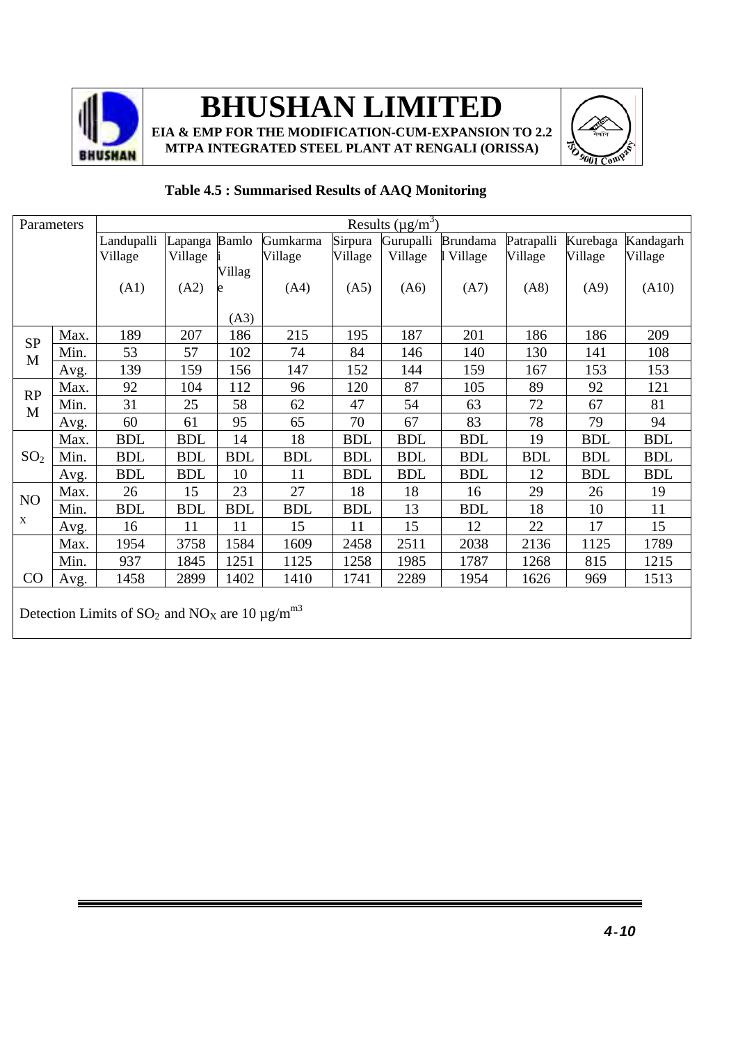**Table 4.5 : Summarised Results of AAQ Monitoring**

| Parameters | | Results ($\mu g/m^3$) | | | | | | | | | |
|---|---|---|---|---|---|---|---|---|---|---|---|
| | | Landupalli Village (A1) | Lapanga Village (A2) | Bamloi Village (A3) | Gumkarma Village (A4) | Sirpura Village (A5) | Gurupalli Village (A6) | Brundamal Village (A7) | Patrapalli Village (A8) | Kurebaga Village (A9) | Kandagarh Village (A10) |
| SPM | Max. | 189 | 207 | 186 | 215 | 195 | 187 | 201 | 186 | 186 | 209 |
| | Min. | 53 | 57 | 102 | 74 | 84 | 146 | 140 | 130 | 141 | 108 |
| | Avg. | 139 | 159 | 156 | 147 | 152 | 144 | 159 | 167 | 153 | 153 |
| RPM | Max. | 92 | 104 | 112 | 96 | 120 | 87 | 105 | 89 | 92 | 121 |
| | Min. | 31 | 25 | 58 | 62 | 47 | 54 | 63 | 72 | 67 | 81 |
| | Avg. | 60 | 61 | 95 | 65 | 70 | 67 | 83 | 78 | 79 | 94 |
| $SO_2$ | Max. | BDL | BDL | 14 | 18 | BDL | BDL | BDL | 19 | BDL | BDL |
| | Min. | BDL | BDL | BDL | BDL | BDL | BDL | BDL | BDL | BDL | BDL |
| | Avg. | BDL | BDL | 10 | 11 | BDL | BDL | BDL | 12 | BDL | BDL |
| $NO_x$ | Max. | 26 | 15 | 23 | 27 | 18 | 18 | 16 | 29 | 26 | 19 |
| | Min. | BDL | BDL | BDL | BDL | BDL | 13 | BDL | 18 | 10 | 11 |
| | Avg. | 16 | 11 | 11 | 15 | 11 | 15 | 12 | 22 | 17 | 15 |
| CO | Max. | 1954 | 3758 | 1584 | 1609 | 2458 | 2511 | 2038 | 2136 | 1125 | 1789 |
| | Min. | 937 | 1845 | 1251 | 1125 | 1258 | 1985 | 1787 | 1268 | 815 | 1215 |
| | Avg. | 1458 | 2899 | 1402 | 1410 | 1741 | 2289 | 1954 | 1626 | 969 | 1513 |

Detection Limits of $SO_2$ and $NO_X$ are 10 $\mu g/m^{m3}$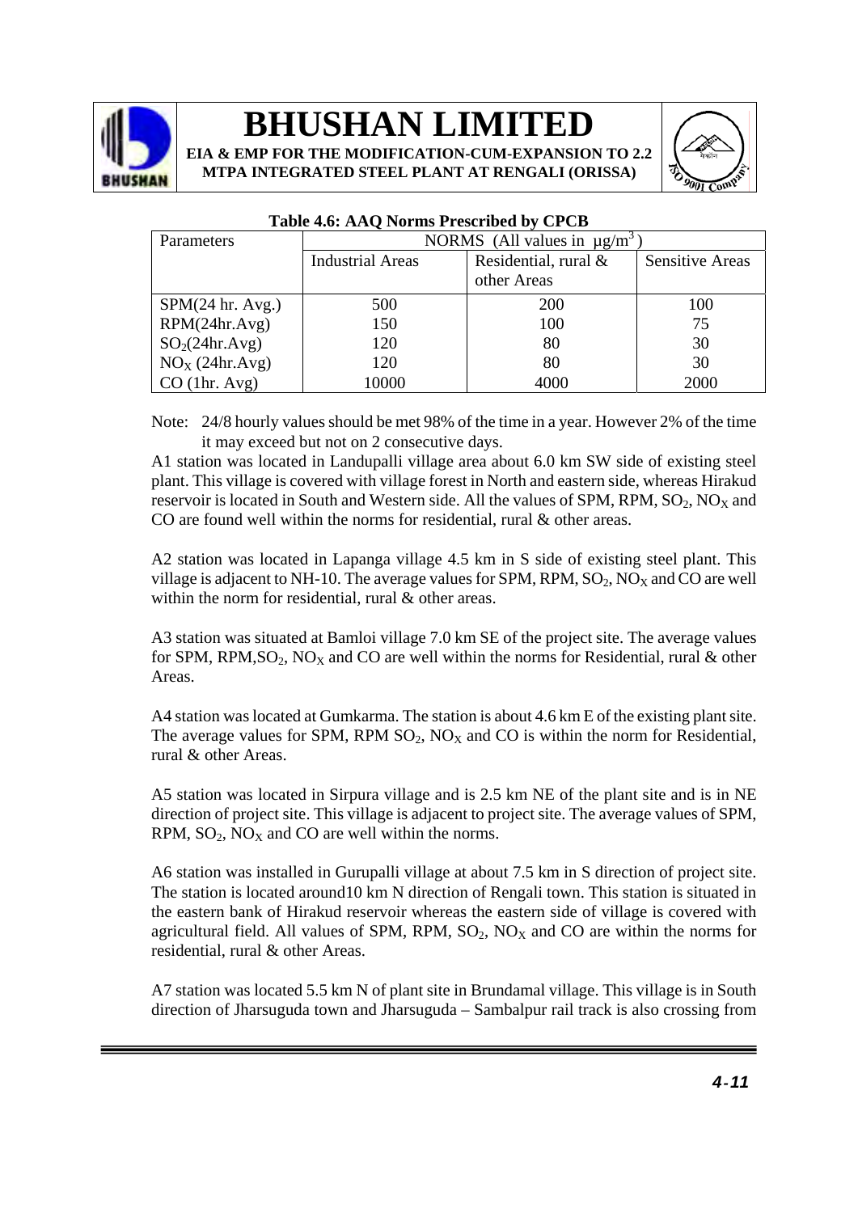**Table 4.6: AAQ Norms Prescribed by CPCB**

| Parameters | NORMS (All values in $\mu g/m^3$) | | |
|---|---|---|---|
| | Industrial Areas | Residential, rural & other Areas | Sensitive Areas |
| SPM(24 hr. Avg.) | 500 | 200 | 100 |
| RPM(24hr.Avg) | 150 | 100 | 75 |
| $SO_2$(24hr.Avg) | 120 | 80 | 30 |
| $NO_X$ (24hr.Avg) | 120 | 80 | 30 |
| CO (1hr. Avg) | 10000 | 4000 | 2000 |

Note: 24/8 hourly values should be met 98% of the time in a year. However 2% of the time it may exceed but not on 2 consecutive days.

A1 station was located in Landupalli village area about 6.0 km SW side of existing steel plant. This village is covered with village forest in North and eastern side, whereas Hirakud reservoir is located in South and Western side. All the values of SPM, RPM, $SO_2$, $NO_X$ and CO are found well within the norms for residential, rural & other areas.

A2 station was located in Lapanga village 4.5 km in S side of existing steel plant. This village is adjacent to NH-10. The average values for SPM, RPM, $SO_2$, $NO_X$ and CO are well within the norm for residential, rural & other areas.

A3 station was situated at Bamloi village 7.0 km SE of the project site. The average values for SPM, RPM,$SO_2$, $NO_X$ and CO are well within the norms for Residential, rural & other Areas.

A4 station was located at Gumkarma. The station is about 4.6 km E of the existing plant site. The average values for SPM, RPM $SO_2$, $NO_X$ and CO is within the norm for Residential, rural & other Areas.

A5 station was located in Sirpura village and is 2.5 km NE of the plant site and is in NE direction of project site. This village is adjacent to project site. The average values of SPM, RPM, $SO_2$, $NO_X$ and CO are well within the norms.

A6 station was installed in Gurupalli village at about 7.5 km in S direction of project site. The station is located around10 km N direction of Rengali town. This station is situated in the eastern bank of Hirakud reservoir whereas the eastern side of village is covered with agricultural field. All values of SPM, RPM, $SO_2$, $NO_X$ and CO are within the norms for residential, rural & other Areas.

A7 station was located 5.5 km N of plant site in Brundamal village. This village is in South direction of Jharsuguda town and Jharsuguda – Sambalpur rail track is also crossing from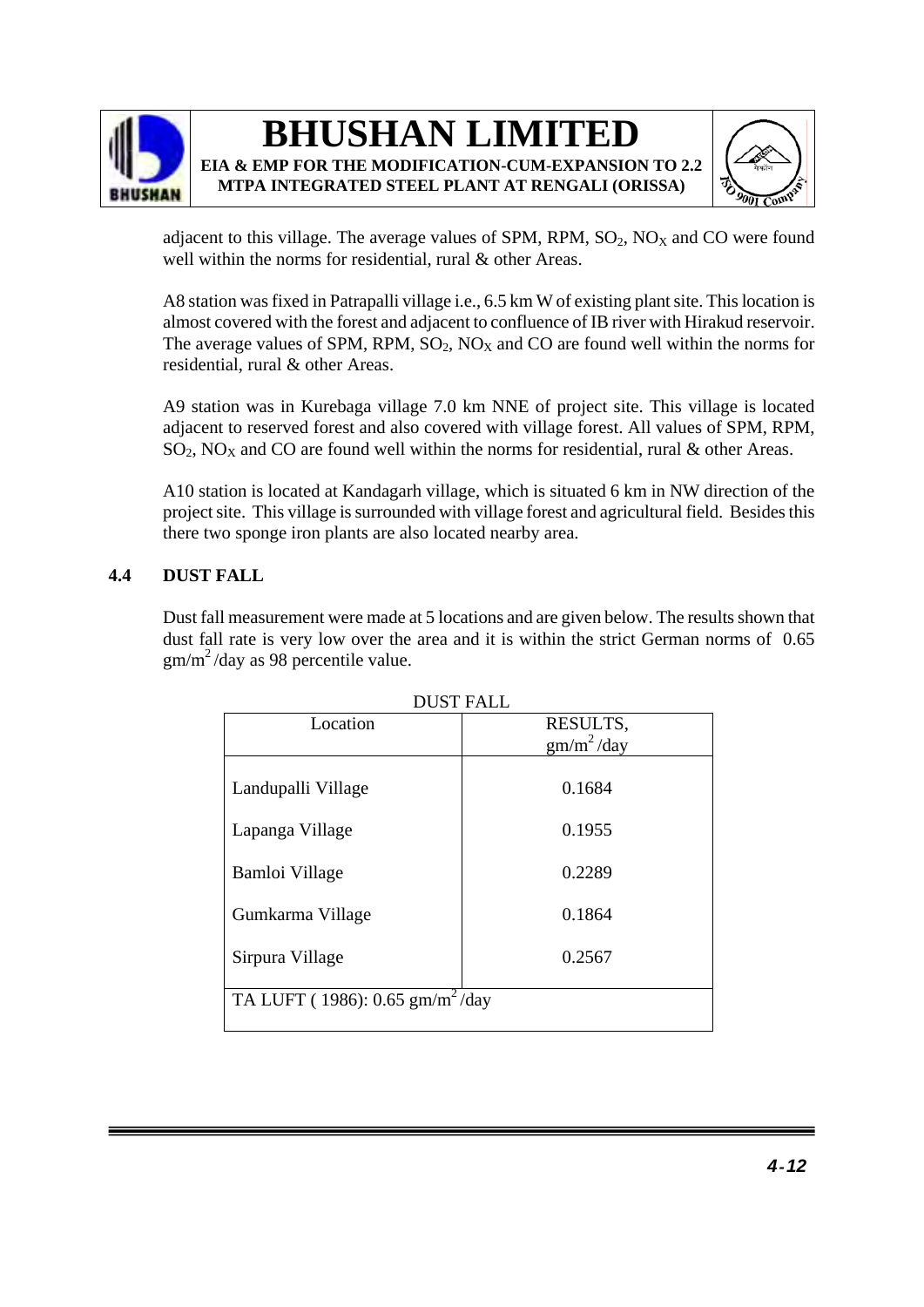adjacent to this village. The average values of SPM, RPM, $SO_2$, $NO_X$ and CO were found well within the norms for residential, rural & other Areas.

A8 station was fixed in Patrapalli village i.e., 6.5 km W of existing plant site. This location is almost covered with the forest and adjacent to confluence of IB river with Hirakud reservoir. The average values of SPM, RPM, $SO_2$, $NO_X$ and CO are found well within the norms for residential, rural & other Areas.

A9 station was in Kurebaga village 7.0 km NNE of project site. This village is located adjacent to reserved forest and also covered with village forest. All values of SPM, RPM, $SO_2$, $NO_X$ and CO are found well within the norms for residential, rural & other Areas.

A10 station is located at Kandagarh village, which is situated 6 km in NW direction of the project site. This village is surrounded with village forest and agricultural field. Besides this there two sponge iron plants are also located nearby area.

## 4.4 DUST FALL

Dust fall measurement were made at 5 locations and are given below. The results shown that dust fall rate is very low over the area and it is within the strict German norms of 0.65 $gm/m^2$/day as 98 percentile value.

DUST FALL

| Location | RESULTS, $gm/m^2$/day |
|---|---|
| Landupalli Village | 0.1684 |
| Lapanga Village | 0.1955 |
| Bamloi Village | 0.2289 |
| Gumkarma Village | 0.1864 |
| Sirpura Village | 0.2567 |
| TA LUFT ( 1986): 0.65 $gm/m^2$/day | |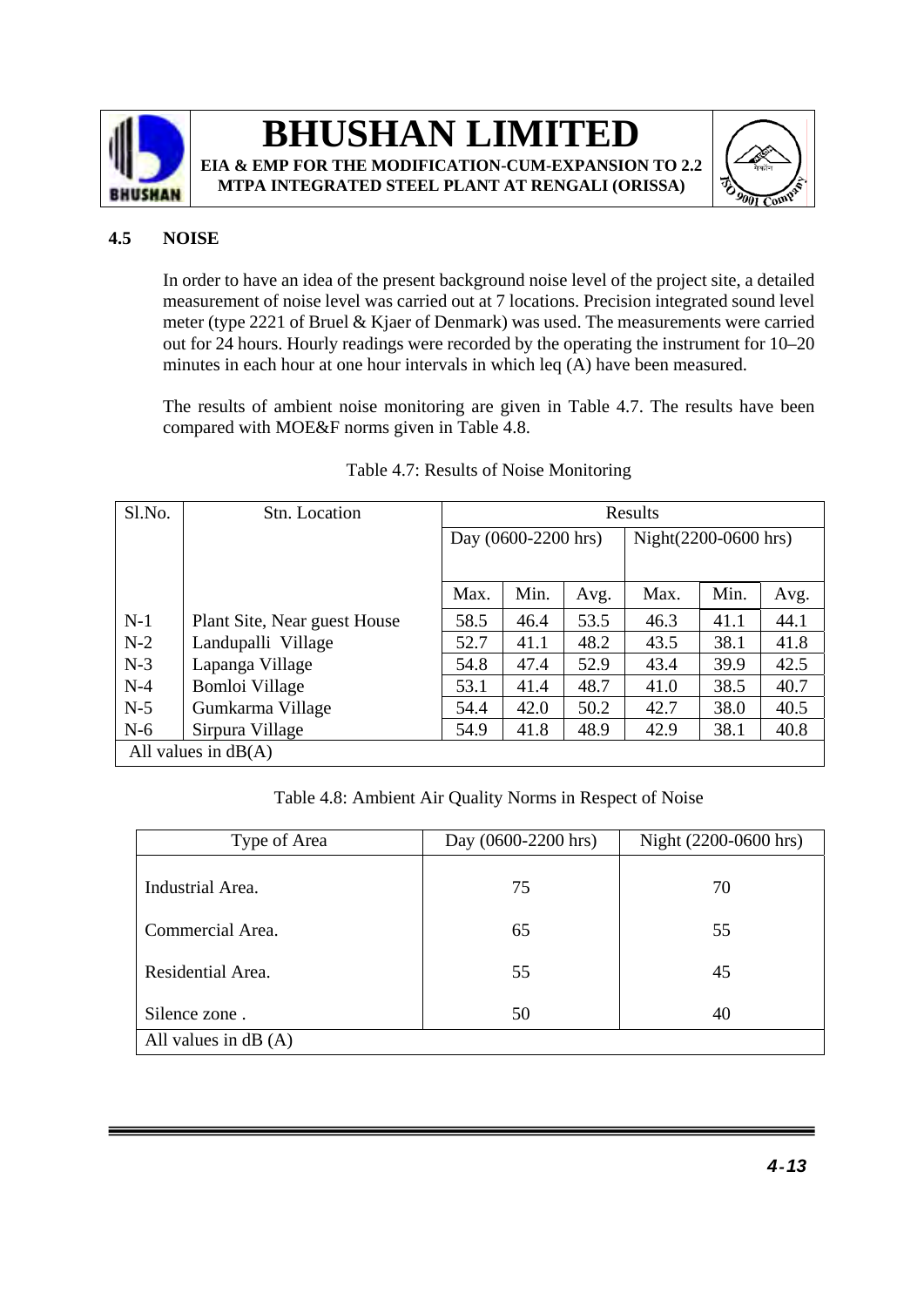## 4.5 NOISE

In order to have an idea of the present background noise level of the project site, a detailed measurement of noise level was carried out at 7 locations. Precision integrated sound level meter (type 2221 of Bruel & Kjaer of Denmark) was used. The measurements were carried out for 24 hours. Hourly readings were recorded by the operating the instrument for 10–20 minutes in each hour at one hour intervals in which leq (A) have been measured.

The results of ambient noise monitoring are given in Table 4.7. The results have been compared with MOE&F norms given in Table 4.8.

Table 4.7: Results of Noise Monitoring

| Sl.No. | Stn. Location | Results | | | | | |
|---|---|---|---|---|---|---|---|
| | | Day (0600-2200 hrs) | | | Night(2200-0600 hrs) | | |
| | | Max. | Min. | Avg. | Max. | Min. | Avg. |
| N-1 | Plant Site, Near guest House | 58.5 | 46.4 | 53.5 | 46.3 | 41.1 | 44.1 |
| N-2 | Landupalli Village | 52.7 | 41.1 | 48.2 | 43.5 | 38.1 | 41.8 |
| N-3 | Lapanga Village | 54.8 | 47.4 | 52.9 | 43.4 | 39.9 | 42.5 |
| N-4 | Bomloi Village | 53.1 | 41.4 | 48.7 | 41.0 | 38.5 | 40.7 |
| N-5 | Gumkarma Village | 54.4 | 42.0 | 50.2 | 42.7 | 38.0 | 40.5 |
| N-6 | Sirpura Village | 54.9 | 41.8 | 48.9 | 42.9 | 38.1 | 40.8 |
| All values in dB(A) | | | | | | | |

Table 4.8: Ambient Air Quality Norms in Respect of Noise

| Type of Area | Day (0600-2200 hrs) | Night (2200-0600 hrs) |
|---|---|---|
| Industrial Area. | 75 | 70 |
| Commercial Area. | 65 | 55 |
| Residential Area. | 55 | 45 |
| Silence zone . | 50 | 40 |
| All values in dB (A) | | |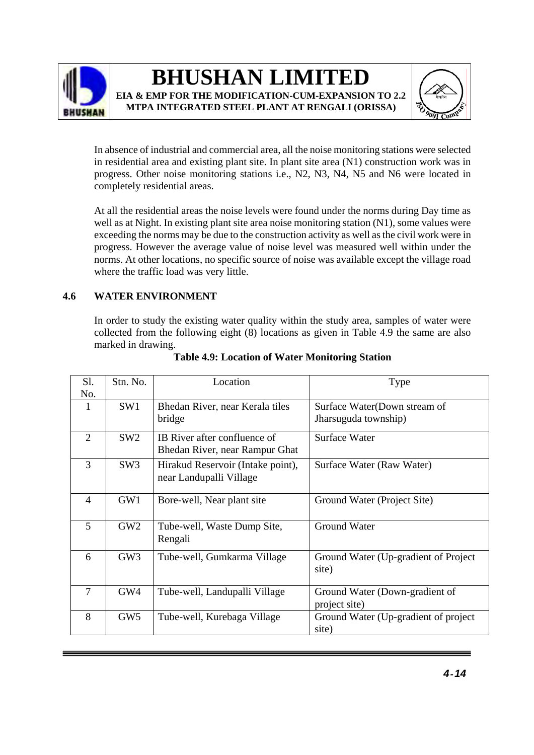In absence of industrial and commercial area, all the noise monitoring stations were selected in residential area and existing plant site. In plant site area (N1) construction work was in progress. Other noise monitoring stations i.e., N2, N3, N4, N5 and N6 were located in completely residential areas.

At all the residential areas the noise levels were found under the norms during Day time as well as at Night. In existing plant site area noise monitoring station (N1), some values were exceeding the norms may be due to the construction activity as well as the civil work were in progress. However the average value of noise level was measured well within under the norms. At other locations, no specific source of noise was available except the village road where the traffic load was very little.

## 4.6 WATER ENVIRONMENT

In order to study the existing water quality within the study area, samples of water were collected from the following eight (8) locations as given in Table 4.9 the same are also marked in drawing.

**Table 4.9: Location of Water Monitoring Station**

| Sl. No. | Stn. No. | Location | Type |
|---|---|---|---|
| 1 | SW1 | Bhedan River, near Kerala tiles bridge | Surface Water(Down stream of Jharsuguda township) |
| 2 | SW2 | IB River after confluence of Bhedan River, near Rampur Ghat | Surface Water |
| 3 | SW3 | Hirakud Reservoir (Intake point), near Landupalli Village | Surface Water (Raw Water) |
| 4 | GW1 | Bore-well, Near plant site | Ground Water (Project Site) |
| 5 | GW2 | Tube-well, Waste Dump Site, Rengali | Ground Water |
| 6 | GW3 | Tube-well, Gumkarma Village | Ground Water (Up-gradient of Project site) |
| 7 | GW4 | Tube-well, Landupalli Village | Ground Water (Down-gradient of project site) |
| 8 | GW5 | Tube-well, Kurebaga Village | Ground Water (Up-gradient of project site) |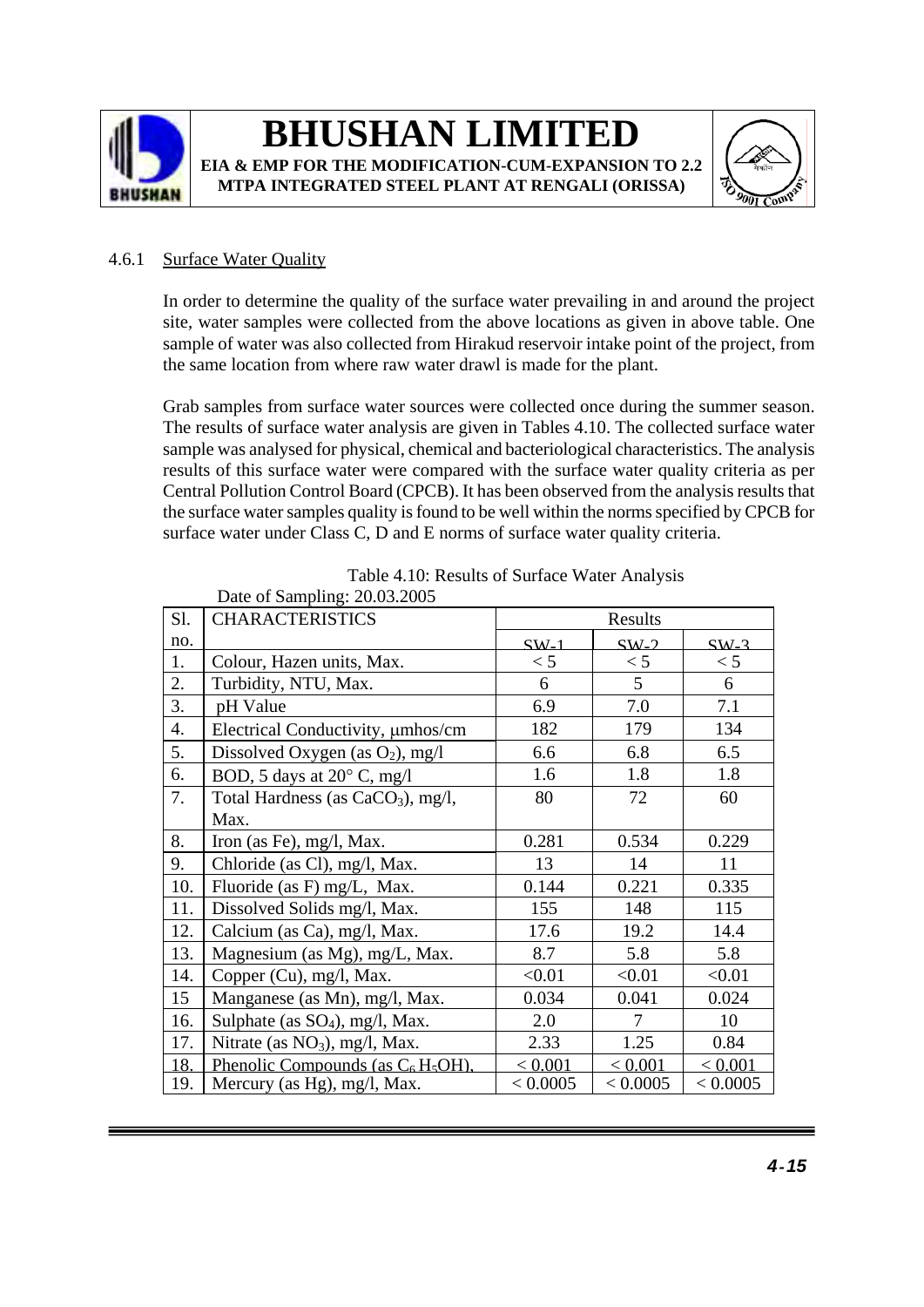#### 4.6.1 Surface Water Quality

In order to determine the quality of the surface water prevailing in and around the project site, water samples were collected from the above locations as given in above table. One sample of water was also collected from Hirakud reservoir intake point of the project, from the same location from where raw water drawl is made for the plant.

Grab samples from surface water sources were collected once during the summer season. The results of surface water analysis are given in Tables 4.10. The collected surface water sample was analysed for physical, chemical and bacteriological characteristics. The analysis results of this surface water were compared with the surface water quality criteria as per Central Pollution Control Board (CPCB). It has been observed from the analysis results that the surface water samples quality is found to be well within the norms specified by CPCB for surface water under Class C, D and E norms of surface water quality criteria.

Table 4.10: Results of Surface Water Analysis

Date of Sampling: 20.03.2005

| Sl. no. | CHARACTERISTICS | Results | | |
|---|---|---|---|---|
| | | SW-1 | SW-2 | SW-3 |
| 1. | Colour, Hazen units, Max. | < 5 | < 5 | < 5 |
| 2. | Turbidity, NTU, Max. | 6 | 5 | 6 |
| 3. | pH Value | 6.9 | 7.0 | 7.1 |
| 4. | Electrical Conductivity, μmhos/cm | 182 | 179 | 134 |
| 5. | Dissolved Oxygen (as $O_2$), mg/l | 6.6 | 6.8 | 6.5 |
| 6. | BOD, 5 days at 20° C, mg/l | 1.6 | 1.8 | 1.8 |
| 7. | Total Hardness (as $CaCO_3$), mg/l, Max. | 80 | 72 | 60 |
| 8. | Iron (as Fe), mg/l, Max. | 0.281 | 0.534 | 0.229 |
| 9. | Chloride (as Cl), mg/l, Max. | 13 | 14 | 11 |
| 10. | Fluoride (as F) mg/L, Max. | 0.144 | 0.221 | 0.335 |
| 11. | Dissolved Solids mg/l, Max. | 155 | 148 | 115 |
| 12. | Calcium (as Ca), mg/l, Max. | 17.6 | 19.2 | 14.4 |
| 13. | Magnesium (as Mg), mg/L, Max. | 8.7 | 5.8 | 5.8 |
| 14. | Copper (Cu), mg/l, Max. | <0.01 | <0.01 | <0.01 |
| 15 | Manganese (as Mn), mg/l, Max. | 0.034 | 0.041 | 0.024 |
| 16. | Sulphate (as $SO_4$), mg/l, Max. | 2.0 | 7 | 10 |
| 17. | Nitrate (as $NO_3$), mg/l, Max. | 2.33 | 1.25 | 0.84 |
| 18. | Phenolic Compounds (as $C_6H_5OH$), | < 0.001 | < 0.001 | < 0.001 |
| 19. | Mercury (as Hg), mg/l, Max. | < 0.0005 | < 0.0005 | < 0.0005 |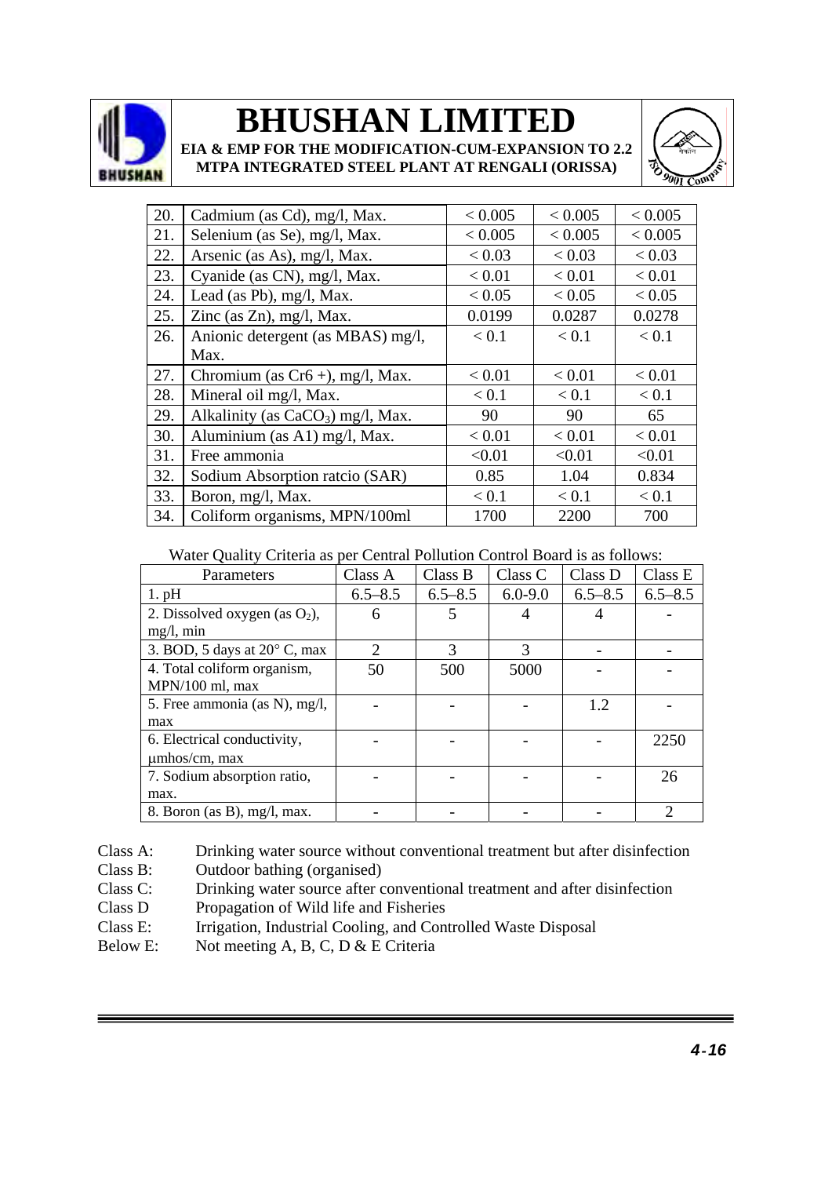| 20. | Cadmium (as Cd), mg/l, Max. | < 0.005 | < 0.005 | < 0.005 |
|---|---|---|---|---|
| 21. | Selenium (as Se), mg/l, Max. | < 0.005 | < 0.005 | < 0.005 |
| 22. | Arsenic (as As), mg/l, Max. | < 0.03 | < 0.03 | < 0.03 |
| 23. | Cyanide (as CN), mg/l, Max. | < 0.01 | < 0.01 | < 0.01 |
| 24. | Lead (as Pb), mg/l, Max. | < 0.05 | < 0.05 | < 0.05 |
| 25. | Zinc (as Zn), mg/l, Max. | 0.0199 | 0.0287 | 0.0278 |
| 26. | Anionic detergent (as MBAS) mg/l, Max. | < 0.1 | < 0.1 | < 0.1 |
| 27. | Chromium (as Cr6 +), mg/l, Max. | < 0.01 | < 0.01 | < 0.01 |
| 28. | Mineral oil mg/l, Max. | < 0.1 | < 0.1 | < 0.1 |
| 29. | Alkalinity (as $CaCO_3$) mg/l, Max. | 90 | 90 | 65 |
| 30. | Aluminium (as A1) mg/l, Max. | < 0.01 | < 0.01 | < 0.01 |
| 31. | Free ammonia | <0.01 | <0.01 | <0.01 |
| 32. | Sodium Absorption ratcio (SAR) | 0.85 | 1.04 | 0.834 |
| 33. | Boron, mg/l, Max. | < 0.1 | < 0.1 | < 0.1 |
| 34. | Coliform organisms, MPN/100ml | 1700 | 2200 | 700 |

Water Quality Criteria as per Central Pollution Control Board is as follows:

| Parameters | Class A | Class B | Class C | Class D | Class E |
|---|---|---|---|---|---|
| 1. pH | 6.5–8.5 | 6.5–8.5 | 6.0-9.0 | 6.5–8.5 | 6.5–8.5 |
| 2. Dissolved oxygen (as $O_2$), mg/l, min | 6 | 5 | 4 | 4 | - |
| 3. BOD, 5 days at 20° C, max | 2 | 3 | 3 | - | - |
| 4. Total coliform organism, MPN/100 ml, max | 50 | 500 | 5000 | - | - |
| 5. Free ammonia (as N), mg/l, max | - | - | - | 1.2 | - |
| 6. Electrical conductivity, μmhos/cm, max | - | - | - | - | 2250 |
| 7. Sodium absorption ratio, max. | - | - | - | - | 26 |
| 8. Boron (as B), mg/l, max. | - | - | - | - | 2 |

Class A: Drinking water source without conventional treatment but after disinfection
Class B: Outdoor bathing (organised)
Class C: Drinking water source after conventional treatment and after disinfection
Class D Propagation of Wild life and Fisheries
Class E: Irrigation, Industrial Cooling, and Controlled Waste Disposal
Below E: Not meeting A, B, C, D & E Criteria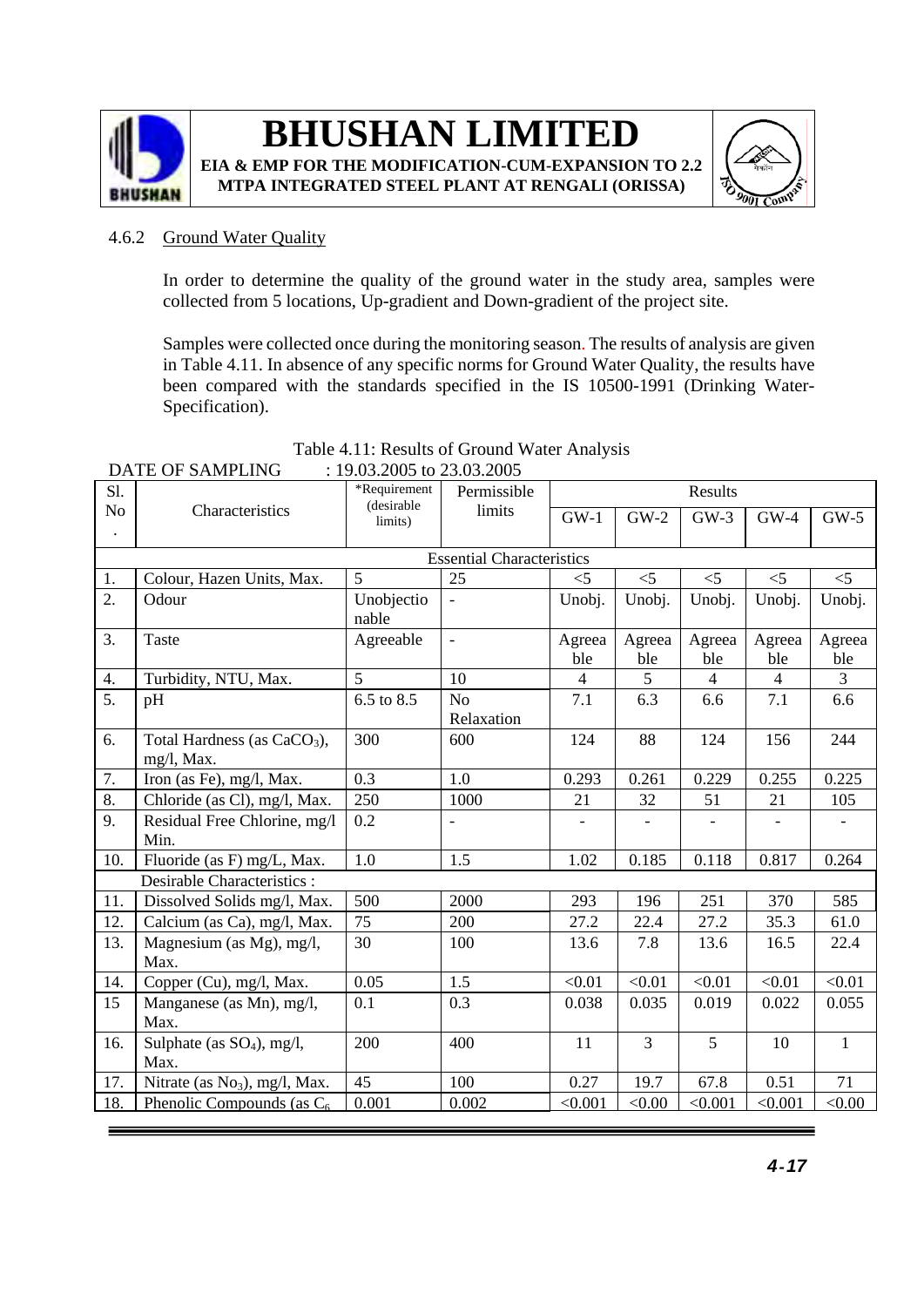### 4.6.2 Ground Water Quality

In order to determine the quality of the ground water in the study area, samples were collected from 5 locations, Up-gradient and Down-gradient of the project site.

Samples were collected once during the monitoring season. The results of analysis are given in Table 4.11. In absence of any specific norms for Ground Water Quality, the results have been compared with the standards specified in the IS 10500-1991 (Drinking Water-Specification).

Table 4.11: Results of Ground Water Analysis

DATE OF SAMPLING : 19.03.2005 to 23.03.2005

| Sl. No. | Characteristics | *Requirement (desirable limits) | Permissible limits | Results | | | | |
|---|---|---|---|---|---|---|---|---|
| | | | | GW-1 | GW-2 | GW-3 | GW-4 | GW-5 |
| | | | Essential Characteristics | | | | | |
| 1. | Colour, Hazen Units, Max. | 5 | 25 | <5 | <5 | <5 | <5 | <5 |
| 2. | Odour | Unobjectionable | - | Unobj. | Unobj. | Unobj. | Unobj. | Unobj. |
| 3. | Taste | Agreeable | - | Agreeable | Agreeable | Agreeable | Agreeable | Agreeable |
| 4. | Turbidity, NTU, Max. | 5 | 10 | 4 | 5 | 4 | 4 | 3 |
| 5. | pH | 6.5 to 8.5 | No Relaxation | 7.1 | 6.3 | 6.6 | 7.1 | 6.6 |
| 6. | Total Hardness (as $CaCO_3$), mg/l, Max. | 300 | 600 | 124 | 88 | 124 | 156 | 244 |
| 7. | Iron (as Fe), mg/l, Max. | 0.3 | 1.0 | 0.293 | 0.261 | 0.229 | 0.255 | 0.225 |
| 8. | Chloride (as Cl), mg/l, Max. | 250 | 1000 | 21 | 32 | 51 | 21 | 105 |
| 9. | Residual Free Chlorine, mg/l Min. | 0.2 | - | - | - | - | - | - |
| 10. | Fluoride (as F) mg/L, Max. | 1.0 | 1.5 | 1.02 | 0.185 | 0.118 | 0.817 | 0.264 |
| | Desirable Characteristics : | | | | | | | |
| 11. | Dissolved Solids mg/l, Max. | 500 | 2000 | 293 | 196 | 251 | 370 | 585 |
| 12. | Calcium (as Ca), mg/l, Max. | 75 | 200 | 27.2 | 22.4 | 27.2 | 35.3 | 61.0 |
| 13. | Magnesium (as Mg), mg/l, Max. | 30 | 100 | 13.6 | 7.8 | 13.6 | 16.5 | 22.4 |
| 14. | Copper (Cu), mg/l, Max. | 0.05 | 1.5 | <0.01 | <0.01 | <0.01 | <0.01 | <0.01 |
| 15 | Manganese (as Mn), mg/l, Max. | 0.1 | 0.3 | 0.038 | 0.035 | 0.019 | 0.022 | 0.055 |
| 16. | Sulphate (as $SO_4$), mg/l, Max. | 200 | 400 | 11 | 3 | 5 | 10 | 1 |
| 17. | Nitrate (as $No_3$), mg/l, Max. | 45 | 100 | 0.27 | 19.7 | 67.8 | 0.51 | 71 |
| 18. | Phenolic Compounds (as $C_6$ | 0.001 | 0.002 | <0.001 | <0.00 | <0.001 | <0.001 | <0.00 |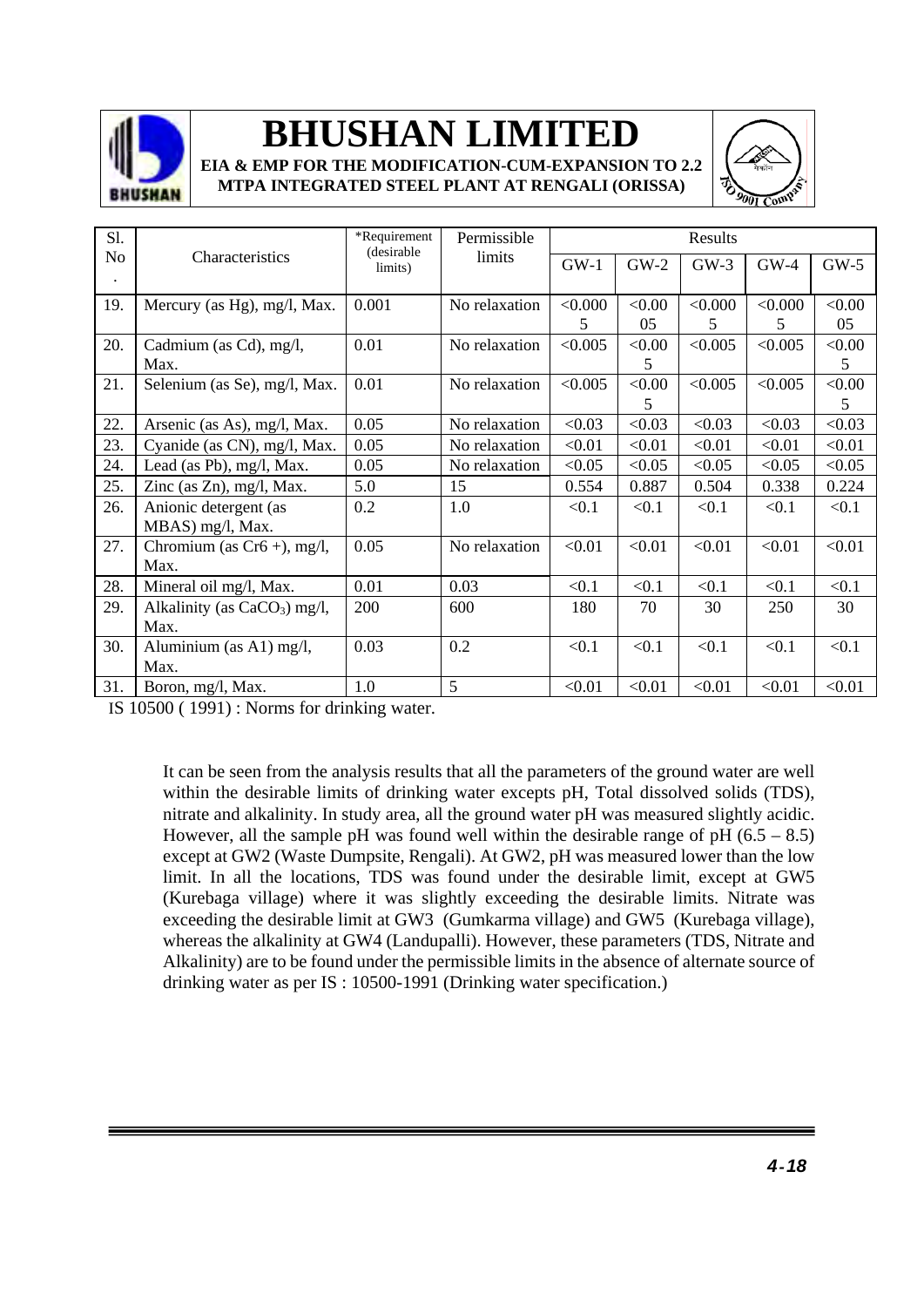| Sl. No. | Characteristics | *Requirement (desirable limits) | Permissible limits | Results | | | | |
|---|---|---|---|---|---|---|---|---|
| | | | | GW-1 | GW-2 | GW-3 | GW-4 | GW-5 |
| 19. | Mercury (as Hg), mg/l, Max. | 0.001 | No relaxation | <0.0005 | <0.0005 | <0.0005 | <0.0005 | <0.0005 |
| 20. | Cadmium (as Cd), mg/l, Max. | 0.01 | No relaxation | <0.005 | <0.005 | <0.005 | <0.005 | <0.005 |
| 21. | Selenium (as Se), mg/l, Max. | 0.01 | No relaxation | <0.005 | <0.005 | <0.005 | <0.005 | <0.005 |
| 22. | Arsenic (as As), mg/l, Max. | 0.05 | No relaxation | <0.03 | <0.03 | <0.03 | <0.03 | <0.03 |
| 23. | Cyanide (as CN), mg/l, Max. | 0.05 | No relaxation | <0.01 | <0.01 | <0.01 | <0.01 | <0.01 |
| 24. | Lead (as Pb), mg/l, Max. | 0.05 | No relaxation | <0.05 | <0.05 | <0.05 | <0.05 | <0.05 |
| 25. | Zinc (as Zn), mg/l, Max. | 5.0 | 15 | 0.554 | 0.887 | 0.504 | 0.338 | 0.224 |
| 26. | Anionic detergent (as MBAS) mg/l, Max. | 0.2 | 1.0 | <0.1 | <0.1 | <0.1 | <0.1 | <0.1 |
| 27. | Chromium (as Cr6 +), mg/l, Max. | 0.05 | No relaxation | <0.01 | <0.01 | <0.01 | <0.01 | <0.01 |
| 28. | Mineral oil mg/l, Max. | 0.01 | 0.03 | <0.1 | <0.1 | <0.1 | <0.1 | <0.1 |
| 29. | Alkalinity (as $CaCO_3$) mg/l, Max. | 200 | 600 | 180 | 70 | 30 | 250 | 30 |
| 30. | Aluminium (as A1) mg/l, Max. | 0.03 | 0.2 | <0.1 | <0.1 | <0.1 | <0.1 | <0.1 |
| 31. | Boron, mg/l, Max. | 1.0 | 5 | <0.01 | <0.01 | <0.01 | <0.01 | <0.01 |

IS 10500 ( 1991) : Norms for drinking water.

It can be seen from the analysis results that all the parameters of the ground water are well within the desirable limits of drinking water excepts pH, Total dissolved solids (TDS), nitrate and alkalinity. In study area, all the ground water pH was measured slightly acidic. However, all the sample pH was found well within the desirable range of pH (6.5 – 8.5) except at GW2 (Waste Dumpsite, Rengali). At GW2, pH was measured lower than the low limit. In all the locations, TDS was found under the desirable limit, except at GW5 (Kurebaga village) where it was slightly exceeding the desirable limits. Nitrate was exceeding the desirable limit at GW3 (Gumkarma village) and GW5 (Kurebaga village), whereas the alkalinity at GW4 (Landupalli). However, these parameters (TDS, Nitrate and Alkalinity) are to be found under the permissible limits in the absence of alternate source of drinking water as per IS : 10500-1991 (Drinking water specification.)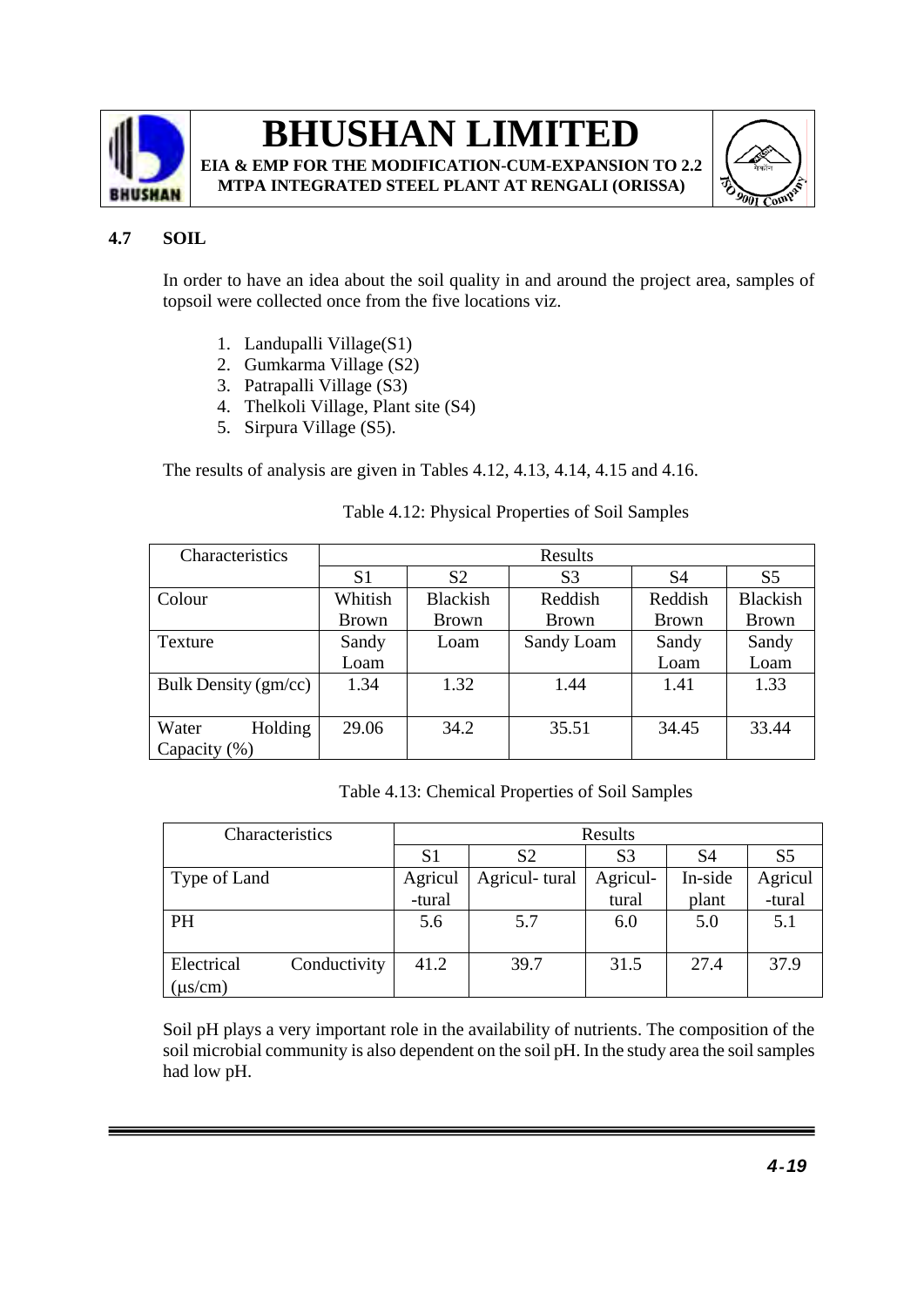## 4.7 SOIL

In order to have an idea about the soil quality in and around the project area, samples of topsoil were collected once from the five locations viz.

1. Landupalli Village(S1)
2. Gumkarma Village (S2)
3. Patrapalli Village (S3)
4. Thelkoli Village, Plant site (S4)
5. Sirpura Village (S5).

The results of analysis are given in Tables 4.12, 4.13, 4.14, 4.15 and 4.16.

Table 4.12: Physical Properties of Soil Samples

| Characteristics | Results | | | | |
|---|---|---|---|---|---|
| | S1 | S2 | S3 | S4 | S5 |
| Colour | Whitish Brown | Blackish Brown | Reddish Brown | Reddish Brown | Blackish Brown |
| Texture | Sandy Loam | Loam | Sandy Loam | Sandy Loam | Sandy Loam |
| Bulk Density (gm/cc) | 1.34 | 1.32 | 1.44 | 1.41 | 1.33 |
| Water Holding Capacity (%) | 29.06 | 34.2 | 35.51 | 34.45 | 33.44 |

Table 4.13: Chemical Properties of Soil Samples

| Characteristics | Results | | | | |
|---|---|---|---|---|---|
| | S1 | S2 | S3 | S4 | S5 |
| Type of Land | Agricul-tural | Agricul- tural | Agricul-tural | In-side plant | Agricul-tural |
| PH | 5.6 | 5.7 | 6.0 | 5.0 | 5.1 |
| Electrical Conductivity (μs/cm) | 41.2 | 39.7 | 31.5 | 27.4 | 37.9 |

Soil pH plays a very important role in the availability of nutrients. The composition of the soil microbial community is also dependent on the soil pH. In the study area the soil samples had low pH.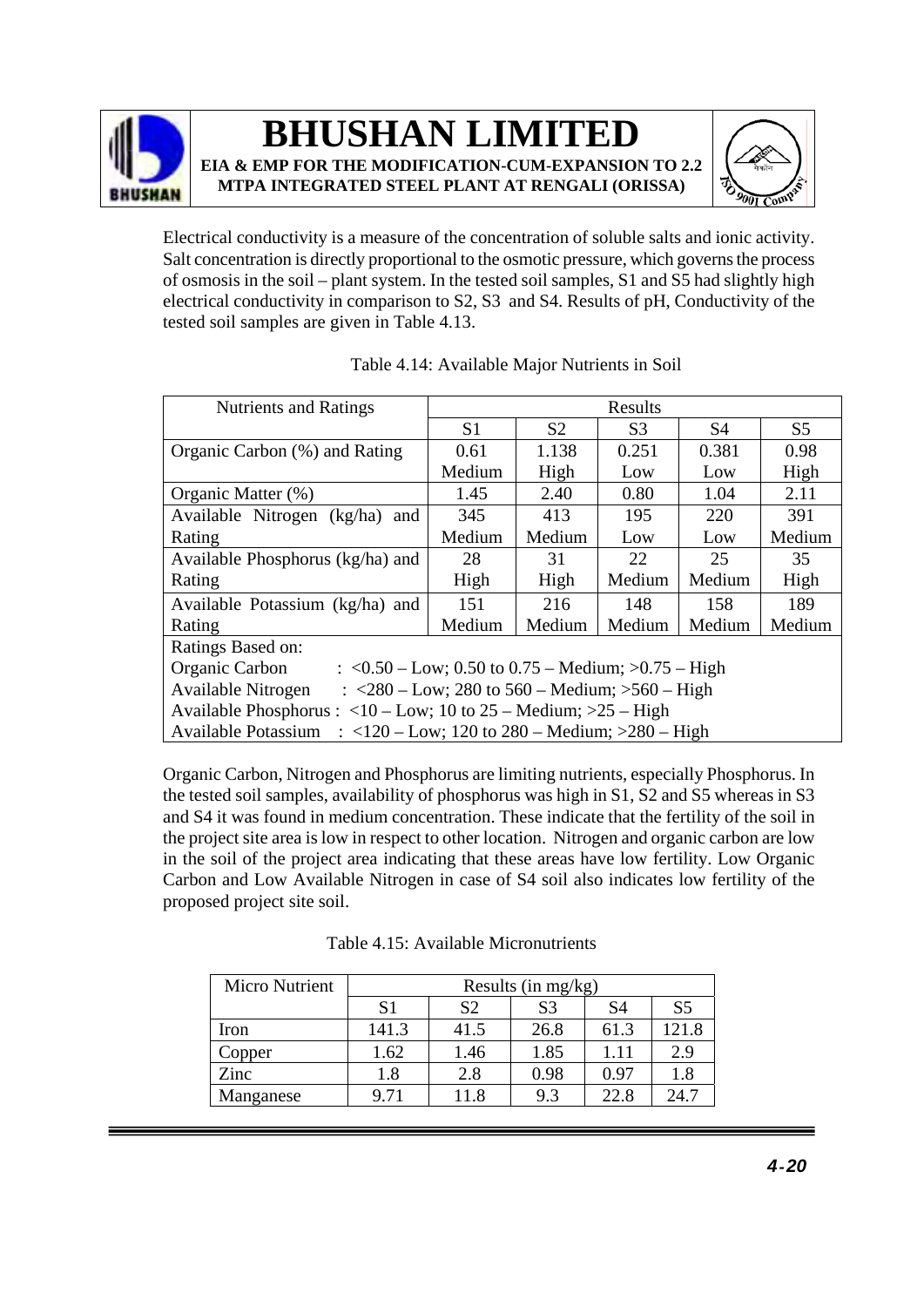Electrical conductivity is a measure of the concentration of soluble salts and ionic activity. Salt concentration is directly proportional to the osmotic pressure, which governs the process of osmosis in the soil – plant system. In the tested soil samples, S1 and S5 had slightly high electrical conductivity in comparison to S2, S3 and S4. Results of pH, Conductivity of the tested soil samples are given in Table 4.13.

Table 4.14: Available Major Nutrients in Soil

| Nutrients and Ratings | Results | | | | |
|---|---|---|---|---|---|
| | S1 | S2 | S3 | S4 | S5 |
| Organic Carbon (%) and Rating | 0.61<br>Medium | 1.138<br>High | 0.251<br>Low | 0.381<br>Low | 0.98<br>High |
| Organic Matter (%) | 1.45 | 2.40 | 0.80 | 1.04 | 2.11 |
| Available Nitrogen (kg/ha) and Rating | 345<br>Medium | 413<br>Medium | 195<br>Low | 220<br>Low | 391<br>Medium |
| Available Phosphorus (kg/ha) and Rating | 28<br>High | 31<br>High | 22<br>Medium | 25<br>Medium | 35<br>High |
| Available Potassium (kg/ha) and Rating | 151<br>Medium | 216<br>Medium | 148<br>Medium | 158<br>Medium | 189<br>Medium |
| Ratings Based on:<br>Organic Carbon : <0.50 – Low; 0.50 to 0.75 – Medium; >0.75 – High<br>Available Nitrogen : <280 – Low; 280 to 560 – Medium; >560 – High<br>Available Phosphorus : <10 – Low; 10 to 25 – Medium; >25 – High<br>Available Potassium : <120 – Low; 120 to 280 – Medium; >280 – High | | | | | |

Organic Carbon, Nitrogen and Phosphorus are limiting nutrients, especially Phosphorus. In the tested soil samples, availability of phosphorus was high in S1, S2 and S5 whereas in S3 and S4 it was found in medium concentration. These indicate that the fertility of the soil in the project site area is low in respect to other location. Nitrogen and organic carbon are low in the soil of the project area indicating that these areas have low fertility. Low Organic Carbon and Low Available Nitrogen in case of S4 soil also indicates low fertility of the proposed project site soil.

Table 4.15: Available Micronutrients

| Micro Nutrient | Results (in mg/kg) | | | | |
|---|---|---|---|---|---|
| | S1 | S2 | S3 | S4 | S5 |
| Iron | 141.3 | 41.5 | 26.8 | 61.3 | 121.8 |
| Copper | 1.62 | 1.46 | 1.85 | 1.11 | 2.9 |
| Zinc | 1.8 | 2.8 | 0.98 | 0.97 | 1.8 |
| Manganese | 9.71 | 11.8 | 9.3 | 22.8 | 24.7 |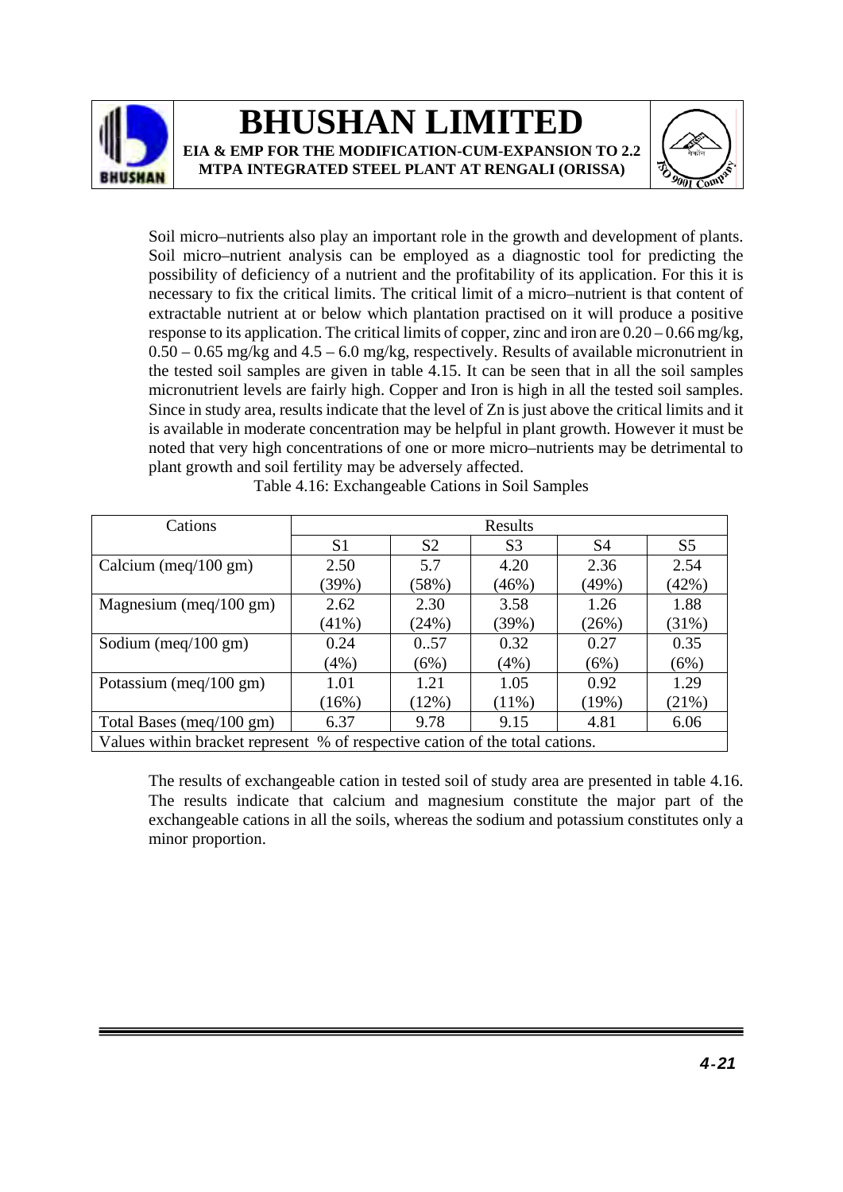Soil micro–nutrients also play an important role in the growth and development of plants. Soil micro–nutrient analysis can be employed as a diagnostic tool for predicting the possibility of deficiency of a nutrient and the profitability of its application. For this it is necessary to fix the critical limits. The critical limit of a micro–nutrient is that content of extractable nutrient at or below which plantation practised on it will produce a positive response to its application. The critical limits of copper, zinc and iron are 0.20 – 0.66 mg/kg, 0.50 – 0.65 mg/kg and 4.5 – 6.0 mg/kg, respectively. Results of available micronutrient in the tested soil samples are given in table 4.15. It can be seen that in all the soil samples micronutrient levels are fairly high. Copper and Iron is high in all the tested soil samples. Since in study area, results indicate that the level of Zn is just above the critical limits and it is available in moderate concentration may be helpful in plant growth. However it must be noted that very high concentrations of one or more micro–nutrients may be detrimental to plant growth and soil fertility may be adversely affected.

Table 4.16: Exchangeable Cations in Soil Samples

| Cations | Results | | | | |
|---|---|---|---|---|---|
| | S1 | S2 | S3 | S4 | S5 |
| Calcium (meq/100 gm) | 2.50 (39%) | 5.7 (58%) | 4.20 (46%) | 2.36 (49%) | 2.54 (42%) |
| Magnesium (meq/100 gm) | 2.62 (41%) | 2.30 (24%) | 3.58 (39%) | 1.26 (26%) | 1.88 (31%) |
| Sodium (meq/100 gm) | 0.24 (4%) | 0..57 (6%) | 0.32 (4%) | 0.27 (6%) | 0.35 (6%) |
| Potassium (meq/100 gm) | 1.01 (16%) | 1.21 (12%) | 1.05 (11%) | 0.92 (19%) | 1.29 (21%) |
| Total Bases (meq/100 gm) | 6.37 | 9.78 | 9.15 | 4.81 | 6.06 |
| Values within bracket represent % of respective cation of the total cations. | | | | | |

The results of exchangeable cation in tested soil of study area are presented in table 4.16. The results indicate that calcium and magnesium constitute the major part of the exchangeable cations in all the soils, whereas the sodium and potassium constitutes only a minor proportion.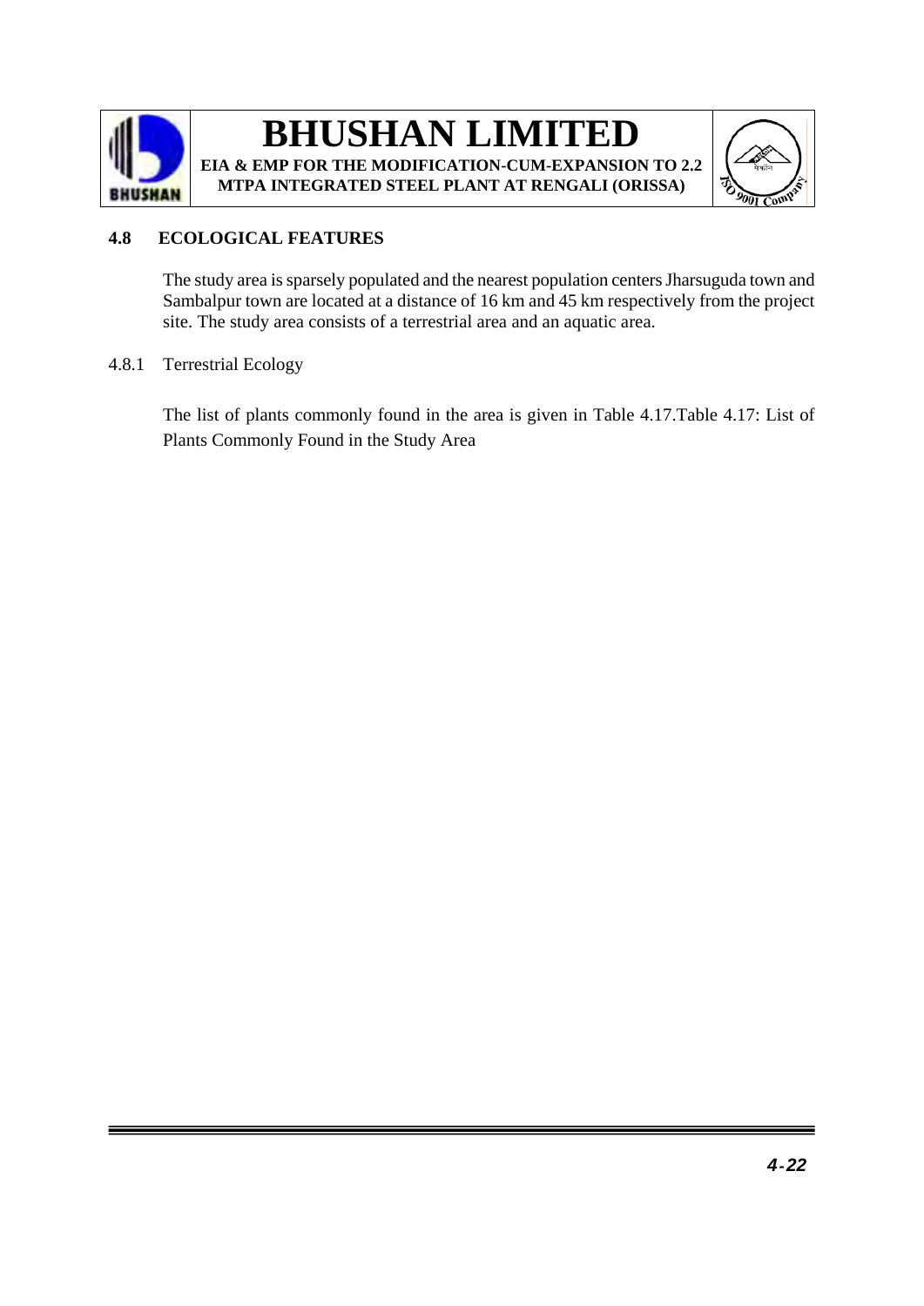## 4.8 ECOLOGICAL FEATURES

The study area is sparsely populated and the nearest population centers Jharsuguda town and Sambalpur town are located at a distance of 16 km and 45 km respectively from the project site. The study area consists of a terrestrial area and an aquatic area.

### 4.8.1 Terrestrial Ecology

The list of plants commonly found in the area is given in Table 4.17.Table 4.17: List of Plants Commonly Found in the Study Area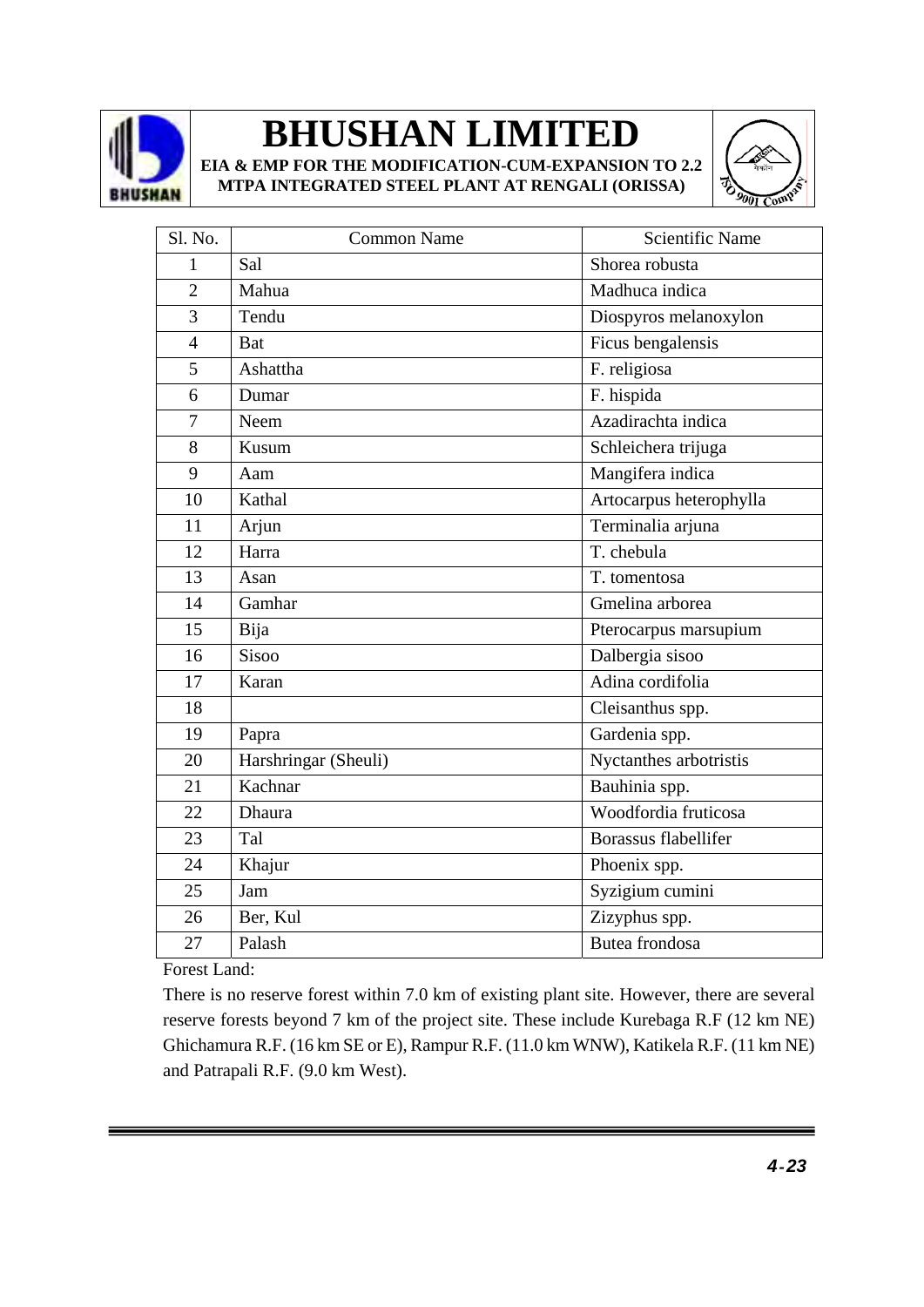| Sl. No. | Common Name | Scientific Name |
|---|---|---|
| 1 | Sal | Shorea robusta |
| 2 | Mahua | Madhuca indica |
| 3 | Tendu | Diospyros melanoxylon |
| 4 | Bat | Ficus bengalensis |
| 5 | Ashattha | F. religiosa |
| 6 | Dumar | F. hispida |
| 7 | Neem | Azadirachta indica |
| 8 | Kusum | Schleichera trijuga |
| 9 | Aam | Mangifera indica |
| 10 | Kathal | Artocarpus heterophylla |
| 11 | Arjun | Terminalia arjuna |
| 12 | Harra | T. chebula |
| 13 | Asan | T. tomentosa |
| 14 | Gamhar | Gmelina arborea |
| 15 | Bija | Pterocarpus marsupium |
| 16 | Sisoo | Dalbergia sisoo |
| 17 | Karan | Adina cordifolia |
| 18 | | Cleisanthus spp. |
| 19 | Papra | Gardenia spp. |
| 20 | Harshringar (Sheuli) | Nyctanthes arbotristis |
| 21 | Kachnar | Bauhinia spp. |
| 22 | Dhaura | Woodfordia fruticosa |
| 23 | Tal | Borassus flabellifer |
| 24 | Khajur | Phoenix spp. |
| 25 | Jam | Syzigium cumini |
| 26 | Ber, Kul | Zizyphus spp. |
| 27 | Palash | Butea frondosa |

Forest Land:

There is no reserve forest within 7.0 km of existing plant site. However, there are several reserve forests beyond 7 km of the project site. These include Kurebaga R.F (12 km NE) Ghichamura R.F. (16 km SE or E), Rampur R.F. (11.0 km WNW), Katikela R.F. (11 km NE) and Patrapali R.F. (9.0 km West).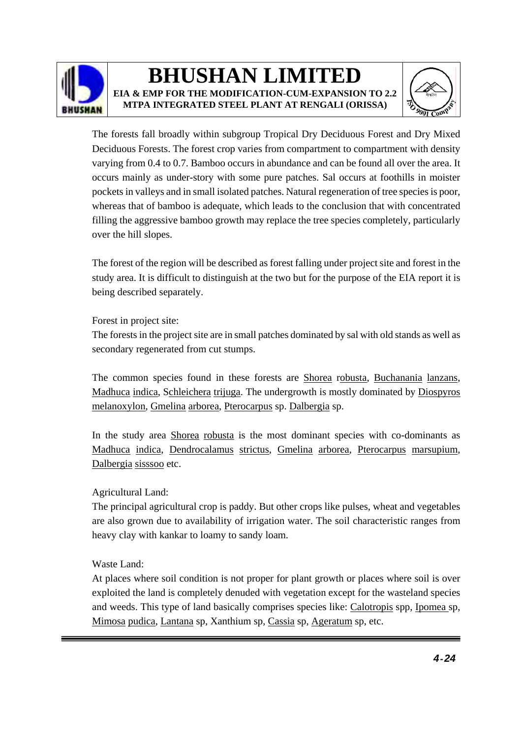The forests fall broadly within subgroup Tropical Dry Deciduous Forest and Dry Mixed Deciduous Forests. The forest crop varies from compartment to compartment with density varying from 0.4 to 0.7. Bamboo occurs in abundance and can be found all over the area. It occurs mainly as under-story with some pure patches. Sal occurs at foothills in moister pockets in valleys and in small isolated patches. Natural regeneration of tree species is poor, whereas that of bamboo is adequate, which leads to the conclusion that with concentrated filling the aggressive bamboo growth may replace the tree species completely, particularly over the hill slopes.

The forest of the region will be described as forest falling under project site and forest in the study area. It is difficult to distinguish at the two but for the purpose of the EIA report it is being described separately.

Forest in project site:

The forests in the project site are in small patches dominated by sal with old stands as well as secondary regenerated from cut stumps.

The common species found in these forests are Shorea robusta, Buchanania lanzans, Madhuca indica, Schleichera trijuga. The undergrowth is mostly dominated by Diospyros melanoxylon, Gmelina arborea, Pterocarpus sp. Dalbergia sp.

In the study area Shorea robusta is the most dominant species with co-dominants as Madhuca indica, Dendrocalamus strictus, Gmelina arborea, Pterocarpus marsupium, Dalbergia sisssoo etc.

Agricultural Land:

The principal agricultural crop is paddy. But other crops like pulses, wheat and vegetables are also grown due to availability of irrigation water. The soil characteristic ranges from heavy clay with kankar to loamy to sandy loam.

Waste Land:

At places where soil condition is not proper for plant growth or places where soil is over exploited the land is completely denuded with vegetation except for the wasteland species and weeds. This type of land basically comprises species like: Calotropis spp, Ipomea sp, Mimosa pudica, Lantana sp, Xanthium sp, Cassia sp, Ageratum sp, etc.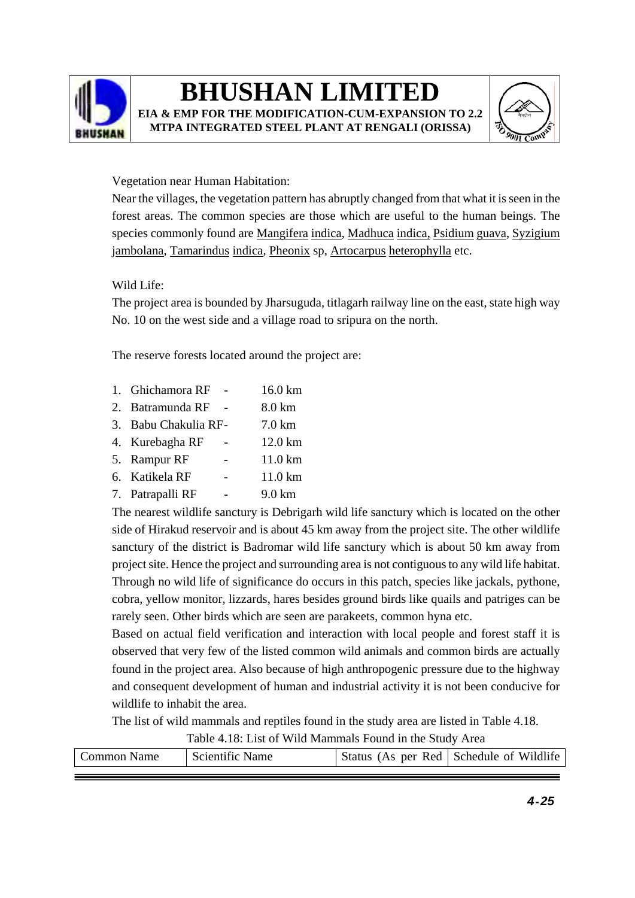Vegetation near Human Habitation:

Near the villages, the vegetation pattern has abruptly changed from that what it is seen in the forest areas. The common species are those which are useful to the human beings. The species commonly found are Mangifera indica, Madhuca indica, Psidium guava, Syzigium jambolana, Tamarindus indica, Pheonix sp, Artocarpus heterophylla etc.

Wild Life:

The project area is bounded by Jharsuguda, titlagarh railway line on the east, state high way No. 10 on the west side and a village road to sripura on the north.

The reserve forests located around the project are:

1. Ghichamora RF - 16.0 km
2. Batramunda RF - 8.0 km
3. Babu Chakulia RF- 7.0 km
4. Kurebagha RF - 12.0 km
5. Rampur RF - 11.0 km
6. Katikela RF - 11.0 km
7. Patrapalli RF - 9.0 km

The nearest wildlife sanctury is Debrigarh wild life sanctury which is located on the other side of Hirakud reservoir and is about 45 km away from the project site. The other wildlife sanctury of the district is Badromar wild life sanctury which is about 50 km away from project site. Hence the project and surrounding area is not contiguous to any wild life habitat. Through no wild life of significance do occurs in this patch, species like jackals, pythone, cobra, yellow monitor, lizzards, hares besides ground birds like quails and patriges can be rarely seen. Other birds which are seen are parakeets, common hyna etc.

Based on actual field verification and interaction with local people and forest staff it is observed that very few of the listed common wild animals and common birds are actually found in the project area. Also because of high anthropogenic pressure due to the highway and consequent development of human and industrial activity it is not been conducive for wildlife to inhabit the area.

The list of wild mammals and reptiles found in the study area are listed in Table 4.18.

Table 4.18: List of Wild Mammals Found in the Study Area

| Common Name | Scientific Name | Status (As per Red | Schedule of Wildlife |
|---|---|---|---|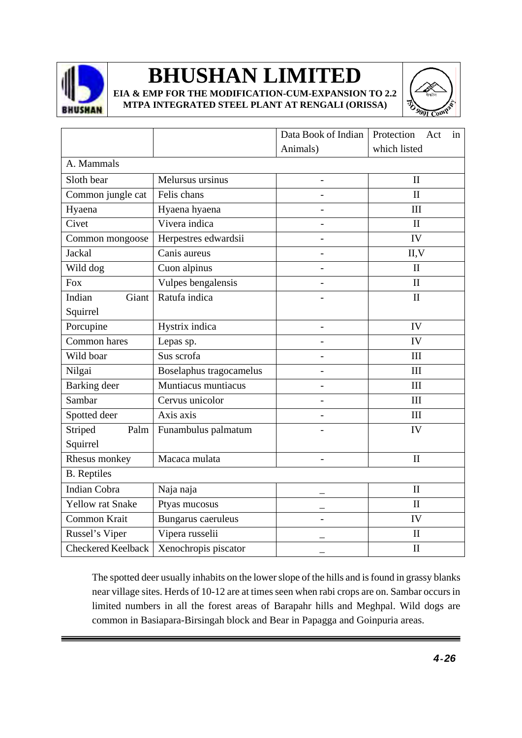|  |  | Data Book of Indian Animals) | Protection Act in which listed |
|---|---|---|---|
| A. Mammals | | | |
| Sloth bear | Melursus ursinus | - | II |
| Common jungle cat | Felis chans | - | II |
| Hyaena | Hyaena hyaena | - | III |
| Civet | Vivera indica | - | II |
| Common mongoose | Herpestres edwardsii | - | IV |
| Jackal | Canis aureus | - | II,V |
| Wild dog | Cuon alpinus | - | II |
| Fox | Vulpes bengalensis | - | II |
| Indian Giant Squirrel | Ratufa indica | - | II |
| Porcupine | Hystrix indica | - | IV |
| Common hares | Lepas sp. | - | IV |
| Wild boar | Sus scrofa | - | III |
| Nilgai | Boselaphus tragocamelus | - | III |
| Barking deer | Muntiacus muntiacus | - | III |
| Sambar | Cervus unicolor | - | III |
| Spotted deer | Axis axis | - | III |
| Striped Palm Squirrel | Funambulus palmatum | - | IV |
| Rhesus monkey | Macaca mulata | - | II |
| B. Reptiles | | | |
| Indian Cobra | Naja naja | _ | II |
| Yellow rat Snake | Ptyas mucosus | _ | II |
| Common Krait | Bungarus caeruleus | - | IV |
| Russel's Viper | Vipera russelii | _ | II |
| Checkered Keelback | Xenochropis piscator | _ | II |

The spotted deer usually inhabits on the lower slope of the hills and is found in grassy blanks near village sites. Herds of 10-12 are at times seen when rabi crops are on. Sambar occurs in limited numbers in all the forest areas of Barapahr hills and Meghpal. Wild dogs are common in Basiapara-Birsingah block and Bear in Papagga and Goinpuria areas.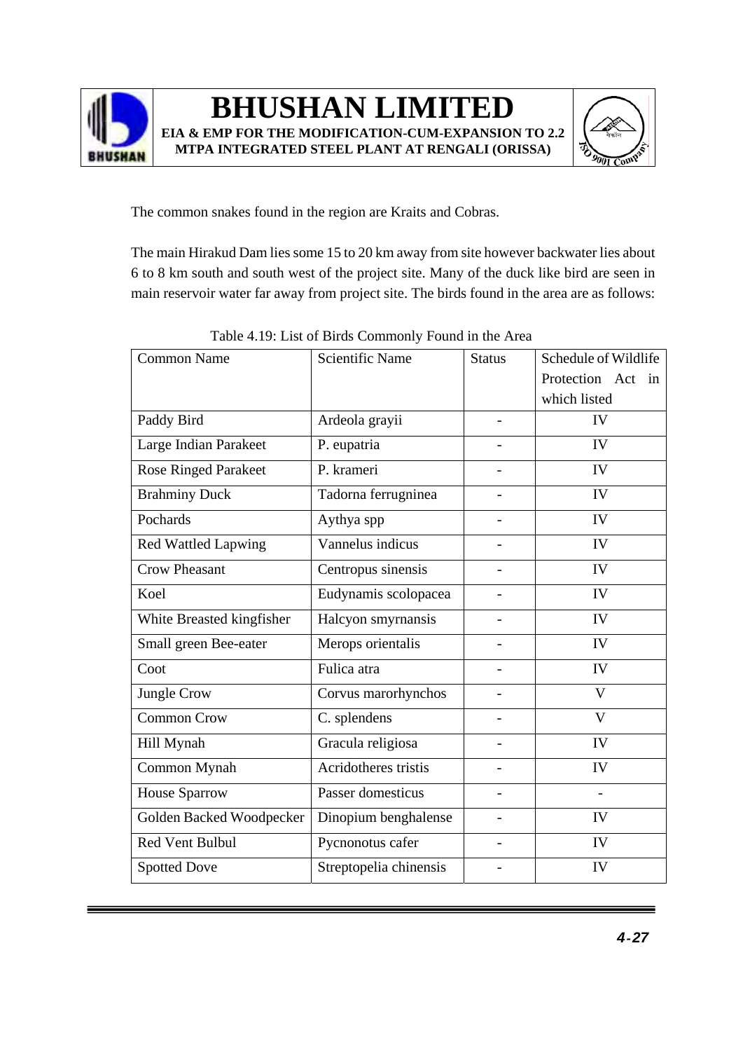The common snakes found in the region are Kraits and Cobras.

The main Hirakud Dam lies some 15 to 20 km away from site however backwater lies about 6 to 8 km south and south west of the project site. Many of the duck like bird are seen in main reservoir water far away from project site. The birds found in the area are as follows:

Table 4.19: List of Birds Commonly Found in the Area

| Common Name | Scientific Name | Status | Schedule of Wildlife Protection Act in which listed |
|---|---|---|---|
| Paddy Bird | Ardeola grayii | - | IV |
| Large Indian Parakeet | P. eupatria | - | IV |
| Rose Ringed Parakeet | P. krameri | - | IV |
| Brahminy Duck | Tadorna ferrugninea | - | IV |
| Pochards | Aythya spp | - | IV |
| Red Wattled Lapwing | Vannelus indicus | - | IV |
| Crow Pheasant | Centropus sinensis | - | IV |
| Koel | Eudynamis scolopacea | - | IV |
| White Breasted kingfisher | Halcyon smyrnansis | - | IV |
| Small green Bee-eater | Merops orientalis | - | IV |
| Coot | Fulica atra | - | IV |
| Jungle Crow | Corvus marorhynchos | - | V |
| Common Crow | C. splendens | - | V |
| Hill Mynah | Gracula religiosa | - | IV |
| Common Mynah | Acridotheres tristis | - | IV |
| House Sparrow | Passer domesticus | - | - |
| Golden Backed Woodpecker | Dinopium benghalense | - | IV |
| Red Vent Bulbul | Pycnonotus cafer | - | IV |
| Spotted Dove | Streptopelia chinensis | - | IV |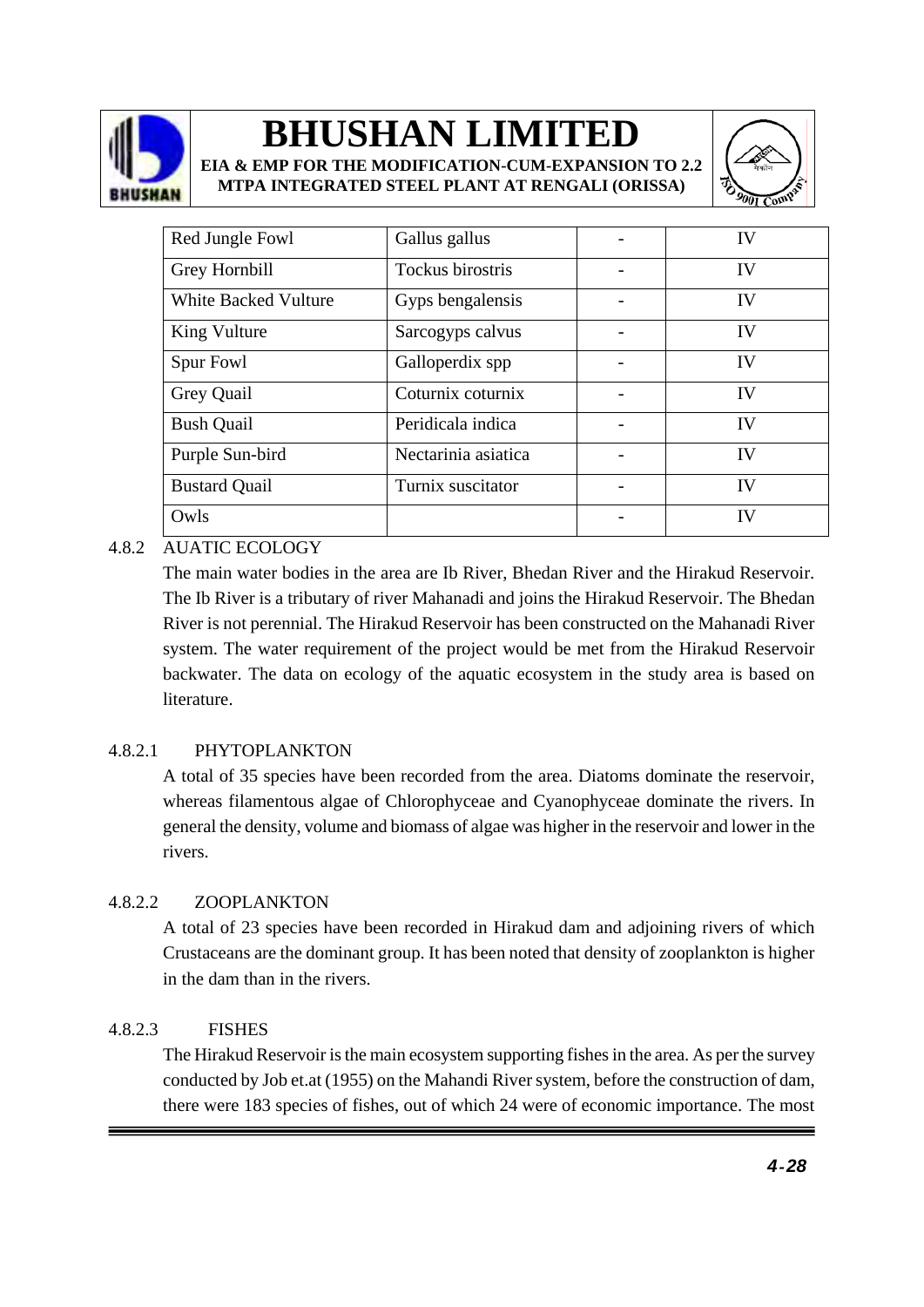| Red Jungle Fowl | Gallus gallus | - | IV |
|---|---|---|---|
| Grey Hornbill | Tockus birostris | - | IV |
| White Backed Vulture | Gyps bengalensis | - | IV |
| King Vulture | Sarcogyps calvus | - | IV |
| Spur Fowl | Galloperdix spp | - | IV |
| Grey Quail | Coturnix coturnix | - | IV |
| Bush Quail | Peridicala indica | - | IV |
| Purple Sun-bird | Nectarinia asiatica | - | IV |
| Bustard Quail | Turnix suscitator | - | IV |
| Owls | | - | IV |

### 4.8.2 AUATIC ECOLOGY

The main water bodies in the area are Ib River, Bhedan River and the Hirakud Reservoir. The Ib River is a tributary of river Mahanadi and joins the Hirakud Reservoir. The Bhedan River is not perennial. The Hirakud Reservoir has been constructed on the Mahanadi River system. The water requirement of the project would be met from the Hirakud Reservoir backwater. The data on ecology of the aquatic ecosystem in the study area is based on literature.

#### 4.8.2.1 PHYTOPLANKTON

A total of 35 species have been recorded from the area. Diatoms dominate the reservoir, whereas filamentous algae of Chlorophyceae and Cyanophyceae dominate the rivers. In general the density, volume and biomass of algae was higher in the reservoir and lower in the rivers.

#### 4.8.2.2 ZOOPLANKTON

A total of 23 species have been recorded in Hirakud dam and adjoining rivers of which Crustaceans are the dominant group. It has been noted that density of zooplankton is higher in the dam than in the rivers.

#### 4.8.2.3 FISHES

The Hirakud Reservoir is the main ecosystem supporting fishes in the area. As per the survey conducted by Job et.at (1955) on the Mahandi River system, before the construction of dam, there were 183 species of fishes, out of which 24 were of economic importance. The most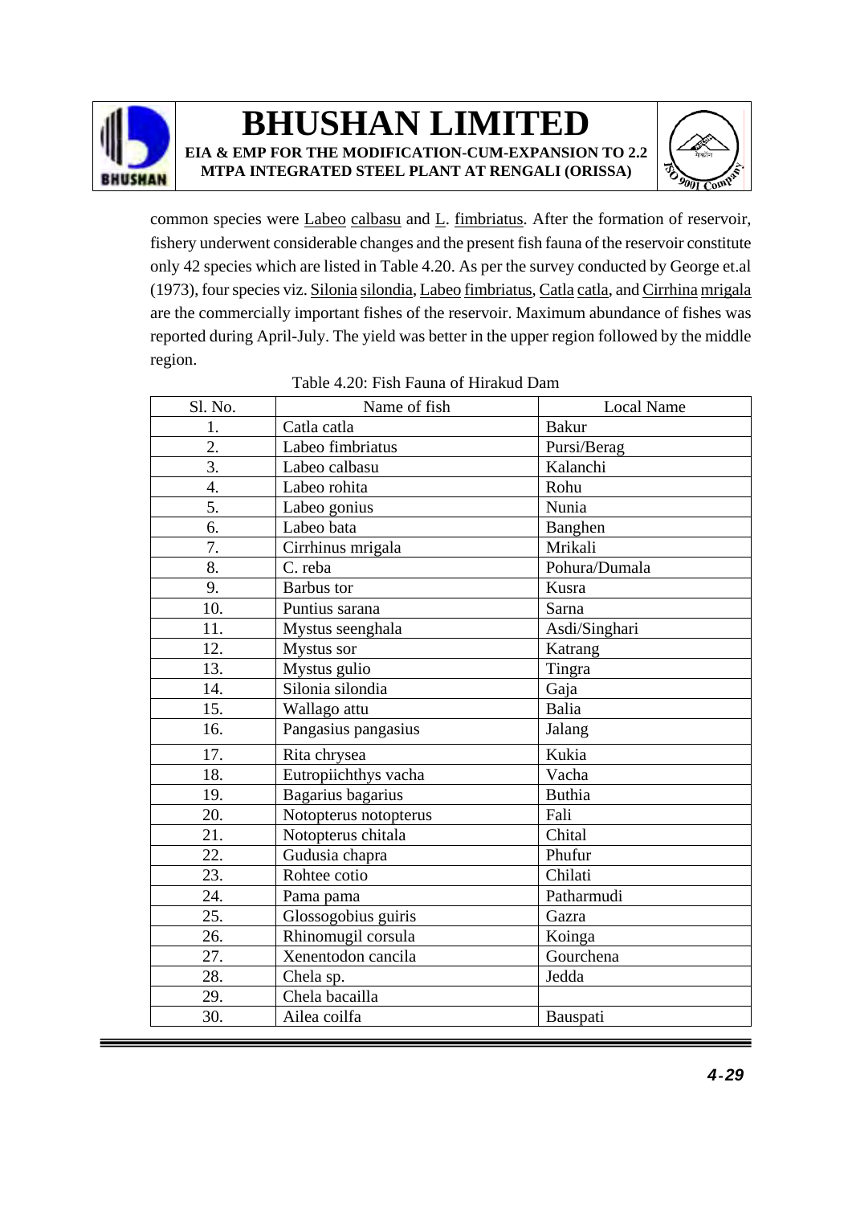common species were Labeo calbasu and L. fimbriatus. After the formation of reservoir, fishery underwent considerable changes and the present fish fauna of the reservoir constitute only 42 species which are listed in Table 4.20. As per the survey conducted by George et.al (1973), four species viz. Silonia silondia, Labeo fimbriatus, Catla catla, and Cirrhina mrigala are the commercially important fishes of the reservoir. Maximum abundance of fishes was reported during April-July. The yield was better in the upper region followed by the middle region.

Table 4.20: Fish Fauna of Hirakud Dam

| Sl. No. | Name of fish | Local Name |
|---|---|---|
| 1. | Catla catla | Bakur |
| 2. | Labeo fimbriatus | Pursi/Berag |
| 3. | Labeo calbasu | Kalanchi |
| 4. | Labeo rohita | Rohu |
| 5. | Labeo gonius | Nunia |
| 6. | Labeo bata | Banghen |
| 7. | Cirrhinus mrigala | Mrikali |
| 8. | C. reba | Pohura/Dumala |
| 9. | Barbus tor | Kusra |
| 10. | Puntius sarana | Sarna |
| 11. | Mystus seenghala | Asdi/Singhari |
| 12. | Mystus sor | Katrang |
| 13. | Mystus gulio | Tingra |
| 14. | Silonia silondia | Gaja |
| 15. | Wallago attu | Balia |
| 16. | Pangasius pangasius | Jalang |
| 17. | Rita chrysea | Kukia |
| 18. | Eutropiichthys vacha | Vacha |
| 19. | Bagarius bagarius | Buthia |
| 20. | Notopterus notopterus | Fali |
| 21. | Notopterus chitala | Chital |
| 22. | Gudusia chapra | Phufur |
| 23. | Rohtee cotio | Chilati |
| 24. | Pama pama | Patharmudi |
| 25. | Glossogobius guiris | Gazra |
| 26. | Rhinomugil corsula | Koinga |
| 27. | Xenentodon cancila | Gourchena |
| 28. | Chela sp. | Jedda |
| 29. | Chela bacailla | |
| 30. | Ailea coilfa | Bauspati |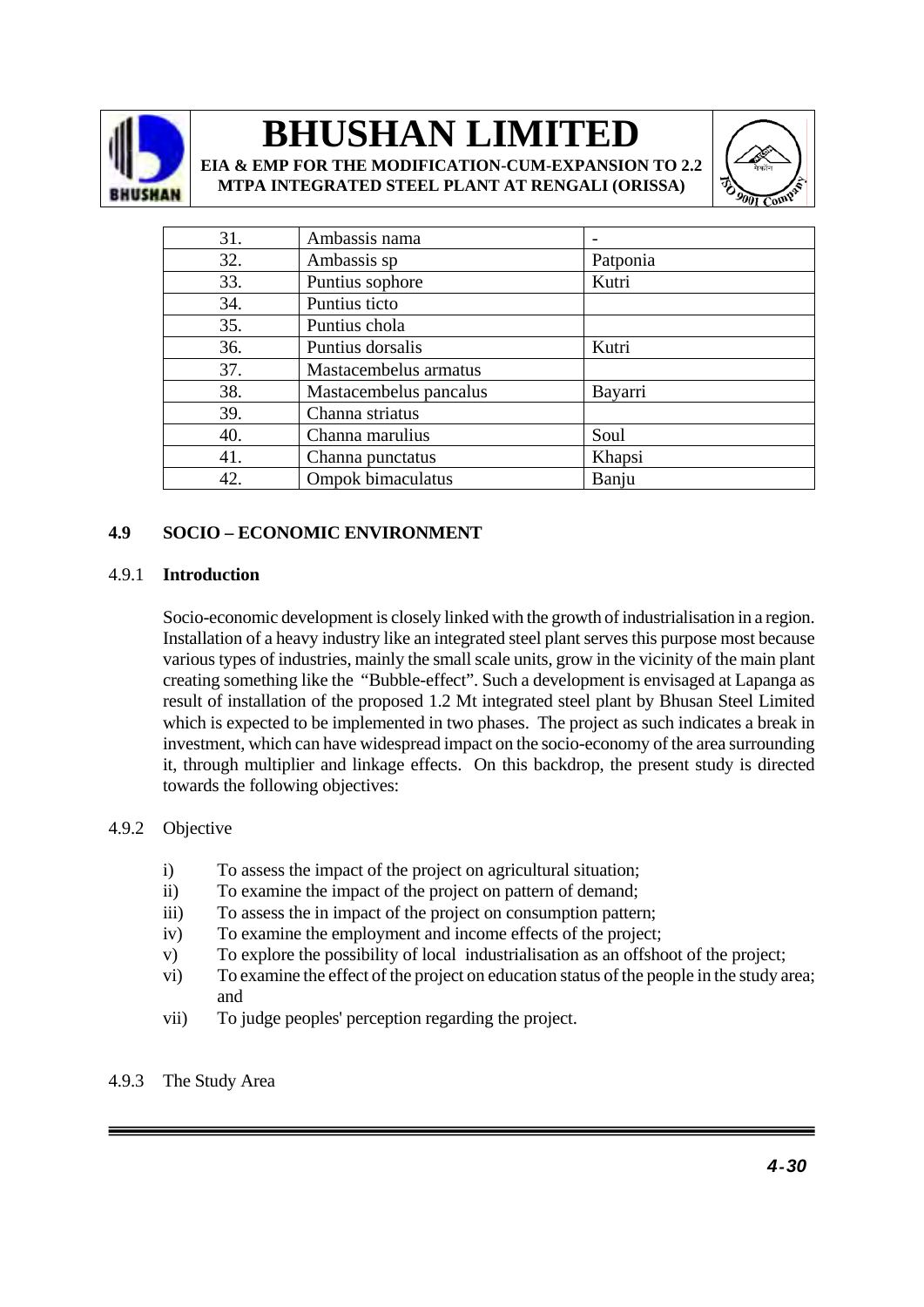| 31. | Ambassis nama | - |
|---|---|---|
| 32. | Ambassis sp | Patponia |
| 33. | Puntius sophore | Kutri |
| 34. | Puntius ticto | |
| 35. | Puntius chola | |
| 36. | Puntius dorsalis | Kutri |
| 37. | Mastacembelus armatus | |
| 38. | Mastacembelus pancalus | Bayarri |
| 39. | Channa striatus | |
| 40. | Channa marulius | Soul |
| 41. | Channa punctatus | Khapsi |
| 42. | Ompok bimaculatus | Banju |

## 4.9 SOCIO – ECONOMIC ENVIRONMENT

### 4.9.1 Introduction

Socio-economic development is closely linked with the growth of industrialisation in a region. Installation of a heavy industry like an integrated steel plant serves this purpose most because various types of industries, mainly the small scale units, grow in the vicinity of the main plant creating something like the "Bubble-effect". Such a development is envisaged at Lapanga as result of installation of the proposed 1.2 Mt integrated steel plant by Bhusan Steel Limited which is expected to be implemented in two phases. The project as such indicates a break in investment, which can have widespread impact on the socio-economy of the area surrounding it, through multiplier and linkage effects. On this backdrop, the present study is directed towards the following objectives:

### 4.9.2 Objective

i) To assess the impact of the project on agricultural situation;
ii) To examine the impact of the project on pattern of demand;
iii) To assess the in impact of the project on consumption pattern;
iv) To examine the employment and income effects of the project;
v) To explore the possibility of local industrialisation as an offshoot of the project;
vi) To examine the effect of the project on education status of the people in the study area; and
vii) To judge peoples' perception regarding the project.

### 4.9.3 The Study Area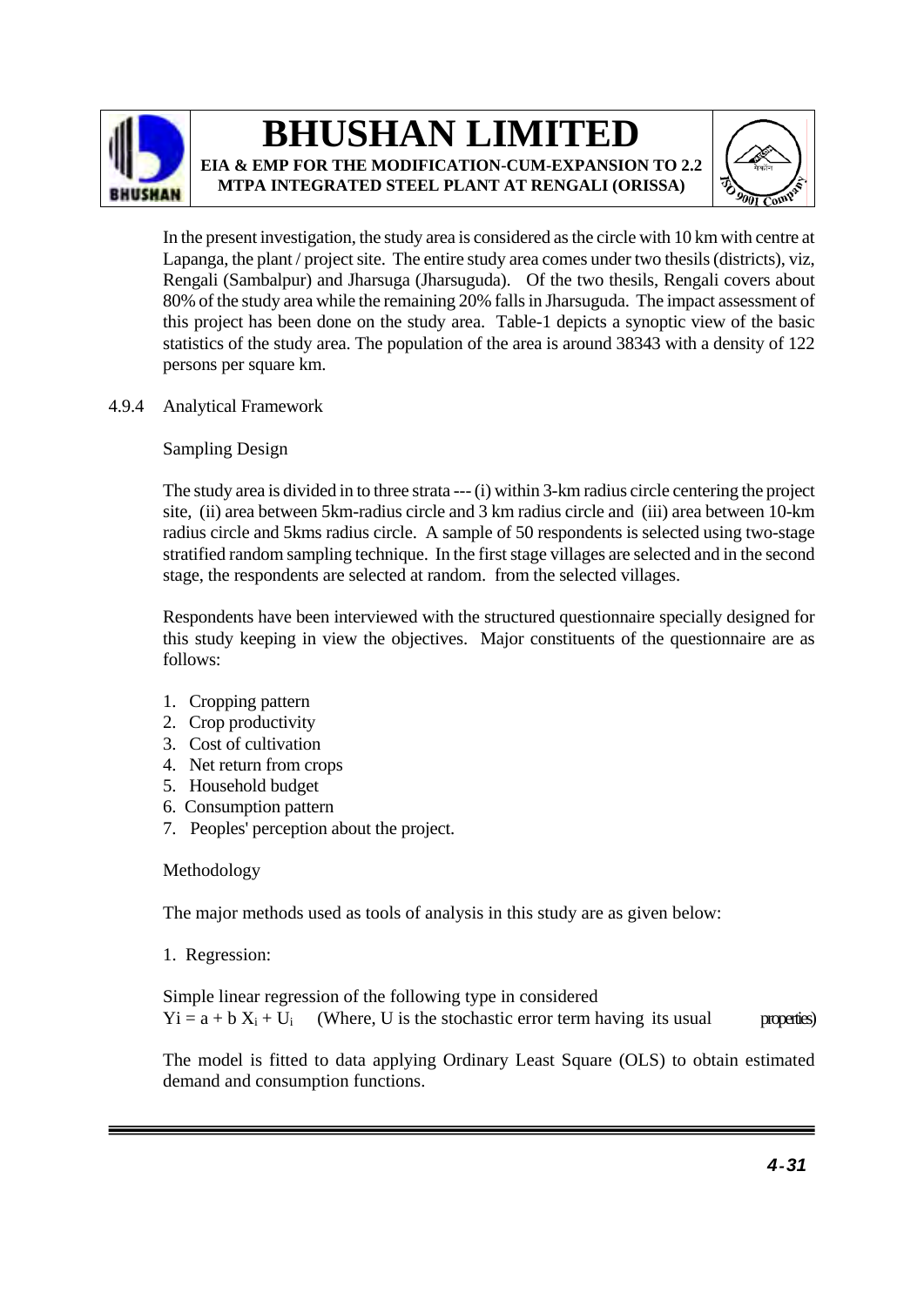In the present investigation, the study area is considered as the circle with 10 km with centre at Lapanga, the plant / project site. The entire study area comes under two thesils (districts), viz, Rengali (Sambalpur) and Jharsuga (Jharsuguda). Of the two thesils, Rengali covers about 80% of the study area while the remaining 20% falls in Jharsuguda. The impact assessment of this project has been done on the study area. Table-1 depicts a synoptic view of the basic statistics of the study area. The population of the area is around 38343 with a density of 122 persons per square km.

### 4.9.4 Analytical Framework

Sampling Design

The study area is divided in to three strata --- (i) within 3-km radius circle centering the project site, (ii) area between 5km-radius circle and 3 km radius circle and (iii) area between 10-km radius circle and 5kms radius circle. A sample of 50 respondents is selected using two-stage stratified random sampling technique. In the first stage villages are selected and in the second stage, the respondents are selected at random. from the selected villages.

Respondents have been interviewed with the structured questionnaire specially designed for this study keeping in view the objectives. Major constituents of the questionnaire are as follows:

1. Cropping pattern
2. Crop productivity
3. Cost of cultivation
4. Net return from crops
5. Household budget
6. Consumption pattern
7. Peoples' perception about the project.

Methodology

The major methods used as tools of analysis in this study are as given below:

1. Regression:

Simple linear regression of the following type in considered
$Y_i = a + b X_i + U_i$ (Where, U is the stochastic error term having its usual properties)

The model is fitted to data applying Ordinary Least Square (OLS) to obtain estimated demand and consumption functions.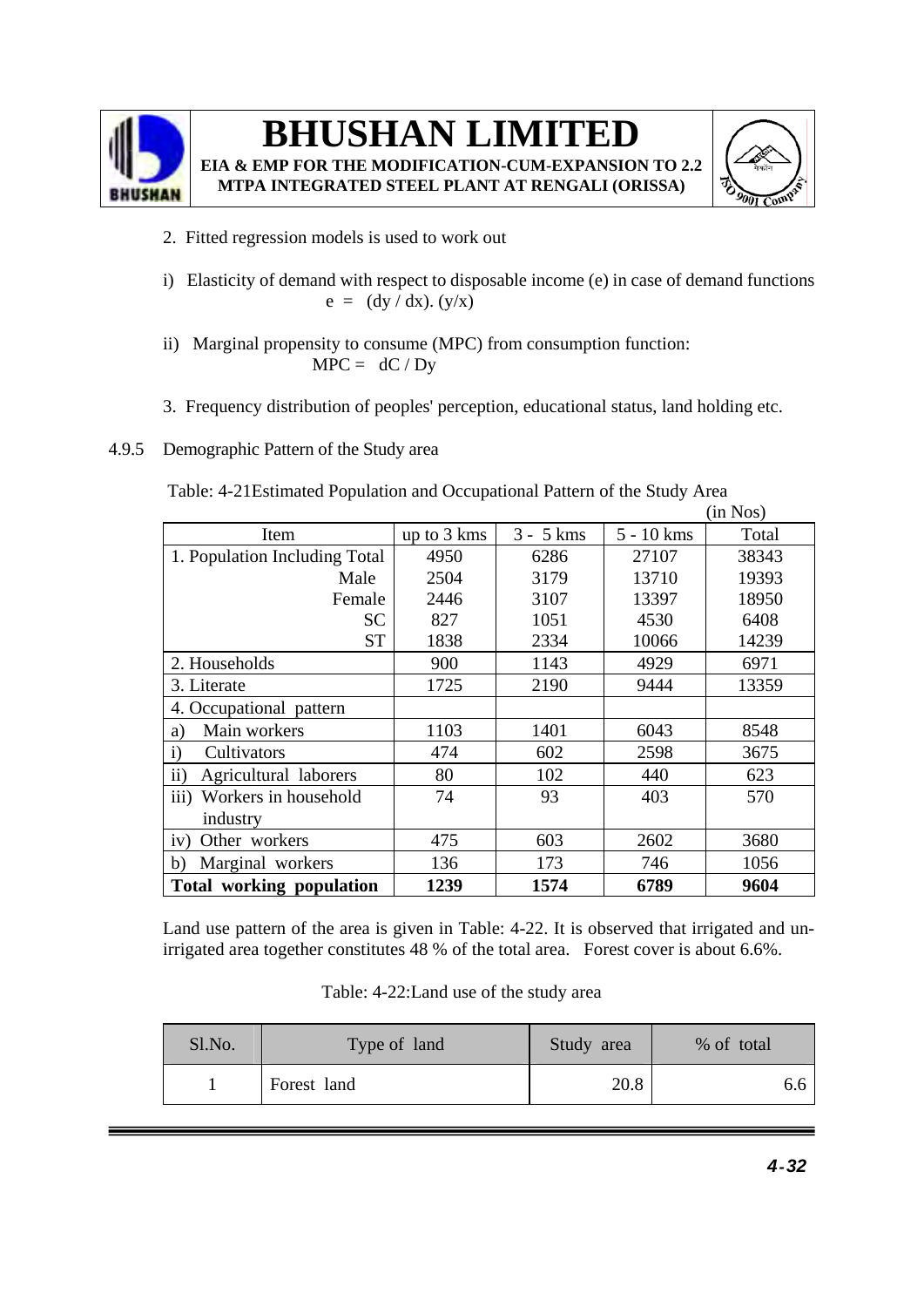2. Fitted regression models is used to work out

i) Elasticity of demand with respect to disposable income (e) in case of demand functions

$$e = (dy / dx). (y/x)$$

ii) Marginal propensity to consume (MPC) from consumption function:

$$MPC = dC / Dy$$

3. Frequency distribution of peoples' perception, educational status, land holding etc.

4.9.5 Demographic Pattern of the Study area

Table: 4-21Estimated Population and Occupational Pattern of the Study Area

(in Nos)

| Item | up to 3 kms | 3 - 5 kms | 5 - 10 kms | Total |
|---|---|---|---|---|
| 1. Population Including Total | 4950 | 6286 | 27107 | 38343 |
| Male | 2504 | 3179 | 13710 | 19393 |
| Female | 2446 | 3107 | 13397 | 18950 |
| SC | 827 | 1051 | 4530 | 6408 |
| ST | 1838 | 2334 | 10066 | 14239 |
| 2. Households | 900 | 1143 | 4929 | 6971 |
| 3. Literate | 1725 | 2190 | 9444 | 13359 |
| 4. Occupational pattern | | | | |
| a) Main workers | 1103 | 1401 | 6043 | 8548 |
| i) Cultivators | 474 | 602 | 2598 | 3675 |
| ii) Agricultural laborers | 80 | 102 | 440 | 623 |
| iii) Workers in household industry | 74 | 93 | 403 | 570 |
| iv) Other workers | 475 | 603 | 2602 | 3680 |
| b) Marginal workers | 136 | 173 | 746 | 1056 |
| **Total working population** | **1239** | **1574** | **6789** | **9604** |

Land use pattern of the area is given in Table: 4-22. It is observed that irrigated and un-irrigated area together constitutes 48 % of the total area. Forest cover is about 6.6%.

Table: 4-22:Land use of the study area

| Sl.No. | Type of land | Study area | % of total |
|---|---|---|---|
| 1 | Forest land | 20.8 | 6.6 |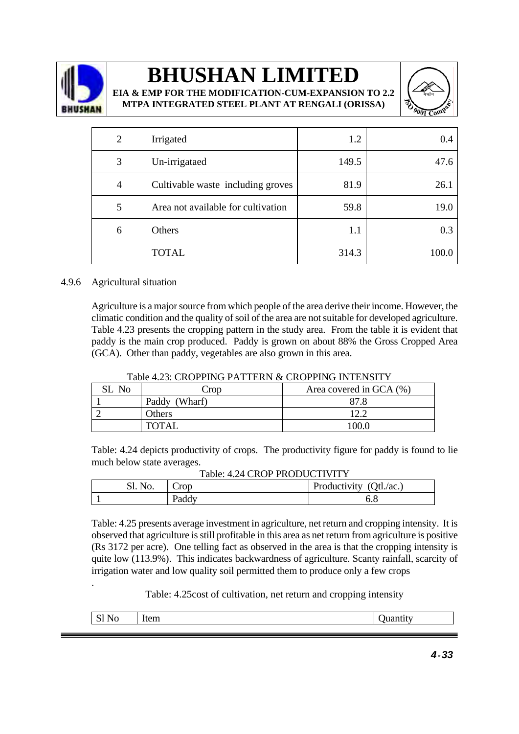| 2 | Irrigated | 1.2 | 0.4 |
|---|---|---|---|
| 3 | Un-irrigataed | 149.5 | 47.6 |
| 4 | Cultivable waste including groves | 81.9 | 26.1 |
| 5 | Area not available for cultivation | 59.8 | 19.0 |
| 6 | Others | 1.1 | 0.3 |
| | TOTAL | 314.3 | 100.0 |

4.9.6 Agricultural situation

Agriculture is a major source from which people of the area derive their income. However, the climatic condition and the quality of soil of the area are not suitable for developed agriculture. Table 4.23 presents the cropping pattern in the study area. From the table it is evident that paddy is the main crop produced. Paddy is grown on about 88% the Gross Cropped Area (GCA). Other than paddy, vegetables are also grown in this area.

Table 4.23: CROPPING PATTERN & CROPPING INTENSITY

| SL No | Crop | Area covered in GCA (%) |
|---|---|---|
| 1 | Paddy (Wharf) | 87.8 |
| 2 | Others | 12.2 |
| | TOTAL | 100.0 |

Table: 4.24 depicts productivity of crops. The productivity figure for paddy is found to lie much below state averages.

Table: 4.24 CROP PRODUCTIVITY

| Sl. No. | Crop | Productivity (Qtl./ac.) |
|---|---|---|
| 1 | Paddy | 6.8 |

Table: 4.25 presents average investment in agriculture, net return and cropping intensity. It is observed that agriculture is still profitable in this area as net return from agriculture is positive (Rs 3172 per acre). One telling fact as observed in the area is that the cropping intensity is quite low (113.9%). This indicates backwardness of agriculture. Scanty rainfall, scarcity of irrigation water and low quality soil permitted them to produce only a few crops

.

Table: 4.25cost of cultivation, net return and cropping intensity

| Sl No | Item | Quantity |
|---|---|---|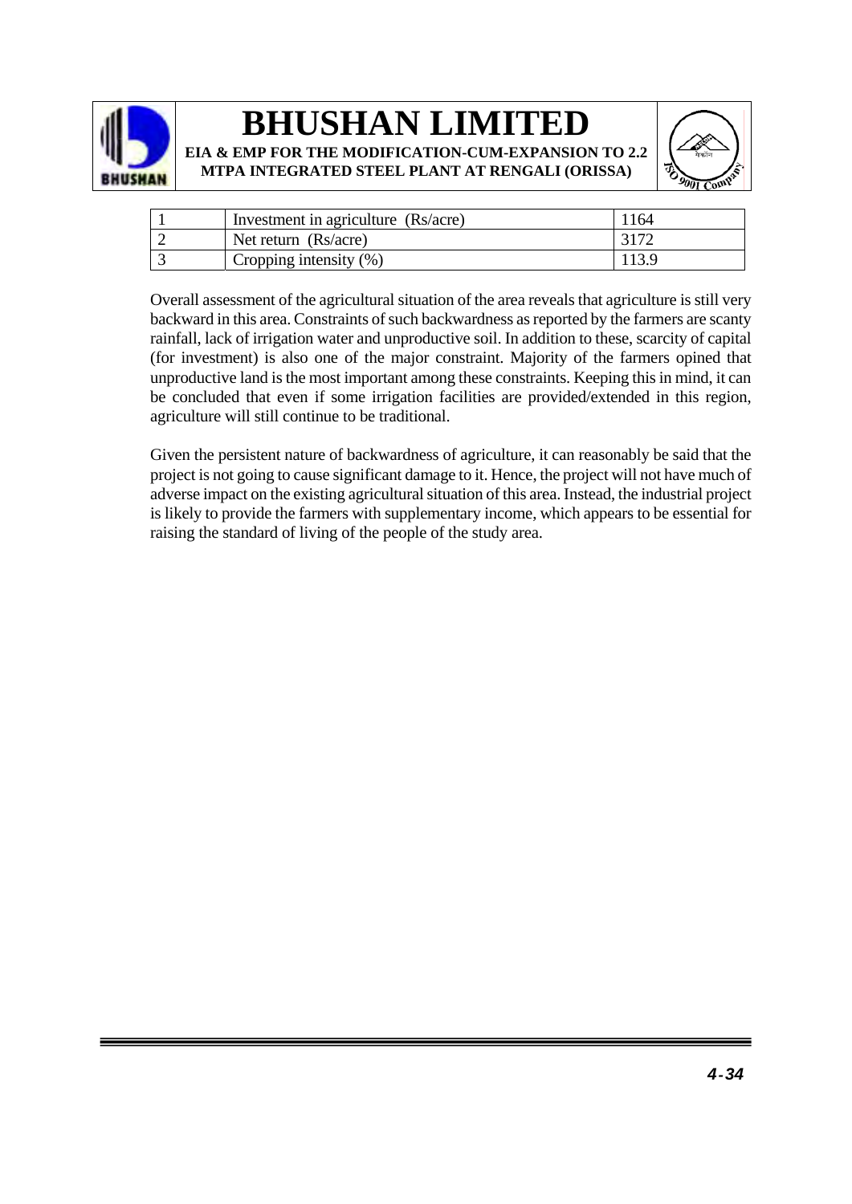| | | |
|---|---|---|
| 1 | Investment in agriculture (Rs/acre) | 1164 |
| 2 | Net return (Rs/acre) | 3172 |
| 3 | Cropping intensity (%) | 113.9 |

Overall assessment of the agricultural situation of the area reveals that agriculture is still very backward in this area. Constraints of such backwardness as reported by the farmers are scanty rainfall, lack of irrigation water and unproductive soil. In addition to these, scarcity of capital (for investment) is also one of the major constraint. Majority of the farmers opined that unproductive land is the most important among these constraints. Keeping this in mind, it can be concluded that even if some irrigation facilities are provided/extended in this region, agriculture will still continue to be traditional.

Given the persistent nature of backwardness of agriculture, it can reasonably be said that the project is not going to cause significant damage to it. Hence, the project will not have much of adverse impact on the existing agricultural situation of this area. Instead, the industrial project is likely to provide the farmers with supplementary income, which appears to be essential for raising the standard of living of the people of the study area.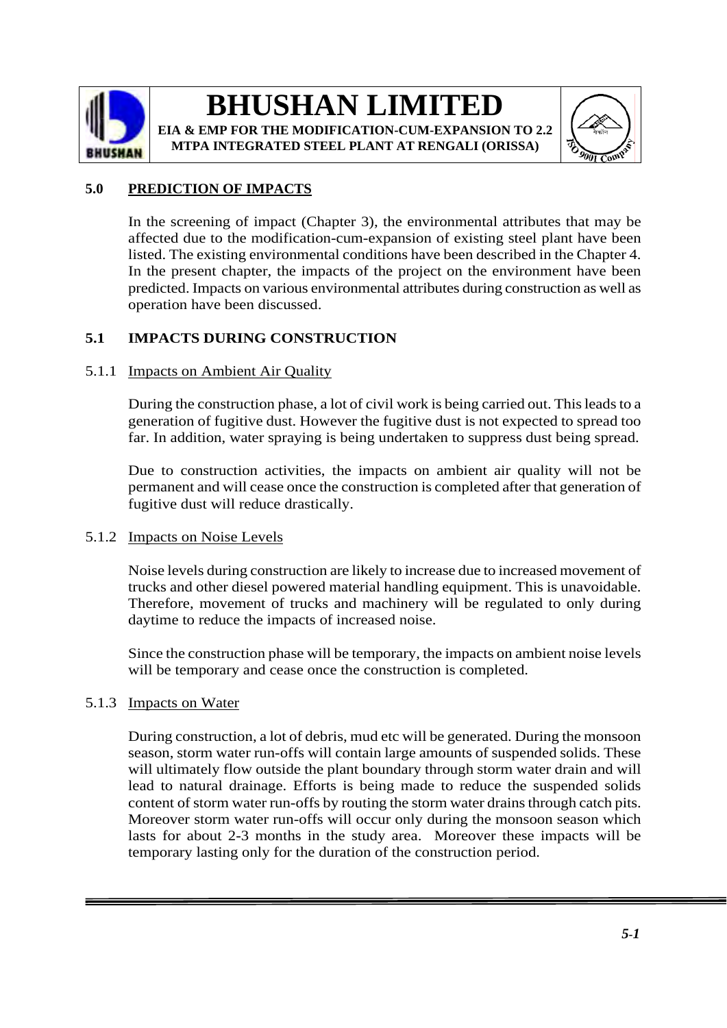## 5.0 PREDICTION OF IMPACTS

In the screening of impact (Chapter 3), the environmental attributes that may be affected due to the modification-cum-expansion of existing steel plant have been listed. The existing environmental conditions have been described in the Chapter 4. In the present chapter, the impacts of the project on the environment have been predicted. Impacts on various environmental attributes during construction as well as operation have been discussed.

### 5.1 IMPACTS DURING CONSTRUCTION

#### 5.1.1 Impacts on Ambient Air Quality

During the construction phase, a lot of civil work is being carried out. This leads to a generation of fugitive dust. However the fugitive dust is not expected to spread too far. In addition, water spraying is being undertaken to suppress dust being spread.

Due to construction activities, the impacts on ambient air quality will not be permanent and will cease once the construction is completed after that generation of fugitive dust will reduce drastically.

#### 5.1.2 Impacts on Noise Levels

Noise levels during construction are likely to increase due to increased movement of trucks and other diesel powered material handling equipment. This is unavoidable. Therefore, movement of trucks and machinery will be regulated to only during daytime to reduce the impacts of increased noise.

Since the construction phase will be temporary, the impacts on ambient noise levels will be temporary and cease once the construction is completed.

#### 5.1.3 Impacts on Water

During construction, a lot of debris, mud etc will be generated. During the monsoon season, storm water run-offs will contain large amounts of suspended solids. These will ultimately flow outside the plant boundary through storm water drain and will lead to natural drainage. Efforts is being made to reduce the suspended solids content of storm water run-offs by routing the storm water drains through catch pits. Moreover storm water run-offs will occur only during the monsoon season which lasts for about 2-3 months in the study area. Moreover these impacts will be temporary lasting only for the duration of the construction period.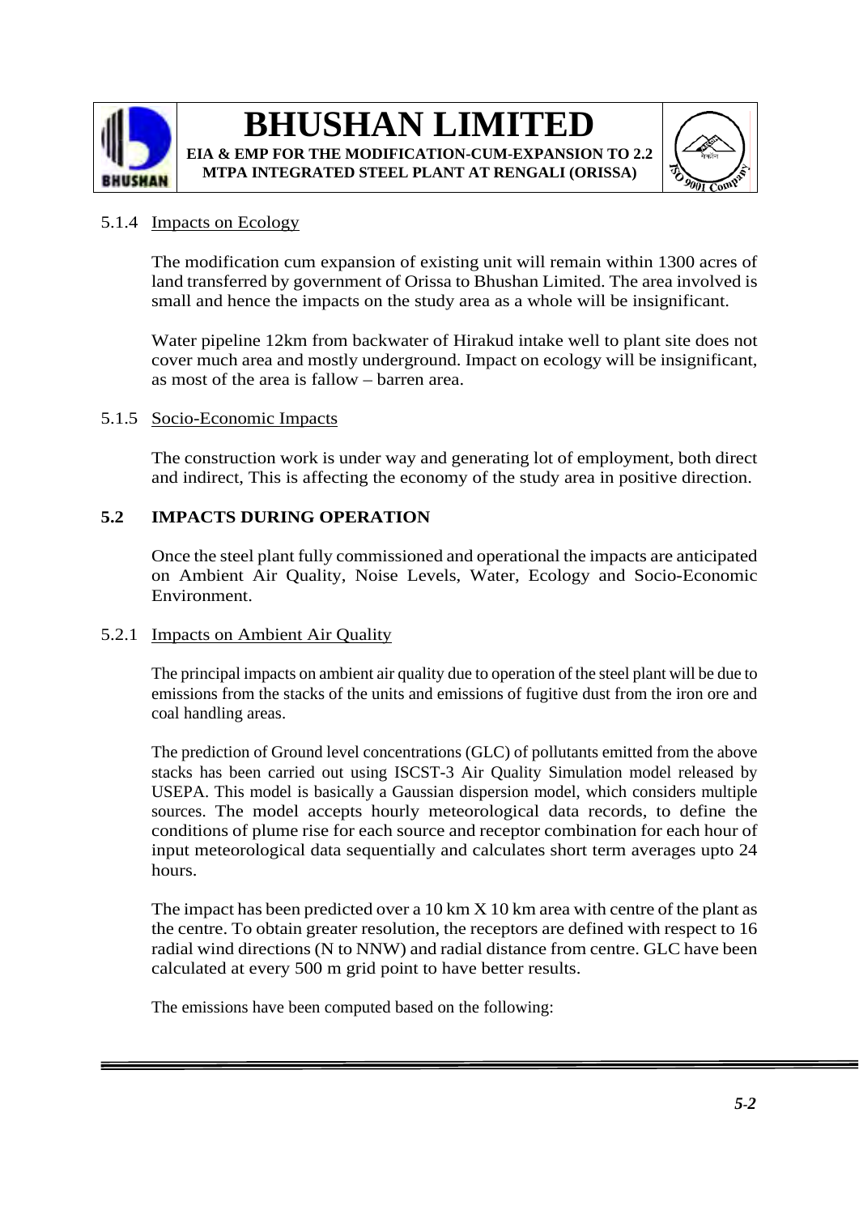#### 5.1.4 Impacts on Ecology

The modification cum expansion of existing unit will remain within 1300 acres of land transferred by government of Orissa to Bhushan Limited. The area involved is small and hence the impacts on the study area as a whole will be insignificant.

Water pipeline 12km from backwater of Hirakud intake well to plant site does not cover much area and mostly underground. Impact on ecology will be insignificant, as most of the area is fallow – barren area.

#### 5.1.5 Socio-Economic Impacts

The construction work is under way and generating lot of employment, both direct and indirect, This is affecting the economy of the study area in positive direction.

### 5.2 IMPACTS DURING OPERATION

Once the steel plant fully commissioned and operational the impacts are anticipated on Ambient Air Quality, Noise Levels, Water, Ecology and Socio-Economic Environment.

#### 5.2.1 Impacts on Ambient Air Quality

The principal impacts on ambient air quality due to operation of the steel plant will be due to emissions from the stacks of the units and emissions of fugitive dust from the iron ore and coal handling areas.

The prediction of Ground level concentrations (GLC) of pollutants emitted from the above stacks has been carried out using ISCST-3 Air Quality Simulation model released by USEPA. This model is basically a Gaussian dispersion model, which considers multiple sources. The model accepts hourly meteorological data records, to define the conditions of plume rise for each source and receptor combination for each hour of input meteorological data sequentially and calculates short term averages upto 24 hours.

The impact has been predicted over a 10 km X 10 km area with centre of the plant as the centre. To obtain greater resolution, the receptors are defined with respect to 16 radial wind directions (N to NNW) and radial distance from centre. GLC have been calculated at every 500 m grid point to have better results.

The emissions have been computed based on the following: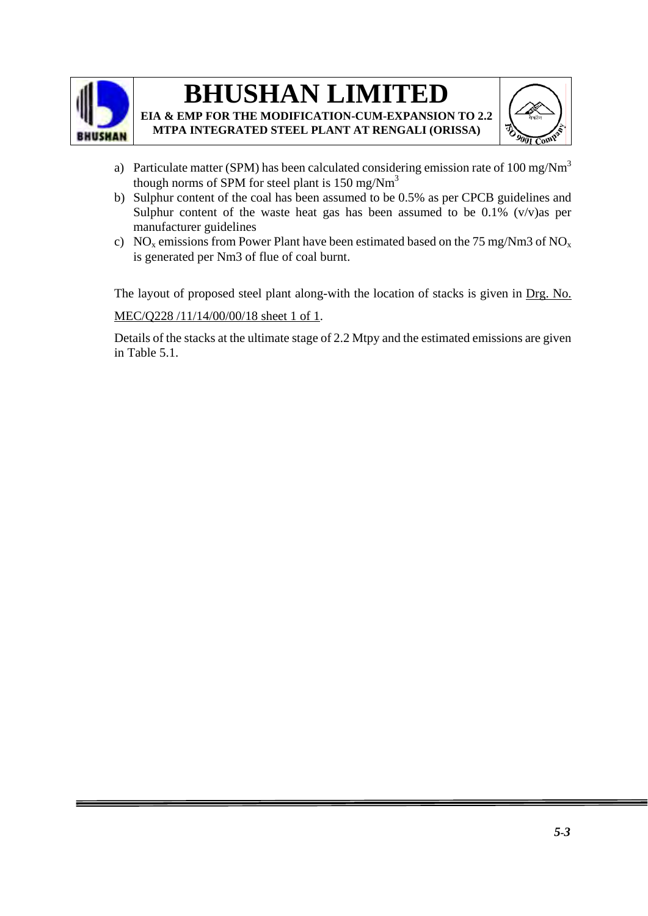a) Particulate matter (SPM) has been calculated considering emission rate of 100 mg/$Nm^3$ though norms of SPM for steel plant is 150 mg/$Nm^3$
b) Sulphur content of the coal has been assumed to be 0.5% as per CPCB guidelines and Sulphur content of the waste heat gas has been assumed to be 0.1% (v/v)as per manufacturer guidelines
c) $NO_x$ emissions from Power Plant have been estimated based on the 75 mg/Nm3 of $NO_x$ is generated per Nm3 of flue of coal burnt.

The layout of proposed steel plant along-with the location of stacks is given in Drg. No. MEC/Q228 /11/14/00/00/18 sheet 1 of 1.

Details of the stacks at the ultimate stage of 2.2 Mtpy and the estimated emissions are given in Table 5.1.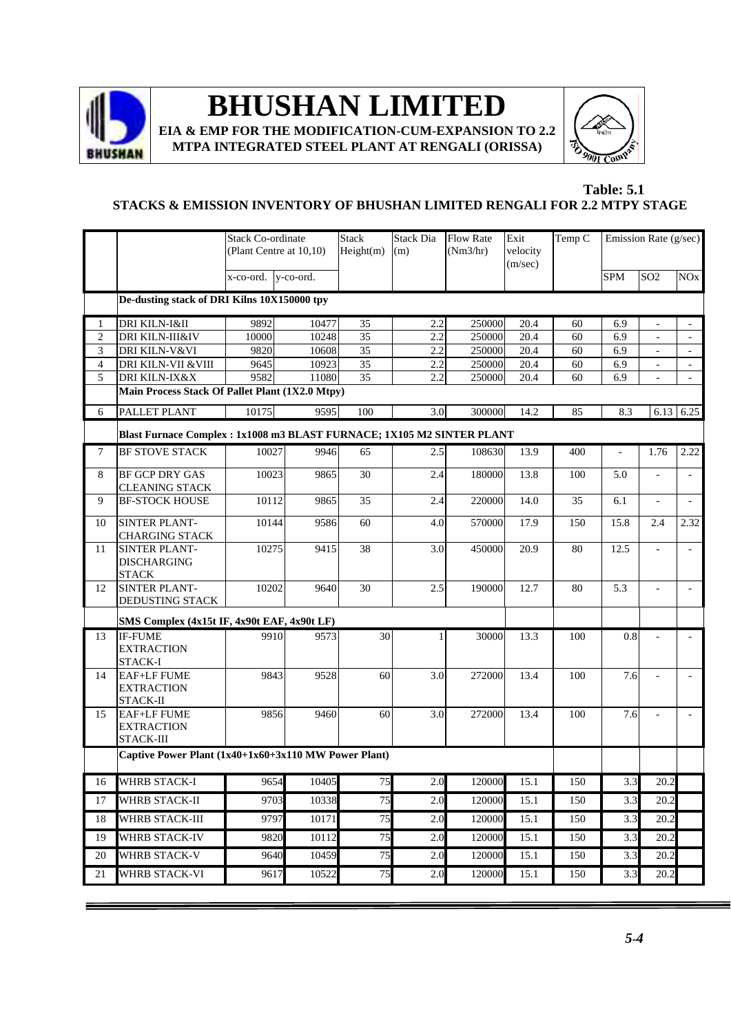**Table: 5.1**

**STACKS & EMISSION INVENTORY OF BHUSHAN LIMITED RENGALI FOR 2.2 MTPY STAGE**

| | | Stack Co-ordinate (Plant Centre at 10,10) | | Stack Height(m) | Stack Dia (m) | Flow Rate (Nm3/hr) | Exit velocity (m/sec) | Temp C | Emission Rate (g/sec) | | |
|---|---|---|---|---|---|---|---|---|---|---|---|
| | | x-co-ord. | y-co-ord. | | | | | | SPM | SO2 | NOx |
| | **De-dusting stack of DRI Kilns 10X150000 tpy** | | | | | | | | | | |
| 1 | DRI KILN-I&II | 9892 | 10477 | 35 | 2.2 | 250000 | 20.4 | 60 | 6.9 | - | - |
| 2 | DRI KILN-III&IV | 10000 | 10248 | 35 | 2.2 | 250000 | 20.4 | 60 | 6.9 | - | - |
| 3 | DRI KILN-V&VI | 9820 | 10608 | 35 | 2.2 | 250000 | 20.4 | 60 | 6.9 | - | - |
| 4 | DRI KILN-VII &VIII | 9645 | 10923 | 35 | 2.2 | 250000 | 20.4 | 60 | 6.9 | - | - |
| 5 | DRI KILN-IX&X | 9582 | 11080 | 35 | 2.2 | 250000 | 20.4 | 60 | 6.9 | - | - |
| | **Main Process Stack Of Pallet Plant (1X2.0 Mtpy)** | | | | | | | | | | |
| 6 | PALLET PLANT | 10175 | 9595 | 100 | 3.0 | 300000 | 14.2 | 85 | 8.3 | 6.13 | 6.25 |
| | **Blast Furnace Complex : 1x1008 m3 BLAST FURNACE; 1X105 M2 SINTER PLANT** | | | | | | | | | | |
| 7 | BF STOVE STACK | 10027 | 9946 | 65 | 2.5 | 108630 | 13.9 | 400 | - | 1.76 | 2.22 |
| 8 | BF GCP DRY GAS CLEANING STACK | 10023 | 9865 | 30 | 2.4 | 180000 | 13.8 | 100 | 5.0 | - | - |
| 9 | BF-STOCK HOUSE | 10112 | 9865 | 35 | 2.4 | 220000 | 14.0 | 35 | 6.1 | - | - |
| 10 | SINTER PLANT-CHARGING STACK | 10144 | 9586 | 60 | 4.0 | 570000 | 17.9 | 150 | 15.8 | 2.4 | 2.32 |
| 11 | SINTER PLANT-DISCHARGING STACK | 10275 | 9415 | 38 | 3.0 | 450000 | 20.9 | 80 | 12.5 | - | - |
| 12 | SINTER PLANT-DEDUSTING STACK | 10202 | 9640 | 30 | 2.5 | 190000 | 12.7 | 80 | 5.3 | - | - |
| | **SMS Complex (4x15t IF, 4x90t EAF, 4x90t LF)** | | | | | | | | | | |
| 13 | IF-FUME EXTRACTION STACK-I | 9910 | 9573 | 30 | 1 | 30000 | 13.3 | 100 | 0.8 | - | - |
| 14 | EAF+LF FUME EXTRACTION STACK-II | 9843 | 9528 | 60 | 3.0 | 272000 | 13.4 | 100 | 7.6 | - | - |
| 15 | EAF+LF FUME EXTRACTION STACK-III | 9856 | 9460 | 60 | 3.0 | 272000 | 13.4 | 100 | 7.6 | - | - |
| | **Captive Power Plant (1x40+1x60+3x110 MW Power Plant)** | | | | | | | | | | |
| 16 | WHRB STACK-I | 9654 | 10405 | 75 | 2.0 | 120000 | 15.1 | 150 | 3.3 | 20.2 | |
| 17 | WHRB STACK-II | 9703 | 10338 | 75 | 2.0 | 120000 | 15.1 | 150 | 3.3 | 20.2 | |
| 18 | WHRB STACK-III | 9797 | 10171 | 75 | 2.0 | 120000 | 15.1 | 150 | 3.3 | 20.2 | |
| 19 | WHRB STACK-IV | 9820 | 10112 | 75 | 2.0 | 120000 | 15.1 | 150 | 3.3 | 20.2 | |
| 20 | WHRB STACK-V | 9640 | 10459 | 75 | 2.0 | 120000 | 15.1 | 150 | 3.3 | 20.2 | |
| 21 | WHRB STACK-VI | 9617 | 10522 | 75 | 2.0 | 120000 | 15.1 | 150 | 3.3 | 20.2 | |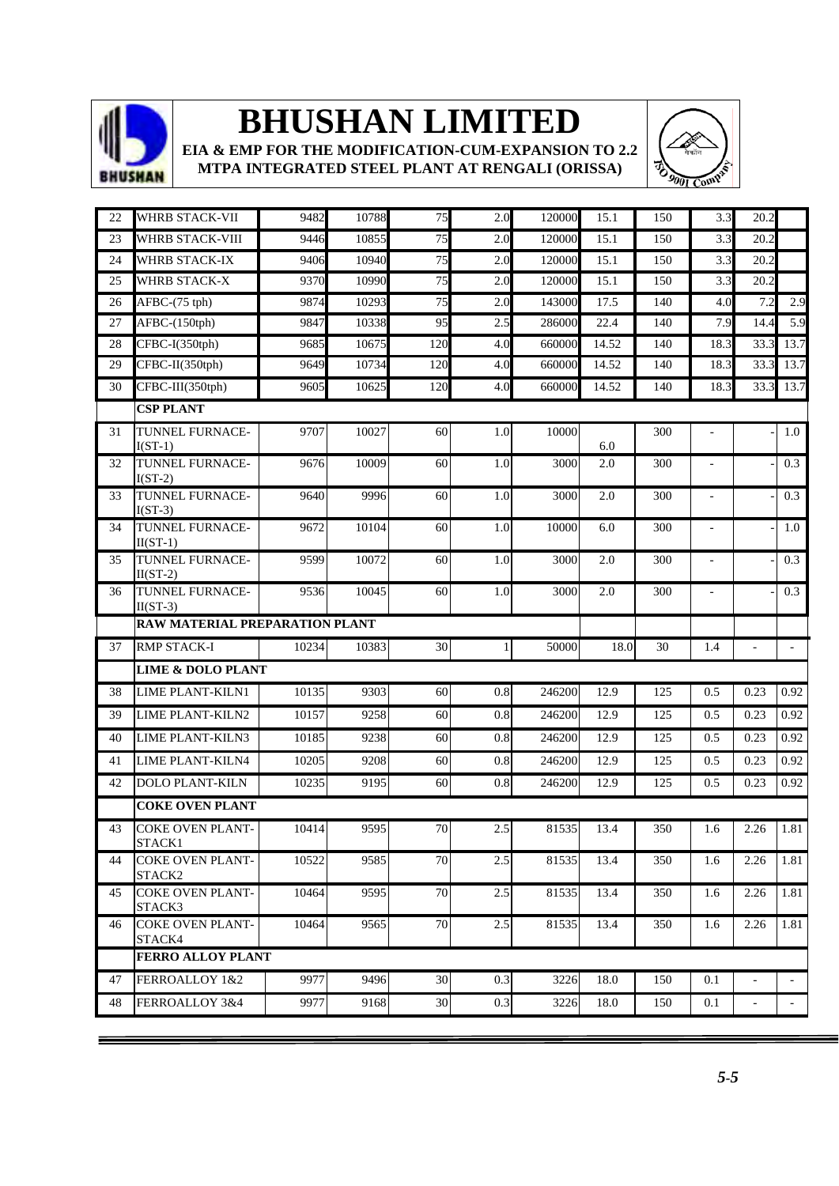| 22 | WHRB STACK-VII | 9482 | 10788 | 75 | 2.0 | 120000 | 15.1 | 150 | 3.3 | 20.2 | |
|---|---|---|---|---|---|---|---|---|---|---|---|
| 23 | WHRB STACK-VIII | 9446 | 10855 | 75 | 2.0 | 120000 | 15.1 | 150 | 3.3 | 20.2 | |
| 24 | WHRB STACK-IX | 9406 | 10940 | 75 | 2.0 | 120000 | 15.1 | 150 | 3.3 | 20.2 | |
| 25 | WHRB STACK-X | 9370 | 10990 | 75 | 2.0 | 120000 | 15.1 | 150 | 3.3 | 20.2 | |
| 26 | AFBC-(75 tph) | 9874 | 10293 | 75 | 2.0 | 143000 | 17.5 | 140 | 4.0 | 7.2 | 2.9 |
| 27 | AFBC-(150tph) | 9847 | 10338 | 95 | 2.5 | 286000 | 22.4 | 140 | 7.9 | 14.4 | 5.9 |
| 28 | CFBC-I(350tph) | 9685 | 10675 | 120 | 4.0 | 660000 | 14.52 | 140 | 18.3 | 33.3 | 13.7 |
| 29 | CFBC-II(350tph) | 9649 | 10734 | 120 | 4.0 | 660000 | 14.52 | 140 | 18.3 | 33.3 | 13.7 |
| 30 | CFBC-III(350tph) | 9605 | 10625 | 120 | 4.0 | 660000 | 14.52 | 140 | 18.3 | 33.3 | 13.7 |
| | **CSP PLANT** | | | | | | | | | | |
| 31 | TUNNEL FURNACE-I(ST-1) | 9707 | 10027 | 60 | 1.0 | 10000 | 6.0 | 300 | - | - | 1.0 |
| 32 | TUNNEL FURNACE-I(ST-2) | 9676 | 10009 | 60 | 1.0 | 3000 | 2.0 | 300 | - | - | 0.3 |
| 33 | TUNNEL FURNACE-I(ST-3) | 9640 | 9996 | 60 | 1.0 | 3000 | 2.0 | 300 | - | - | 0.3 |
| 34 | TUNNEL FURNACE-II(ST-1) | 9672 | 10104 | 60 | 1.0 | 10000 | 6.0 | 300 | - | - | 1.0 |
| 35 | TUNNEL FURNACE-II(ST-2) | 9599 | 10072 | 60 | 1.0 | 3000 | 2.0 | 300 | - | - | 0.3 |
| 36 | TUNNEL FURNACE-II(ST-3) | 9536 | 10045 | 60 | 1.0 | 3000 | 2.0 | 300 | - | - | 0.3 |
| | **RAW MATERIAL PREPARATION PLANT** | | | | | | | | | | |
| 37 | RMP STACK-I | 10234 | 10383 | 30 | 1 | 50000 | 18.0 | 30 | 1.4 | - | - |
| | **LIME & DOLO PLANT** | | | | | | | | | | |
| 38 | LIME PLANT-KILN1 | 10135 | 9303 | 60 | 0.8 | 246200 | 12.9 | 125 | 0.5 | 0.23 | 0.92 |
| 39 | LIME PLANT-KILN2 | 10157 | 9258 | 60 | 0.8 | 246200 | 12.9 | 125 | 0.5 | 0.23 | 0.92 |
| 40 | LIME PLANT-KILN3 | 10185 | 9238 | 60 | 0.8 | 246200 | 12.9 | 125 | 0.5 | 0.23 | 0.92 |
| 41 | LIME PLANT-KILN4 | 10205 | 9208 | 60 | 0.8 | 246200 | 12.9 | 125 | 0.5 | 0.23 | 0.92 |
| 42 | DOLO PLANT-KILN | 10235 | 9195 | 60 | 0.8 | 246200 | 12.9 | 125 | 0.5 | 0.23 | 0.92 |
| | **COKE OVEN PLANT** | | | | | | | | | | |
| 43 | COKE OVEN PLANT-STACK1 | 10414 | 9595 | 70 | 2.5 | 81535 | 13.4 | 350 | 1.6 | 2.26 | 1.81 |
| 44 | COKE OVEN PLANT-STACK2 | 10522 | 9585 | 70 | 2.5 | 81535 | 13.4 | 350 | 1.6 | 2.26 | 1.81 |
| 45 | COKE OVEN PLANT-STACK3 | 10464 | 9595 | 70 | 2.5 | 81535 | 13.4 | 350 | 1.6 | 2.26 | 1.81 |
| 46 | COKE OVEN PLANT-STACK4 | 10464 | 9565 | 70 | 2.5 | 81535 | 13.4 | 350 | 1.6 | 2.26 | 1.81 |
| | **FERRO ALLOY PLANT** | | | | | | | | | | |
| 47 | FERROALLOY 1&2 | 9977 | 9496 | 30 | 0.3 | 3226 | 18.0 | 150 | 0.1 | - | - |
| 48 | FERROALLOY 3&4 | 9977 | 9168 | 30 | 0.3 | 3226 | 18.0 | 150 | 0.1 | - | - |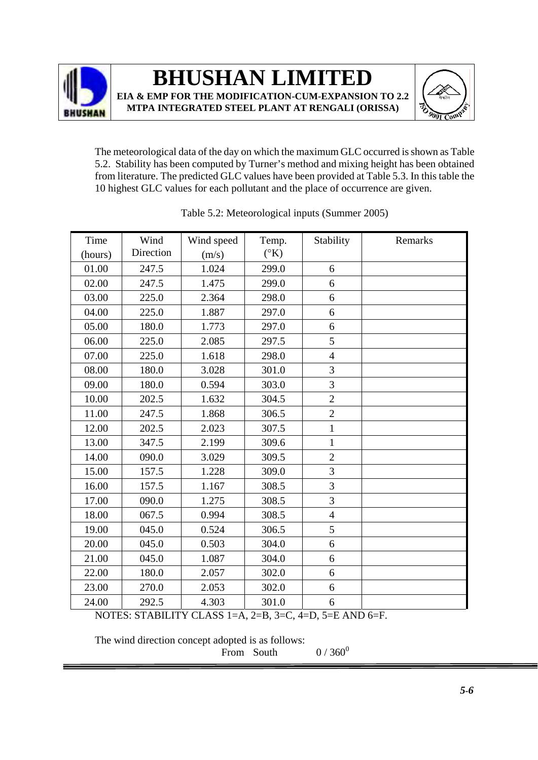The meteorological data of the day on which the maximum GLC occurred is shown as Table 5.2. Stability has been computed by Turner's method and mixing height has been obtained from literature. The predicted GLC values have been provided at Table 5.3. In this table the 10 highest GLC values for each pollutant and the place of occurrence are given.

Table 5.2: Meteorological inputs (Summer 2005)

| Time (hours) | Wind Direction | Wind speed (m/s) | Temp. (°K) | Stability | Remarks |
|---|---|---|---|---|---|
| 01.00 | 247.5 | 1.024 | 299.0 | 6 | |
| 02.00 | 247.5 | 1.475 | 299.0 | 6 | |
| 03.00 | 225.0 | 2.364 | 298.0 | 6 | |
| 04.00 | 225.0 | 1.887 | 297.0 | 6 | |
| 05.00 | 180.0 | 1.773 | 297.0 | 6 | |
| 06.00 | 225.0 | 2.085 | 297.5 | 5 | |
| 07.00 | 225.0 | 1.618 | 298.0 | 4 | |
| 08.00 | 180.0 | 3.028 | 301.0 | 3 | |
| 09.00 | 180.0 | 0.594 | 303.0 | 3 | |
| 10.00 | 202.5 | 1.632 | 304.5 | 2 | |
| 11.00 | 247.5 | 1.868 | 306.5 | 2 | |
| 12.00 | 202.5 | 2.023 | 307.5 | 1 | |
| 13.00 | 347.5 | 2.199 | 309.6 | 1 | |
| 14.00 | 090.0 | 3.029 | 309.5 | 2 | |
| 15.00 | 157.5 | 1.228 | 309.0 | 3 | |
| 16.00 | 157.5 | 1.167 | 308.5 | 3 | |
| 17.00 | 090.0 | 1.275 | 308.5 | 3 | |
| 18.00 | 067.5 | 0.994 | 308.5 | 4 | |
| 19.00 | 045.0 | 0.524 | 306.5 | 5 | |
| 20.00 | 045.0 | 0.503 | 304.0 | 6 | |
| 21.00 | 045.0 | 1.087 | 304.0 | 6 | |
| 22.00 | 180.0 | 2.057 | 302.0 | 6 | |
| 23.00 | 270.0 | 2.053 | 302.0 | 6 | |
| 24.00 | 292.5 | 4.303 | 301.0 | 6 | |

NOTES: STABILITY CLASS 1=A, 2=B, 3=C, 4=D, 5=E AND 6=F.

The wind direction concept adopted is as follows:

From South $0 / 360^0$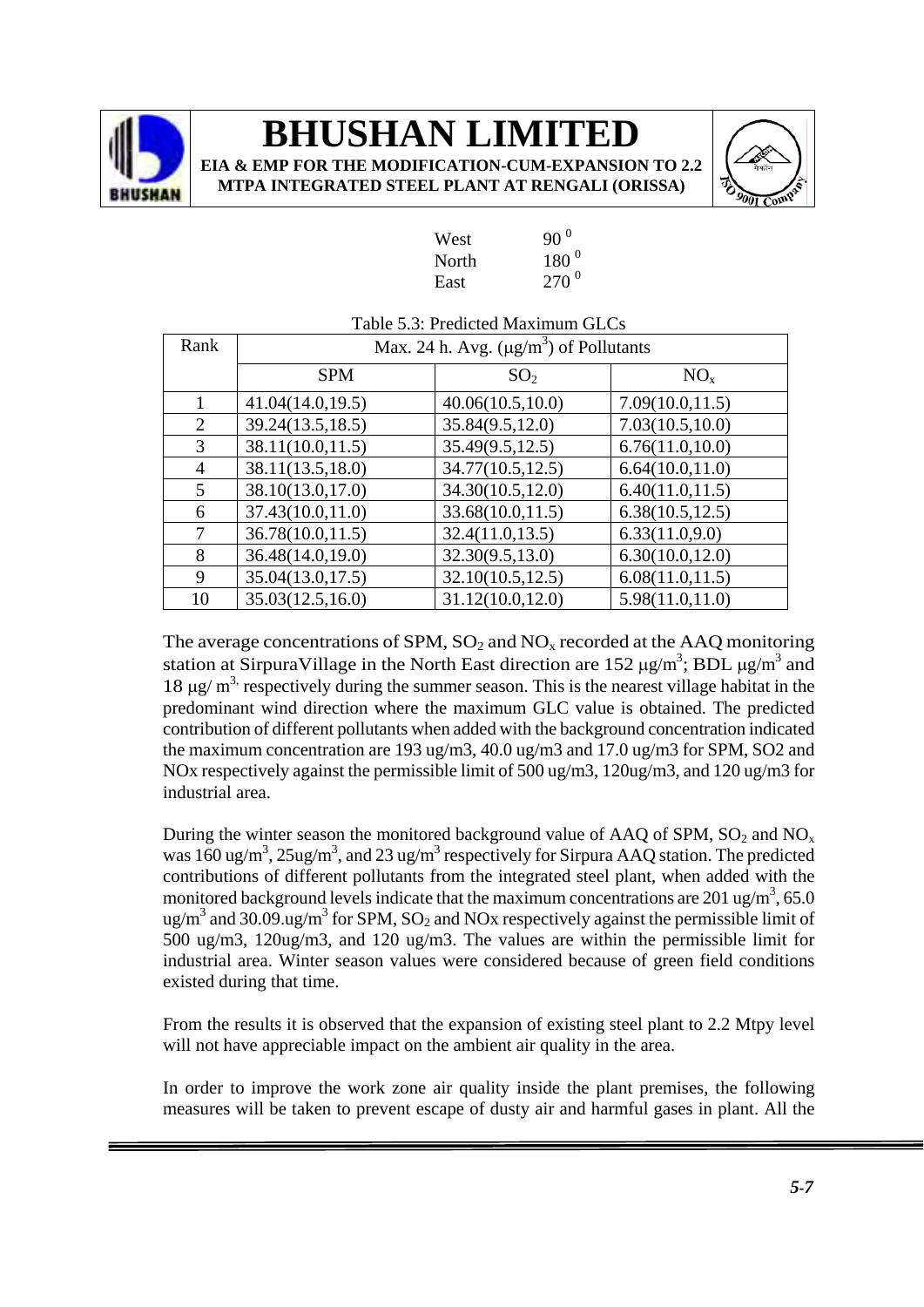| | |
|---|---|
| West | $90^0$ |
| North | $180^0$ |
| East | $270^0$ |

Table 5.3: Predicted Maximum GLCs

| Rank | Max. 24 h. Avg. ($\mu g/m^3$) of Pollutants | | |
|---|---|---|---|
| | SPM | $SO_2$ | $NO_x$ |
| 1 | 41.04(14.0,19.5) | 40.06(10.5,10.0) | 7.09(10.0,11.5) |
| 2 | 39.24(13.5,18.5) | 35.84(9.5,12.0) | 7.03(10.5,10.0) |
| 3 | 38.11(10.0,11.5) | 35.49(9.5,12.5) | 6.76(11.0,10.0) |
| 4 | 38.11(13.5,18.0) | 34.77(10.5,12.5) | 6.64(10.0,11.0) |
| 5 | 38.10(13.0,17.0) | 34.30(10.5,12.0) | 6.40(11.0,11.5) |
| 6 | 37.43(10.0,11.0) | 33.68(10.0,11.5) | 6.38(10.5,12.5) |
| 7 | 36.78(10.0,11.5) | 32.4(11.0,13.5) | 6.33(11.0,9.0) |
| 8 | 36.48(14.0,19.0) | 32.30(9.5,13.0) | 6.30(10.0,12.0) |
| 9 | 35.04(13.0,17.5) | 32.10(10.5,12.5) | 6.08(11.0,11.5) |
| 10 | 35.03(12.5,16.0) | 31.12(10.0,12.0) | 5.98(11.0,11.0) |

The average concentrations of SPM, $SO_2$ and $NO_x$ recorded at the AAQ monitoring station at SirpuraVillage in the North East direction are 152 $\mu g/m^3$; BDL $\mu g/m^3$ and 18 $\mu g/m^3$, respectively during the summer season. This is the nearest village habitat in the predominant wind direction where the maximum GLC value is obtained. The predicted contribution of different pollutants when added with the background concentration indicated the maximum concentration are 193 ug/m3, 40.0 ug/m3 and 17.0 ug/m3 for SPM, SO2 and NOx respectively against the permissible limit of 500 ug/m3, 120ug/m3, and 120 ug/m3 for industrial area.

During the winter season the monitored background value of AAQ of SPM, $SO_2$ and $NO_x$ was 160 $ug/m^3$, 25$ug/m^3$, and 23 $ug/m^3$ respectively for Sirpura AAQ station. The predicted contributions of different pollutants from the integrated steel plant, when added with the monitored background levels indicate that the maximum concentrations are 201 $ug/m^3$, 65.0 $ug/m^3$ and 30.09.$ug/m^3$ for SPM, $SO_2$ and NOx respectively against the permissible limit of 500 ug/m3, 120ug/m3, and 120 ug/m3. The values are within the permissible limit for industrial area. Winter season values were considered because of green field conditions existed during that time.

From the results it is observed that the expansion of existing steel plant to 2.2 Mtpy level will not have appreciable impact on the ambient air quality in the area.

In order to improve the work zone air quality inside the plant premises, the following measures will be taken to prevent escape of dusty air and harmful gases in plant. All the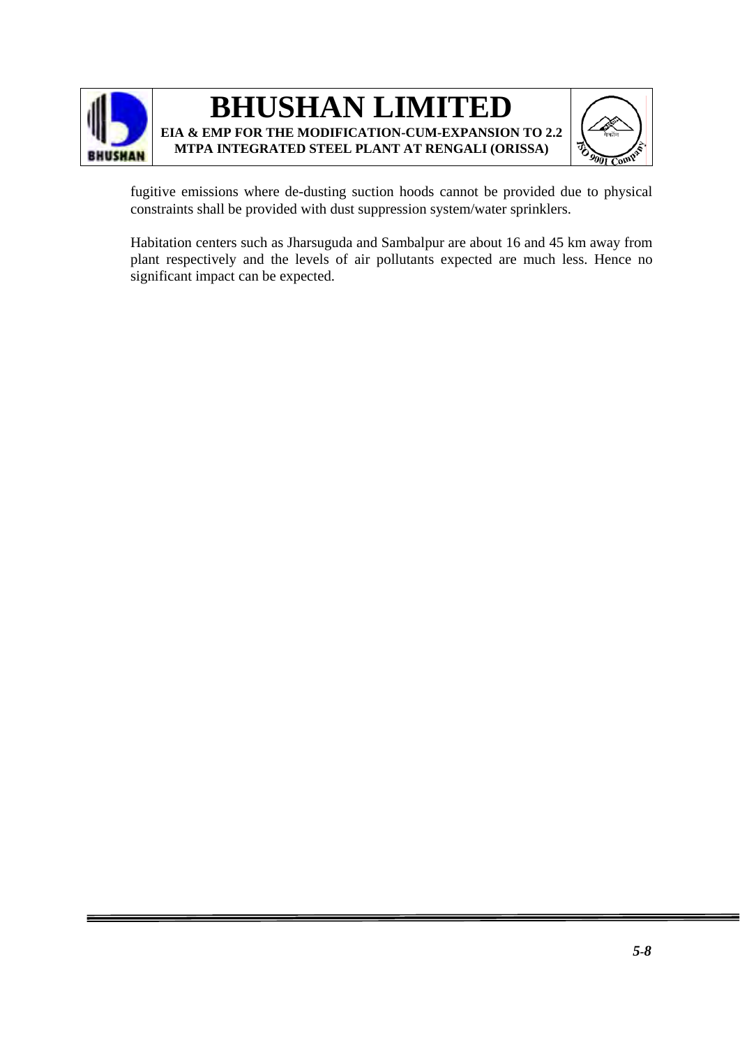fugitive emissions where de-dusting suction hoods cannot be provided due to physical constraints shall be provided with dust suppression system/water sprinklers.

Habitation centers such as Jharsuguda and Sambalpur are about 16 and 45 km away from plant respectively and the levels of air pollutants expected are much less. Hence no significant impact can be expected.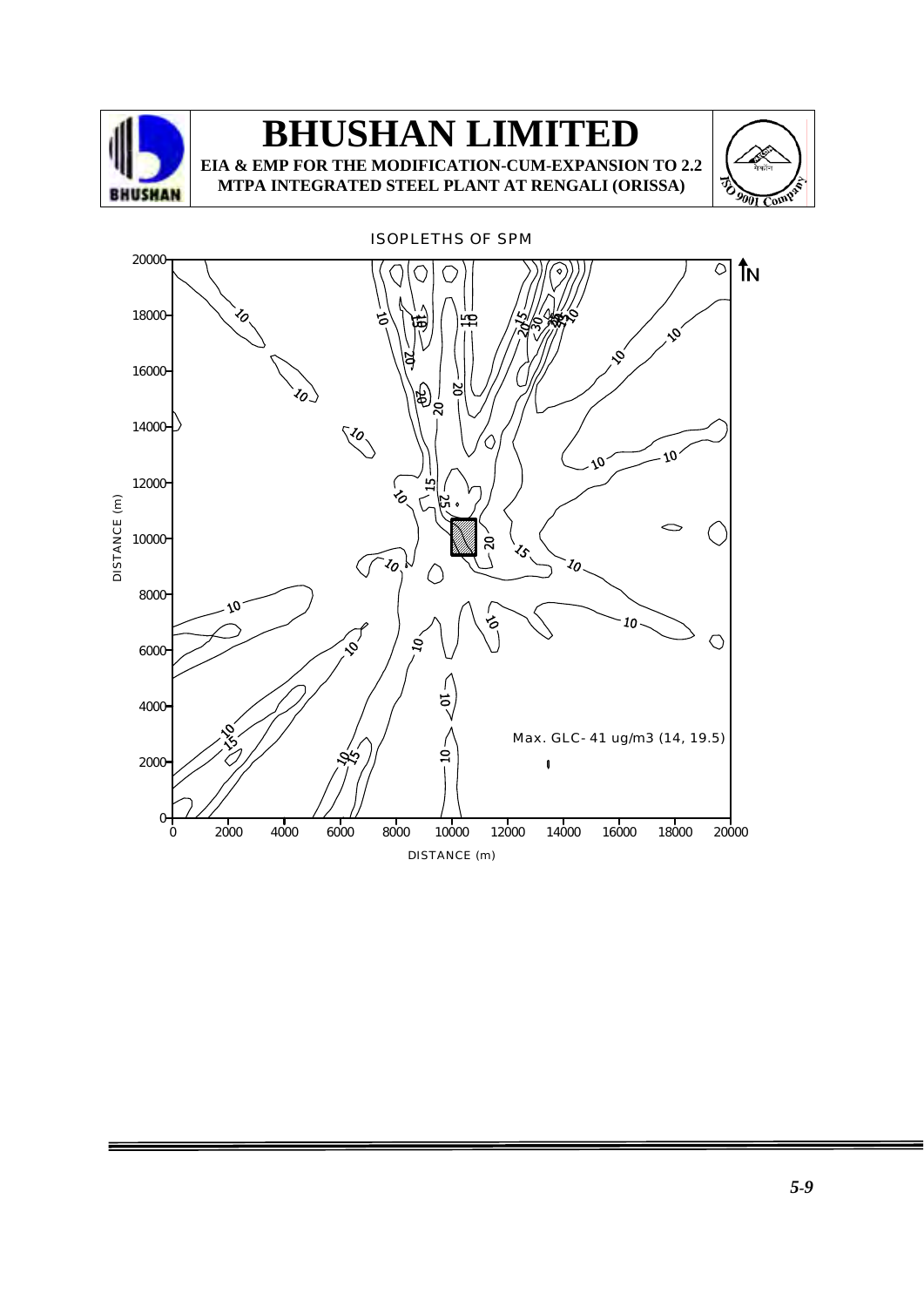ISOPLETHS OF SPM

Max. GLC- 41 ug/m3 (14, 19.5)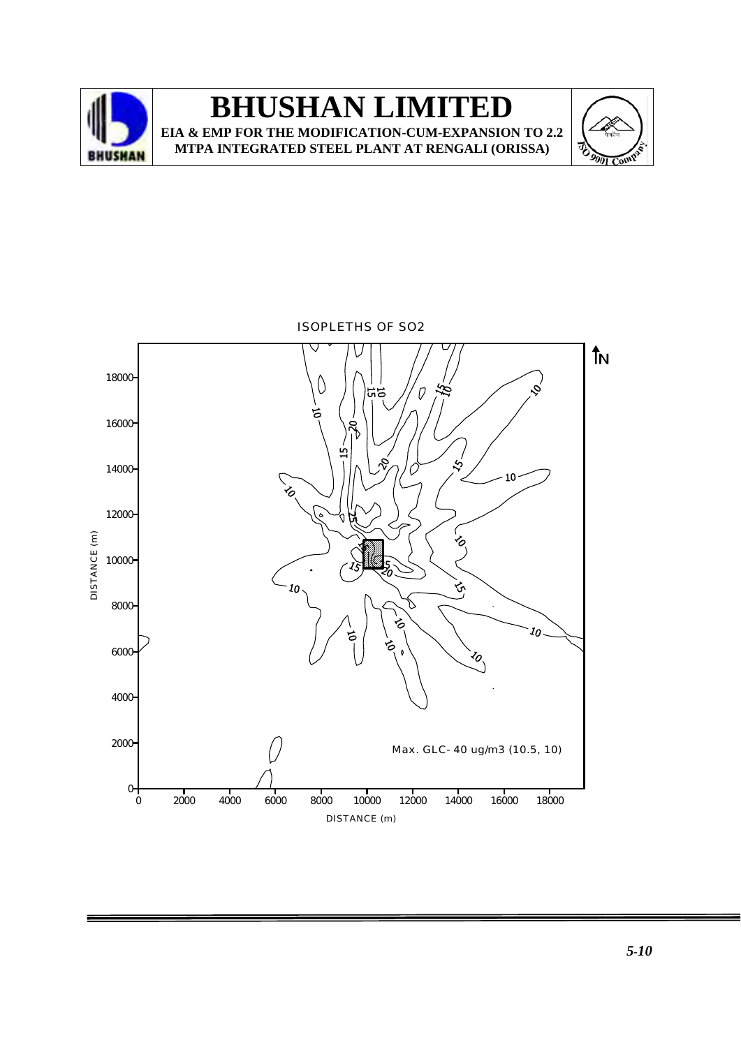ISOPLETHS OF $SO_2$

Max. GLC- 40 ug/m3 (10.5, 10)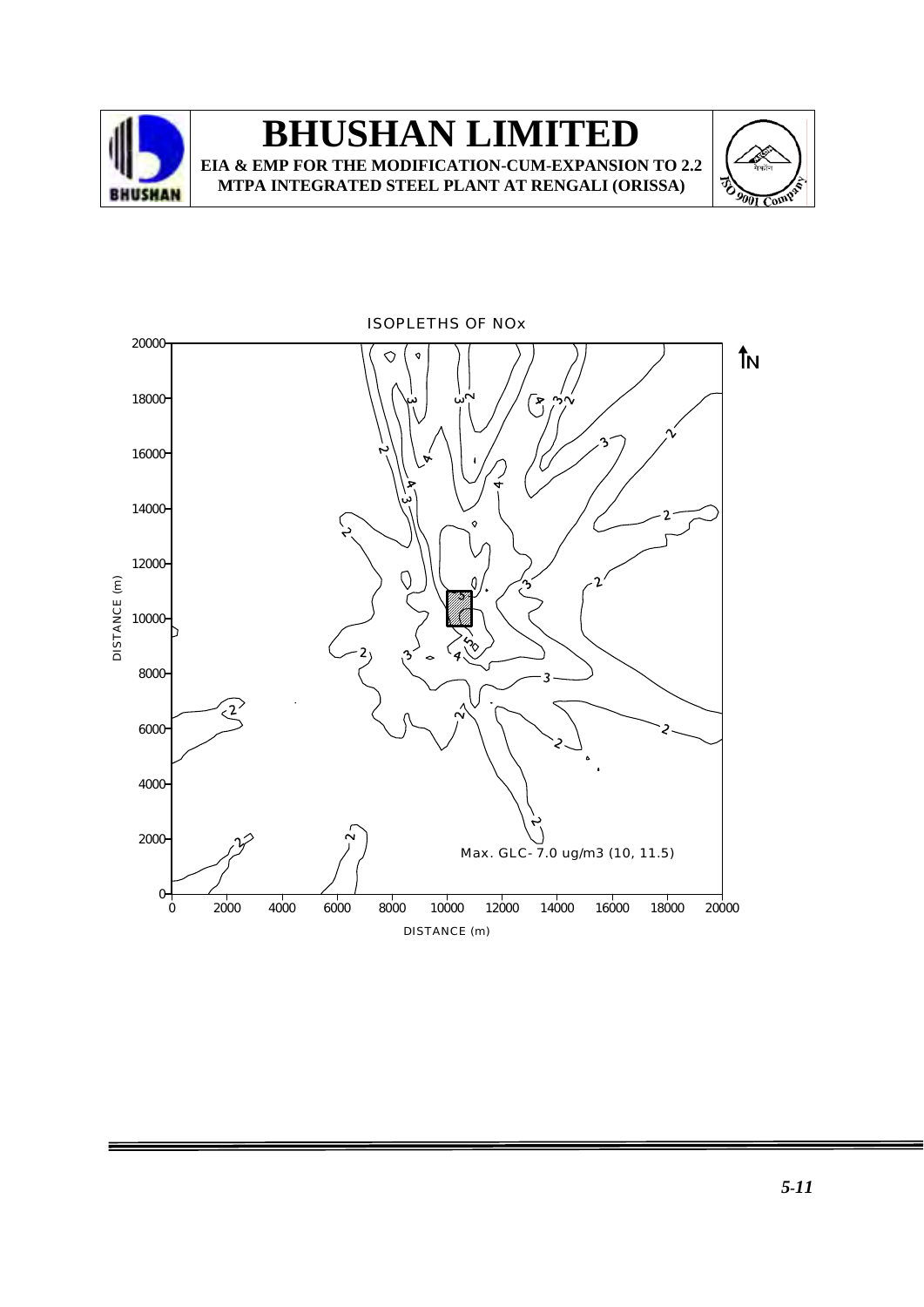ISOPLETHS OF NOx

Max. GLC- 7.0 ug/m3 (10, 11.5)

DISTANCE (m)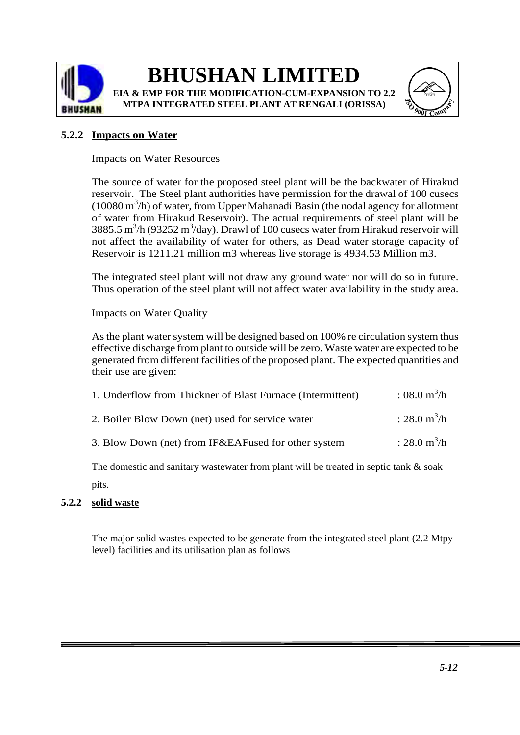### 5.2.2 Impacts on Water

Impacts on Water Resources

The source of water for the proposed steel plant will be the backwater of Hirakud reservoir. The Steel plant authorities have permission for the drawal of 100 cusecs (10080 $m^3$/h) of water, from Upper Mahanadi Basin (the nodal agency for allotment of water from Hirakud Reservoir). The actual requirements of steel plant will be 3885.5 $m^3$/h (93252 $m^3$/day). Drawl of 100 cusecs water from Hirakud reservoir will not affect the availability of water for others, as Dead water storage capacity of Reservoir is 1211.21 million m3 whereas live storage is 4934.53 Million m3.

The integrated steel plant will not draw any ground water nor will do so in future. Thus operation of the steel plant will not affect water availability in the study area.

Impacts on Water Quality

As the plant water system will be designed based on 100% re circulation system thus effective discharge from plant to outside will be zero. Waste water are expected to be generated from different facilities of the proposed plant. The expected quantities and their use are given:

1. Underflow from Thickner of Blast Furnace (Intermittent) : 08.0 $m^3$/h
2. Boiler Blow Down (net) used for service water : 28.0 $m^3$/h
3. Blow Down (net) from IF&EAFused for other system : 28.0 $m^3$/h

The domestic and sanitary wastewater from plant will be treated in septic tank & soak pits.

### 5.2.2 solid waste

The major solid wastes expected to be generate from the integrated steel plant (2.2 Mtpy level) facilities and its utilisation plan as follows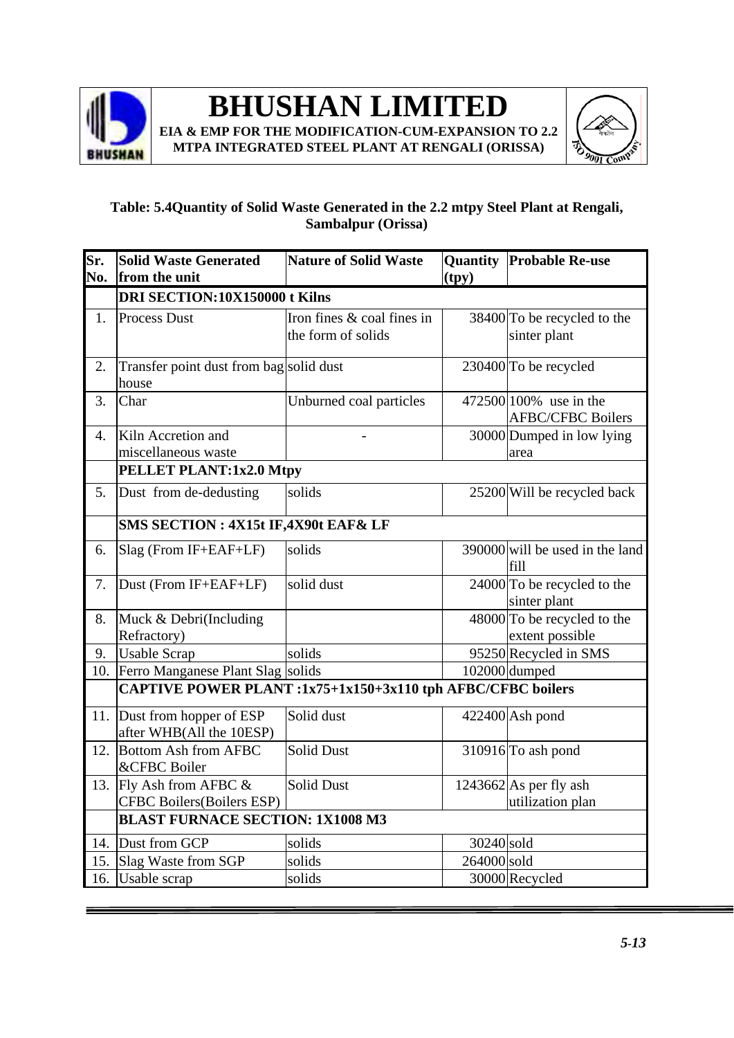**Table: 5.4Quantity of Solid Waste Generated in the 2.2 mtpy Steel Plant at Rengali, Sambalpur (Orissa)**

| Sr. No. | Solid Waste Generated from the unit | Nature of Solid Waste | Quantity (tpy) | Probable Re-use |
|---|---|---|---|---|
| | **DRI SECTION:10X150000 t Kilns** | | | |
| 1. | Process Dust | Iron fines & coal fines in the form of solids | 38400 | To be recycled to the sinter plant |
| 2. | Transfer point dust from bag house | solid dust | 230400 | To be recycled |
| 3. | Char | Unburned coal particles | 472500 | 100% use in the AFBC/CFBC Boilers |
| 4. | Kiln Accretion and miscellaneous waste | - | 30000 | Dumped in low lying area |
| | **PELLET PLANT:1x2.0 Mtpy** | | | |
| 5. | Dust from de-dedusting | solids | 25200 | Will be recycled back |
| | **SMS SECTION : 4X15t IF,4X90t EAF& LF** | | | |
| 6. | Slag (From IF+EAF+LF) | solids | 390000 | will be used in the land fill |
| 7. | Dust (From IF+EAF+LF) | solid dust | 24000 | To be recycled to the sinter plant |
| 8. | Muck & Debri(Including Refractory) | | 48000 | To be recycled to the extent possible |
| 9. | Usable Scrap | solids | 95250 | Recycled in SMS |
| 10. | Ferro Manganese Plant Slag | solids | 102000 | dumped |
| | **CAPTIVE POWER PLANT :1x75+1x150+3x110 tph AFBC/CFBC boilers** | | | |
| 11. | Dust from hopper of ESP after WHB(All the 10ESP) | Solid dust | 422400 | Ash pond |
| 12. | Bottom Ash from AFBC &CFBC Boiler | Solid Dust | 310916 | To ash pond |
| 13. | Fly Ash from AFBC & CFBC Boilers(Boilers ESP) | Solid Dust | 1243662 | As per fly ash utilization plan |
| | **BLAST FURNACE SECTION: 1X1008 M3** | | | |
| 14. | Dust from GCP | solids | 30240 | sold |
| 15. | Slag Waste from SGP | solids | 264000 | sold |
| 16. | Usable scrap | solids | 30000 | Recycled |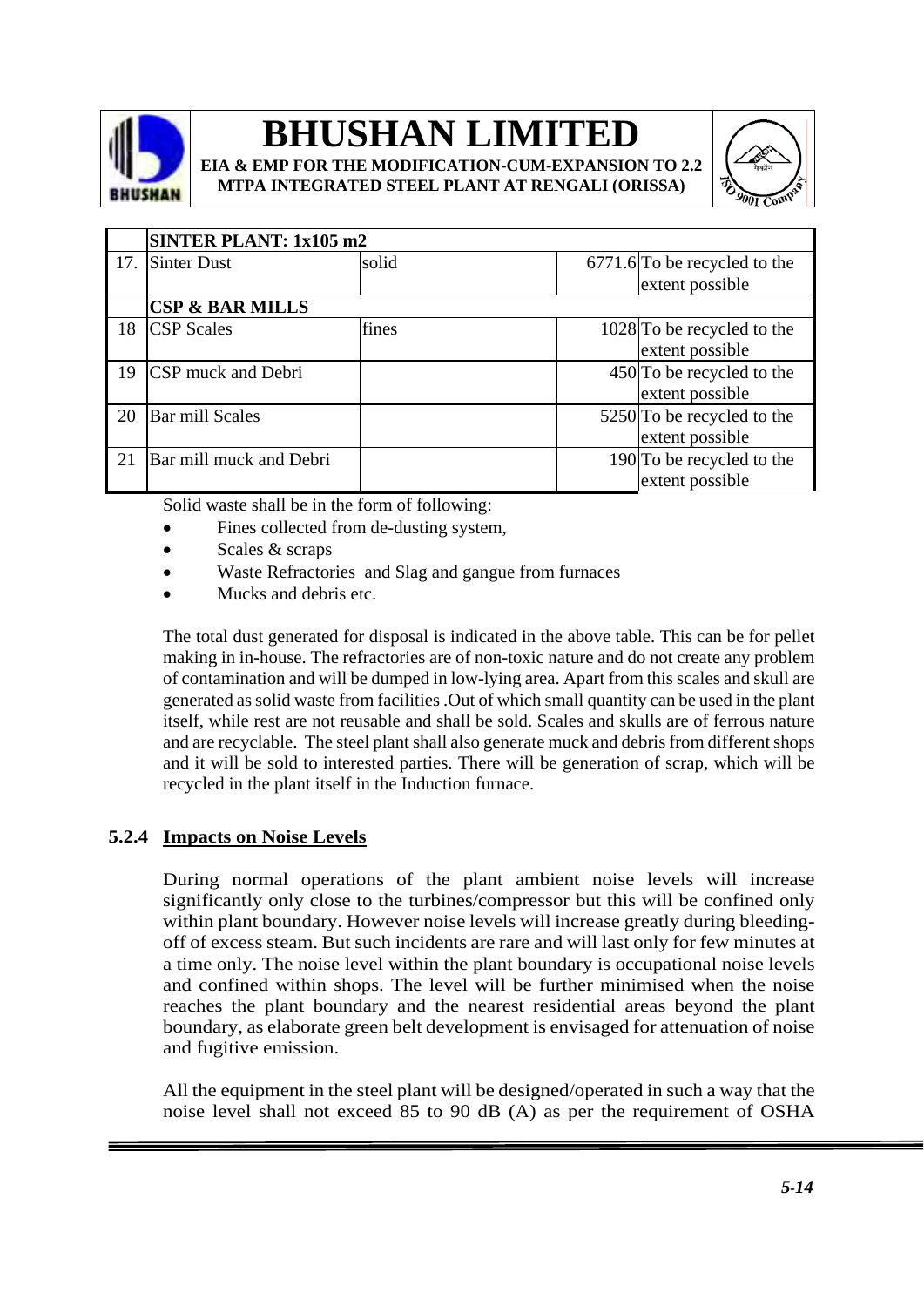| | SINTER PLANT: 1x105 m2 | | | |
|---|---|---|---|---|
| 17. | Sinter Dust | solid | 6771.6 | To be recycled to the extent possible |
| | **CSP & BAR MILLS** | | | |
| 18 | CSP Scales | fines | 1028 | To be recycled to the extent possible |
| 19 | CSP muck and Debri | | 450 | To be recycled to the extent possible |
| 20 | Bar mill Scales | | 5250 | To be recycled to the extent possible |
| 21 | Bar mill muck and Debri | | 190 | To be recycled to the extent possible |

Solid waste shall be in the form of following:

- Fines collected from de-dusting system,
- Scales & scraps
- Waste Refractories and Slag and gangue from furnaces
- Mucks and debris etc.

The total dust generated for disposal is indicated in the above table. This can be for pellet making in in-house. The refractories are of non-toxic nature and do not create any problem of contamination and will be dumped in low-lying area. Apart from this scales and skull are generated as solid waste from facilities .Out of which small quantity can be used in the plant itself, while rest are not reusable and shall be sold. Scales and skulls are of ferrous nature and are recyclable. The steel plant shall also generate muck and debris from different shops and it will be sold to interested parties. There will be generation of scrap, which will be recycled in the plant itself in the Induction furnace.

### 5.2.4 Impacts on Noise Levels

During normal operations of the plant ambient noise levels will increase significantly only close to the turbines/compressor but this will be confined only within plant boundary. However noise levels will increase greatly during bleeding-off of excess steam. But such incidents are rare and will last only for few minutes at a time only. The noise level within the plant boundary is occupational noise levels and confined within shops. The level will be further minimised when the noise reaches the plant boundary and the nearest residential areas beyond the plant boundary, as elaborate green belt development is envisaged for attenuation of noise and fugitive emission.

All the equipment in the steel plant will be designed/operated in such a way that the noise level shall not exceed 85 to 90 dB (A) as per the requirement of OSHA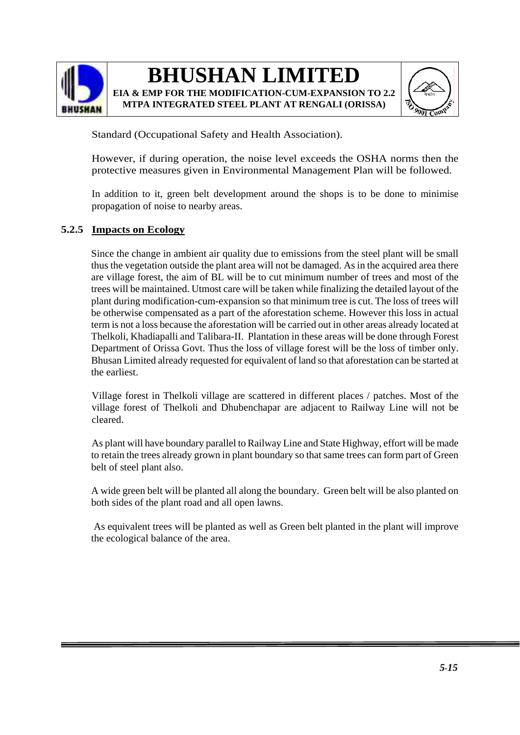Standard (Occupational Safety and Health Association).

However, if during operation, the noise level exceeds the OSHA norms then the protective measures given in Environmental Management Plan will be followed.

In addition to it, green belt development around the shops is to be done to minimise propagation of noise to nearby areas.

### 5.2.5 Impacts on Ecology

Since the change in ambient air quality due to emissions from the steel plant will be small thus the vegetation outside the plant area will not be damaged. As in the acquired area there are village forest, the aim of BL will be to cut minimum number of trees and most of the trees will be maintained. Utmost care will be taken while finalizing the detailed layout of the plant during modification-cum-expansion so that minimum tree is cut. The loss of trees will be otherwise compensated as a part of the aforestation scheme. However this loss in actual term is not a loss because the aforestation will be carried out in other areas already located at Thelkoli, Khadiapalli and Talibara-II. Plantation in these areas will be done through Forest Department of Orissa Govt. Thus the loss of village forest will be the loss of timber only. Bhusan Limited already requested for equivalent of land so that aforestation can be started at the earliest.

Village forest in Thelkoli village are scattered in different places / patches. Most of the village forest of Thelkoli and Dhubenchapar are adjacent to Railway Line will not be cleared.

As plant will have boundary parallel to Railway Line and State Highway, effort will be made to retain the trees already grown in plant boundary so that same trees can form part of Green belt of steel plant also.

A wide green belt will be planted all along the boundary. Green belt will be also planted on both sides of the plant road and all open lawns.

As equivalent trees will be planted as well as Green belt planted in the plant will improve the ecological balance of the area.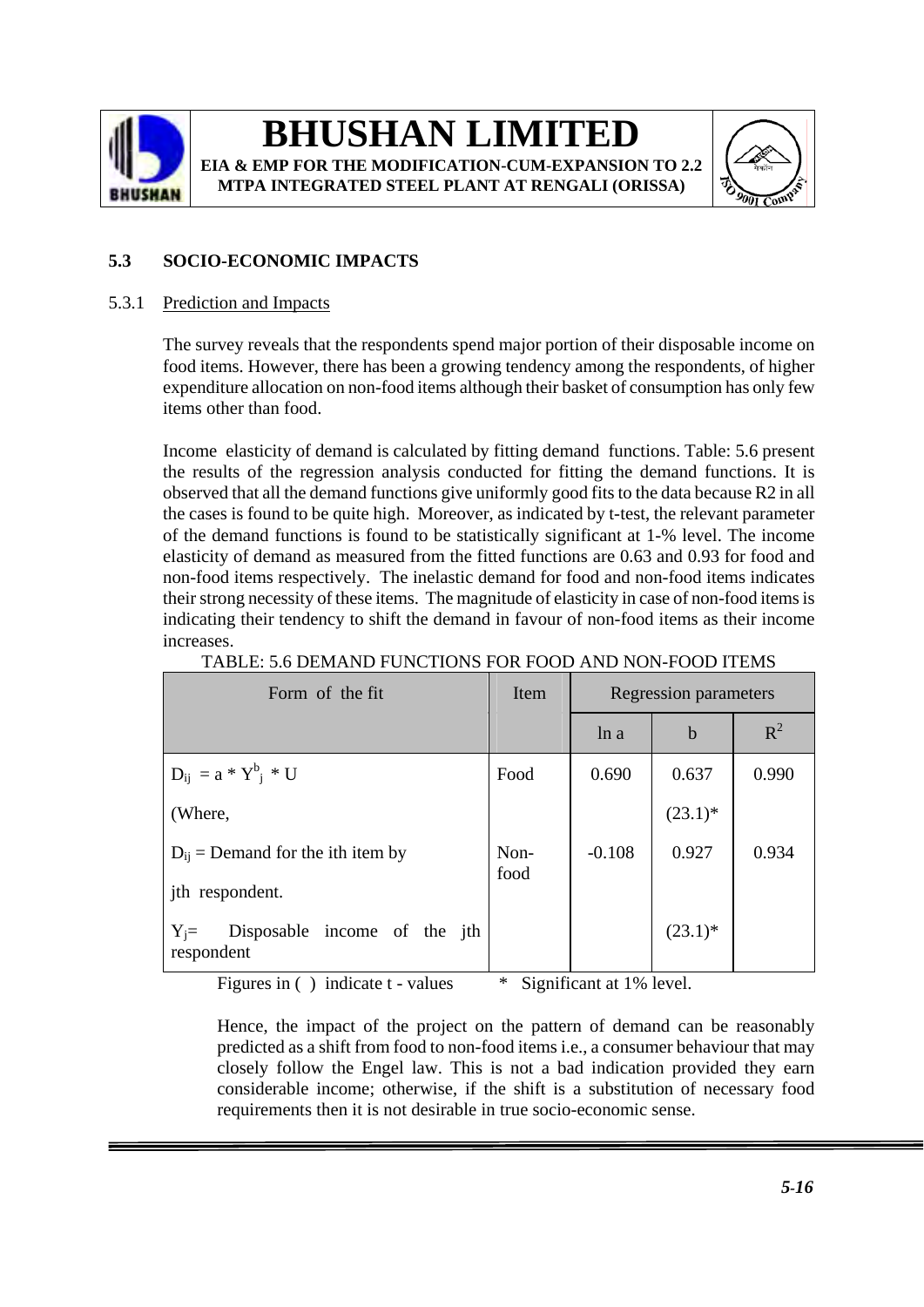## 5.3 SOCIO-ECONOMIC IMPACTS

### 5.3.1 Prediction and Impacts

The survey reveals that the respondents spend major portion of their disposable income on food items. However, there has been a growing tendency among the respondents, of higher expenditure allocation on non-food items although their basket of consumption has only few items other than food.

Income elasticity of demand is calculated by fitting demand functions. Table: 5.6 present the results of the regression analysis conducted for fitting the demand functions. It is observed that all the demand functions give uniformly good fits to the data because R2 in all the cases is found to be quite high. Moreover, as indicated by t-test, the relevant parameter of the demand functions is found to be statistically significant at 1-% level. The income elasticity of demand as measured from the fitted functions are 0.63 and 0.93 for food and non-food items respectively. The inelastic demand for food and non-food items indicates their strong necessity of these items. The magnitude of elasticity in case of non-food items is indicating their tendency to shift the demand in favour of non-food items as their income increases.

TABLE: 5.6 DEMAND FUNCTIONS FOR FOOD AND NON-FOOD ITEMS

| Form of the fit | Item | Regression parameters | | |
|---|---|---|---|---|
| | | ln a | b | $R^2$ |
| $D_{ij} = a * Y^b_j * U$ | Food | 0.690 | 0.637 | 0.990 |
| (Where, | | | (23.1)* | |
| $D_{ij}$ = Demand for the ith item by jth respondent. | Non-food | -0.108 | 0.927 | 0.934 |
| $Y_j$= Disposable income of the jth respondent | | | (23.1)* | |

Figures in ( ) indicate t - values   * Significant at 1% level.

Hence, the impact of the project on the pattern of demand can be reasonably predicted as a shift from food to non-food items i.e., a consumer behaviour that may closely follow the Engel law. This is not a bad indication provided they earn considerable income; otherwise, if the shift is a substitution of necessary food requirements then it is not desirable in true socio-economic sense.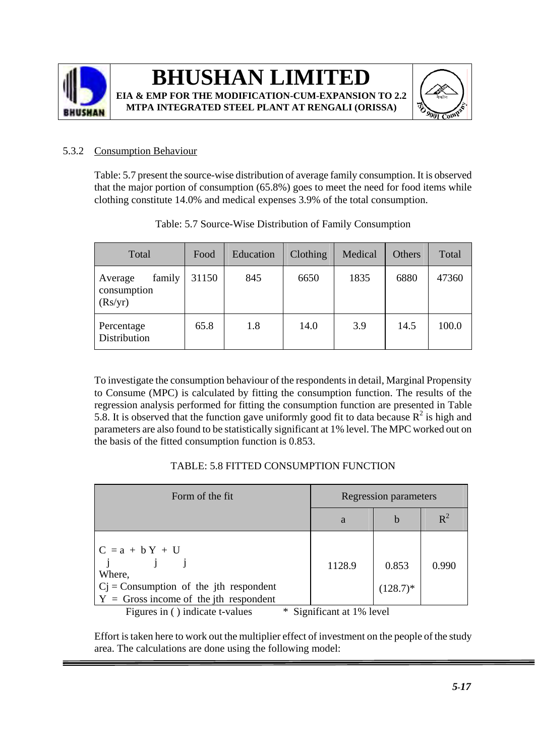### 5.3.2 Consumption Behaviour

Table: 5.7 present the source-wise distribution of average family consumption. It is observed that the major portion of consumption (65.8%) goes to meet the need for food items while clothing constitute 14.0% and medical expenses 3.9% of the total consumption.

Table: 5.7 Source-Wise Distribution of Family Consumption

| Total | Food | Education | Clothing | Medical | Others | Total |
|---|---|---|---|---|---|---|
| Average family consumption (Rs/yr) | 31150 | 845 | 6650 | 1835 | 6880 | 47360 |
| Percentage Distribution | 65.8 | 1.8 | 14.0 | 3.9 | 14.5 | 100.0 |

To investigate the consumption behaviour of the respondents in detail, Marginal Propensity to Consume (MPC) is calculated by fitting the consumption function. The results of the regression analysis performed for fitting the consumption function are presented in Table 5.8. It is observed that the function gave uniformly good fit to data because $R^2$ is high and parameters are also found to be statistically significant at 1% level. The MPC worked out on the basis of the fitted consumption function is 0.853.

TABLE: 5.8 FITTED CONSUMPTION FUNCTION

| Form of the fit | Regression parameters | | |
|---|---|---|---|
| | a | b | $R^2$ |
| $C_j = a + bY_j + U_j$ <br> Where, <br> $C_j$ = Consumption of the jth respondent <br> $Y$ = Gross income of the jth respondent | 1128.9 | 0.853 <br> (128.7)* | 0.990 |

Figures in ( ) indicate t-values * Significant at 1% level

Effort is taken here to work out the multiplier effect of investment on the people of the study area. The calculations are done using the following model: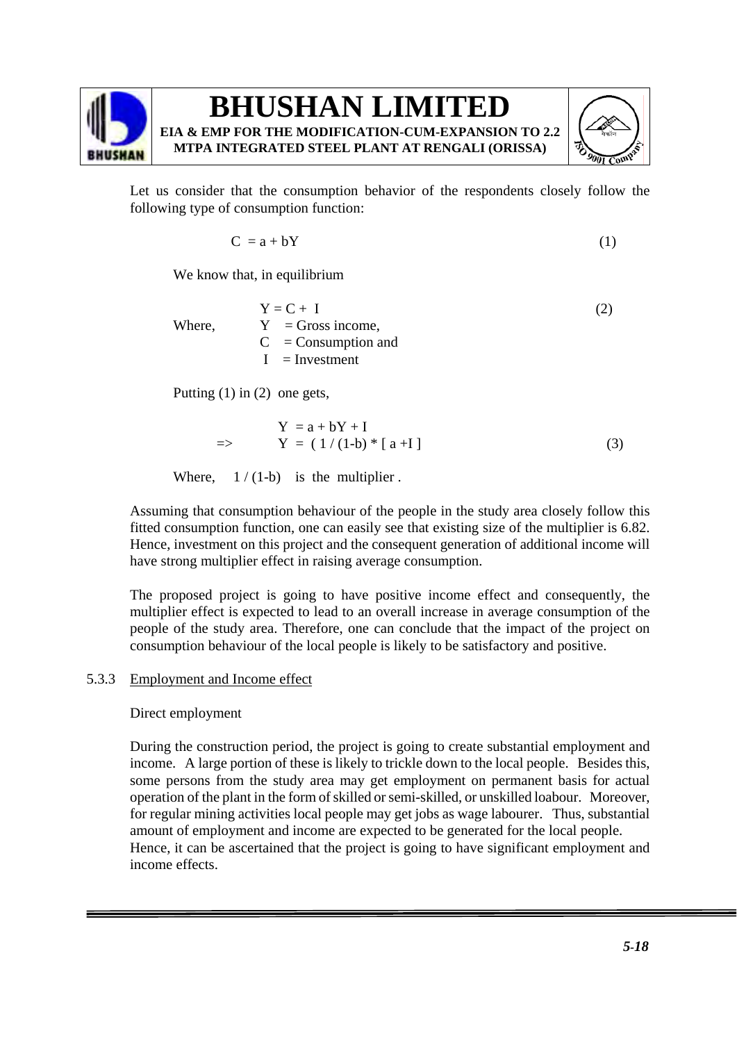Let us consider that the consumption behavior of the respondents closely follow the following type of consumption function:

$$C = a + bY \tag{1}$$

We know that, in equilibrium

$$Y = C + I \tag{2}$$

Where, $Y$ = Gross income,
$C$ = Consumption and
$I$ = Investment

Putting (1) in (2) one gets,

$$Y = a + bY + I$$

$$\Rightarrow \quad Y = (1 / (1-b)) * [a + I] \tag{3}$$

Where, $1 / (1-b)$ is the multiplier .

Assuming that consumption behaviour of the people in the study area closely follow this fitted consumption function, one can easily see that existing size of the multiplier is 6.82. Hence, investment on this project and the consequent generation of additional income will have strong multiplier effect in raising average consumption.

The proposed project is going to have positive income effect and consequently, the multiplier effect is expected to lead to an overall increase in average consumption of the people of the study area. Therefore, one can conclude that the impact of the project on consumption behaviour of the local people is likely to be satisfactory and positive.

### 5.3.3 Employment and Income effect

Direct employment

During the construction period, the project is going to create substantial employment and income. A large portion of these is likely to trickle down to the local people. Besides this, some persons from the study area may get employment on permanent basis for actual operation of the plant in the form of skilled or semi-skilled, or unskilled loabour. Moreover, for regular mining activities local people may get jobs as wage labourer. Thus, substantial amount of employment and income are expected to be generated for the local people.
Hence, it can be ascertained that the project is going to have significant employment and income effects.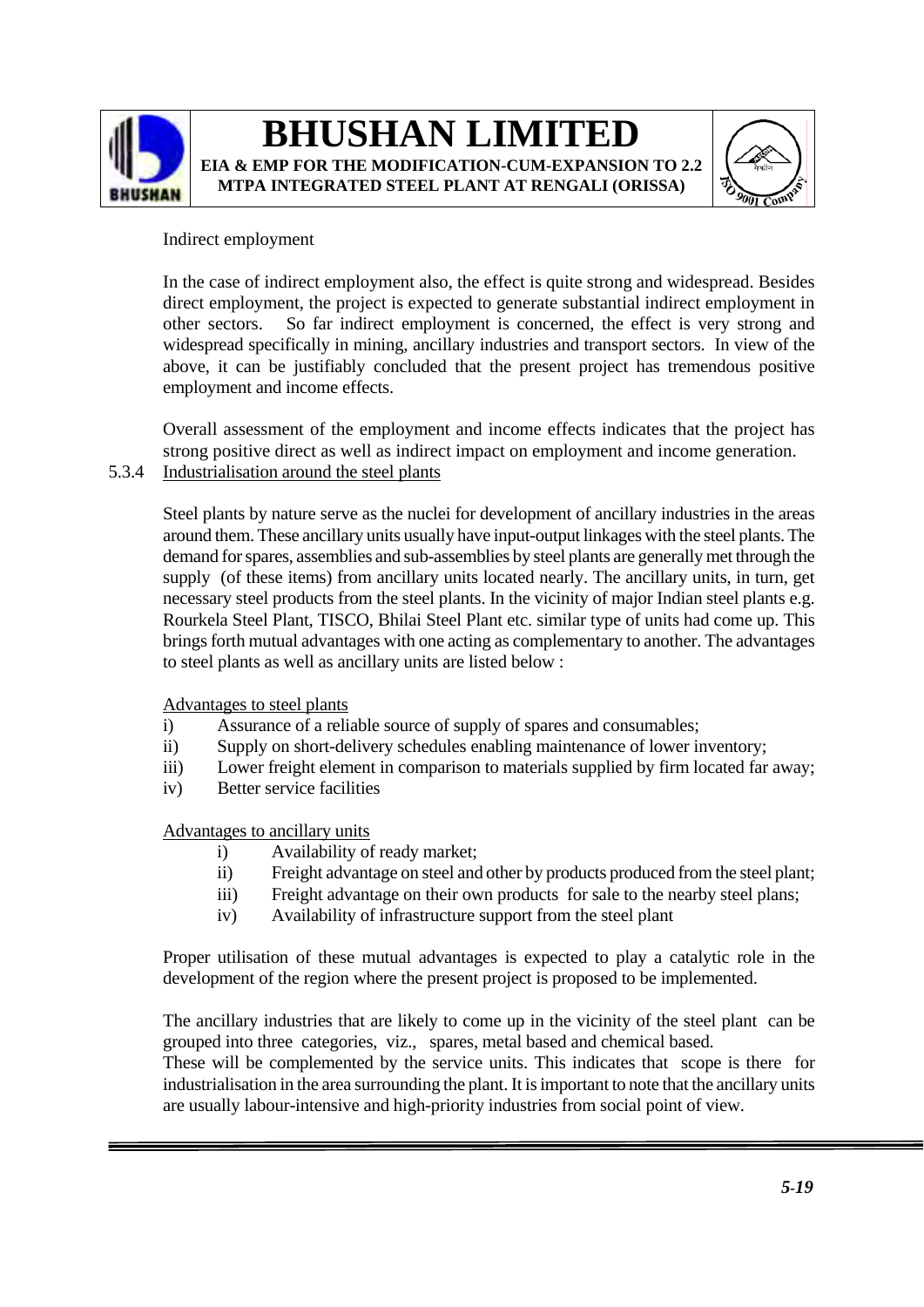Indirect employment

In the case of indirect employment also, the effect is quite strong and widespread. Besides direct employment, the project is expected to generate substantial indirect employment in other sectors. So far indirect employment is concerned, the effect is very strong and widespread specifically in mining, ancillary industries and transport sectors. In view of the above, it can be justifiably concluded that the present project has tremendous positive employment and income effects.

Overall assessment of the employment and income effects indicates that the project has strong positive direct as well as indirect impact on employment and income generation.

### 5.3.4 Industrialisation around the steel plants

Steel plants by nature serve as the nuclei for development of ancillary industries in the areas around them. These ancillary units usually have input-output linkages with the steel plants. The demand for spares, assemblies and sub-assemblies by steel plants are generally met through the supply (of these items) from ancillary units located nearly. The ancillary units, in turn, get necessary steel products from the steel plants. In the vicinity of major Indian steel plants e.g. Rourkela Steel Plant, TISCO, Bhilai Steel Plant etc. similar type of units had come up. This brings forth mutual advantages with one acting as complementary to another. The advantages to steel plants as well as ancillary units are listed below :

Advantages to steel plants

i) Assurance of a reliable source of supply of spares and consumables;
ii) Supply on short-delivery schedules enabling maintenance of lower inventory;
iii) Lower freight element in comparison to materials supplied by firm located far away;
iv) Better service facilities

Advantages to ancillary units

i) Availability of ready market;
ii) Freight advantage on steel and other by products produced from the steel plant;
iii) Freight advantage on their own products for sale to the nearby steel plans;
iv) Availability of infrastructure support from the steel plant

Proper utilisation of these mutual advantages is expected to play a catalytic role in the development of the region where the present project is proposed to be implemented.

The ancillary industries that are likely to come up in the vicinity of the steel plant can be grouped into three categories, viz., spares, metal based and chemical based.
These will be complemented by the service units. This indicates that scope is there for industrialisation in the area surrounding the plant. It is important to note that the ancillary units are usually labour-intensive and high-priority industries from social point of view.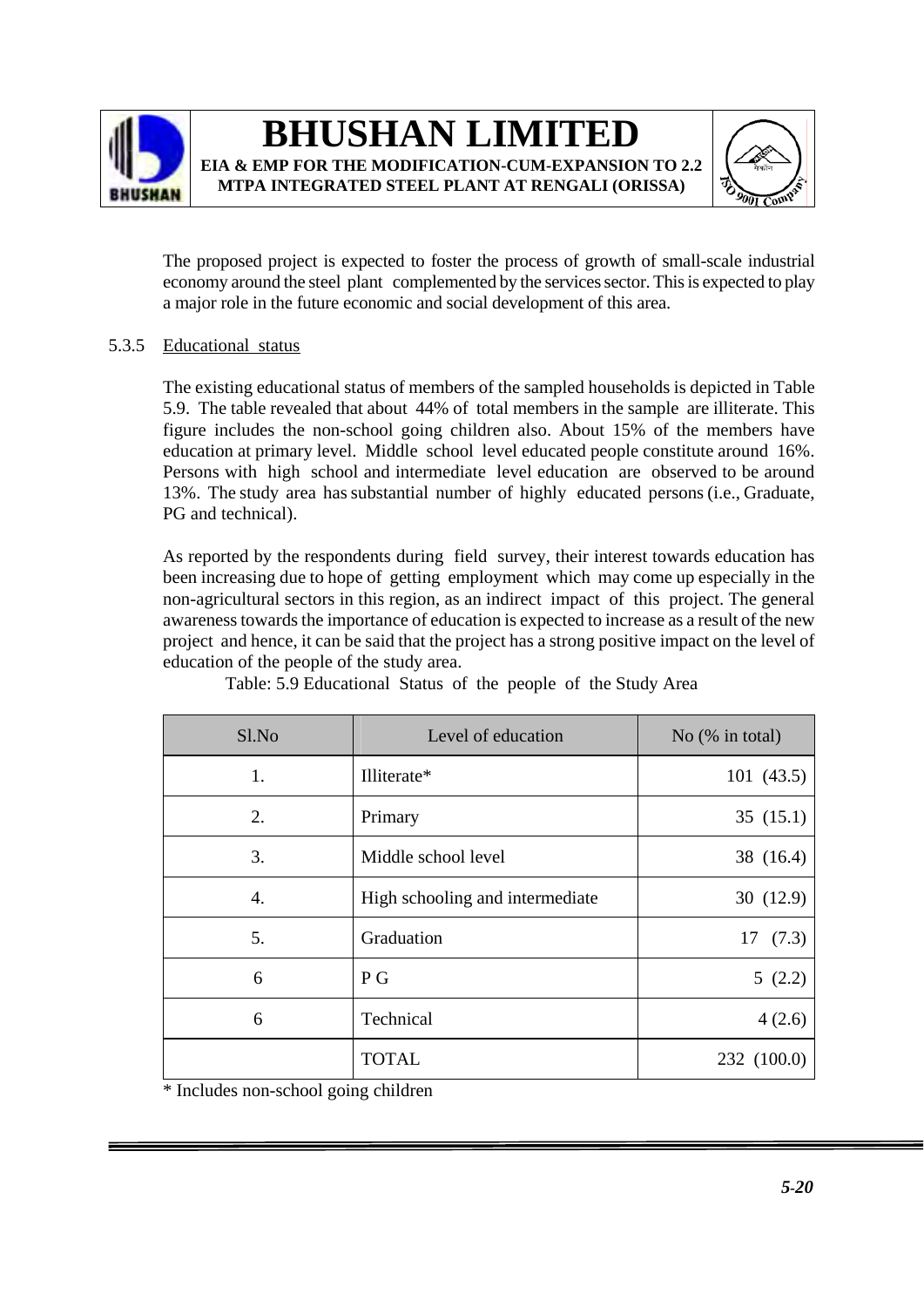The proposed project is expected to foster the process of growth of small-scale industrial economy around the steel plant complemented by the services sector. This is expected to play a major role in the future economic and social development of this area.

### 5.3.5 Educational status

The existing educational status of members of the sampled households is depicted in Table 5.9. The table revealed that about 44% of total members in the sample are illiterate. This figure includes the non-school going children also. About 15% of the members have education at primary level. Middle school level educated people constitute around 16%. Persons with high school and intermediate level education are observed to be around 13%. The study area has substantial number of highly educated persons (i.e., Graduate, PG and technical).

As reported by the respondents during field survey, their interest towards education has been increasing due to hope of getting employment which may come up especially in the non-agricultural sectors in this region, as an indirect impact of this project. The general awareness towards the importance of education is expected to increase as a result of the new project and hence, it can be said that the project has a strong positive impact on the level of education of the people of the study area.

Table: 5.9 Educational Status of the people of the Study Area

| Sl.No | Level of education | No (% in total) |
|---|---|---|
| 1. | Illiterate* | 101 (43.5) |
| 2. | Primary | 35 (15.1) |
| 3. | Middle school level | 38 (16.4) |
| 4. | High schooling and intermediate | 30 (12.9) |
| 5. | Graduation | 17 (7.3) |
| 6 | P G | 5 (2.2) |
| 6 | Technical | 4 (2.6) |
| | TOTAL | 232 (100.0) |

* Includes non-school going children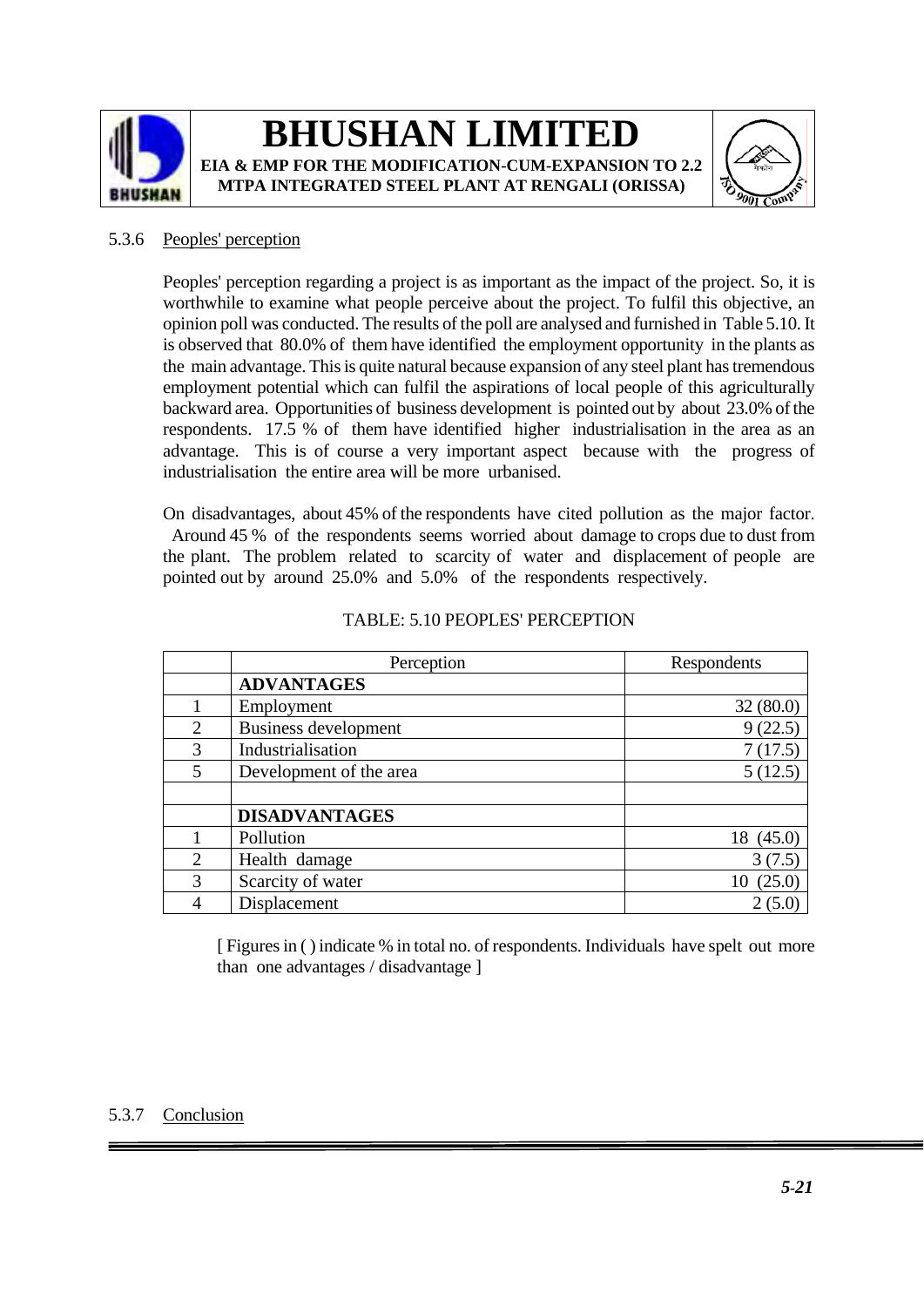### 5.3.6 Peoples' perception

Peoples' perception regarding a project is as important as the impact of the project. So, it is worthwhile to examine what people perceive about the project. To fulfil this objective, an opinion poll was conducted. The results of the poll are analysed and furnished in Table 5.10. It is observed that 80.0% of them have identified the employment opportunity in the plants as the main advantage. This is quite natural because expansion of any steel plant has tremendous employment potential which can fulfil the aspirations of local people of this agriculturally backward area. Opportunities of business development is pointed out by about 23.0% of the respondents. 17.5 % of them have identified higher industrialisation in the area as an advantage. This is of course a very important aspect because with the progress of industrialisation the entire area will be more urbanised.

On disadvantages, about 45% of the respondents have cited pollution as the major factor. Around 45 % of the respondents seems worried about damage to crops due to dust from the plant. The problem related to scarcity of water and displacement of people are pointed out by around 25.0% and 5.0% of the respondents respectively.

TABLE: 5.10 PEOPLES' PERCEPTION

| | Perception | Respondents |
|---|---|---|
| | **ADVANTAGES** | |
| 1 | Employment | 32 (80.0) |
| 2 | Business development | 9 (22.5) |
| 3 | Industrialisation | 7 (17.5) |
| 5 | Development of the area | 5 (12.5) |
| | | |
| | **DISADVANTAGES** | |
| 1 | Pollution | 18 (45.0) |
| 2 | Health damage | 3 (7.5) |
| 3 | Scarcity of water | 10 (25.0) |
| 4 | Displacement | 2 (5.0) |

[ Figures in ( ) indicate % in total no. of respondents. Individuals have spelt out more than one advantages / disadvantage ]

### 5.3.7 Conclusion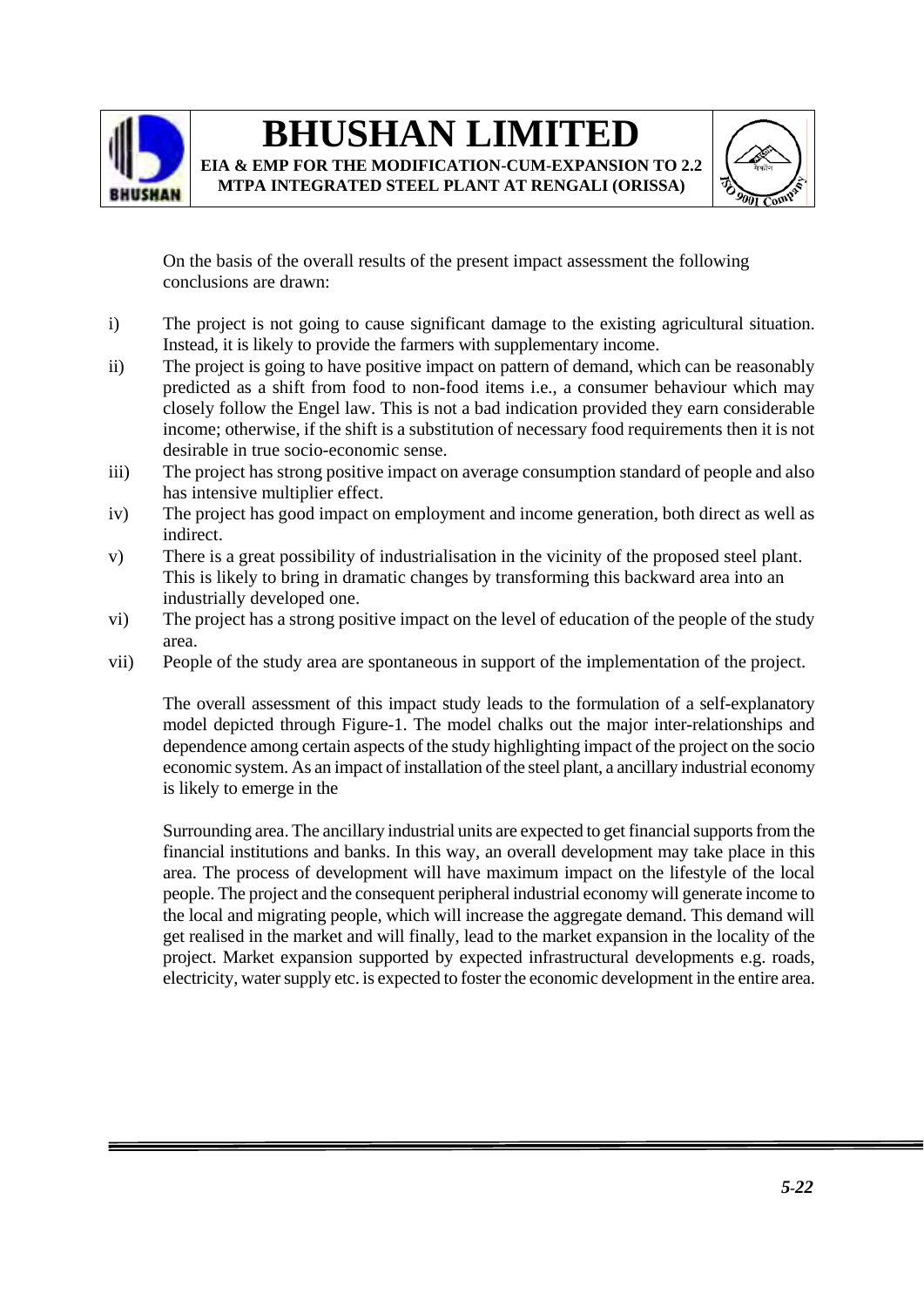On the basis of the overall results of the present impact assessment the following conclusions are drawn:

i) The project is not going to cause significant damage to the existing agricultural situation. Instead, it is likely to provide the farmers with supplementary income.

ii) The project is going to have positive impact on pattern of demand, which can be reasonably predicted as a shift from food to non-food items i.e., a consumer behaviour which may closely follow the Engel law. This is not a bad indication provided they earn considerable income; otherwise, if the shift is a substitution of necessary food requirements then it is not desirable in true socio-economic sense.

iii) The project has strong positive impact on average consumption standard of people and also has intensive multiplier effect.

iv) The project has good impact on employment and income generation, both direct as well as indirect.

v) There is a great possibility of industrialisation in the vicinity of the proposed steel plant. This is likely to bring in dramatic changes by transforming this backward area into an industrially developed one.

vi) The project has a strong positive impact on the level of education of the people of the study area.

vii) People of the study area are spontaneous in support of the implementation of the project.

The overall assessment of this impact study leads to the formulation of a self-explanatory model depicted through Figure-1. The model chalks out the major inter-relationships and dependence among certain aspects of the study highlighting impact of the project on the socio economic system. As an impact of installation of the steel plant, a ancillary industrial economy is likely to emerge in the

Surrounding area. The ancillary industrial units are expected to get financial supports from the financial institutions and banks. In this way, an overall development may take place in this area. The process of development will have maximum impact on the lifestyle of the local people. The project and the consequent peripheral industrial economy will generate income to the local and migrating people, which will increase the aggregate demand. This demand will get realised in the market and will finally, lead to the market expansion in the locality of the project. Market expansion supported by expected infrastructural developments e.g. roads, electricity, water supply etc. is expected to foster the economic development in the entire area.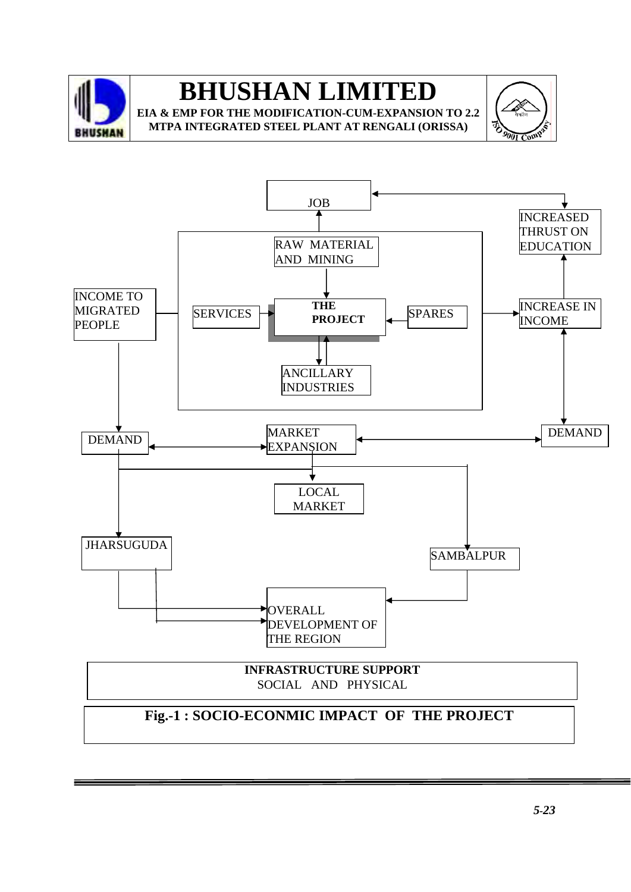JOB

INCREASED THRUST ON EDUCATION

RAW MATERIAL AND MINING

INCOME TO MIGRATED PEOPLE

SERVICES

**THE PROJECT**

SPARES

INCREASE IN INCOME

ANCILLARY INDUSTRIES

DEMAND

MARKET EXPANSION

DEMAND

LOCAL MARKET

JHARSUGUDA

SAMBALPUR

OVERALL DEVELOPMENT OF THE REGION

**INFRASTRUCTURE SUPPORT**
SOCIAL AND PHYSICAL

**Fig.-1 : SOCIO-ECONMIC IMPACT OF THE PROJECT**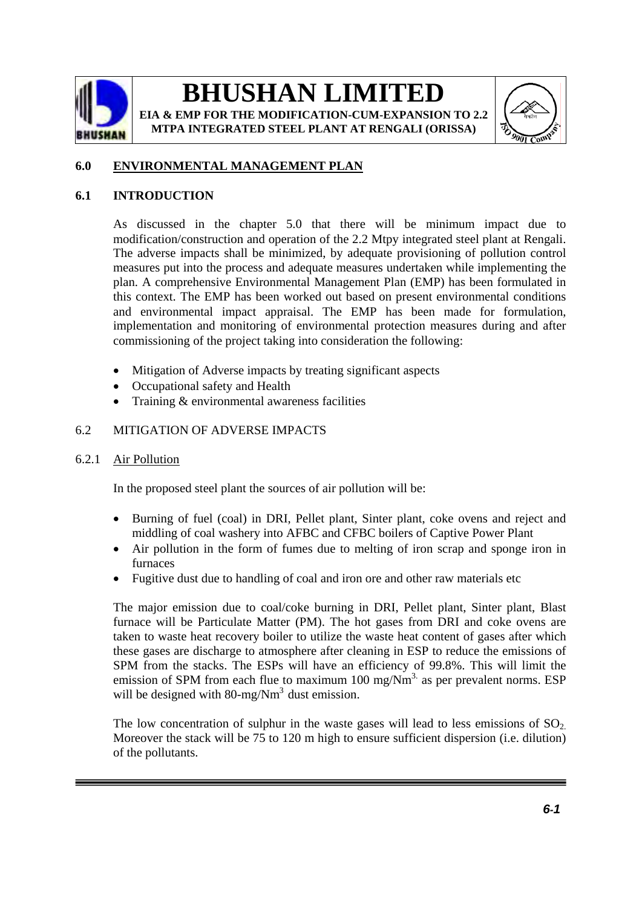## 6.0 ENVIRONMENTAL MANAGEMENT PLAN

### 6.1 INTRODUCTION

As discussed in the chapter 5.0 that there will be minimum impact due to modification/construction and operation of the 2.2 Mtpy integrated steel plant at Rengali. The adverse impacts shall be minimized, by adequate provisioning of pollution control measures put into the process and adequate measures undertaken while implementing the plan. A comprehensive Environmental Management Plan (EMP) has been formulated in this context. The EMP has been worked out based on present environmental conditions and environmental impact appraisal. The EMP has been made for formulation, implementation and monitoring of environmental protection measures during and after commissioning of the project taking into consideration the following:

- Mitigation of Adverse impacts by treating significant aspects
- Occupational safety and Health
- Training & environmental awareness facilities

### 6.2 MITIGATION OF ADVERSE IMPACTS

#### 6.2.1 Air Pollution

In the proposed steel plant the sources of air pollution will be:

- Burning of fuel (coal) in DRI, Pellet plant, Sinter plant, coke ovens and reject and middling of coal washery into AFBC and CFBC boilers of Captive Power Plant
- Air pollution in the form of fumes due to melting of iron scrap and sponge iron in furnaces
- Fugitive dust due to handling of coal and iron ore and other raw materials etc

The major emission due to coal/coke burning in DRI, Pellet plant, Sinter plant, Blast furnace will be Particulate Matter (PM). The hot gases from DRI and coke ovens are taken to waste heat recovery boiler to utilize the waste heat content of gases after which these gases are discharge to atmosphere after cleaning in ESP to reduce the emissions of SPM from the stacks. The ESPs will have an efficiency of 99.8%. This will limit the emission of SPM from each flue to maximum 100 $mg/Nm^3$. as per prevalent norms. ESP will be designed with 80-$mg/Nm^3$ dust emission.

The low concentration of sulphur in the waste gases will lead to less emissions of $SO_2$. Moreover the stack will be 75 to 120 m high to ensure sufficient dispersion (i.e. dilution) of the pollutants.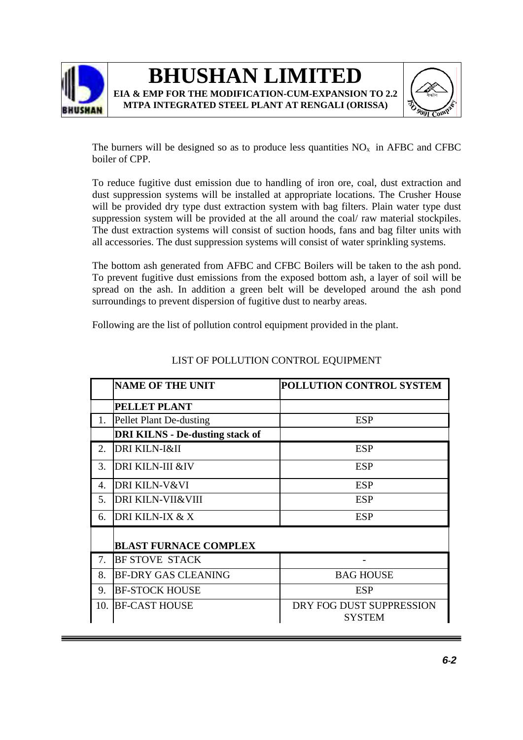The burners will be designed so as to produce less quantities $NO_x$ in AFBC and CFBC boiler of CPP.

To reduce fugitive dust emission due to handling of iron ore, coal, dust extraction and dust suppression systems will be installed at appropriate locations. The Crusher House will be provided dry type dust extraction system with bag filters. Plain water type dust suppression system will be provided at the all around the coal/ raw material stockpiles. The dust extraction systems will consist of suction hoods, fans and bag filter units with all accessories. The dust suppression systems will consist of water sprinkling systems.

The bottom ash generated from AFBC and CFBC Boilers will be taken to the ash pond. To prevent fugitive dust emissions from the exposed bottom ash, a layer of soil will be spread on the ash. In addition a green belt will be developed around the ash pond surroundings to prevent dispersion of fugitive dust to nearby areas.

Following are the list of pollution control equipment provided in the plant.

LIST OF POLLUTION CONTROL EQUIPMENT

| | NAME OF THE UNIT | POLLUTION CONTROL SYSTEM |
|---|---|---|
| | **PELLET PLANT** | |
| 1. | Pellet Plant De-dusting | ESP |
| | **DRI KILNS - De-dusting stack of** | |
| 2. | DRI KILN-I&II | ESP |
| 3. | DRI KILN-III &IV | ESP |
| 4. | DRI KILN-V&VI | ESP |
| 5. | DRI KILN-VII&VIII | ESP |
| 6. | DRI KILN-IX & X | ESP |
| | **BLAST FURNACE COMPLEX** | |
| 7. | BF STOVE STACK | - |
| 8. | BF-DRY GAS CLEANING | BAG HOUSE |
| 9. | BF-STOCK HOUSE | ESP |
| 10. | BF-CAST HOUSE | DRY FOG DUST SUPPRESSION SYSTEM |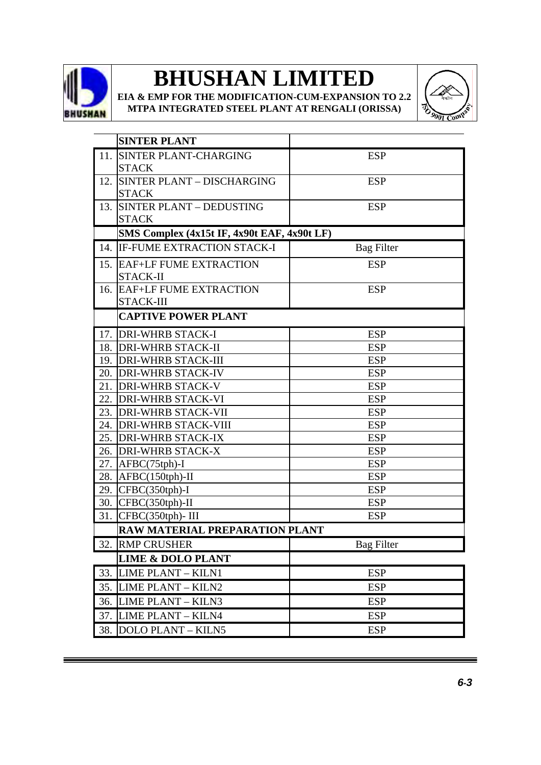|  | SINTER PLANT |  |
|---|---|---|
| 11. | SINTER PLANT-CHARGING STACK | ESP |
| 12. | SINTER PLANT – DISCHARGING STACK | ESP |
| 13. | SINTER PLANT – DEDUSTING STACK | ESP |
|  | SMS Complex (4x15t IF, 4x90t EAF, 4x90t LF) |  |
| 14. | IF-FUME EXTRACTION STACK-I | Bag Filter |
| 15. | EAF+LF FUME EXTRACTION STACK-II | ESP |
| 16. | EAF+LF FUME EXTRACTION STACK-III | ESP |
|  | CAPTIVE POWER PLANT |  |
| 17. | DRI-WHRB STACK-I | ESP |
| 18. | DRI-WHRB STACK-II | ESP |
| 19. | DRI-WHRB STACK-III | ESP |
| 20. | DRI-WHRB STACK-IV | ESP |
| 21. | DRI-WHRB STACK-V | ESP |
| 22. | DRI-WHRB STACK-VI | ESP |
| 23. | DRI-WHRB STACK-VII | ESP |
| 24. | DRI-WHRB STACK-VIII | ESP |
| 25. | DRI-WHRB STACK-IX | ESP |
| 26. | DRI-WHRB STACK-X | ESP |
| 27. | AFBC(75tph)-I | ESP |
| 28. | AFBC(150tph)-II | ESP |
| 29. | CFBC(350tph)-I | ESP |
| 30. | CFBC(350tph)-II | ESP |
| 31. | CFBC(350tph)- III | ESP |
|  | RAW MATERIAL PREPARATION PLANT |  |
| 32. | RMP CRUSHER | Bag Filter |
|  | LIME & DOLO PLANT |  |
| 33. | LIME PLANT – KILN1 | ESP |
| 35. | LIME PLANT – KILN2 | ESP |
| 36. | LIME PLANT – KILN3 | ESP |
| 37. | LIME PLANT – KILN4 | ESP |
| 38. | DOLO PLANT – KILN5 | ESP |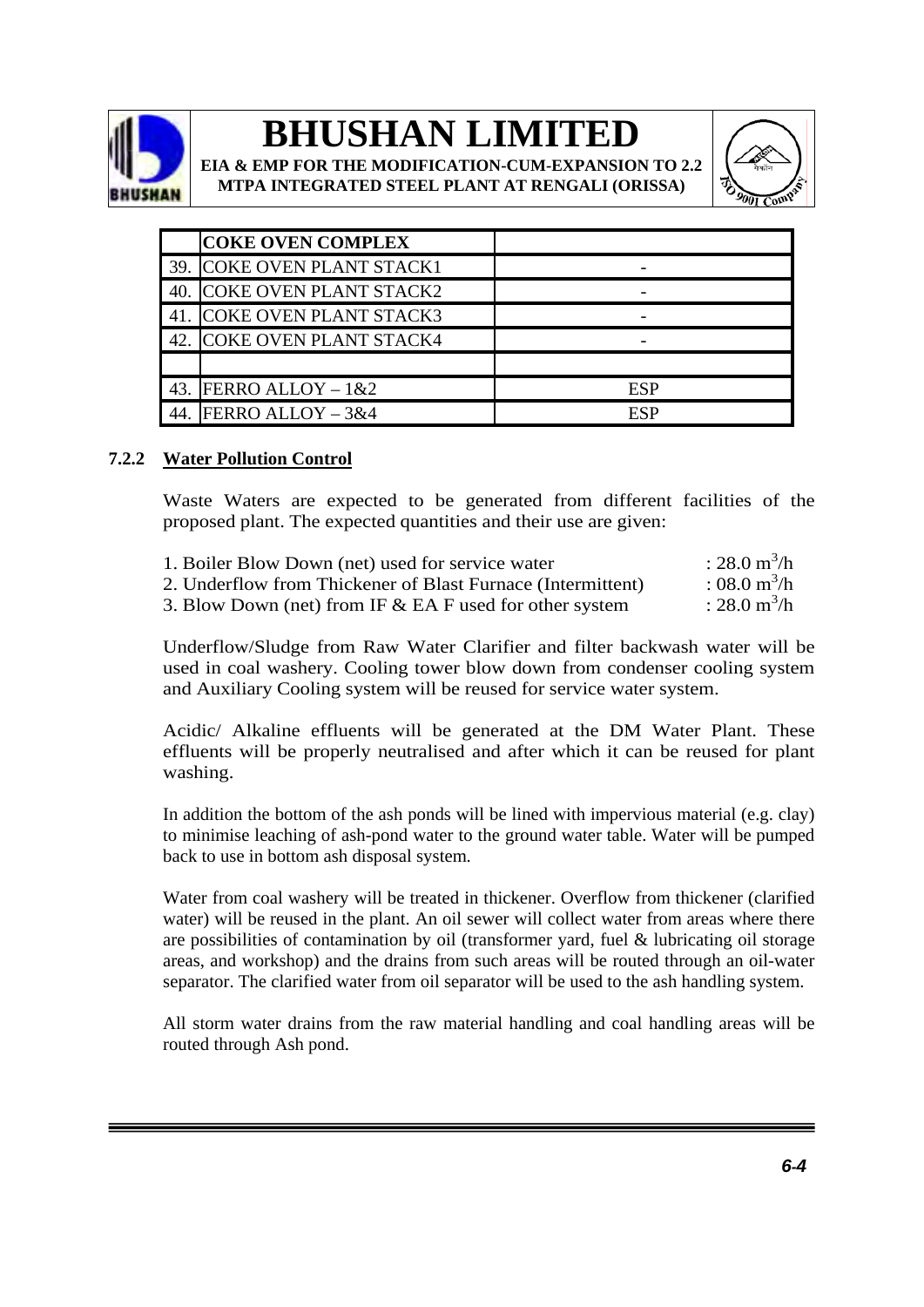| | COKE OVEN COMPLEX | |
|---|---|---|
| 39. | COKE OVEN PLANT STACK1 | - |
| 40. | COKE OVEN PLANT STACK2 | - |
| 41. | COKE OVEN PLANT STACK3 | - |
| 42. | COKE OVEN PLANT STACK4 | - |
| | | |
| 43. | FERRO ALLOY – 1&2 | ESP |
| 44. | FERRO ALLOY – 3&4 | ESP |

### 7.2.2 Water Pollution Control

Waste Waters are expected to be generated from different facilities of the proposed plant. The expected quantities and their use are given:

1. Boiler Blow Down (net) used for service water : 28.0 $m^3/h$
2. Underflow from Thickener of Blast Furnace (Intermittent) : 08.0 $m^3/h$
3. Blow Down (net) from IF & EA F used for other system : 28.0 $m^3/h$

Underflow/Sludge from Raw Water Clarifier and filter backwash water will be used in coal washery. Cooling tower blow down from condenser cooling system and Auxiliary Cooling system will be reused for service water system.

Acidic/ Alkaline effluents will be generated at the DM Water Plant. These effluents will be properly neutralised and after which it can be reused for plant washing.

In addition the bottom of the ash ponds will be lined with impervious material (e.g. clay) to minimise leaching of ash-pond water to the ground water table. Water will be pumped back to use in bottom ash disposal system.

Water from coal washery will be treated in thickener. Overflow from thickener (clarified water) will be reused in the plant. An oil sewer will collect water from areas where there are possibilities of contamination by oil (transformer yard, fuel & lubricating oil storage areas, and workshop) and the drains from such areas will be routed through an oil-water separator. The clarified water from oil separator will be used to the ash handling system.

All storm water drains from the raw material handling and coal handling areas will be routed through Ash pond.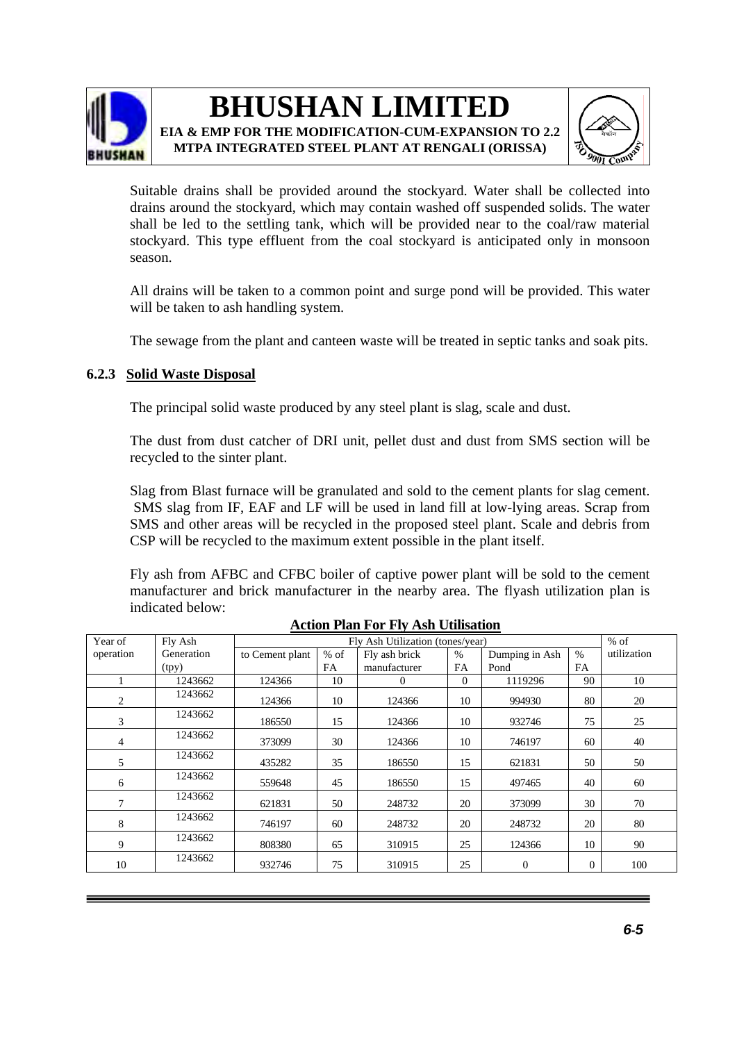Suitable drains shall be provided around the stockyard. Water shall be collected into drains around the stockyard, which may contain washed off suspended solids. The water shall be led to the settling tank, which will be provided near to the coal/raw material stockyard. This type effluent from the coal stockyard is anticipated only in monsoon season.

All drains will be taken to a common point and surge pond will be provided. This water will be taken to ash handling system.

The sewage from the plant and canteen waste will be treated in septic tanks and soak pits.

### 6.2.3 Solid Waste Disposal

The principal solid waste produced by any steel plant is slag, scale and dust.

The dust from dust catcher of DRI unit, pellet dust and dust from SMS section will be recycled to the sinter plant.

Slag from Blast furnace will be granulated and sold to the cement plants for slag cement. SMS slag from IF, EAF and LF will be used in land fill at low-lying areas. Scrap from SMS and other areas will be recycled in the proposed steel plant. Scale and debris from CSP will be recycled to the maximum extent possible in the plant itself.

Fly ash from AFBC and CFBC boiler of captive power plant will be sold to the cement manufacturer and brick manufacturer in the nearby area. The flyash utilization plan is indicated below:

**Action Plan For Fly Ash Utilisation**

| Year of operation | Fly Ash Generation (tpy) | Fly Ash Utilization (tones/year) | | | | | | % of utilization |
|---|---|---|---|---|---|---|---|---|
| | | to Cement plant | % of FA | Fly ash brick manufacturer | % FA | Dumping in Ash Pond | % FA | |
| 1 | 1243662 | 124366 | 10 | 0 | 0 | 1119296 | 90 | 10 |
| 2 | 1243662 | 124366 | 10 | 124366 | 10 | 994930 | 80 | 20 |
| 3 | 1243662 | 186550 | 15 | 124366 | 10 | 932746 | 75 | 25 |
| 4 | 1243662 | 373099 | 30 | 124366 | 10 | 746197 | 60 | 40 |
| 5 | 1243662 | 435282 | 35 | 186550 | 15 | 621831 | 50 | 50 |
| 6 | 1243662 | 559648 | 45 | 186550 | 15 | 497465 | 40 | 60 |
| 7 | 1243662 | 621831 | 50 | 248732 | 20 | 373099 | 30 | 70 |
| 8 | 1243662 | 746197 | 60 | 248732 | 20 | 248732 | 20 | 80 |
| 9 | 1243662 | 808380 | 65 | 310915 | 25 | 124366 | 10 | 90 |
| 10 | 1243662 | 932746 | 75 | 310915 | 25 | 0 | 0 | 100 |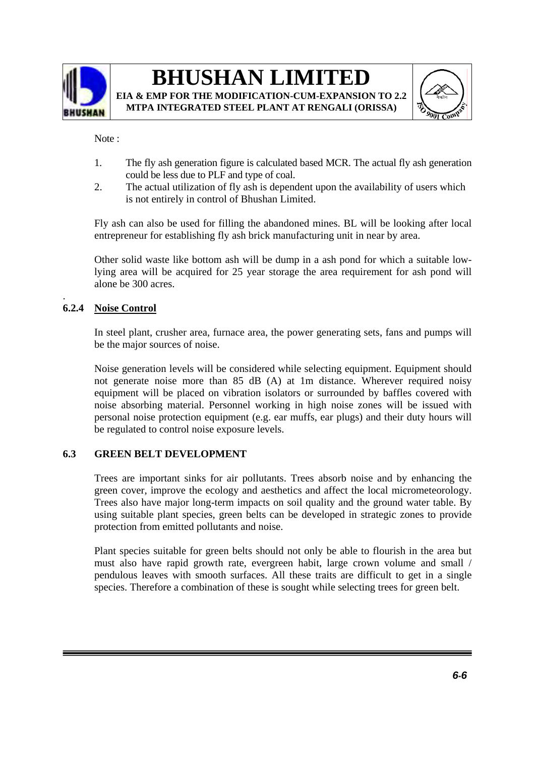Note :

1. The fly ash generation figure is calculated based MCR. The actual fly ash generation could be less due to PLF and type of coal.
2. The actual utilization of fly ash is dependent upon the availability of users which is not entirely in control of Bhushan Limited.

Fly ash can also be used for filling the abandoned mines. BL will be looking after local entrepreneur for establishing fly ash brick manufacturing unit in near by area.

Other solid waste like bottom ash will be dump in a ash pond for which a suitable low-lying area will be acquired for 25 year storage the area requirement for ash pond will alone be 300 acres.

.

### 6.2.4 Noise Control

In steel plant, crusher area, furnace area, the power generating sets, fans and pumps will be the major sources of noise.

Noise generation levels will be considered while selecting equipment. Equipment should not generate noise more than 85 dB (A) at 1m distance. Wherever required noisy equipment will be placed on vibration isolators or surrounded by baffles covered with noise absorbing material. Personnel working in high noise zones will be issued with personal noise protection equipment (e.g. ear muffs, ear plugs) and their duty hours will be regulated to control noise exposure levels.

## 6.3 GREEN BELT DEVELOPMENT

Trees are important sinks for air pollutants. Trees absorb noise and by enhancing the green cover, improve the ecology and aesthetics and affect the local micrometeorology. Trees also have major long-term impacts on soil quality and the ground water table. By using suitable plant species, green belts can be developed in strategic zones to provide protection from emitted pollutants and noise.

Plant species suitable for green belts should not only be able to flourish in the area but must also have rapid growth rate, evergreen habit, large crown volume and small / pendulous leaves with smooth surfaces. All these traits are difficult to get in a single species. Therefore a combination of these is sought while selecting trees for green belt.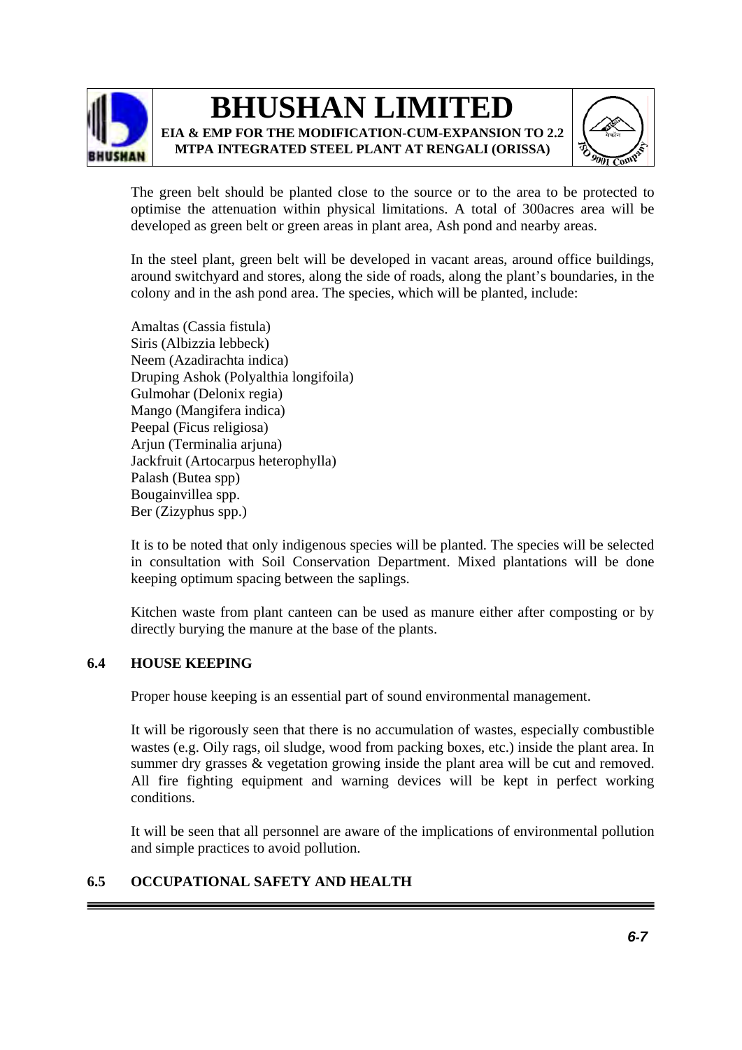The green belt should be planted close to the source or to the area to be protected to optimise the attenuation within physical limitations. A total of 300acres area will be developed as green belt or green areas in plant area, Ash pond and nearby areas.

In the steel plant, green belt will be developed in vacant areas, around office buildings, around switchyard and stores, along the side of roads, along the plant's boundaries, in the colony and in the ash pond area. The species, which will be planted, include:

Amaltas (Cassia fistula)
Siris (Albizzia lebbeck)
Neem (Azadirachta indica)
Druping Ashok (Polyalthia longifoila)
Gulmohar (Delonix regia)
Mango (Mangifera indica)
Peepal (Ficus religiosa)
Arjun (Terminalia arjuna)
Jackfruit (Artocarpus heterophylla)
Palash (Butea spp)
Bougainvillea spp.
Ber (Zizyphus spp.)

It is to be noted that only indigenous species will be planted. The species will be selected in consultation with Soil Conservation Department. Mixed plantations will be done keeping optimum spacing between the saplings.

Kitchen waste from plant canteen can be used as manure either after composting or by directly burying the manure at the base of the plants.

## 6.4 HOUSE KEEPING

Proper house keeping is an essential part of sound environmental management.

It will be rigorously seen that there is no accumulation of wastes, especially combustible wastes (e.g. Oily rags, oil sludge, wood from packing boxes, etc.) inside the plant area. In summer dry grasses & vegetation growing inside the plant area will be cut and removed. All fire fighting equipment and warning devices will be kept in perfect working conditions.

It will be seen that all personnel are aware of the implications of environmental pollution and simple practices to avoid pollution.

## 6.5 OCCUPATIONAL SAFETY AND HEALTH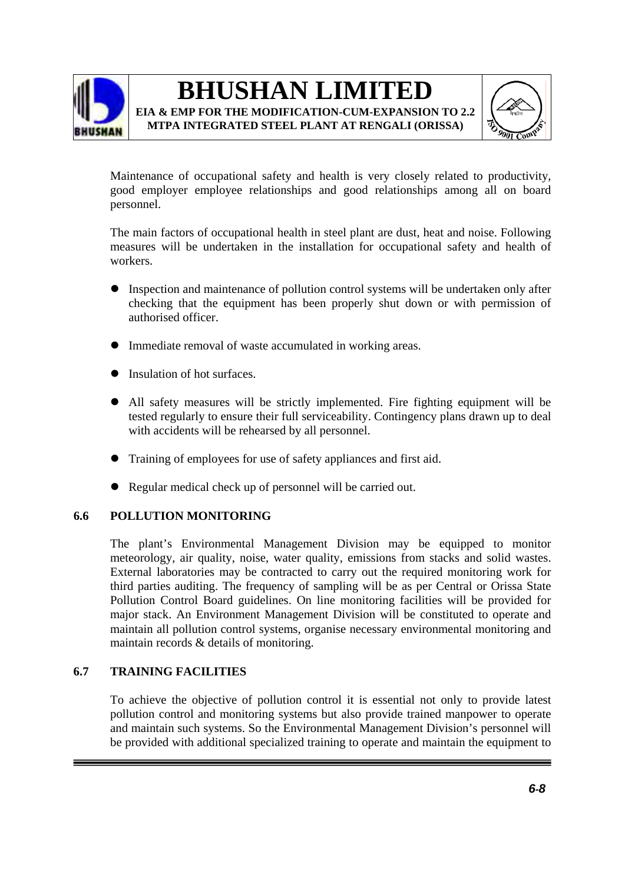Maintenance of occupational safety and health is very closely related to productivity, good employer employee relationships and good relationships among all on board personnel.

The main factors of occupational health in steel plant are dust, heat and noise. Following measures will be undertaken in the installation for occupational safety and health of workers.

- Inspection and maintenance of pollution control systems will be undertaken only after checking that the equipment has been properly shut down or with permission of authorised officer.
- Immediate removal of waste accumulated in working areas.
- Insulation of hot surfaces.
- All safety measures will be strictly implemented. Fire fighting equipment will be tested regularly to ensure their full serviceability. Contingency plans drawn up to deal with accidents will be rehearsed by all personnel.
- Training of employees for use of safety appliances and first aid.
- Regular medical check up of personnel will be carried out.

### 6.6 POLLUTION MONITORING

The plant's Environmental Management Division may be equipped to monitor meteorology, air quality, noise, water quality, emissions from stacks and solid wastes. External laboratories may be contracted to carry out the required monitoring work for third parties auditing. The frequency of sampling will be as per Central or Orissa State Pollution Control Board guidelines. On line monitoring facilities will be provided for major stack. An Environment Management Division will be constituted to operate and maintain all pollution control systems, organise necessary environmental monitoring and maintain records & details of monitoring.

### 6.7 TRAINING FACILITIES

To achieve the objective of pollution control it is essential not only to provide latest pollution control and monitoring systems but also provide trained manpower to operate and maintain such systems. So the Environmental Management Division's personnel will be provided with additional specialized training to operate and maintain the equipment to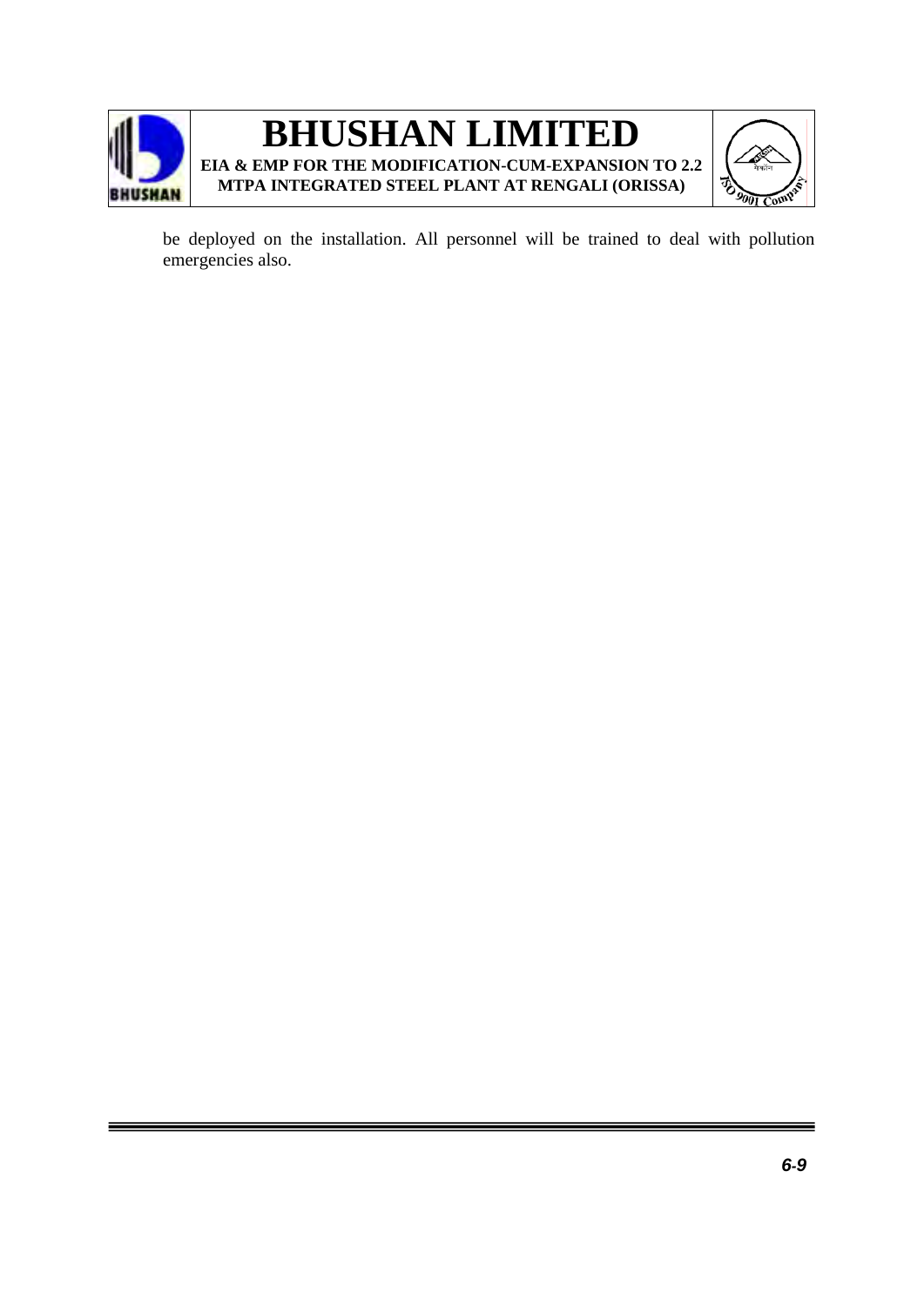be deployed on the installation. All personnel will be trained to deal with pollution emergencies also.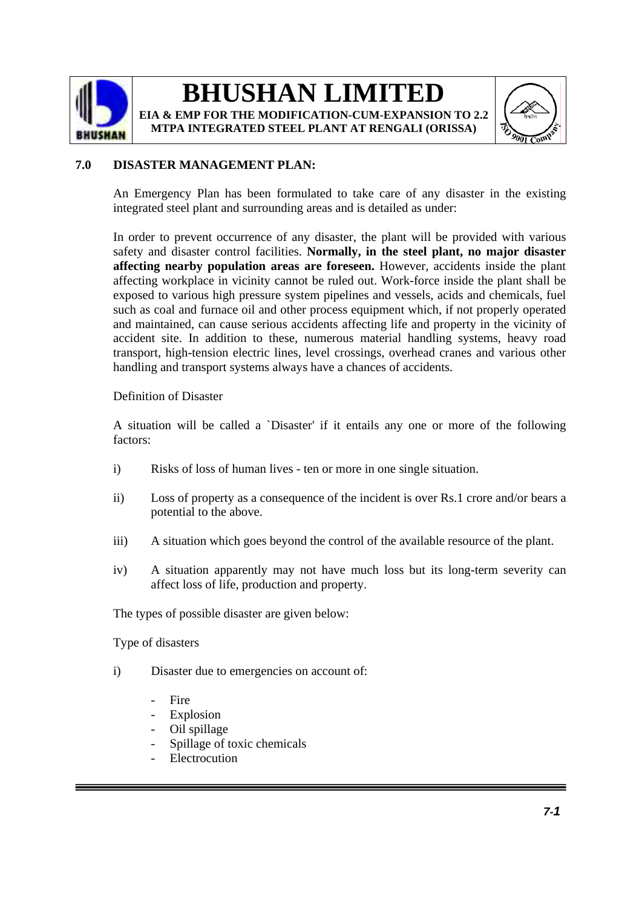## 7.0 DISASTER MANAGEMENT PLAN:

An Emergency Plan has been formulated to take care of any disaster in the existing integrated steel plant and surrounding areas and is detailed as under:

In order to prevent occurrence of any disaster, the plant will be provided with various safety and disaster control facilities. **Normally, in the steel plant, no major disaster affecting nearby population areas are foreseen.** However, accidents inside the plant affecting workplace in vicinity cannot be ruled out. Work-force inside the plant shall be exposed to various high pressure system pipelines and vessels, acids and chemicals, fuel such as coal and furnace oil and other process equipment which, if not properly operated and maintained, can cause serious accidents affecting life and property in the vicinity of accident site. In addition to these, numerous material handling systems, heavy road transport, high-tension electric lines, level crossings, overhead cranes and various other handling and transport systems always have a chances of accidents.

Definition of Disaster

A situation will be called a `Disaster' if it entails any one or more of the following factors:

i) Risks of loss of human lives - ten or more in one single situation.

ii) Loss of property as a consequence of the incident is over Rs.1 crore and/or bears a potential to the above.

iii) A situation which goes beyond the control of the available resource of the plant.

iv) A situation apparently may not have much loss but its long-term severity can affect loss of life, production and property.

The types of possible disaster are given below:

Type of disasters

i) Disaster due to emergencies on account of:

- Fire
- Explosion
- Oil spillage
- Spillage of toxic chemicals
- Electrocution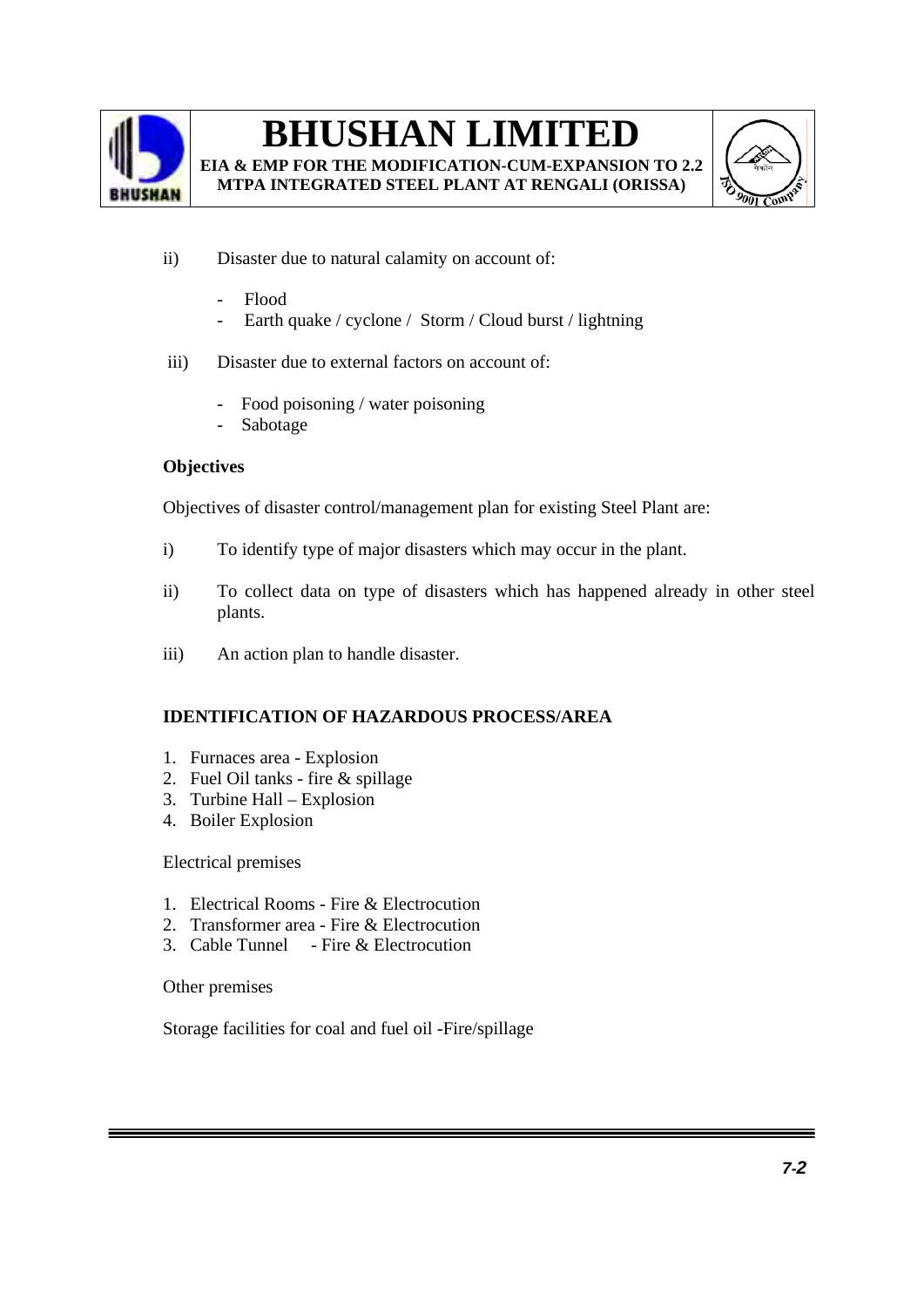ii) Disaster due to natural calamity on account of:

- Flood
- Earth quake / cyclone / Storm / Cloud burst / lightning

iii) Disaster due to external factors on account of:

- Food poisoning / water poisoning
- Sabotage

**Objectives**

Objectives of disaster control/management plan for existing Steel Plant are:

i) To identify type of major disasters which may occur in the plant.

ii) To collect data on type of disasters which has happened already in other steel plants.

iii) An action plan to handle disaster.

**IDENTIFICATION OF HAZARDOUS PROCESS/AREA**

1. Furnaces area - Explosion
2. Fuel Oil tanks - fire & spillage
3. Turbine Hall – Explosion
4. Boiler Explosion

Electrical premises

1. Electrical Rooms - Fire & Electrocution
2. Transformer area - Fire & Electrocution
3. Cable Tunnel - Fire & Electrocution

Other premises

Storage facilities for coal and fuel oil -Fire/spillage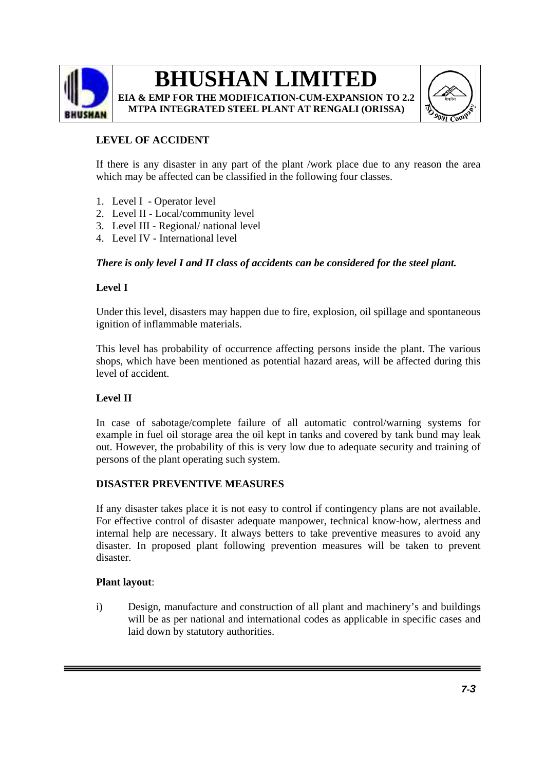**LEVEL OF ACCIDENT**

If there is any disaster in any part of the plant /work place due to any reason the area which may be affected can be classified in the following four classes.

1. Level I - Operator level
2. Level II - Local/community level
3. Level III - Regional/ national level
4. Level IV - International level

***There is only level I and II class of accidents can be considered for the steel plant.***

**Level I**

Under this level, disasters may happen due to fire, explosion, oil spillage and spontaneous ignition of inflammable materials.

This level has probability of occurrence affecting persons inside the plant. The various shops, which have been mentioned as potential hazard areas, will be affected during this level of accident.

**Level II**

In case of sabotage/complete failure of all automatic control/warning systems for example in fuel oil storage area the oil kept in tanks and covered by tank bund may leak out. However, the probability of this is very low due to adequate security and training of persons of the plant operating such system.

**DISASTER PREVENTIVE MEASURES**

If any disaster takes place it is not easy to control if contingency plans are not available. For effective control of disaster adequate manpower, technical know-how, alertness and internal help are necessary. It always betters to take preventive measures to avoid any disaster. In proposed plant following prevention measures will be taken to prevent disaster.

**Plant layout**:

i) Design, manufacture and construction of all plant and machinery's and buildings will be as per national and international codes as applicable in specific cases and laid down by statutory authorities.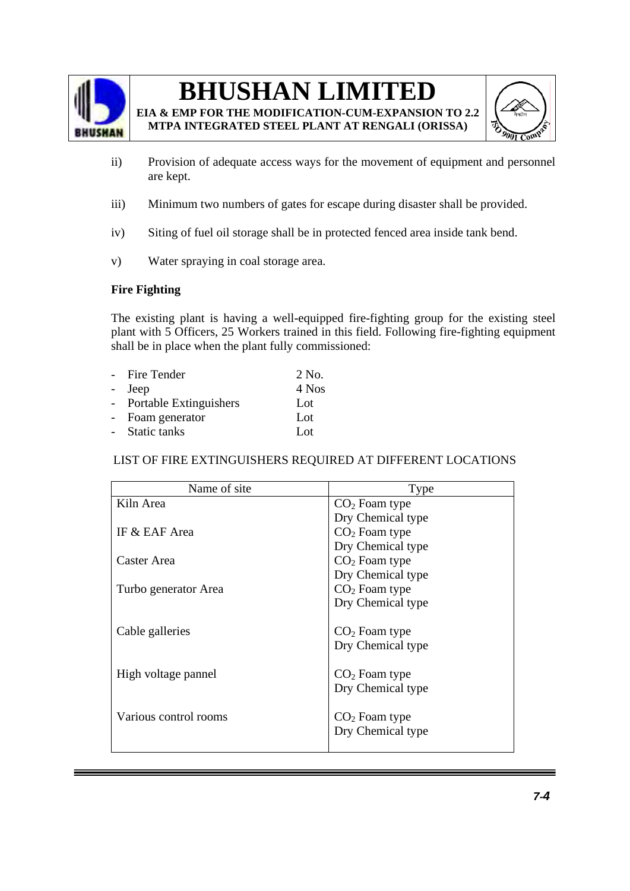ii) Provision of adequate access ways for the movement of equipment and personnel are kept.

iii) Minimum two numbers of gates for escape during disaster shall be provided.

iv) Siting of fuel oil storage shall be in protected fenced area inside tank bend.

v) Water spraying in coal storage area.

**Fire Fighting**

The existing plant is having a well-equipped fire-fighting group for the existing steel plant with 5 Officers, 25 Workers trained in this field. Following fire-fighting equipment shall be in place when the plant fully commissioned:

- Fire Tender 2 No.
- Jeep 4 Nos
- Portable Extinguishers Lot
- Foam generator Lot
- Static tanks Lot

LIST OF FIRE EXTINGUISHERS REQUIRED AT DIFFERENT LOCATIONS

| Name of site | Type |
|---|---|
| Kiln Area | $CO_2$ Foam type<br>Dry Chemical type |
| IF & EAF Area | $CO_2$ Foam type<br>Dry Chemical type |
| Caster Area | $CO_2$ Foam type<br>Dry Chemical type |
| Turbo generator Area | $CO_2$ Foam type<br>Dry Chemical type |
| Cable galleries | $CO_2$ Foam type<br>Dry Chemical type |
| High voltage pannel | $CO_2$ Foam type<br>Dry Chemical type |
| Various control rooms | $CO_2$ Foam type<br>Dry Chemical type |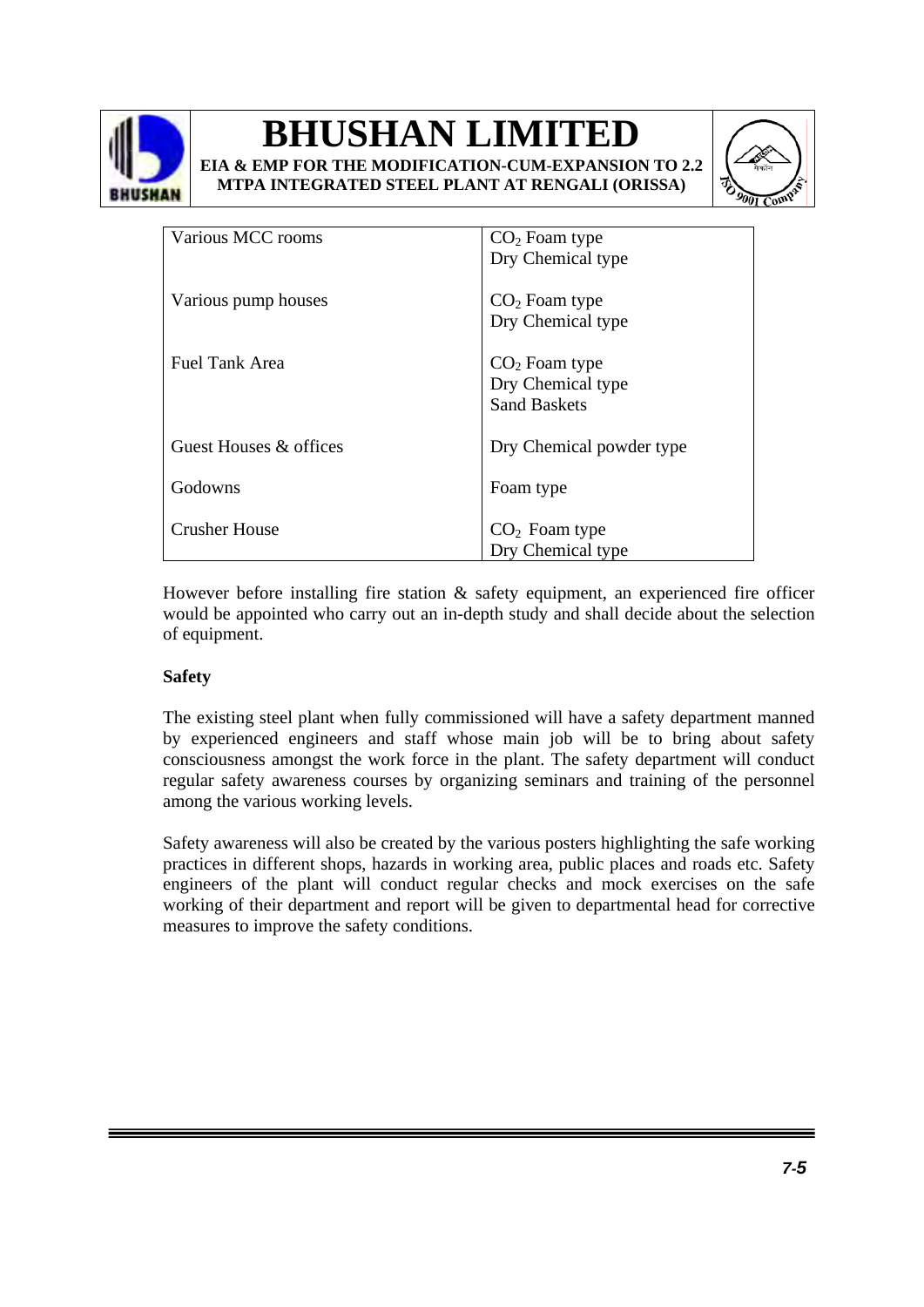| | |
|---|---|
| Various MCC rooms | $CO_2$ Foam type<br>Dry Chemical type |
| Various pump houses | $CO_2$ Foam type<br>Dry Chemical type |
| Fuel Tank Area | $CO_2$ Foam type<br>Dry Chemical type<br>Sand Baskets |
| Guest Houses & offices | Dry Chemical powder type |
| Godowns | Foam type |
| Crusher House | $CO_2$ Foam type<br>Dry Chemical type |

However before installing fire station & safety equipment, an experienced fire officer would be appointed who carry out an in-depth study and shall decide about the selection of equipment.

**Safety**

The existing steel plant when fully commissioned will have a safety department manned by experienced engineers and staff whose main job will be to bring about safety consciousness amongst the work force in the plant. The safety department will conduct regular safety awareness courses by organizing seminars and training of the personnel among the various working levels.

Safety awareness will also be created by the various posters highlighting the safe working practices in different shops, hazards in working area, public places and roads etc. Safety engineers of the plant will conduct regular checks and mock exercises on the safe working of their department and report will be given to departmental head for corrective measures to improve the safety conditions.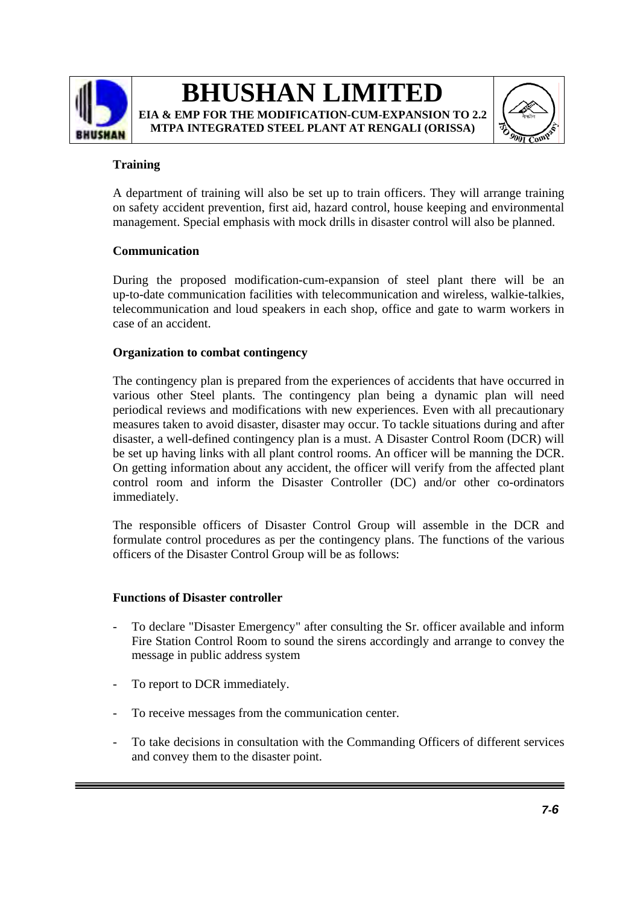**Training**

A department of training will also be set up to train officers. They will arrange training on safety accident prevention, first aid, hazard control, house keeping and environmental management. Special emphasis with mock drills in disaster control will also be planned.

**Communication**

During the proposed modification-cum-expansion of steel plant there will be an up-to-date communication facilities with telecommunication and wireless, walkie-talkies, telecommunication and loud speakers in each shop, office and gate to warm workers in case of an accident.

**Organization to combat contingency**

The contingency plan is prepared from the experiences of accidents that have occurred in various other Steel plants. The contingency plan being a dynamic plan will need periodical reviews and modifications with new experiences. Even with all precautionary measures taken to avoid disaster, disaster may occur. To tackle situations during and after disaster, a well-defined contingency plan is a must. A Disaster Control Room (DCR) will be set up having links with all plant control rooms. An officer will be manning the DCR. On getting information about any accident, the officer will verify from the affected plant control room and inform the Disaster Controller (DC) and/or other co-ordinators immediately.

The responsible officers of Disaster Control Group will assemble in the DCR and formulate control procedures as per the contingency plans. The functions of the various officers of the Disaster Control Group will be as follows:

**Functions of Disaster controller**

- To declare "Disaster Emergency" after consulting the Sr. officer available and inform Fire Station Control Room to sound the sirens accordingly and arrange to convey the message in public address system
- To report to DCR immediately.
- To receive messages from the communication center.
- To take decisions in consultation with the Commanding Officers of different services and convey them to the disaster point.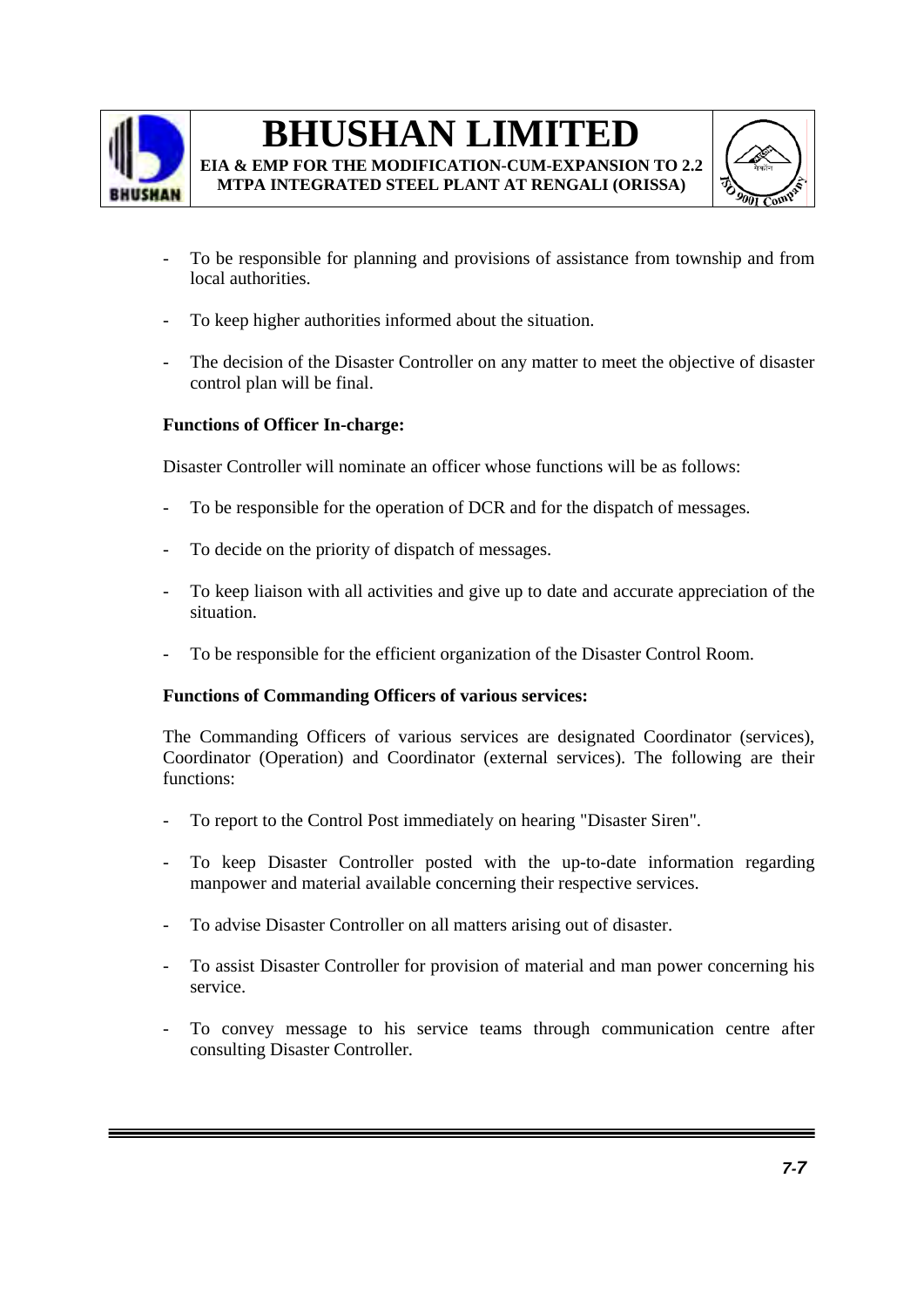- To be responsible for planning and provisions of assistance from township and from local authorities.

- To keep higher authorities informed about the situation.

- The decision of the Disaster Controller on any matter to meet the objective of disaster control plan will be final.

**Functions of Officer In-charge:**

Disaster Controller will nominate an officer whose functions will be as follows:

- To be responsible for the operation of DCR and for the dispatch of messages.

- To decide on the priority of dispatch of messages.

- To keep liaison with all activities and give up to date and accurate appreciation of the situation.

- To be responsible for the efficient organization of the Disaster Control Room.

**Functions of Commanding Officers of various services:**

The Commanding Officers of various services are designated Coordinator (services), Coordinator (Operation) and Coordinator (external services). The following are their functions:

- To report to the Control Post immediately on hearing "Disaster Siren".

- To keep Disaster Controller posted with the up-to-date information regarding manpower and material available concerning their respective services.

- To advise Disaster Controller on all matters arising out of disaster.

- To assist Disaster Controller for provision of material and man power concerning his service.

- To convey message to his service teams through communication centre after consulting Disaster Controller.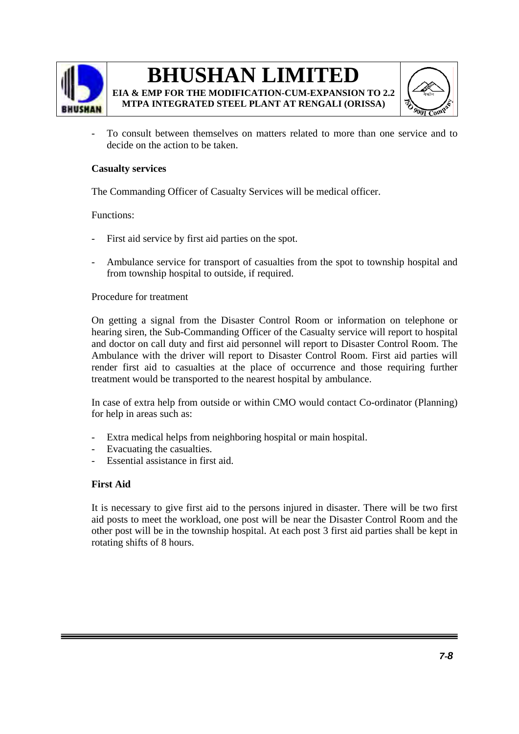- To consult between themselves on matters related to more than one service and to decide on the action to be taken.

**Casualty services**

The Commanding Officer of Casualty Services will be medical officer.

Functions:

- First aid service by first aid parties on the spot.

- Ambulance service for transport of casualties from the spot to township hospital and from township hospital to outside, if required.

Procedure for treatment

On getting a signal from the Disaster Control Room or information on telephone or hearing siren, the Sub-Commanding Officer of the Casualty service will report to hospital and doctor on call duty and first aid personnel will report to Disaster Control Room. The Ambulance with the driver will report to Disaster Control Room. First aid parties will render first aid to casualties at the place of occurrence and those requiring further treatment would be transported to the nearest hospital by ambulance.

In case of extra help from outside or within CMO would contact Co-ordinator (Planning) for help in areas such as:

- Extra medical helps from neighboring hospital or main hospital.
- Evacuating the casualties.
- Essential assistance in first aid.

**First Aid**

It is necessary to give first aid to the persons injured in disaster. There will be two first aid posts to meet the workload, one post will be near the Disaster Control Room and the other post will be in the township hospital. At each post 3 first aid parties shall be kept in rotating shifts of 8 hours.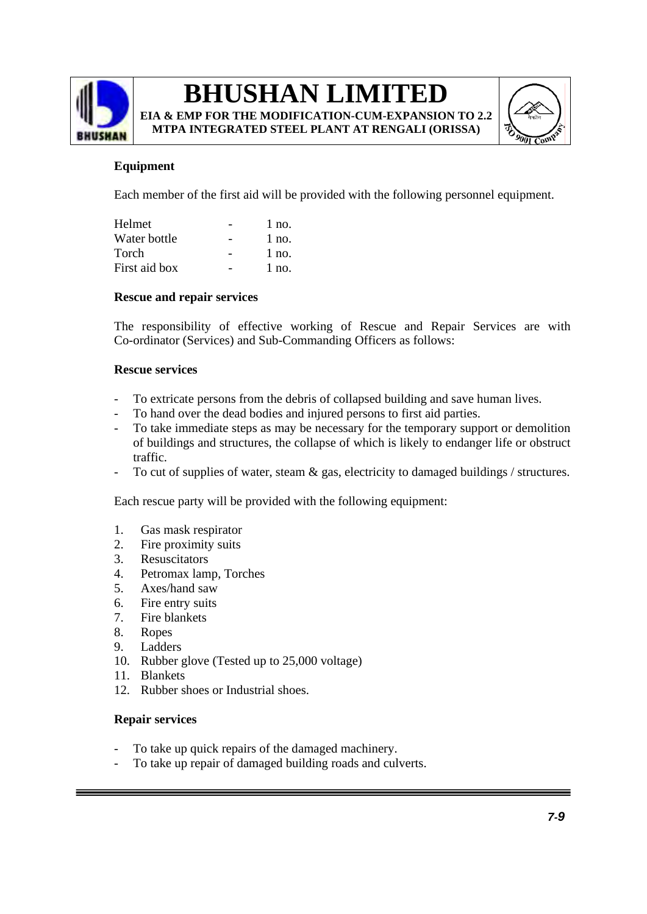**Equipment**

Each member of the first aid will be provided with the following personnel equipment.

| | | |
|---|---|---|
| Helmet | - | 1 no. |
| Water bottle | - | 1 no. |
| Torch | - | 1 no. |
| First aid box | - | 1 no. |

**Rescue and repair services**

The responsibility of effective working of Rescue and Repair Services are with Co-ordinator (Services) and Sub-Commanding Officers as follows:

**Rescue services**

- To extricate persons from the debris of collapsed building and save human lives.
- To hand over the dead bodies and injured persons to first aid parties.
- To take immediate steps as may be necessary for the temporary support or demolition of buildings and structures, the collapse of which is likely to endanger life or obstruct traffic.
- To cut of supplies of water, steam & gas, electricity to damaged buildings / structures.

Each rescue party will be provided with the following equipment:

1. Gas mask respirator
2. Fire proximity suits
3. Resuscitators
4. Petromax lamp, Torches
5. Axes/hand saw
6. Fire entry suits
7. Fire blankets
8. Ropes
9. Ladders
10. Rubber glove (Tested up to 25,000 voltage)
11. Blankets
12. Rubber shoes or Industrial shoes.

**Repair services**

- To take up quick repairs of the damaged machinery.
- To take up repair of damaged building roads and culverts.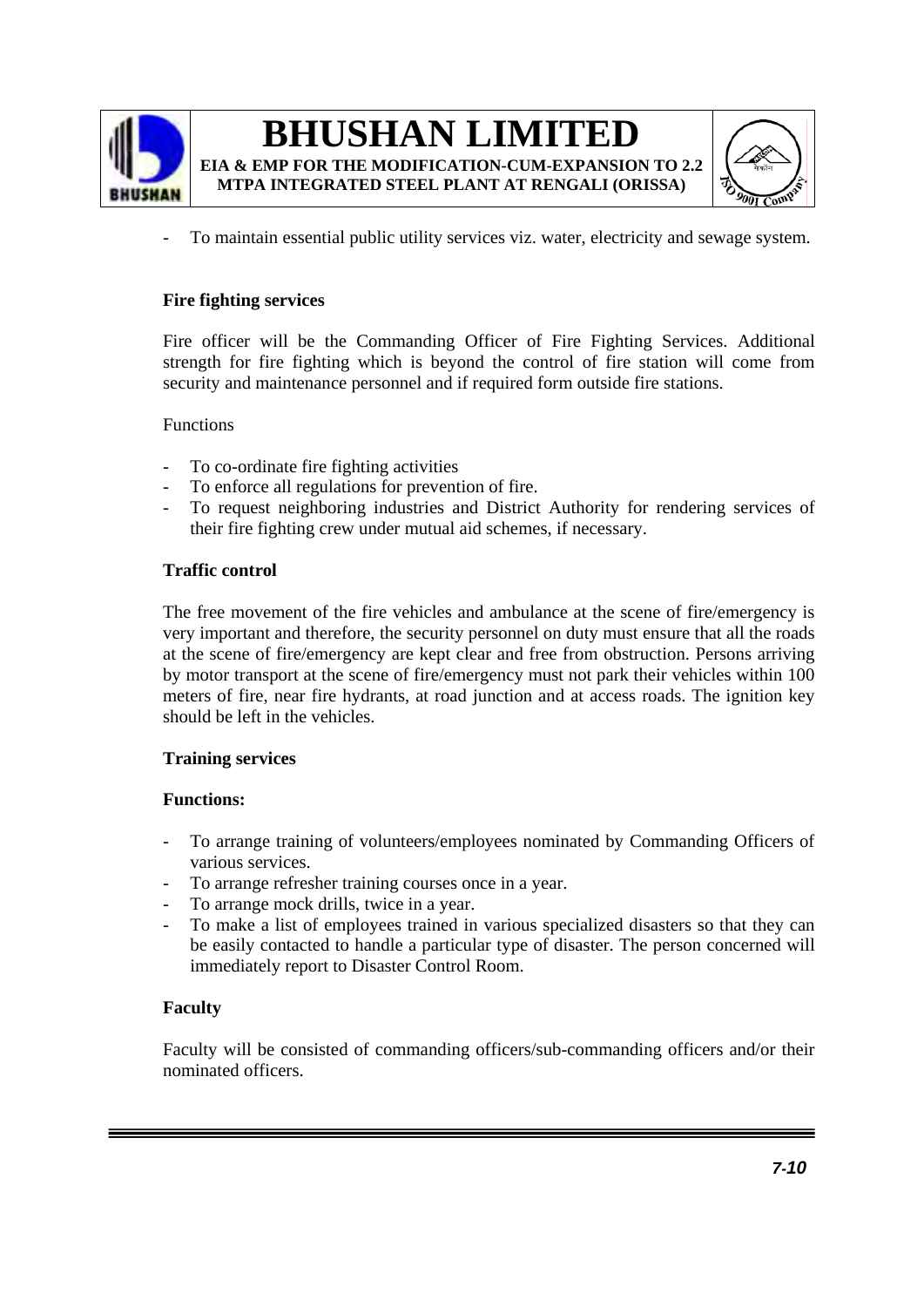- To maintain essential public utility services viz. water, electricity and sewage system.

**Fire fighting services**

Fire officer will be the Commanding Officer of Fire Fighting Services. Additional strength for fire fighting which is beyond the control of fire station will come from security and maintenance personnel and if required form outside fire stations.

Functions

- To co-ordinate fire fighting activities
- To enforce all regulations for prevention of fire.
- To request neighboring industries and District Authority for rendering services of their fire fighting crew under mutual aid schemes, if necessary.

**Traffic control**

The free movement of the fire vehicles and ambulance at the scene of fire/emergency is very important and therefore, the security personnel on duty must ensure that all the roads at the scene of fire/emergency are kept clear and free from obstruction. Persons arriving by motor transport at the scene of fire/emergency must not park their vehicles within 100 meters of fire, near fire hydrants, at road junction and at access roads. The ignition key should be left in the vehicles.

**Training services**

**Functions:**

- To arrange training of volunteers/employees nominated by Commanding Officers of various services.
- To arrange refresher training courses once in a year.
- To arrange mock drills, twice in a year.
- To make a list of employees trained in various specialized disasters so that they can be easily contacted to handle a particular type of disaster. The person concerned will immediately report to Disaster Control Room.

**Faculty**

Faculty will be consisted of commanding officers/sub-commanding officers and/or their nominated officers.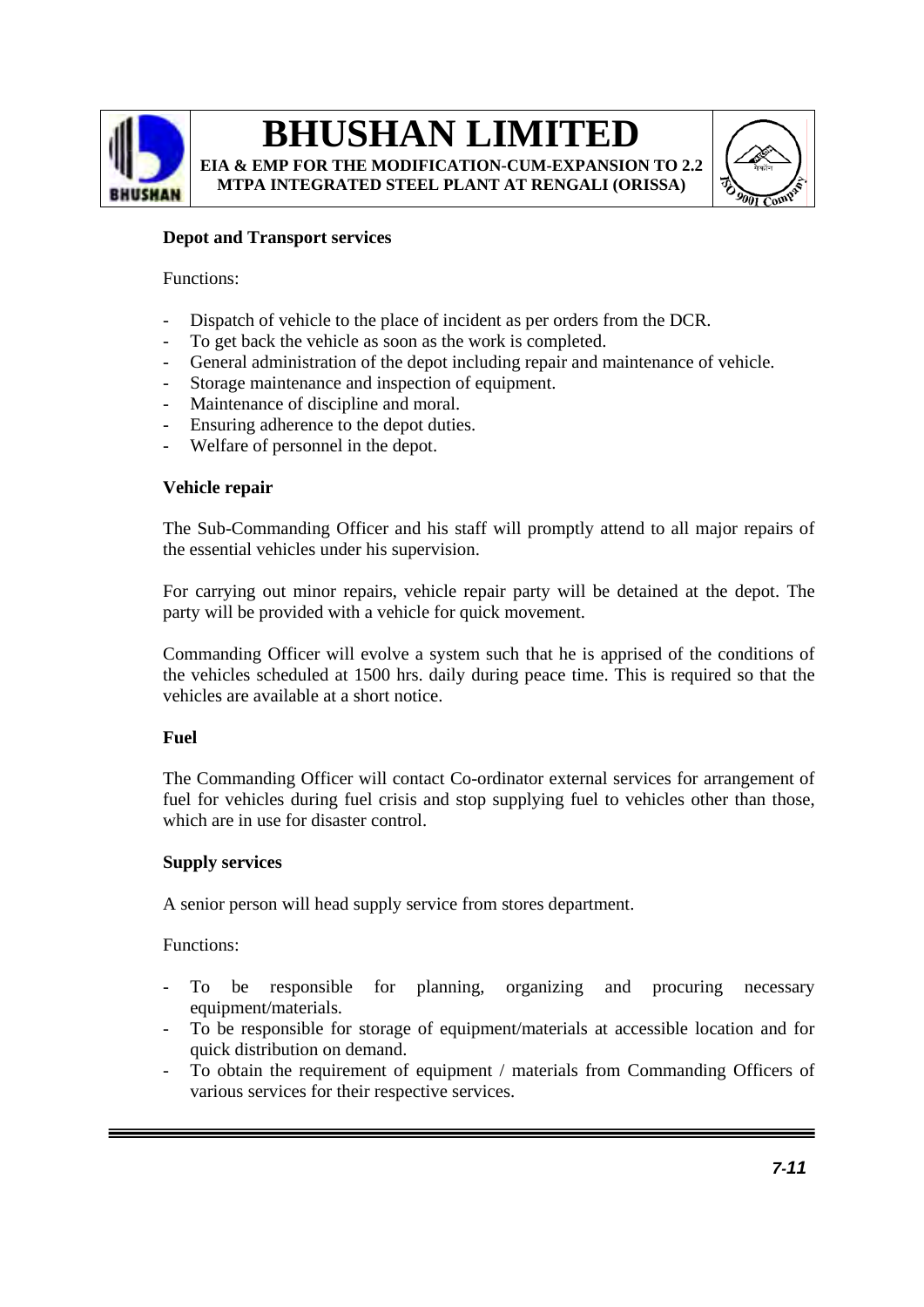**Depot and Transport services**

Functions:

- Dispatch of vehicle to the place of incident as per orders from the DCR.
- To get back the vehicle as soon as the work is completed.
- General administration of the depot including repair and maintenance of vehicle.
- Storage maintenance and inspection of equipment.
- Maintenance of discipline and moral.
- Ensuring adherence to the depot duties.
- Welfare of personnel in the depot.

**Vehicle repair**

The Sub-Commanding Officer and his staff will promptly attend to all major repairs of the essential vehicles under his supervision.

For carrying out minor repairs, vehicle repair party will be detained at the depot. The party will be provided with a vehicle for quick movement.

Commanding Officer will evolve a system such that he is apprised of the conditions of the vehicles scheduled at 1500 hrs. daily during peace time. This is required so that the vehicles are available at a short notice.

**Fuel**

The Commanding Officer will contact Co-ordinator external services for arrangement of fuel for vehicles during fuel crisis and stop supplying fuel to vehicles other than those, which are in use for disaster control.

**Supply services**

A senior person will head supply service from stores department.

Functions:

- To be responsible for planning, organizing and procuring necessary equipment/materials.
- To be responsible for storage of equipment/materials at accessible location and for quick distribution on demand.
- To obtain the requirement of equipment / materials from Commanding Officers of various services for their respective services.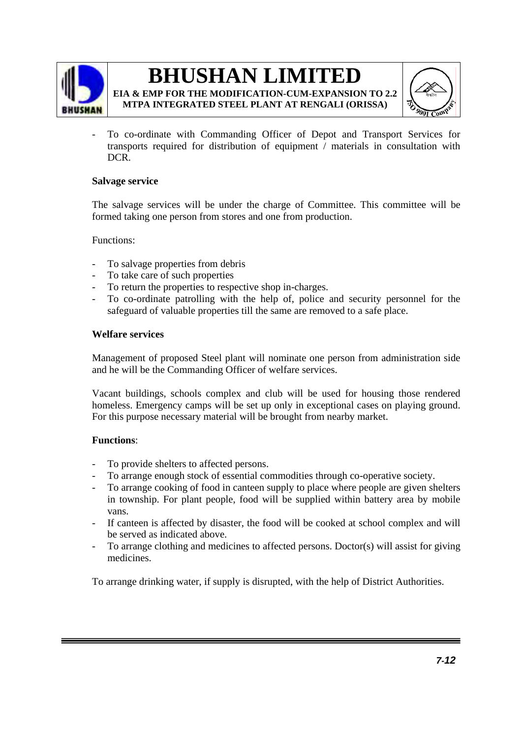- To co-ordinate with Commanding Officer of Depot and Transport Services for transports required for distribution of equipment / materials in consultation with DCR.

**Salvage service**

The salvage services will be under the charge of Committee. This committee will be formed taking one person from stores and one from production.

Functions:

- To salvage properties from debris
- To take care of such properties
- To return the properties to respective shop in-charges.
- To co-ordinate patrolling with the help of, police and security personnel for the safeguard of valuable properties till the same are removed to a safe place.

**Welfare services**

Management of proposed Steel plant will nominate one person from administration side and he will be the Commanding Officer of welfare services.

Vacant buildings, schools complex and club will be used for housing those rendered homeless. Emergency camps will be set up only in exceptional cases on playing ground. For this purpose necessary material will be brought from nearby market.

**Functions**:

- To provide shelters to affected persons.
- To arrange enough stock of essential commodities through co-operative society.
- To arrange cooking of food in canteen supply to place where people are given shelters in township. For plant people, food will be supplied within battery area by mobile vans.
- If canteen is affected by disaster, the food will be cooked at school complex and will be served as indicated above.
- To arrange clothing and medicines to affected persons. Doctor(s) will assist for giving medicines.

To arrange drinking water, if supply is disrupted, with the help of District Authorities.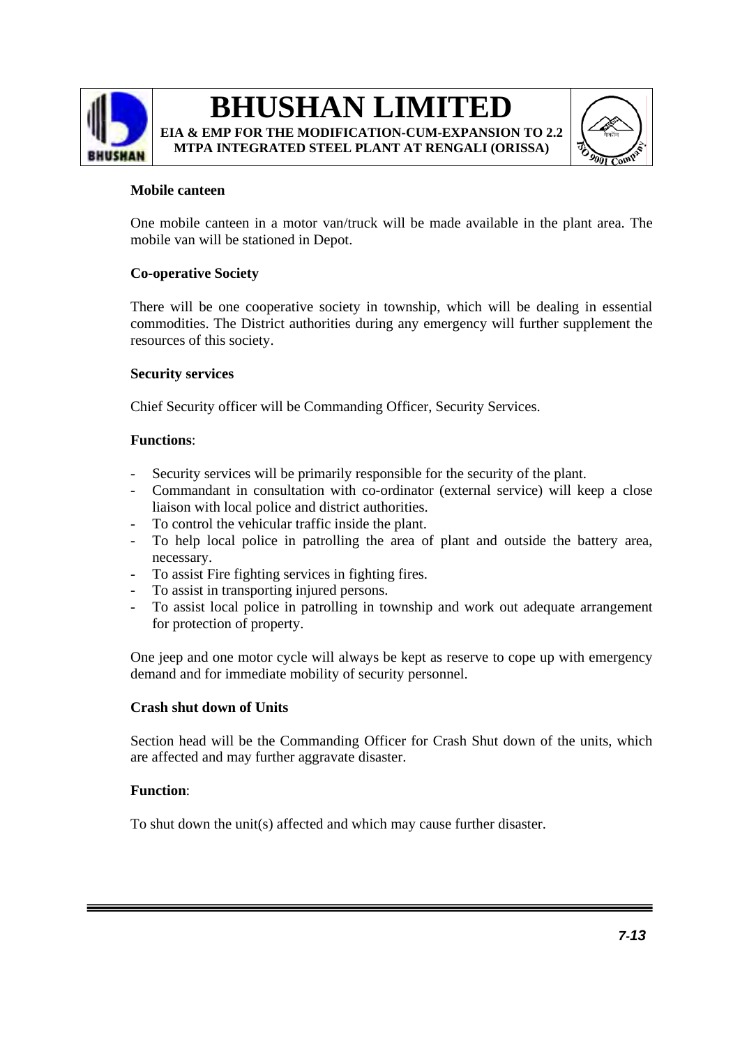**Mobile canteen**

One mobile canteen in a motor van/truck will be made available in the plant area. The mobile van will be stationed in Depot.

**Co-operative Society**

There will be one cooperative society in township, which will be dealing in essential commodities. The District authorities during any emergency will further supplement the resources of this society.

**Security services**

Chief Security officer will be Commanding Officer, Security Services.

**Functions**:

- Security services will be primarily responsible for the security of the plant.
- Commandant in consultation with co-ordinator (external service) will keep a close liaison with local police and district authorities.
- To control the vehicular traffic inside the plant.
- To help local police in patrolling the area of plant and outside the battery area, necessary.
- To assist Fire fighting services in fighting fires.
- To assist in transporting injured persons.
- To assist local police in patrolling in township and work out adequate arrangement for protection of property.

One jeep and one motor cycle will always be kept as reserve to cope up with emergency demand and for immediate mobility of security personnel.

**Crash shut down of Units**

Section head will be the Commanding Officer for Crash Shut down of the units, which are affected and may further aggravate disaster.

**Function**:

To shut down the unit(s) affected and which may cause further disaster.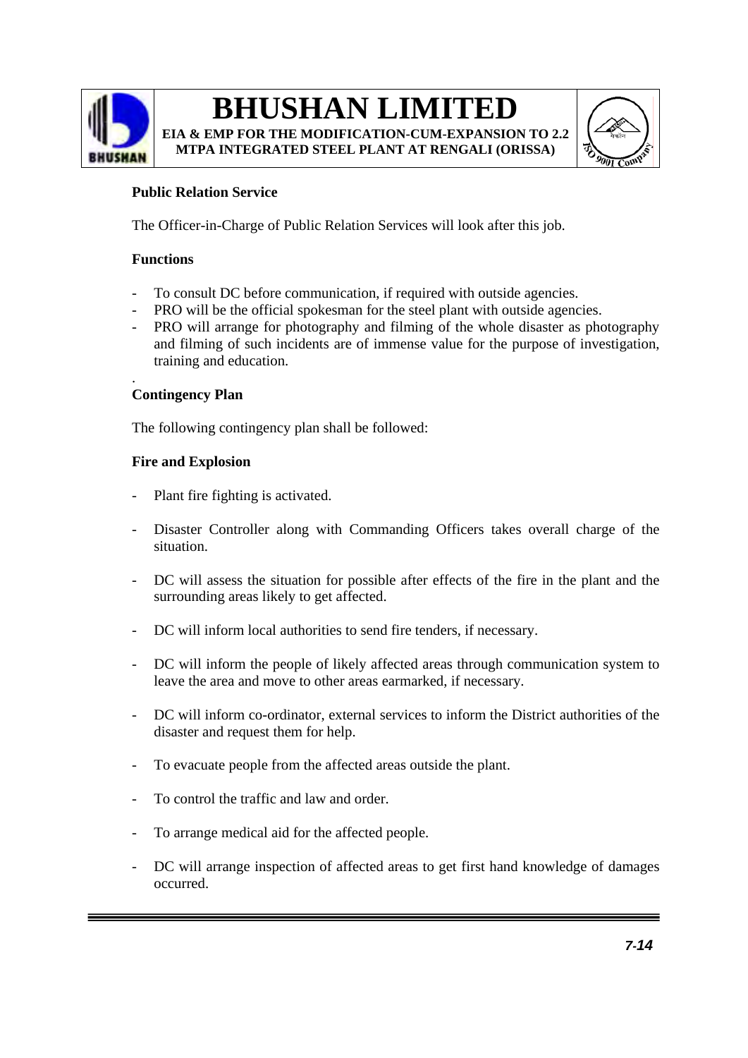**Public Relation Service**

The Officer-in-Charge of Public Relation Services will look after this job.

**Functions**

- To consult DC before communication, if required with outside agencies.
- PRO will be the official spokesman for the steel plant with outside agencies.
- PRO will arrange for photography and filming of the whole disaster as photography and filming of such incidents are of immense value for the purpose of investigation, training and education.

.

**Contingency Plan**

The following contingency plan shall be followed:

**Fire and Explosion**

- Plant fire fighting is activated.
- Disaster Controller along with Commanding Officers takes overall charge of the situation.
- DC will assess the situation for possible after effects of the fire in the plant and the surrounding areas likely to get affected.
- DC will inform local authorities to send fire tenders, if necessary.
- DC will inform the people of likely affected areas through communication system to leave the area and move to other areas earmarked, if necessary.
- DC will inform co-ordinator, external services to inform the District authorities of the disaster and request them for help.
- To evacuate people from the affected areas outside the plant.
- To control the traffic and law and order.
- To arrange medical aid for the affected people.
- DC will arrange inspection of affected areas to get first hand knowledge of damages occurred.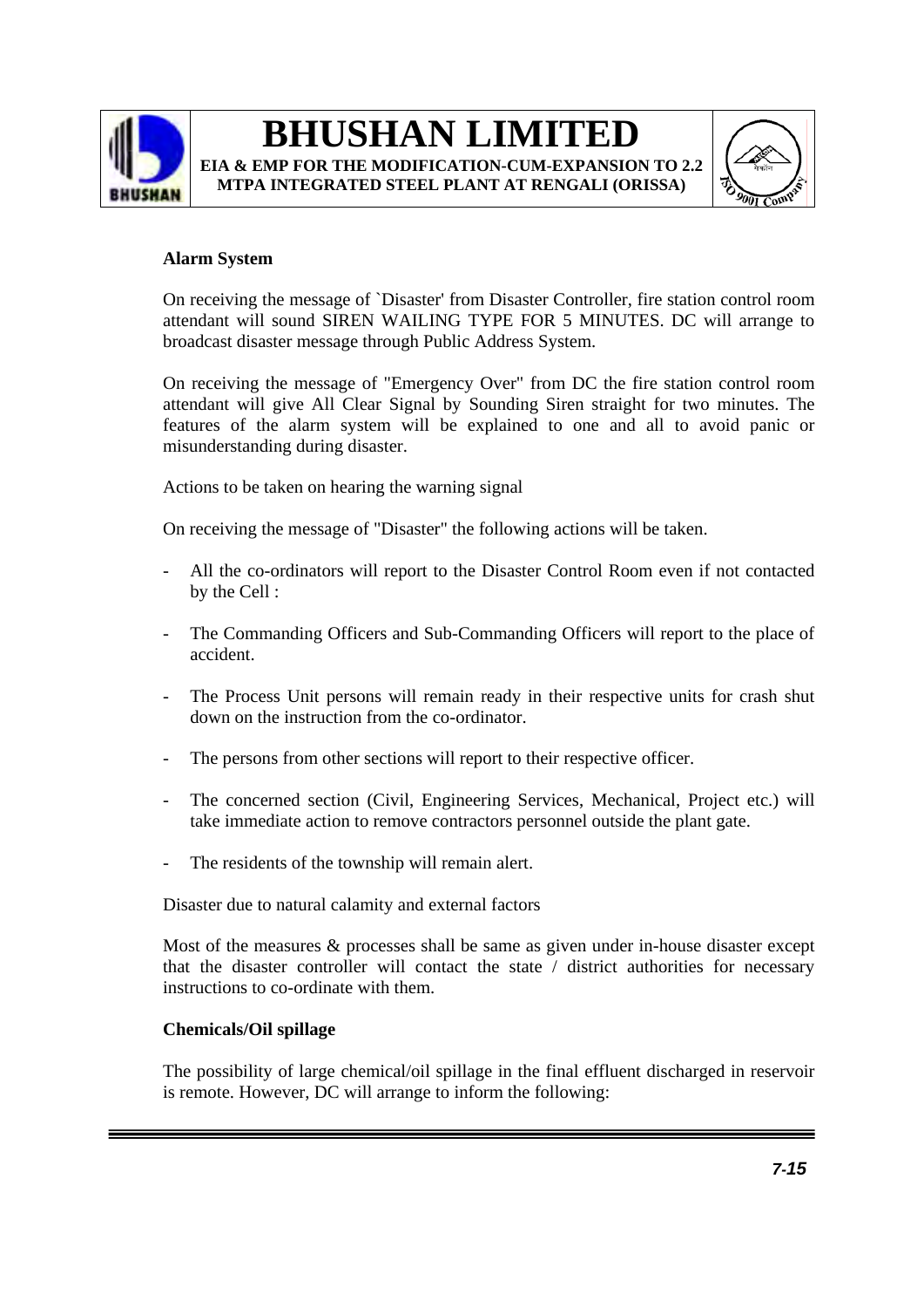**Alarm System**

On receiving the message of `Disaster' from Disaster Controller, fire station control room attendant will sound SIREN WAILING TYPE FOR 5 MINUTES. DC will arrange to broadcast disaster message through Public Address System.

On receiving the message of "Emergency Over" from DC the fire station control room attendant will give All Clear Signal by Sounding Siren straight for two minutes. The features of the alarm system will be explained to one and all to avoid panic or misunderstanding during disaster.

Actions to be taken on hearing the warning signal

On receiving the message of "Disaster" the following actions will be taken.

- All the co-ordinators will report to the Disaster Control Room even if not contacted by the Cell :
- The Commanding Officers and Sub-Commanding Officers will report to the place of accident.
- The Process Unit persons will remain ready in their respective units for crash shut down on the instruction from the co-ordinator.
- The persons from other sections will report to their respective officer.
- The concerned section (Civil, Engineering Services, Mechanical, Project etc.) will take immediate action to remove contractors personnel outside the plant gate.
- The residents of the township will remain alert.

Disaster due to natural calamity and external factors

Most of the measures & processes shall be same as given under in-house disaster except that the disaster controller will contact the state / district authorities for necessary instructions to co-ordinate with them.

**Chemicals/Oil spillage**

The possibility of large chemical/oil spillage in the final effluent discharged in reservoir is remote. However, DC will arrange to inform the following: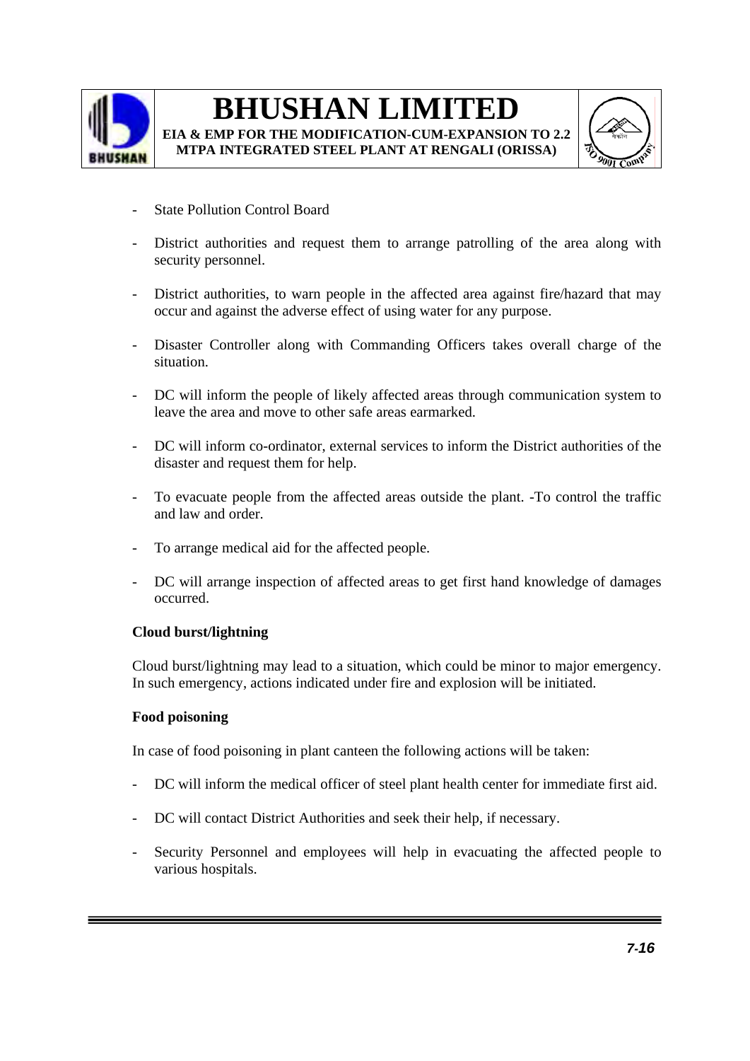- State Pollution Control Board
- District authorities and request them to arrange patrolling of the area along with security personnel.
- District authorities, to warn people in the affected area against fire/hazard that may occur and against the adverse effect of using water for any purpose.
- Disaster Controller along with Commanding Officers takes overall charge of the situation.
- DC will inform the people of likely affected areas through communication system to leave the area and move to other safe areas earmarked.
- DC will inform co-ordinator, external services to inform the District authorities of the disaster and request them for help.
- To evacuate people from the affected areas outside the plant. -To control the traffic and law and order.
- To arrange medical aid for the affected people.
- DC will arrange inspection of affected areas to get first hand knowledge of damages occurred.

**Cloud burst/lightning**

Cloud burst/lightning may lead to a situation, which could be minor to major emergency. In such emergency, actions indicated under fire and explosion will be initiated.

**Food poisoning**

In case of food poisoning in plant canteen the following actions will be taken:

- DC will inform the medical officer of steel plant health center for immediate first aid.
- DC will contact District Authorities and seek their help, if necessary.
- Security Personnel and employees will help in evacuating the affected people to various hospitals.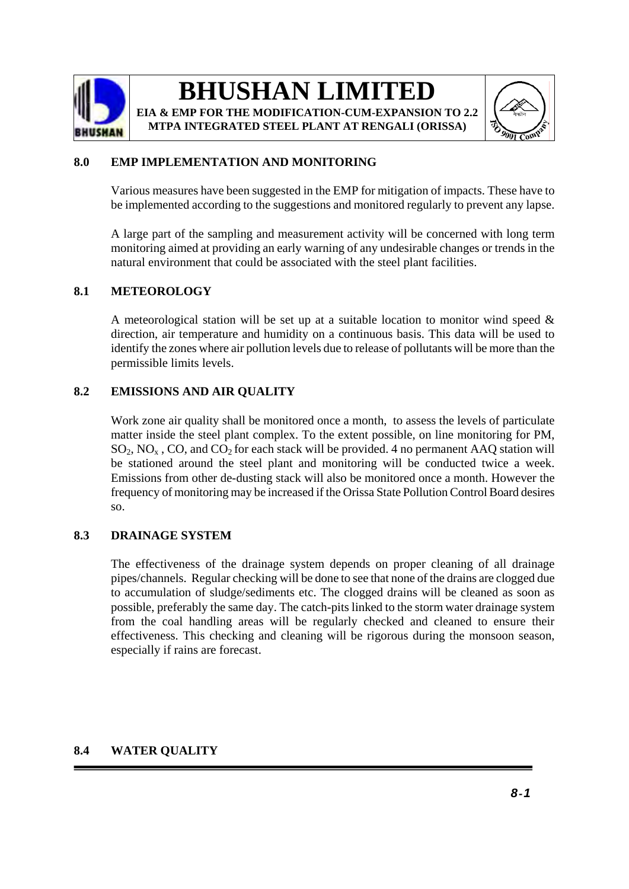## 8.0 EMP IMPLEMENTATION AND MONITORING

Various measures have been suggested in the EMP for mitigation of impacts. These have to be implemented according to the suggestions and monitored regularly to prevent any lapse.

A large part of the sampling and measurement activity will be concerned with long term monitoring aimed at providing an early warning of any undesirable changes or trends in the natural environment that could be associated with the steel plant facilities.

### 8.1 METEOROLOGY

A meteorological station will be set up at a suitable location to monitor wind speed & direction, air temperature and humidity on a continuous basis. This data will be used to identify the zones where air pollution levels due to release of pollutants will be more than the permissible limits levels.

### 8.2 EMISSIONS AND AIR QUALITY

Work zone air quality shall be monitored once a month, to assess the levels of particulate matter inside the steel plant complex. To the extent possible, on line monitoring for PM, $SO_2$, $NO_x$ , CO, and $CO_2$ for each stack will be provided. 4 no permanent AAQ station will be stationed around the steel plant and monitoring will be conducted twice a week. Emissions from other de-dusting stack will also be monitored once a month. However the frequency of monitoring may be increased if the Orissa State Pollution Control Board desires so.

### 8.3 DRAINAGE SYSTEM

The effectiveness of the drainage system depends on proper cleaning of all drainage pipes/channels. Regular checking will be done to see that none of the drains are clogged due to accumulation of sludge/sediments etc. The clogged drains will be cleaned as soon as possible, preferably the same day. The catch-pits linked to the storm water drainage system from the coal handling areas will be regularly checked and cleaned to ensure their effectiveness. This checking and cleaning will be rigorous during the monsoon season, especially if rains are forecast.

### 8.4 WATER QUALITY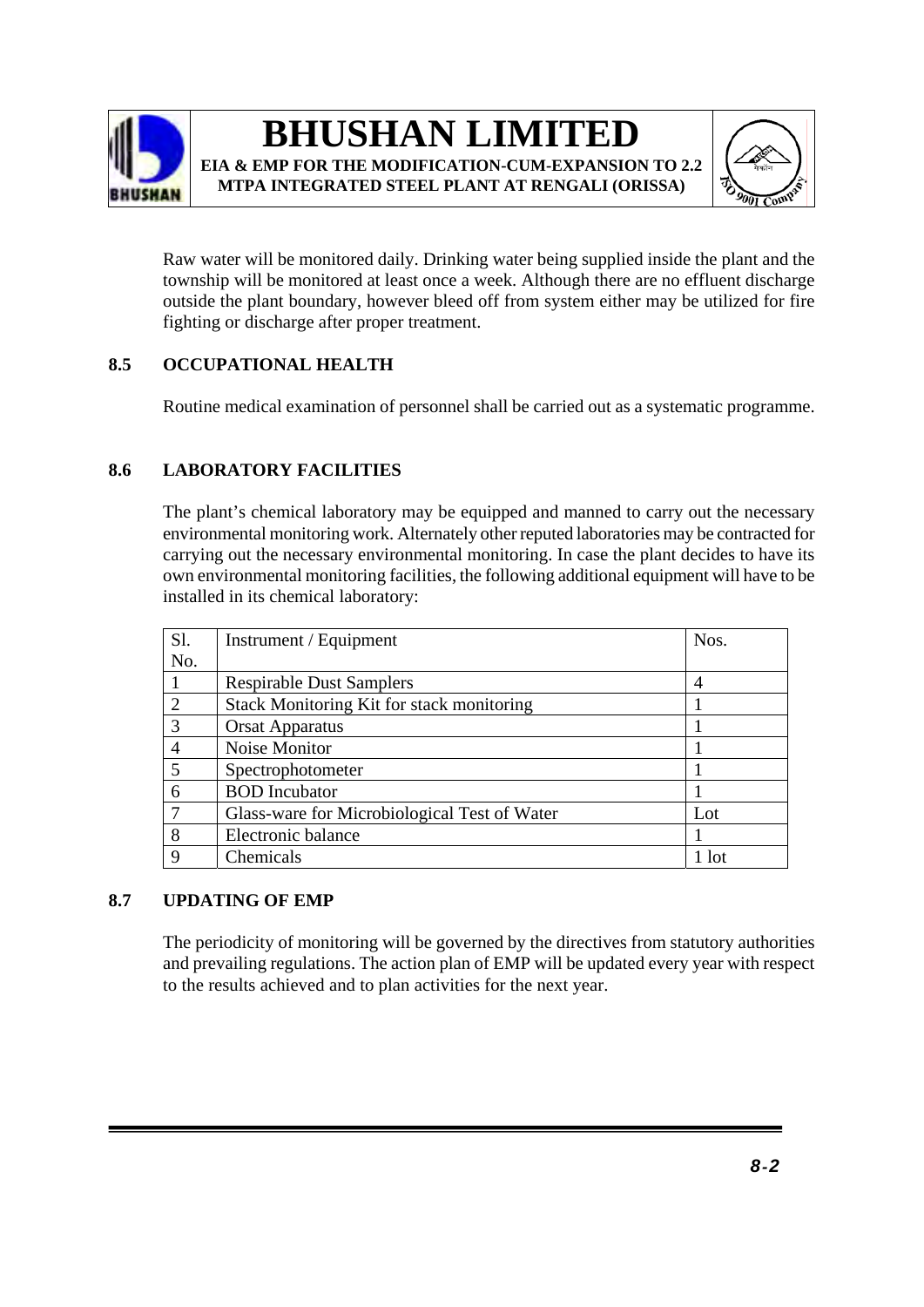Raw water will be monitored daily. Drinking water being supplied inside the plant and the township will be monitored at least once a week. Although there are no effluent discharge outside the plant boundary, however bleed off from system either may be utilized for fire fighting or discharge after proper treatment.

## 8.5 OCCUPATIONAL HEALTH

Routine medical examination of personnel shall be carried out as a systematic programme.

## 8.6 LABORATORY FACILITIES

The plant's chemical laboratory may be equipped and manned to carry out the necessary environmental monitoring work. Alternately other reputed laboratories may be contracted for carrying out the necessary environmental monitoring. In case the plant decides to have its own environmental monitoring facilities, the following additional equipment will have to be installed in its chemical laboratory:

| Sl. No. | Instrument / Equipment | Nos. |
|---|---|---|
| 1 | Respirable Dust Samplers | 4 |
| 2 | Stack Monitoring Kit for stack monitoring | 1 |
| 3 | Orsat Apparatus | 1 |
| 4 | Noise Monitor | 1 |
| 5 | Spectrophotometer | 1 |
| 6 | BOD Incubator | 1 |
| 7 | Glass-ware for Microbiological Test of Water | Lot |
| 8 | Electronic balance | 1 |
| 9 | Chemicals | 1 lot |

## 8.7 UPDATING OF EMP

The periodicity of monitoring will be governed by the directives from statutory authorities and prevailing regulations. The action plan of EMP will be updated every year with respect to the results achieved and to plan activities for the next year.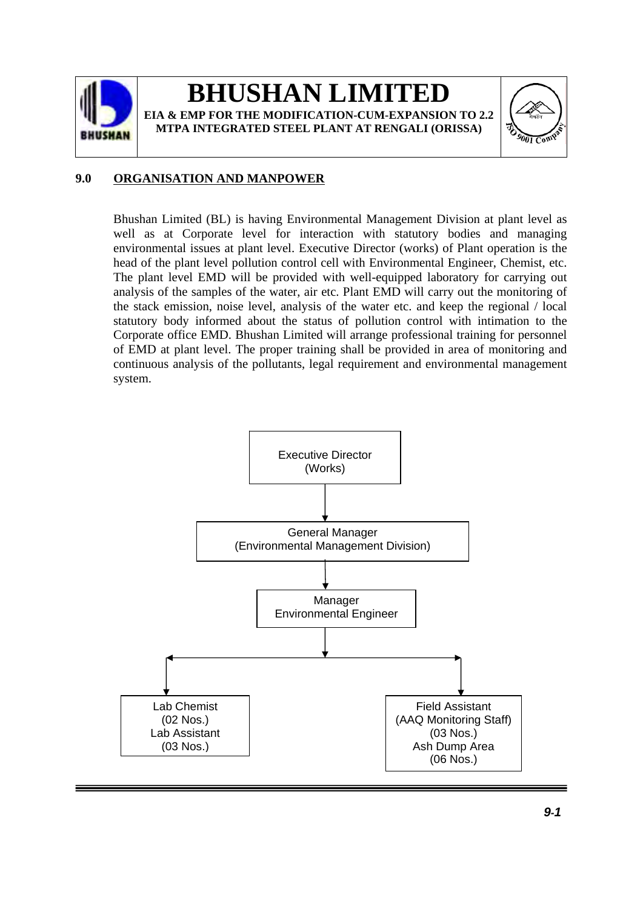## 9.0 ORGANISATION AND MANPOWER

Bhushan Limited (BL) is having Environmental Management Division at plant level as well as at Corporate level for interaction with statutory bodies and managing environmental issues at plant level. Executive Director (works) of Plant operation is the head of the plant level pollution control cell with Environmental Engineer, Chemist, etc. The plant level EMD will be provided with well-equipped laboratory for carrying out analysis of the samples of the water, air etc. Plant EMD will carry out the monitoring of the stack emission, noise level, analysis of the water etc. and keep the regional / local statutory body informed about the status of pollution control with intimation to the Corporate office EMD. Bhushan Limited will arrange professional training for personnel of EMD at plant level. The proper training shall be provided in area of monitoring and continuous analysis of the pollutants, legal requirement and environmental management system.

Executive Director (Works)

↓

General Manager (Environmental Management Division)

↓

Manager Environmental Engineer

↓

- Lab Chemist (02 Nos.)  
  Lab Assistant (03 Nos.)
- Field Assistant (AAQ Monitoring Staff) (03 Nos.)  
  Ash Dump Area (06 Nos.)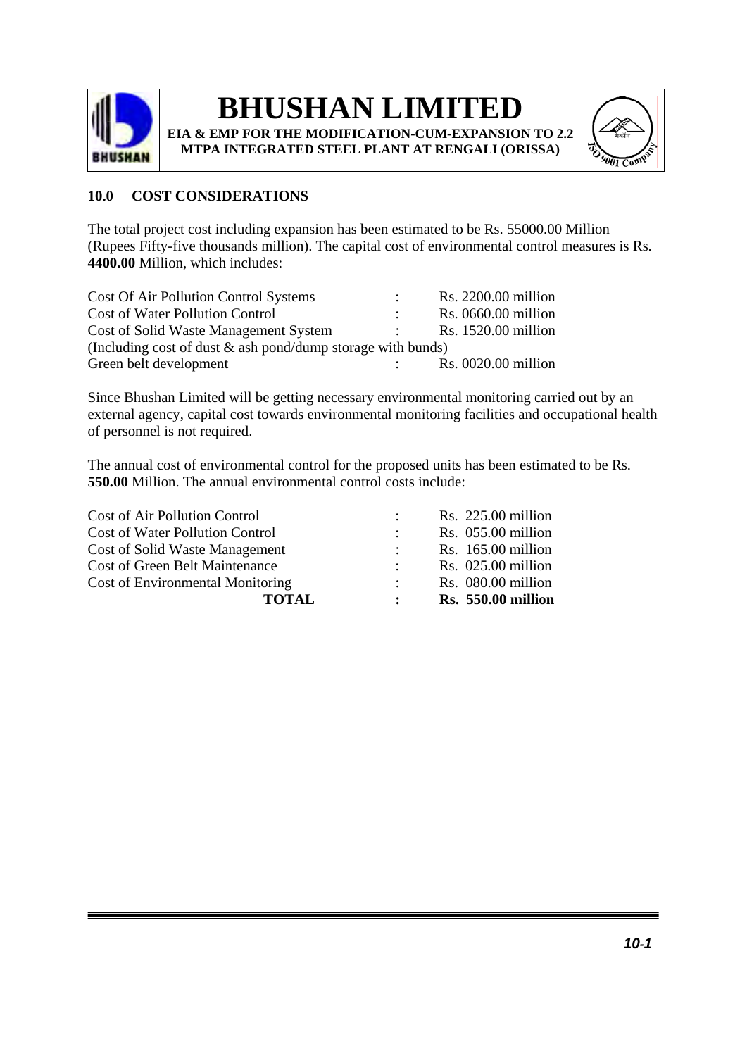## 10.0 COST CONSIDERATIONS

The total project cost including expansion has been estimated to be Rs. 55000.00 Million (Rupees Fifty-five thousands million). The capital cost of environmental control measures is Rs. **4400.00** Million, which includes:

| | | |
|---|---|---|
| Cost Of Air Pollution Control Systems | : | Rs. 2200.00 million |
| Cost of Water Pollution Control | : | Rs. 0660.00 million |
| Cost of Solid Waste Management System | : | Rs. 1520.00 million |
| (Including cost of dust & ash pond/dump storage with bunds) | | |
| Green belt development | : | Rs. 0020.00 million |

Since Bhushan Limited will be getting necessary environmental monitoring carried out by an external agency, capital cost towards environmental monitoring facilities and occupational health of personnel is not required.

The annual cost of environmental control for the proposed units has been estimated to be Rs. **550.00** Million. The annual environmental control costs include:

| | | |
|---|---|---|
| Cost of Air Pollution Control | : | Rs. 225.00 million |
| Cost of Water Pollution Control | : | Rs. 055.00 million |
| Cost of Solid Waste Management | : | Rs. 165.00 million |
| Cost of Green Belt Maintenance | : | Rs. 025.00 million |
| Cost of Environmental Monitoring | : | Rs. 080.00 million |
| **TOTAL** | **:** | **Rs. 550.00 million** |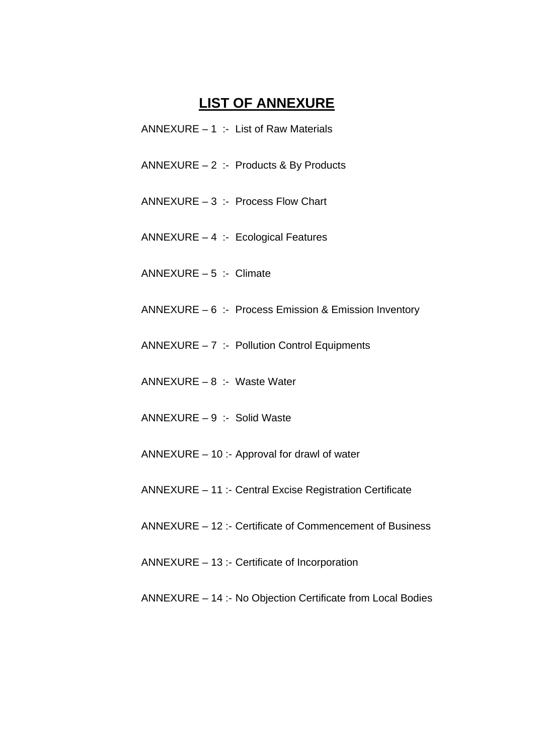# LIST OF ANNEXURE

ANNEXURE – 1 :- List of Raw Materials

ANNEXURE – 2 :- Products & By Products

ANNEXURE – 3 :- Process Flow Chart

ANNEXURE – 4 :- Ecological Features

ANNEXURE – 5 :- Climate

ANNEXURE – 6 :- Process Emission & Emission Inventory

ANNEXURE – 7 :- Pollution Control Equipments

ANNEXURE – 8 :- Waste Water

ANNEXURE – 9 :- Solid Waste

ANNEXURE – 10 :- Approval for drawl of water

ANNEXURE – 11 :- Central Excise Registration Certificate

ANNEXURE – 12 :- Certificate of Commencement of Business

ANNEXURE – 13 :- Certificate of Incorporation

ANNEXURE – 14 :- No Objection Certificate from Local Bodies